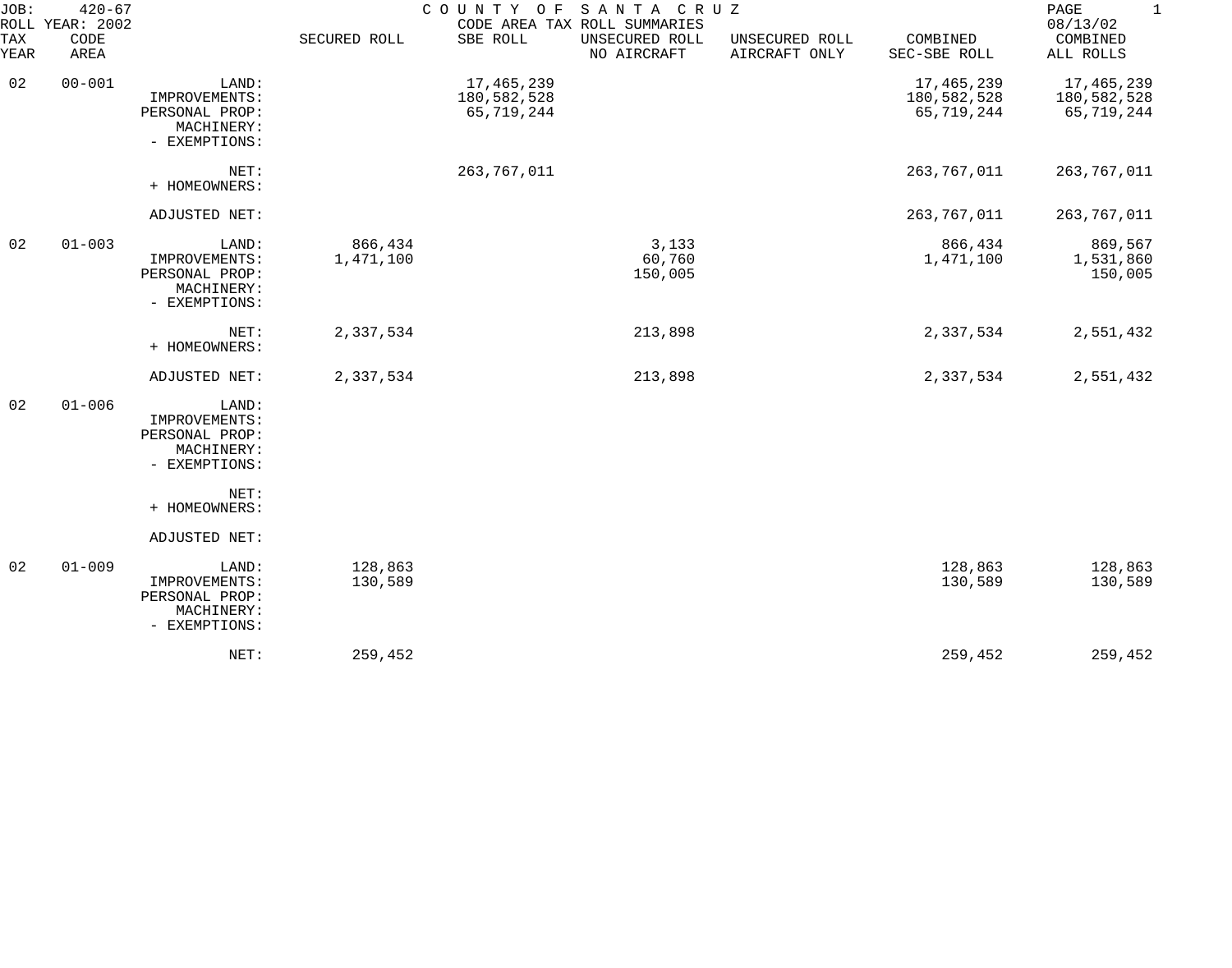JOB: 420-67
ROLL YEAR: 2002

# COUNTY OF SANTA CRUZ

CODE AREA TAX ROLL SUMMARIES

08/13/02

| TAX YEAR | CODE AREA | | SECURED ROLL | SBE ROLL | UNSECURED ROLL NO AIRCRAFT | UNSECURED ROLL AIRCRAFT ONLY | COMBINED SEC-SBE ROLL | COMBINED ALL ROLLS |
|---|---|---|---|---|---|---|---|---|
| 02 | 00-001 | LAND: | | 17,465,239 | | | 17,465,239 | 17,465,239 |
| | | IMPROVEMENTS: | | 180,582,528 | | | 180,582,528 | 180,582,528 |
| | | PERSONAL PROP: | | 65,719,244 | | | 65,719,244 | 65,719,244 |
| | | MACHINERY: | | | | | | |
| | | - EXEMPTIONS: | | | | | | |
| | | NET: | | 263,767,011 | | | 263,767,011 | 263,767,011 |
| | | + HOMEOWNERS: | | | | | | |
| | | ADJUSTED NET: | | | | | 263,767,011 | 263,767,011 |
| 02 | 01-003 | LAND: | 866,434 | | 3,133 | | 866,434 | 869,567 |
| | | IMPROVEMENTS: | 1,471,100 | | 60,760 | | 1,471,100 | 1,531,860 |
| | | PERSONAL PROP: | | | 150,005 | | | 150,005 |
| | | MACHINERY: | | | | | | |
| | | - EXEMPTIONS: | | | | | | |
| | | NET: | 2,337,534 | | 213,898 | | 2,337,534 | 2,551,432 |
| | | + HOMEOWNERS: | | | | | | |
| | | ADJUSTED NET: | 2,337,534 | | 213,898 | | 2,337,534 | 2,551,432 |
| 02 | 01-006 | LAND: | | | | | | |
| | | IMPROVEMENTS: | | | | | | |
| | | PERSONAL PROP: | | | | | | |
| | | MACHINERY: | | | | | | |
| | | - EXEMPTIONS: | | | | | | |
| | | NET: | | | | | | |
| | | + HOMEOWNERS: | | | | | | |
| | | ADJUSTED NET: | | | | | | |
| 02 | 01-009 | LAND: | 128,863 | | | | 128,863 | 128,863 |
| | | IMPROVEMENTS: | 130,589 | | | | 130,589 | 130,589 |
| | | PERSONAL PROP: | | | | | | |
| | | MACHINERY: | | | | | | |
| | | - EXEMPTIONS: | | | | | | |
| | | NET: | 259,452 | | | | 259,452 | 259,452 |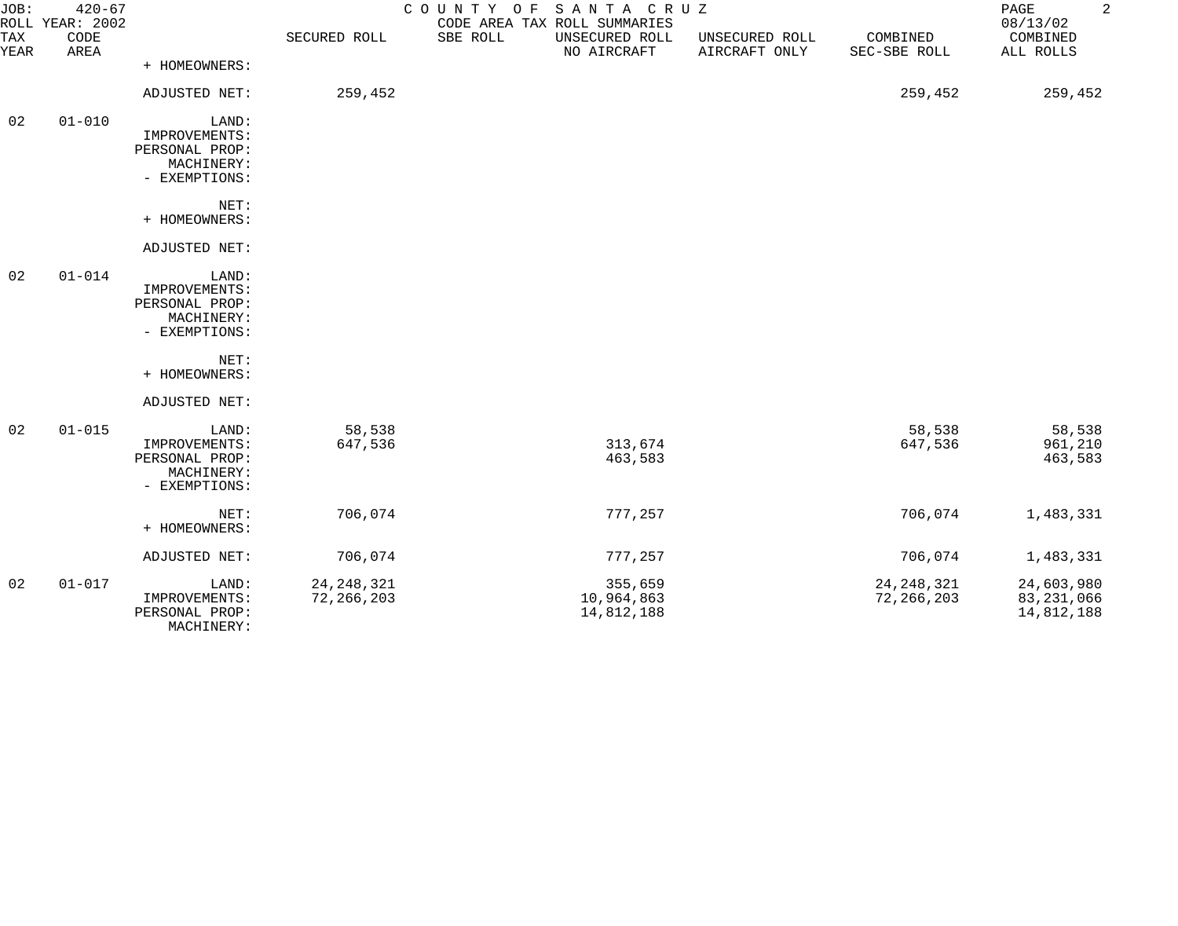JOB: 420-67
ROLL YEAR: 2002

COUNTY OF SANTA CRUZ
CODE AREA TAX ROLL SUMMARIES

08/13/02

| TAX YEAR | CODE AREA | | SECURED ROLL | SBE ROLL | UNSECURED ROLL NO AIRCRAFT | UNSECURED ROLL AIRCRAFT ONLY | COMBINED SEC-SBE ROLL | COMBINED ALL ROLLS |
|---|---|---|---|---|---|---|---|---|
| | | + HOMEOWNERS: | | | | | | |
| | | ADJUSTED NET: | 259,452 | | | | 259,452 | 259,452 |
| 02 | 01-010 | LAND: | | | | | | |
| | | IMPROVEMENTS: | | | | | | |
| | | PERSONAL PROP: | | | | | | |
| | | MACHINERY: | | | | | | |
| | | - EXEMPTIONS: | | | | | | |
| | | NET: | | | | | | |
| | | + HOMEOWNERS: | | | | | | |
| | | ADJUSTED NET: | | | | | | |
| 02 | 01-014 | LAND: | | | | | | |
| | | IMPROVEMENTS: | | | | | | |
| | | PERSONAL PROP: | | | | | | |
| | | MACHINERY: | | | | | | |
| | | - EXEMPTIONS: | | | | | | |
| | | NET: | | | | | | |
| | | + HOMEOWNERS: | | | | | | |
| | | ADJUSTED NET: | | | | | | |
| 02 | 01-015 | LAND: | 58,538 | | | | 58,538 | 58,538 |
| | | IMPROVEMENTS: | 647,536 | | 313,674 | | 647,536 | 961,210 |
| | | PERSONAL PROP: | | | 463,583 | | | 463,583 |
| | | MACHINERY: | | | | | | |
| | | - EXEMPTIONS: | | | | | | |
| | | NET: | 706,074 | | 777,257 | | 706,074 | 1,483,331 |
| | | + HOMEOWNERS: | | | | | | |
| | | ADJUSTED NET: | 706,074 | | 777,257 | | 706,074 | 1,483,331 |
| 02 | 01-017 | LAND: | 24,248,321 | | 355,659 | | 24,248,321 | 24,603,980 |
| | | IMPROVEMENTS: | 72,266,203 | | 10,964,863 | | 72,266,203 | 83,231,066 |
| | | PERSONAL PROP: | | | 14,812,188 | | | 14,812,188 |
| | | MACHINERY: | | | | | | |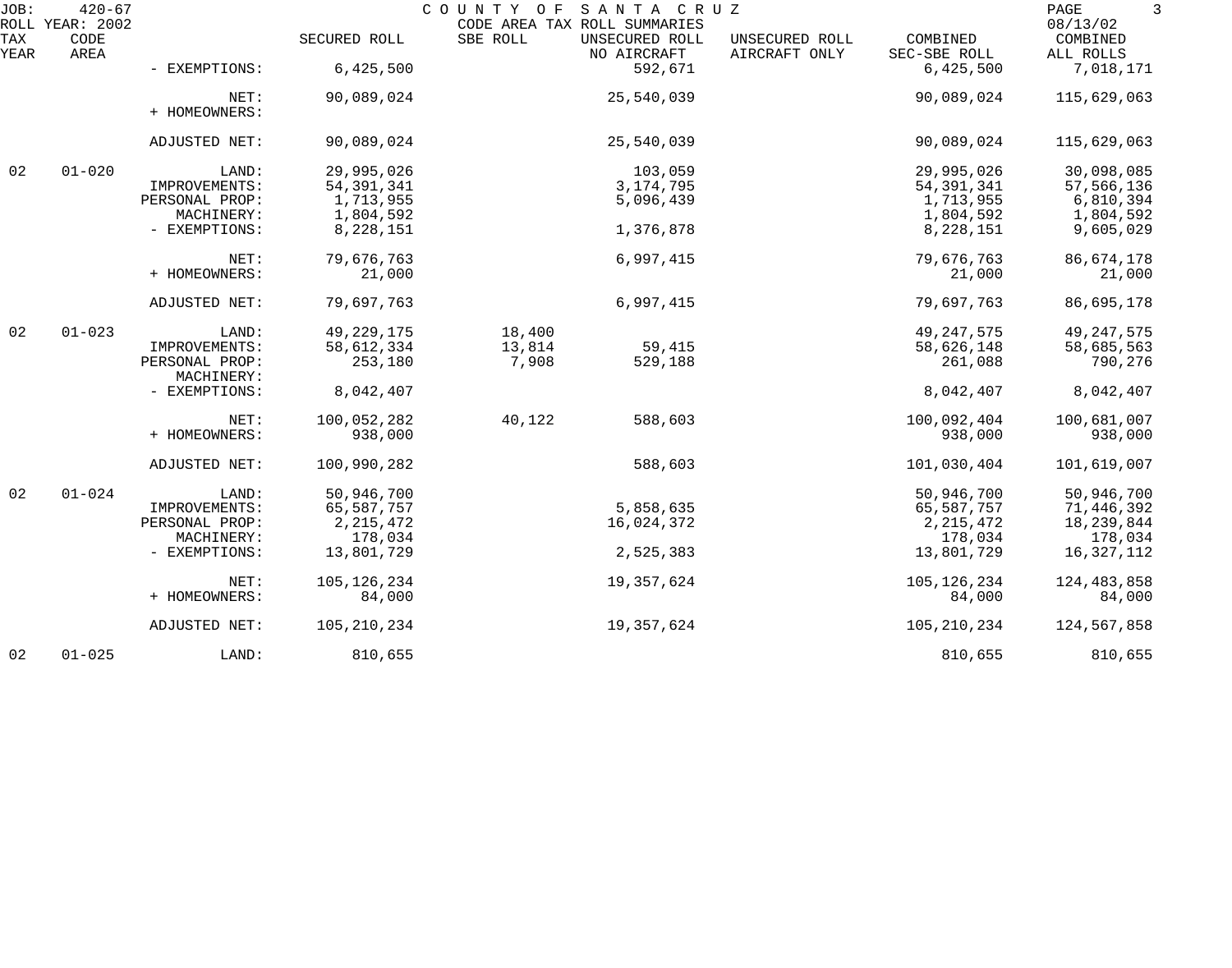| TAX YEAR | CODE AREA | | SECURED ROLL | SBE ROLL | UNSECURED ROLL NO AIRCRAFT | UNSECURED ROLL AIRCRAFT ONLY | COMBINED SEC-SBE ROLL | COMBINED ALL ROLLS |
|---|---|---|---|---|---|---|---|---|
| | | - EXEMPTIONS: | 6,425,500 | | 592,671 | | 6,425,500 | 7,018,171 |
| | | NET: | 90,089,024 | | 25,540,039 | | 90,089,024 | 115,629,063 |
| | | + HOMEOWNERS: | | | | | | |
| | | ADJUSTED NET: | 90,089,024 | | 25,540,039 | | 90,089,024 | 115,629,063 |
| 02 | 01-020 | LAND: | 29,995,026 | | 103,059 | | 29,995,026 | 30,098,085 |
| | | IMPROVEMENTS: | 54,391,341 | | 3,174,795 | | 54,391,341 | 57,566,136 |
| | | PERSONAL PROP: | 1,713,955 | | 5,096,439 | | 1,713,955 | 6,810,394 |
| | | MACHINERY: | 1,804,592 | | | | 1,804,592 | 1,804,592 |
| | | - EXEMPTIONS: | 8,228,151 | | 1,376,878 | | 8,228,151 | 9,605,029 |
| | | NET: | 79,676,763 | | 6,997,415 | | 79,676,763 | 86,674,178 |
| | | + HOMEOWNERS: | 21,000 | | | | 21,000 | 21,000 |
| | | ADJUSTED NET: | 79,697,763 | | 6,997,415 | | 79,697,763 | 86,695,178 |
| 02 | 01-023 | LAND: | 49,229,175 | 18,400 | | | 49,247,575 | 49,247,575 |
| | | IMPROVEMENTS: | 58,612,334 | 13,814 | 59,415 | | 58,626,148 | 58,685,563 |
| | | PERSONAL PROP: | 253,180 | 7,908 | 529,188 | | 261,088 | 790,276 |
| | | MACHINERY: | | | | | | |
| | | - EXEMPTIONS: | 8,042,407 | | | | 8,042,407 | 8,042,407 |
| | | NET: | 100,052,282 | 40,122 | 588,603 | | 100,092,404 | 100,681,007 |
| | | + HOMEOWNERS: | 938,000 | | | | 938,000 | 938,000 |
| | | ADJUSTED NET: | 100,990,282 | | 588,603 | | 101,030,404 | 101,619,007 |
| 02 | 01-024 | LAND: | 50,946,700 | | | | 50,946,700 | 50,946,700 |
| | | IMPROVEMENTS: | 65,587,757 | | 5,858,635 | | 65,587,757 | 71,446,392 |
| | | PERSONAL PROP: | 2,215,472 | | 16,024,372 | | 2,215,472 | 18,239,844 |
| | | MACHINERY: | 178,034 | | | | 178,034 | 178,034 |
| | | - EXEMPTIONS: | 13,801,729 | | 2,525,383 | | 13,801,729 | 16,327,112 |
| | | NET: | 105,126,234 | | 19,357,624 | | 105,126,234 | 124,483,858 |
| | | + HOMEOWNERS: | 84,000 | | | | 84,000 | 84,000 |
| | | ADJUSTED NET: | 105,210,234 | | 19,357,624 | | 105,210,234 | 124,567,858 |
| 02 | 01-025 | LAND: | 810,655 | | | | 810,655 | 810,655 |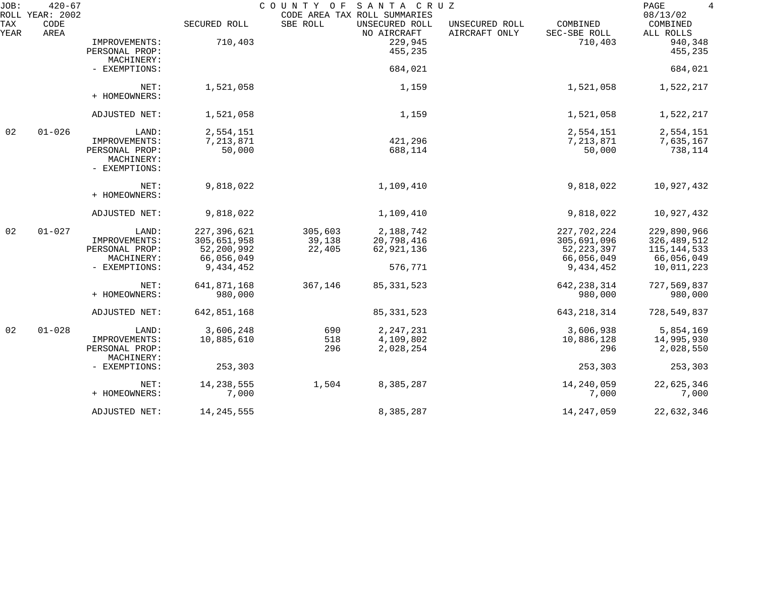JOB: 420-67 COUNTY OF SANTA CRUZ
ROLL YEAR: 2002 CODE AREA TAX ROLL SUMMARIES 08/13/02

| TAX YEAR | CODE AREA | | SECURED ROLL | SBE ROLL | UNSECURED ROLL NO AIRCRAFT | UNSECURED ROLL AIRCRAFT ONLY | COMBINED SEC-SBE ROLL | COMBINED ALL ROLLS |
|---|---|---|---|---|---|---|---|---|
| | | IMPROVEMENTS: | 710,403 | | 229,945 | | 710,403 | 940,348 |
| | | PERSONAL PROP: | | | 455,235 | | | 455,235 |
| | | MACHINERY: | | | | | | |
| | | - EXEMPTIONS: | | | 684,021 | | | 684,021 |
| | | NET: | 1,521,058 | | 1,159 | | 1,521,058 | 1,522,217 |
| | | + HOMEOWNERS: | | | | | | |
| | | ADJUSTED NET: | 1,521,058 | | 1,159 | | 1,521,058 | 1,522,217 |
| 02 | 01-026 | LAND: | 2,554,151 | | | | 2,554,151 | 2,554,151 |
| | | IMPROVEMENTS: | 7,213,871 | | 421,296 | | 7,213,871 | 7,635,167 |
| | | PERSONAL PROP: | 50,000 | | 688,114 | | 50,000 | 738,114 |
| | | MACHINERY: | | | | | | |
| | | - EXEMPTIONS: | | | | | | |
| | | NET: | 9,818,022 | | 1,109,410 | | 9,818,022 | 10,927,432 |
| | | + HOMEOWNERS: | | | | | | |
| | | ADJUSTED NET: | 9,818,022 | | 1,109,410 | | 9,818,022 | 10,927,432 |
| 02 | 01-027 | LAND: | 227,396,621 | 305,603 | 2,188,742 | | 227,702,224 | 229,890,966 |
| | | IMPROVEMENTS: | 305,651,958 | 39,138 | 20,798,416 | | 305,691,096 | 326,489,512 |
| | | PERSONAL PROP: | 52,200,992 | 22,405 | 62,921,136 | | 52,223,397 | 115,144,533 |
| | | MACHINERY: | 66,056,049 | | | | 66,056,049 | 66,056,049 |
| | | - EXEMPTIONS: | 9,434,452 | | 576,771 | | 9,434,452 | 10,011,223 |
| | | NET: | 641,871,168 | 367,146 | 85,331,523 | | 642,238,314 | 727,569,837 |
| | | + HOMEOWNERS: | 980,000 | | | | 980,000 | 980,000 |
| | | ADJUSTED NET: | 642,851,168 | | 85,331,523 | | 643,218,314 | 728,549,837 |
| 02 | 01-028 | LAND: | 3,606,248 | 690 | 2,247,231 | | 3,606,938 | 5,854,169 |
| | | IMPROVEMENTS: | 10,885,610 | 518 | 4,109,802 | | 10,886,128 | 14,995,930 |
| | | PERSONAL PROP: | | 296 | 2,028,254 | | 296 | 2,028,550 |
| | | MACHINERY: | | | | | | |
| | | - EXEMPTIONS: | 253,303 | | | | 253,303 | 253,303 |
| | | NET: | 14,238,555 | 1,504 | 8,385,287 | | 14,240,059 | 22,625,346 |
| | | + HOMEOWNERS: | 7,000 | | | | 7,000 | 7,000 |
| | | ADJUSTED NET: | 14,245,555 | | 8,385,287 | | 14,247,059 | 22,632,346 |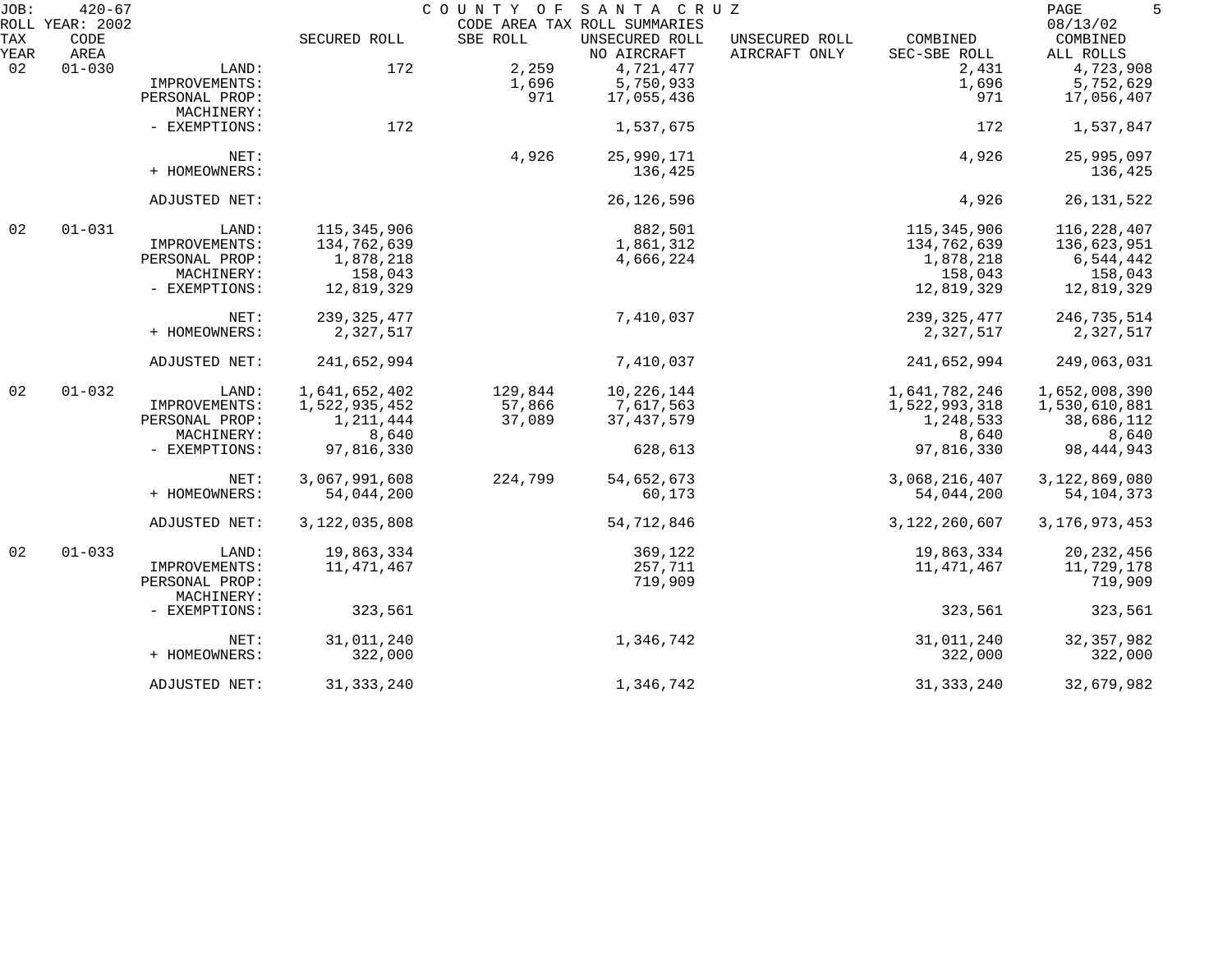JOB: 420-67 — COUNTY OF SANTA CRUZ — CODE AREA TAX ROLL SUMMARIES — ROLL YEAR: 2002 — 08/13/02

| TAX YEAR | CODE AREA | | SECURED ROLL | SBE ROLL | UNSECURED ROLL NO AIRCRAFT | UNSECURED ROLL AIRCRAFT ONLY | COMBINED SEC-SBE ROLL | COMBINED ALL ROLLS |
|---|---|---|---|---|---|---|---|---|
| 02 | 01-030 | LAND: | 172 | 2,259 | 4,721,477 | | 2,431 | 4,723,908 |
| | | IMPROVEMENTS: | | 1,696 | 5,750,933 | | 1,696 | 5,752,629 |
| | | PERSONAL PROP: | | 971 | 17,055,436 | | 971 | 17,056,407 |
| | | MACHINERY: | | | | | | |
| | | - EXEMPTIONS: | 172 | | 1,537,675 | | 172 | 1,537,847 |
| | | NET: | | 4,926 | 25,990,171 | | 4,926 | 25,995,097 |
| | | + HOMEOWNERS: | | | 136,425 | | | 136,425 |
| | | ADJUSTED NET: | | | 26,126,596 | | 4,926 | 26,131,522 |
| 02 | 01-031 | LAND: | 115,345,906 | | 882,501 | | 115,345,906 | 116,228,407 |
| | | IMPROVEMENTS: | 134,762,639 | | 1,861,312 | | 134,762,639 | 136,623,951 |
| | | PERSONAL PROP: | 1,878,218 | | 4,666,224 | | 1,878,218 | 6,544,442 |
| | | MACHINERY: | 158,043 | | | | 158,043 | 158,043 |
| | | - EXEMPTIONS: | 12,819,329 | | | | 12,819,329 | 12,819,329 |
| | | NET: | 239,325,477 | | 7,410,037 | | 239,325,477 | 246,735,514 |
| | | + HOMEOWNERS: | 2,327,517 | | | | 2,327,517 | 2,327,517 |
| | | ADJUSTED NET: | 241,652,994 | | 7,410,037 | | 241,652,994 | 249,063,031 |
| 02 | 01-032 | LAND: | 1,641,652,402 | 129,844 | 10,226,144 | | 1,641,782,246 | 1,652,008,390 |
| | | IMPROVEMENTS: | 1,522,935,452 | 57,866 | 7,617,563 | | 1,522,993,318 | 1,530,610,881 |
| | | PERSONAL PROP: | 1,211,444 | 37,089 | 37,437,579 | | 1,248,533 | 38,686,112 |
| | | MACHINERY: | 8,640 | | | | 8,640 | 8,640 |
| | | - EXEMPTIONS: | 97,816,330 | | 628,613 | | 97,816,330 | 98,444,943 |
| | | NET: | 3,067,991,608 | 224,799 | 54,652,673 | | 3,068,216,407 | 3,122,869,080 |
| | | + HOMEOWNERS: | 54,044,200 | | 60,173 | | 54,044,200 | 54,104,373 |
| | | ADJUSTED NET: | 3,122,035,808 | | 54,712,846 | | 3,122,260,607 | 3,176,973,453 |
| 02 | 01-033 | LAND: | 19,863,334 | | 369,122 | | 19,863,334 | 20,232,456 |
| | | IMPROVEMENTS: | 11,471,467 | | 257,711 | | 11,471,467 | 11,729,178 |
| | | PERSONAL PROP: | | | 719,909 | | | 719,909 |
| | | MACHINERY: | | | | | | |
| | | - EXEMPTIONS: | 323,561 | | | | 323,561 | 323,561 |
| | | NET: | 31,011,240 | | 1,346,742 | | 31,011,240 | 32,357,982 |
| | | + HOMEOWNERS: | 322,000 | | | | 322,000 | 322,000 |
| | | ADJUSTED NET: | 31,333,240 | | 1,346,742 | | 31,333,240 | 32,679,982 |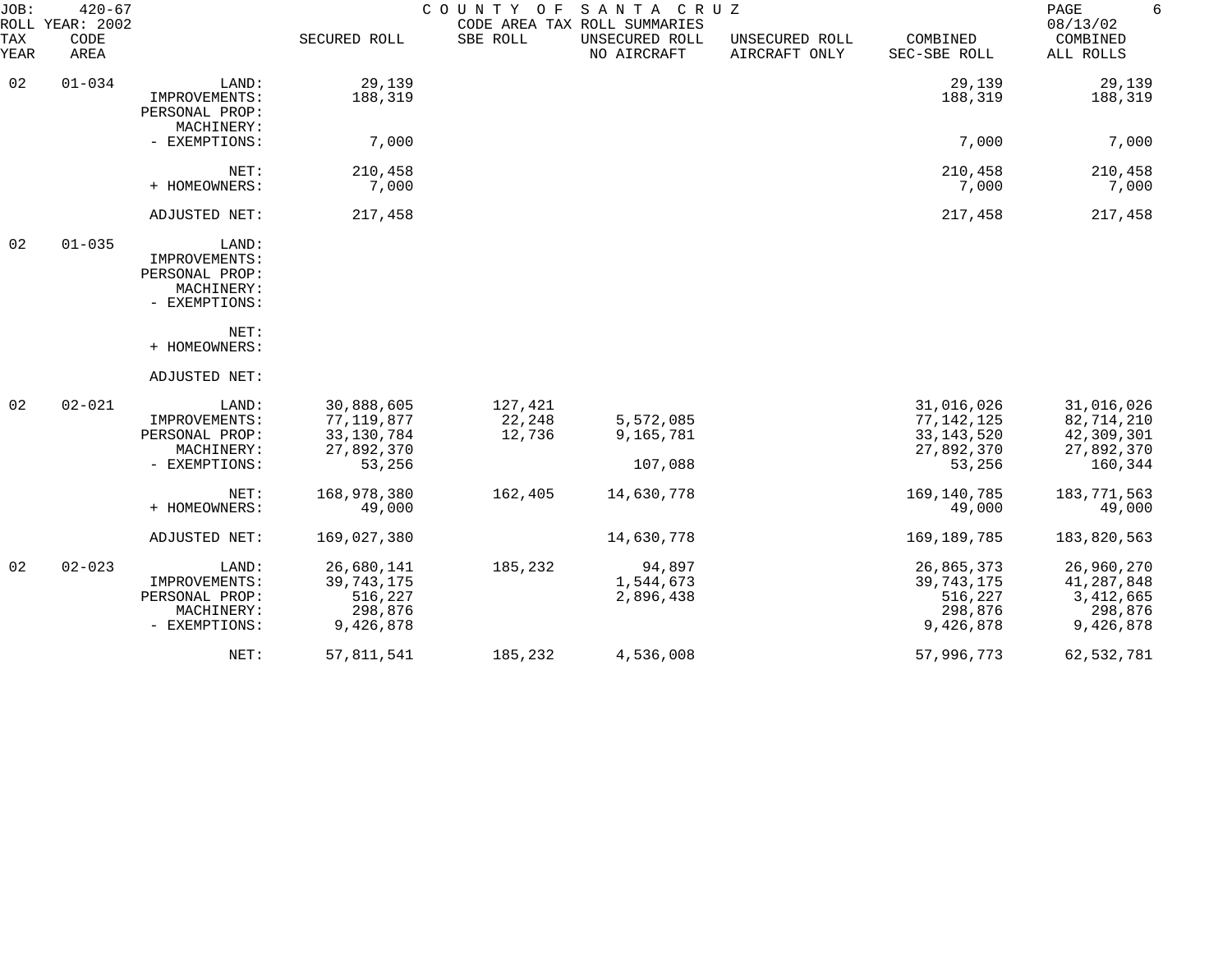JOB: 420-67 COUNTY OF SANTA CRUZ
ROLL YEAR: 2002 CODE AREA TAX ROLL SUMMARIES 08/13/02

| TAX YEAR | CODE AREA | | SECURED ROLL | SBE ROLL | UNSECURED ROLL NO AIRCRAFT | UNSECURED ROLL AIRCRAFT ONLY | COMBINED SEC-SBE ROLL | COMBINED ALL ROLLS |
|---|---|---|---|---|---|---|---|---|
| 02 | 01-034 | LAND: | 29,139 | | | | 29,139 | 29,139 |
| | | IMPROVEMENTS: | 188,319 | | | | 188,319 | 188,319 |
| | | PERSONAL PROP: | | | | | | |
| | | MACHINERY: | | | | | | |
| | | - EXEMPTIONS: | 7,000 | | | | 7,000 | 7,000 |
| | | NET: | 210,458 | | | | 210,458 | 210,458 |
| | | + HOMEOWNERS: | 7,000 | | | | 7,000 | 7,000 |
| | | ADJUSTED NET: | 217,458 | | | | 217,458 | 217,458 |
| 02 | 01-035 | LAND: | | | | | | |
| | | IMPROVEMENTS: | | | | | | |
| | | PERSONAL PROP: | | | | | | |
| | | MACHINERY: | | | | | | |
| | | - EXEMPTIONS: | | | | | | |
| | | NET: | | | | | | |
| | | + HOMEOWNERS: | | | | | | |
| | | ADJUSTED NET: | | | | | | |
| 02 | 02-021 | LAND: | 30,888,605 | 127,421 | | | 31,016,026 | 31,016,026 |
| | | IMPROVEMENTS: | 77,119,877 | 22,248 | 5,572,085 | | 77,142,125 | 82,714,210 |
| | | PERSONAL PROP: | 33,130,784 | 12,736 | 9,165,781 | | 33,143,520 | 42,309,301 |
| | | MACHINERY: | 27,892,370 | | | | 27,892,370 | 27,892,370 |
| | | - EXEMPTIONS: | 53,256 | | 107,088 | | 53,256 | 160,344 |
| | | NET: | 168,978,380 | 162,405 | 14,630,778 | | 169,140,785 | 183,771,563 |
| | | + HOMEOWNERS: | 49,000 | | | | 49,000 | 49,000 |
| | | ADJUSTED NET: | 169,027,380 | | 14,630,778 | | 169,189,785 | 183,820,563 |
| 02 | 02-023 | LAND: | 26,680,141 | 185,232 | 94,897 | | 26,865,373 | 26,960,270 |
| | | IMPROVEMENTS: | 39,743,175 | | 1,544,673 | | 39,743,175 | 41,287,848 |
| | | PERSONAL PROP: | 516,227 | | 2,896,438 | | 516,227 | 3,412,665 |
| | | MACHINERY: | 298,876 | | | | 298,876 | 298,876 |
| | | - EXEMPTIONS: | 9,426,878 | | | | 9,426,878 | 9,426,878 |
| | | NET: | 57,811,541 | 185,232 | 4,536,008 | | 57,996,773 | 62,532,781 |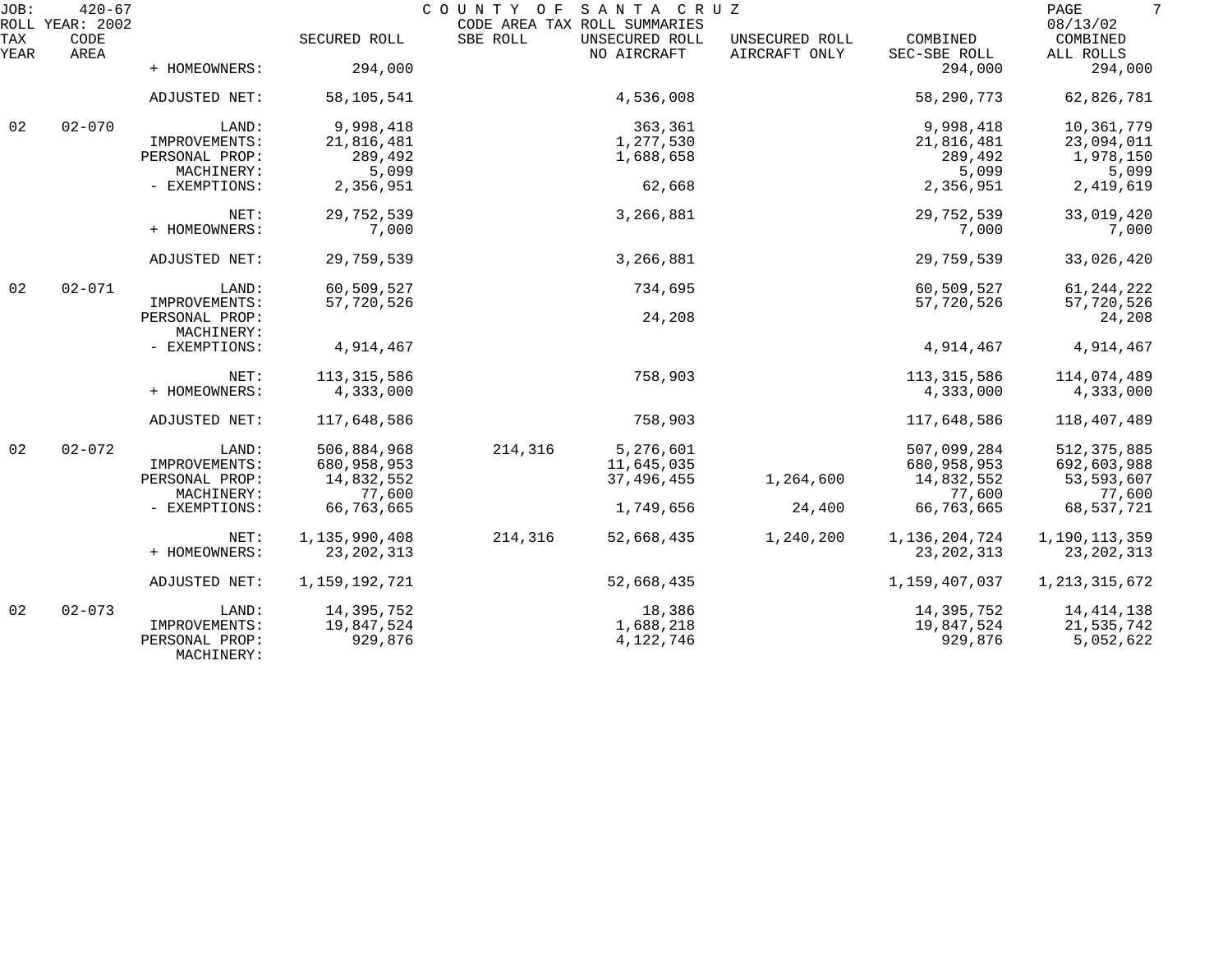JOB: 420-67 COUNTY OF SANTA CRUZ
ROLL YEAR: 2002 CODE AREA TAX ROLL SUMMARIES 08/13/02

| TAX YEAR | CODE AREA | | SECURED ROLL | SBE ROLL | UNSECURED ROLL NO AIRCRAFT | UNSECURED ROLL AIRCRAFT ONLY | COMBINED SEC-SBE ROLL | COMBINED ALL ROLLS |
|---|---|---|---|---|---|---|---|---|
| | | + HOMEOWNERS: | 294,000 | | | | 294,000 | 294,000 |
| | | ADJUSTED NET: | 58,105,541 | | 4,536,008 | | 58,290,773 | 62,826,781 |
| 02 | 02-070 | LAND: | 9,998,418 | | 363,361 | | 9,998,418 | 10,361,779 |
| | | IMPROVEMENTS: | 21,816,481 | | 1,277,530 | | 21,816,481 | 23,094,011 |
| | | PERSONAL PROP: | 289,492 | | 1,688,658 | | 289,492 | 1,978,150 |
| | | MACHINERY: | 5,099 | | | | 5,099 | 5,099 |
| | | - EXEMPTIONS: | 2,356,951 | | 62,668 | | 2,356,951 | 2,419,619 |
| | | NET: | 29,752,539 | | 3,266,881 | | 29,752,539 | 33,019,420 |
| | | + HOMEOWNERS: | 7,000 | | | | 7,000 | 7,000 |
| | | ADJUSTED NET: | 29,759,539 | | 3,266,881 | | 29,759,539 | 33,026,420 |
| 02 | 02-071 | LAND: | 60,509,527 | | 734,695 | | 60,509,527 | 61,244,222 |
| | | IMPROVEMENTS: | 57,720,526 | | | | 57,720,526 | 57,720,526 |
| | | PERSONAL PROP: | | | 24,208 | | | 24,208 |
| | | MACHINERY: | | | | | | |
| | | - EXEMPTIONS: | 4,914,467 | | | | 4,914,467 | 4,914,467 |
| | | NET: | 113,315,586 | | 758,903 | | 113,315,586 | 114,074,489 |
| | | + HOMEOWNERS: | 4,333,000 | | | | 4,333,000 | 4,333,000 |
| | | ADJUSTED NET: | 117,648,586 | | 758,903 | | 117,648,586 | 118,407,489 |
| 02 | 02-072 | LAND: | 506,884,968 | 214,316 | 5,276,601 | | 507,099,284 | 512,375,885 |
| | | IMPROVEMENTS: | 680,958,953 | | 11,645,035 | | 680,958,953 | 692,603,988 |
| | | PERSONAL PROP: | 14,832,552 | | 37,496,455 | 1,264,600 | 14,832,552 | 53,593,607 |
| | | MACHINERY: | 77,600 | | | | 77,600 | 77,600 |
| | | - EXEMPTIONS: | 66,763,665 | | 1,749,656 | 24,400 | 66,763,665 | 68,537,721 |
| | | NET: | 1,135,990,408 | 214,316 | 52,668,435 | 1,240,200 | 1,136,204,724 | 1,190,113,359 |
| | | + HOMEOWNERS: | 23,202,313 | | | | 23,202,313 | 23,202,313 |
| | | ADJUSTED NET: | 1,159,192,721 | | 52,668,435 | | 1,159,407,037 | 1,213,315,672 |
| 02 | 02-073 | LAND: | 14,395,752 | | 18,386 | | 14,395,752 | 14,414,138 |
| | | IMPROVEMENTS: | 19,847,524 | | 1,688,218 | | 19,847,524 | 21,535,742 |
| | | PERSONAL PROP: | 929,876 | | 4,122,746 | | 929,876 | 5,052,622 |
| | | MACHINERY: | | | | | | |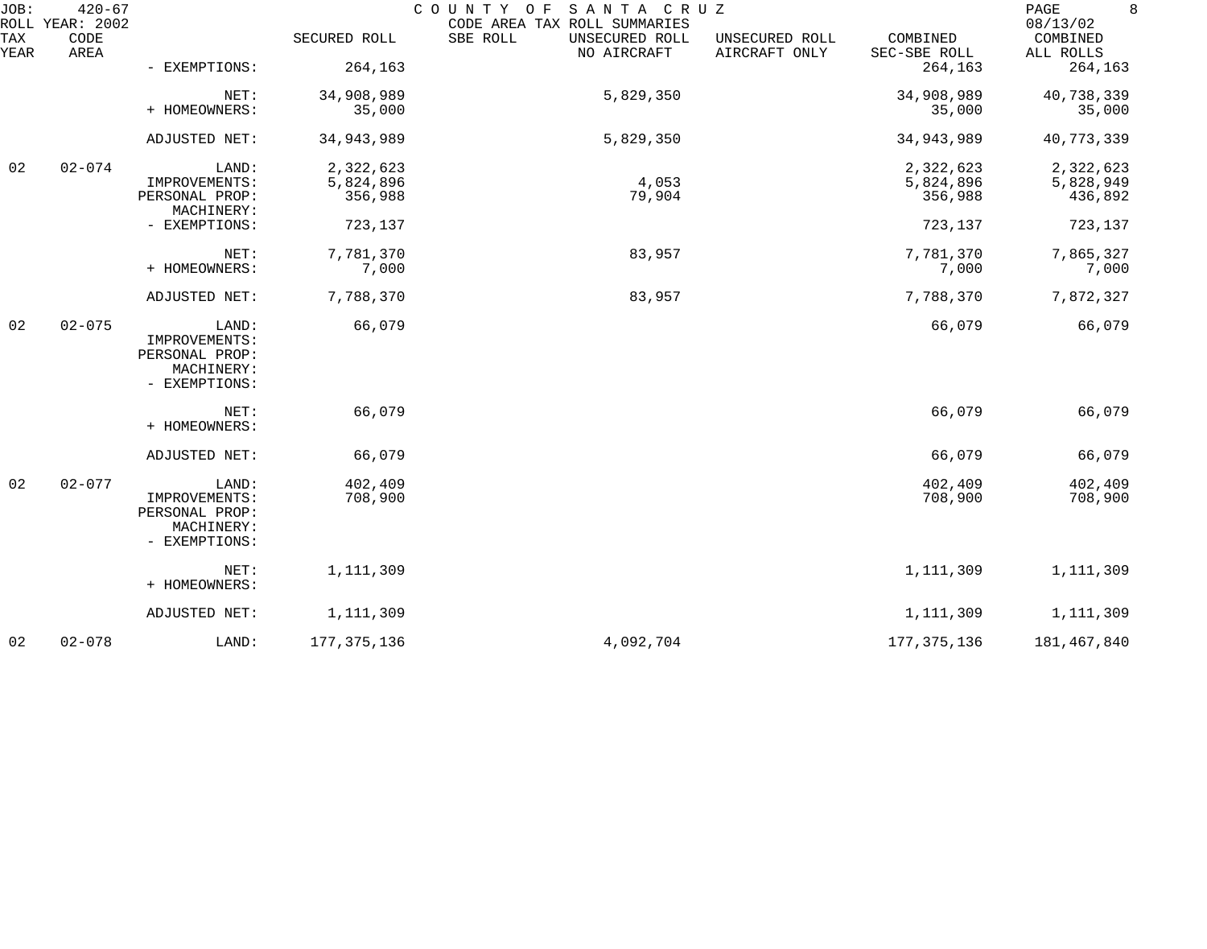COUNTY OF SANTA CRUZ
CODE AREA TAX ROLL SUMMARIES

JOB: 420-67
ROLL YEAR: 2002
08/13/02

| TAX YEAR | CODE AREA | | SECURED ROLL | SBE ROLL | UNSECURED ROLL NO AIRCRAFT | UNSECURED ROLL AIRCRAFT ONLY | COMBINED SEC-SBE ROLL | COMBINED ALL ROLLS |
|---|---|---|---|---|---|---|---|---|
| | | - EXEMPTIONS: | 264,163 | | | | 264,163 | 264,163 |
| | | NET: | 34,908,989 | | 5,829,350 | | 34,908,989 | 40,738,339 |
| | | + HOMEOWNERS: | 35,000 | | | | 35,000 | 35,000 |
| | | ADJUSTED NET: | 34,943,989 | | 5,829,350 | | 34,943,989 | 40,773,339 |
| 02 | 02-074 | LAND: | 2,322,623 | | | | 2,322,623 | 2,322,623 |
| | | IMPROVEMENTS: | 5,824,896 | | 4,053 | | 5,824,896 | 5,828,949 |
| | | PERSONAL PROP: | 356,988 | | 79,904 | | 356,988 | 436,892 |
| | | MACHINERY: | | | | | | |
| | | - EXEMPTIONS: | 723,137 | | | | 723,137 | 723,137 |
| | | NET: | 7,781,370 | | 83,957 | | 7,781,370 | 7,865,327 |
| | | + HOMEOWNERS: | 7,000 | | | | 7,000 | 7,000 |
| | | ADJUSTED NET: | 7,788,370 | | 83,957 | | 7,788,370 | 7,872,327 |
| 02 | 02-075 | LAND: | 66,079 | | | | 66,079 | 66,079 |
| | | IMPROVEMENTS: | | | | | | |
| | | PERSONAL PROP: | | | | | | |
| | | MACHINERY: | | | | | | |
| | | - EXEMPTIONS: | | | | | | |
| | | NET: | 66,079 | | | | 66,079 | 66,079 |
| | | + HOMEOWNERS: | | | | | | |
| | | ADJUSTED NET: | 66,079 | | | | 66,079 | 66,079 |
| 02 | 02-077 | LAND: | 402,409 | | | | 402,409 | 402,409 |
| | | IMPROVEMENTS: | 708,900 | | | | 708,900 | 708,900 |
| | | PERSONAL PROP: | | | | | | |
| | | MACHINERY: | | | | | | |
| | | - EXEMPTIONS: | | | | | | |
| | | NET: | 1,111,309 | | | | 1,111,309 | 1,111,309 |
| | | + HOMEOWNERS: | | | | | | |
| | | ADJUSTED NET: | 1,111,309 | | | | 1,111,309 | 1,111,309 |
| 02 | 02-078 | LAND: | 177,375,136 | | 4,092,704 | | 177,375,136 | 181,467,840 |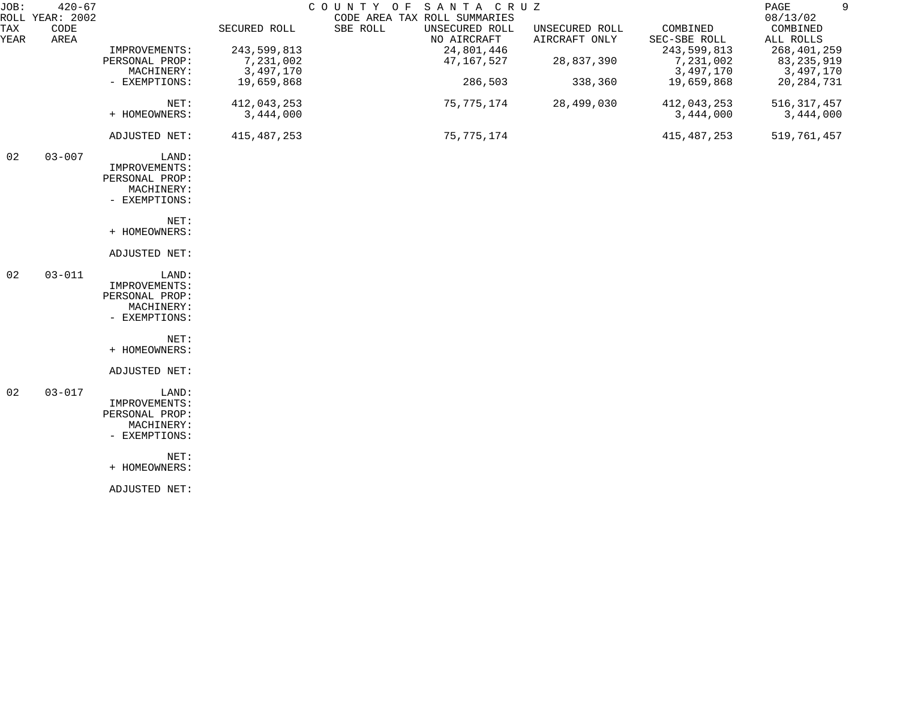JOB: 420-67 COUNTY OF SANTA CRUZ
ROLL YEAR: 2002 CODE AREA TAX ROLL SUMMARIES 08/13/02

| TAX YEAR | CODE AREA | | SECURED ROLL | SBE ROLL | UNSECURED ROLL NO AIRCRAFT | UNSECURED ROLL AIRCRAFT ONLY | COMBINED SEC-SBE ROLL | COMBINED ALL ROLLS |
|---|---|---|---|---|---|---|---|---|
| | | IMPROVEMENTS: | 243,599,813 | | 24,801,446 | | 243,599,813 | 268,401,259 |
| | | PERSONAL PROP: | 7,231,002 | | 47,167,527 | 28,837,390 | 7,231,002 | 83,235,919 |
| | | MACHINERY: | 3,497,170 | | | | 3,497,170 | 3,497,170 |
| | | - EXEMPTIONS: | 19,659,868 | | 286,503 | 338,360 | 19,659,868 | 20,284,731 |
| | | NET: | 412,043,253 | | 75,775,174 | 28,499,030 | 412,043,253 | 516,317,457 |
| | | + HOMEOWNERS: | 3,444,000 | | | | 3,444,000 | 3,444,000 |
| | | ADJUSTED NET: | 415,487,253 | | 75,775,174 | | 415,487,253 | 519,761,457 |
| 02 | 03-007 | LAND: | | | | | | |
| | | IMPROVEMENTS: | | | | | | |
| | | PERSONAL PROP: | | | | | | |
| | | MACHINERY: | | | | | | |
| | | - EXEMPTIONS: | | | | | | |
| | | NET: | | | | | | |
| | | + HOMEOWNERS: | | | | | | |
| | | ADJUSTED NET: | | | | | | |
| 02 | 03-011 | LAND: | | | | | | |
| | | IMPROVEMENTS: | | | | | | |
| | | PERSONAL PROP: | | | | | | |
| | | MACHINERY: | | | | | | |
| | | - EXEMPTIONS: | | | | | | |
| | | NET: | | | | | | |
| | | + HOMEOWNERS: | | | | | | |
| | | ADJUSTED NET: | | | | | | |
| 02 | 03-017 | LAND: | | | | | | |
| | | IMPROVEMENTS: | | | | | | |
| | | PERSONAL PROP: | | | | | | |
| | | MACHINERY: | | | | | | |
| | | - EXEMPTIONS: | | | | | | |
| | | NET: | | | | | | |
| | | + HOMEOWNERS: | | | | | | |
| | | ADJUSTED NET: | | | | | | |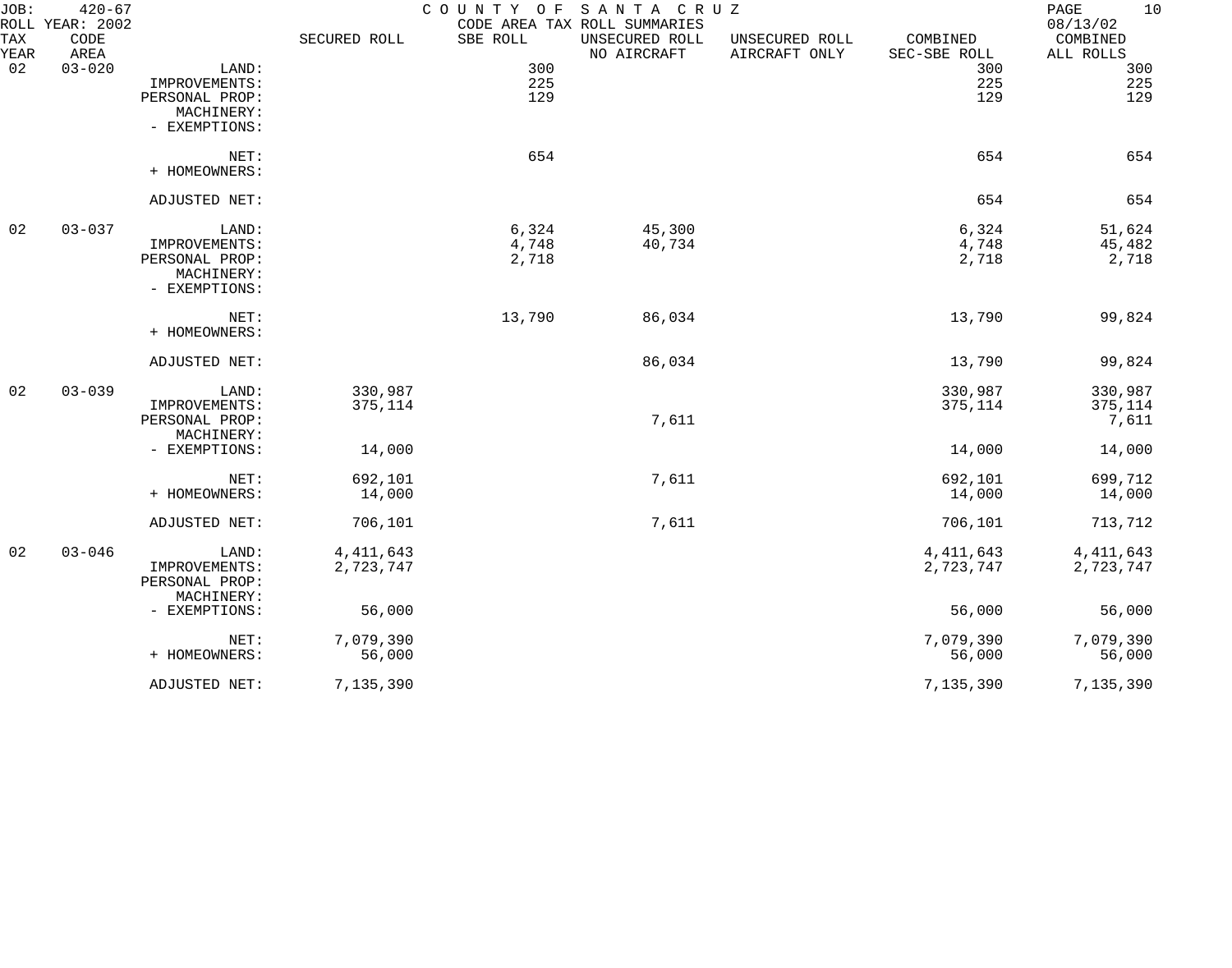JOB: 420-67 COUNTY OF SANTA CRUZ

ROLL YEAR: 2002 CODE AREA TAX ROLL SUMMARIES 08/13/02

| TAX YEAR | CODE AREA | | SECURED ROLL | SBE ROLL | UNSECURED ROLL NO AIRCRAFT | UNSECURED ROLL AIRCRAFT ONLY | COMBINED SEC-SBE ROLL | COMBINED ALL ROLLS |
|---|---|---|---|---|---|---|---|---|
| 02 | 03-020 | LAND: | | 300 | | | 300 | 300 |
| | | IMPROVEMENTS: | | 225 | | | 225 | 225 |
| | | PERSONAL PROP: | | 129 | | | 129 | 129 |
| | | MACHINERY: | | | | | | |
| | | - EXEMPTIONS: | | | | | | |
| | | NET: | | 654 | | | 654 | 654 |
| | | + HOMEOWNERS: | | | | | | |
| | | ADJUSTED NET: | | | | | 654 | 654 |
| 02 | 03-037 | LAND: | | 6,324 | 45,300 | | 6,324 | 51,624 |
| | | IMPROVEMENTS: | | 4,748 | 40,734 | | 4,748 | 45,482 |
| | | PERSONAL PROP: | | 2,718 | | | 2,718 | 2,718 |
| | | MACHINERY: | | | | | | |
| | | - EXEMPTIONS: | | | | | | |
| | | NET: | | 13,790 | 86,034 | | 13,790 | 99,824 |
| | | + HOMEOWNERS: | | | | | | |
| | | ADJUSTED NET: | | | 86,034 | | 13,790 | 99,824 |
| 02 | 03-039 | LAND: | 330,987 | | | | 330,987 | 330,987 |
| | | IMPROVEMENTS: | 375,114 | | | | 375,114 | 375,114 |
| | | PERSONAL PROP: | | | 7,611 | | | 7,611 |
| | | MACHINERY: | | | | | | |
| | | - EXEMPTIONS: | 14,000 | | | | 14,000 | 14,000 |
| | | NET: | 692,101 | | 7,611 | | 692,101 | 699,712 |
| | | + HOMEOWNERS: | 14,000 | | | | 14,000 | 14,000 |
| | | ADJUSTED NET: | 706,101 | | 7,611 | | 706,101 | 713,712 |
| 02 | 03-046 | LAND: | 4,411,643 | | | | 4,411,643 | 4,411,643 |
| | | IMPROVEMENTS: | 2,723,747 | | | | 2,723,747 | 2,723,747 |
| | | PERSONAL PROP: | | | | | | |
| | | MACHINERY: | | | | | | |
| | | - EXEMPTIONS: | 56,000 | | | | 56,000 | 56,000 |
| | | NET: | 7,079,390 | | | | 7,079,390 | 7,079,390 |
| | | + HOMEOWNERS: | 56,000 | | | | 56,000 | 56,000 |
| | | ADJUSTED NET: | 7,135,390 | | | | 7,135,390 | 7,135,390 |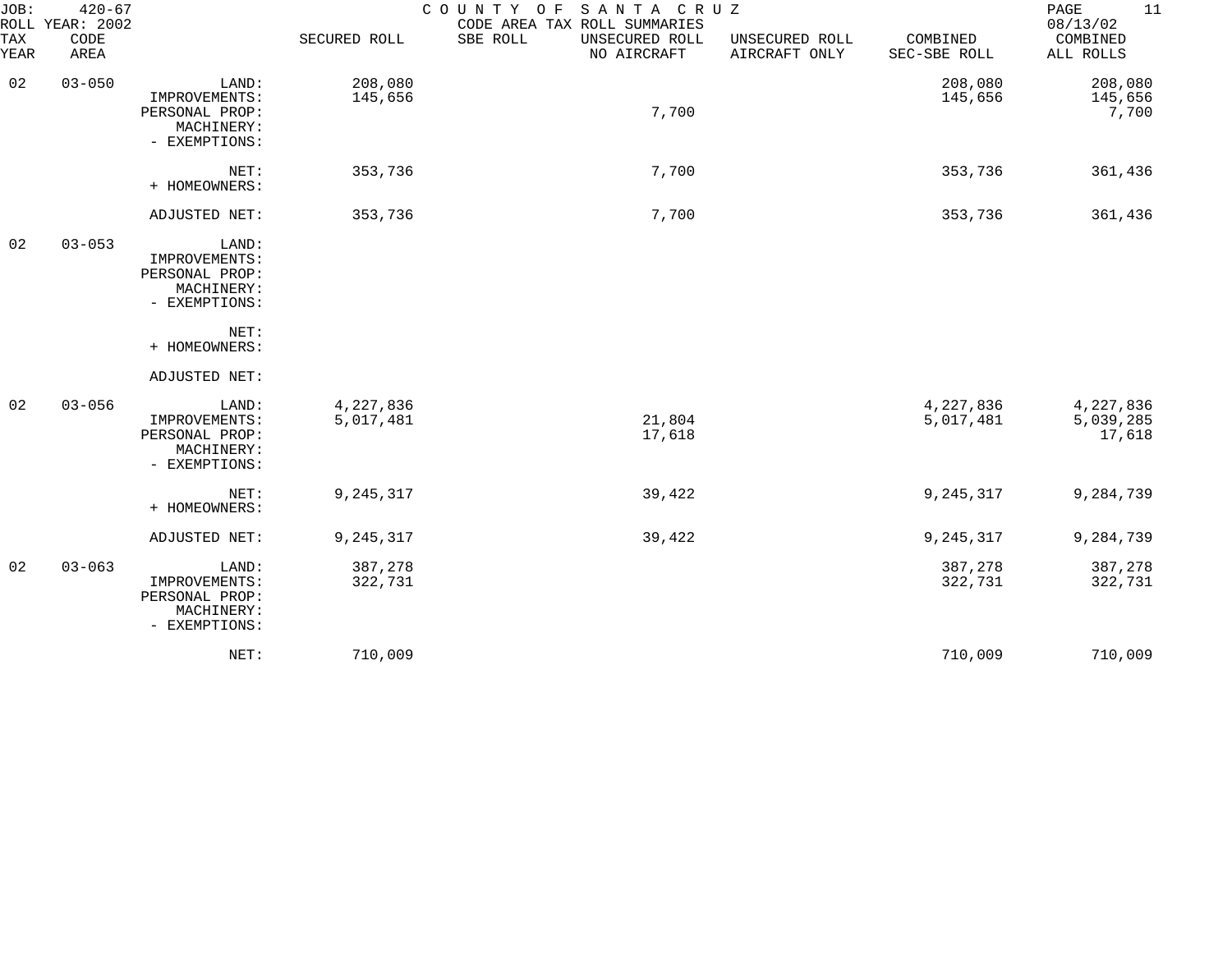JOB: 420-67 COUNTY OF SANTA CRUZ
ROLL YEAR: 2002 CODE AREA TAX ROLL SUMMARIES 08/13/02

| TAX YEAR | CODE AREA | | SECURED ROLL | SBE ROLL | UNSECURED ROLL NO AIRCRAFT | UNSECURED ROLL AIRCRAFT ONLY | COMBINED SEC-SBE ROLL | COMBINED ALL ROLLS |
|---|---|---|---|---|---|---|---|---|
| 02 | 03-050 | LAND: | 208,080 | | | | 208,080 | 208,080 |
| | | IMPROVEMENTS: | 145,656 | | | | 145,656 | 145,656 |
| | | PERSONAL PROP: | | | 7,700 | | | 7,700 |
| | | MACHINERY: | | | | | | |
| | | - EXEMPTIONS: | | | | | | |
| | | NET: | 353,736 | | 7,700 | | 353,736 | 361,436 |
| | | + HOMEOWNERS: | | | | | | |
| | | ADJUSTED NET: | 353,736 | | 7,700 | | 353,736 | 361,436 |
| 02 | 03-053 | LAND: | | | | | | |
| | | IMPROVEMENTS: | | | | | | |
| | | PERSONAL PROP: | | | | | | |
| | | MACHINERY: | | | | | | |
| | | - EXEMPTIONS: | | | | | | |
| | | NET: | | | | | | |
| | | + HOMEOWNERS: | | | | | | |
| | | ADJUSTED NET: | | | | | | |
| 02 | 03-056 | LAND: | 4,227,836 | | | | 4,227,836 | 4,227,836 |
| | | IMPROVEMENTS: | 5,017,481 | | 21,804 | | 5,017,481 | 5,039,285 |
| | | PERSONAL PROP: | | | 17,618 | | | 17,618 |
| | | MACHINERY: | | | | | | |
| | | - EXEMPTIONS: | | | | | | |
| | | NET: | 9,245,317 | | 39,422 | | 9,245,317 | 9,284,739 |
| | | + HOMEOWNERS: | | | | | | |
| | | ADJUSTED NET: | 9,245,317 | | 39,422 | | 9,245,317 | 9,284,739 |
| 02 | 03-063 | LAND: | 387,278 | | | | 387,278 | 387,278 |
| | | IMPROVEMENTS: | 322,731 | | | | 322,731 | 322,731 |
| | | PERSONAL PROP: | | | | | | |
| | | MACHINERY: | | | | | | |
| | | - EXEMPTIONS: | | | | | | |
| | | NET: | 710,009 | | | | 710,009 | 710,009 |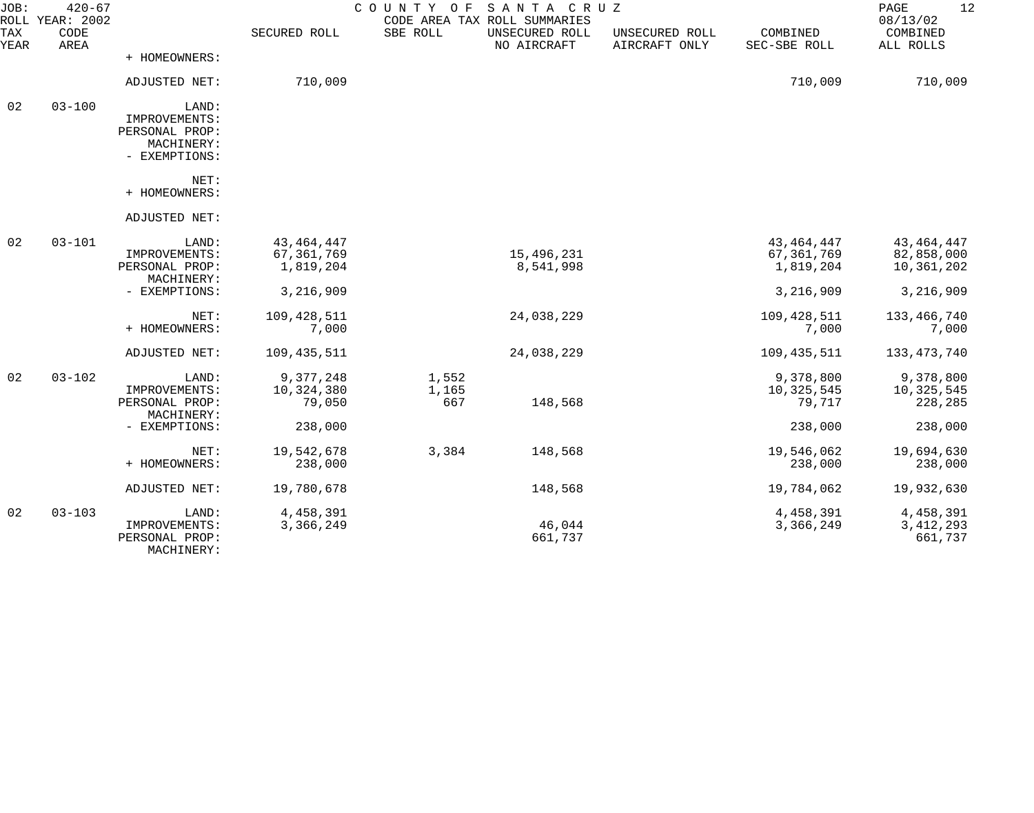JOB: 420-67 COUNTY OF SANTA CRUZ
ROLL YEAR: 2002 CODE AREA TAX ROLL SUMMARIES 08/13/02

| TAX YEAR | CODE AREA | | SECURED ROLL | SBE ROLL | UNSECURED ROLL NO AIRCRAFT | UNSECURED ROLL AIRCRAFT ONLY | COMBINED SEC-SBE ROLL | COMBINED ALL ROLLS |
|---|---|---|---|---|---|---|---|---|
| | | + HOMEOWNERS: | | | | | | |
| | | ADJUSTED NET: | 710,009 | | | | 710,009 | 710,009 |
| 02 | 03-100 | LAND: | | | | | | |
| | | IMPROVEMENTS: | | | | | | |
| | | PERSONAL PROP: | | | | | | |
| | | MACHINERY: | | | | | | |
| | | - EXEMPTIONS: | | | | | | |
| | | NET: | | | | | | |
| | | + HOMEOWNERS: | | | | | | |
| | | ADJUSTED NET: | | | | | | |
| 02 | 03-101 | LAND: | 43,464,447 | | | | 43,464,447 | 43,464,447 |
| | | IMPROVEMENTS: | 67,361,769 | | 15,496,231 | | 67,361,769 | 82,858,000 |
| | | PERSONAL PROP: | 1,819,204 | | 8,541,998 | | 1,819,204 | 10,361,202 |
| | | MACHINERY: | | | | | | |
| | | - EXEMPTIONS: | 3,216,909 | | | | 3,216,909 | 3,216,909 |
| | | NET: | 109,428,511 | | 24,038,229 | | 109,428,511 | 133,466,740 |
| | | + HOMEOWNERS: | 7,000 | | | | 7,000 | 7,000 |
| | | ADJUSTED NET: | 109,435,511 | | 24,038,229 | | 109,435,511 | 133,473,740 |
| 02 | 03-102 | LAND: | 9,377,248 | 1,552 | | | 9,378,800 | 9,378,800 |
| | | IMPROVEMENTS: | 10,324,380 | 1,165 | | | 10,325,545 | 10,325,545 |
| | | PERSONAL PROP: | 79,050 | 667 | 148,568 | | 79,717 | 228,285 |
| | | MACHINERY: | | | | | | |
| | | - EXEMPTIONS: | 238,000 | | | | 238,000 | 238,000 |
| | | NET: | 19,542,678 | 3,384 | 148,568 | | 19,546,062 | 19,694,630 |
| | | + HOMEOWNERS: | 238,000 | | | | 238,000 | 238,000 |
| | | ADJUSTED NET: | 19,780,678 | | 148,568 | | 19,784,062 | 19,932,630 |
| 02 | 03-103 | LAND: | 4,458,391 | | | | 4,458,391 | 4,458,391 |
| | | IMPROVEMENTS: | 3,366,249 | | 46,044 | | 3,366,249 | 3,412,293 |
| | | PERSONAL PROP: | | | 661,737 | | | 661,737 |
| | | MACHINERY: | | | | | | |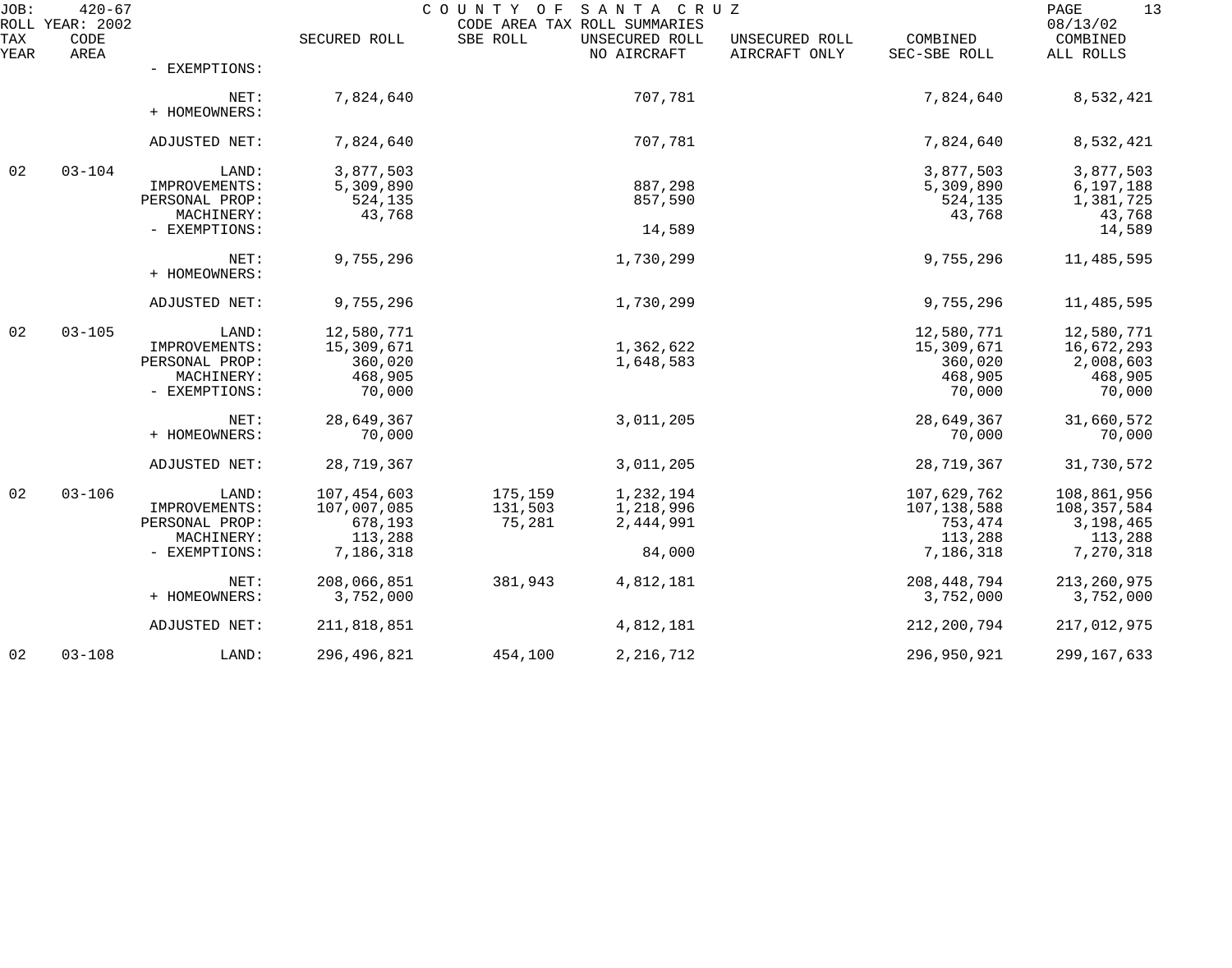JOB: 420-67 COUNTY OF SANTA CRUZ
ROLL YEAR: 2002 CODE AREA TAX ROLL SUMMARIES 08/13/02

| TAX YEAR | CODE AREA | | SECURED ROLL | SBE ROLL | UNSECURED ROLL NO AIRCRAFT | UNSECURED ROLL AIRCRAFT ONLY | COMBINED SEC-SBE ROLL | COMBINED ALL ROLLS |
|---|---|---|---|---|---|---|---|---|
| | | - EXEMPTIONS: | | | | | | |
| | | NET: | 7,824,640 | | 707,781 | | 7,824,640 | 8,532,421 |
| | | + HOMEOWNERS: | | | | | | |
| | | ADJUSTED NET: | 7,824,640 | | 707,781 | | 7,824,640 | 8,532,421 |
| 02 | 03-104 | LAND: | 3,877,503 | | | | 3,877,503 | 3,877,503 |
| | | IMPROVEMENTS: | 5,309,890 | | 887,298 | | 5,309,890 | 6,197,188 |
| | | PERSONAL PROP: | 524,135 | | 857,590 | | 524,135 | 1,381,725 |
| | | MACHINERY: | 43,768 | | | | 43,768 | 43,768 |
| | | - EXEMPTIONS: | | | 14,589 | | | 14,589 |
| | | NET: | 9,755,296 | | 1,730,299 | | 9,755,296 | 11,485,595 |
| | | + HOMEOWNERS: | | | | | | |
| | | ADJUSTED NET: | 9,755,296 | | 1,730,299 | | 9,755,296 | 11,485,595 |
| 02 | 03-105 | LAND: | 12,580,771 | | | | 12,580,771 | 12,580,771 |
| | | IMPROVEMENTS: | 15,309,671 | | 1,362,622 | | 15,309,671 | 16,672,293 |
| | | PERSONAL PROP: | 360,020 | | 1,648,583 | | 360,020 | 2,008,603 |
| | | MACHINERY: | 468,905 | | | | 468,905 | 468,905 |
| | | - EXEMPTIONS: | 70,000 | | | | 70,000 | 70,000 |
| | | NET: | 28,649,367 | | 3,011,205 | | 28,649,367 | 31,660,572 |
| | | + HOMEOWNERS: | 70,000 | | | | 70,000 | 70,000 |
| | | ADJUSTED NET: | 28,719,367 | | 3,011,205 | | 28,719,367 | 31,730,572 |
| 02 | 03-106 | LAND: | 107,454,603 | 175,159 | 1,232,194 | | 107,629,762 | 108,861,956 |
| | | IMPROVEMENTS: | 107,007,085 | 131,503 | 1,218,996 | | 107,138,588 | 108,357,584 |
| | | PERSONAL PROP: | 678,193 | 75,281 | 2,444,991 | | 753,474 | 3,198,465 |
| | | MACHINERY: | 113,288 | | | | 113,288 | 113,288 |
| | | - EXEMPTIONS: | 7,186,318 | | 84,000 | | 7,186,318 | 7,270,318 |
| | | NET: | 208,066,851 | 381,943 | 4,812,181 | | 208,448,794 | 213,260,975 |
| | | + HOMEOWNERS: | 3,752,000 | | | | 3,752,000 | 3,752,000 |
| | | ADJUSTED NET: | 211,818,851 | | 4,812,181 | | 212,200,794 | 217,012,975 |
| 02 | 03-108 | LAND: | 296,496,821 | 454,100 | 2,216,712 | | 296,950,921 | 299,167,633 |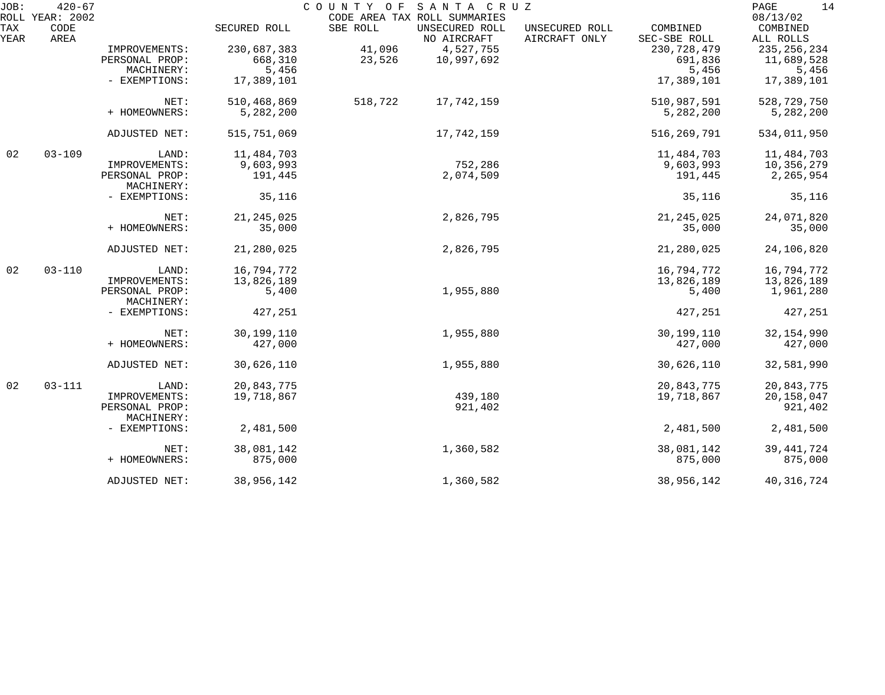JOB: 420-67 COUNTY OF SANTA CRUZ PAGE 14
ROLL YEAR: 2002 CODE AREA TAX ROLL SUMMARIES 08/13/02

| TAX YEAR | CODE AREA | | SECURED ROLL | SBE ROLL | UNSECURED ROLL NO AIRCRAFT | UNSECURED ROLL AIRCRAFT ONLY | COMBINED SEC-SBE ROLL | COMBINED ALL ROLLS |
|---|---|---|---|---|---|---|---|---|
| | | IMPROVEMENTS: | 230,687,383 | 41,096 | 4,527,755 | | 230,728,479 | 235,256,234 |
| | | PERSONAL PROP: | 668,310 | 23,526 | 10,997,692 | | 691,836 | 11,689,528 |
| | | MACHINERY: | 5,456 | | | | 5,456 | 5,456 |
| | | - EXEMPTIONS: | 17,389,101 | | | | 17,389,101 | 17,389,101 |
| | | NET: | 510,468,869 | 518,722 | 17,742,159 | | 510,987,591 | 528,729,750 |
| | | + HOMEOWNERS: | 5,282,200 | | | | 5,282,200 | 5,282,200 |
| | | ADJUSTED NET: | 515,751,069 | | 17,742,159 | | 516,269,791 | 534,011,950 |
| 02 | 03-109 | LAND: | 11,484,703 | | | | 11,484,703 | 11,484,703 |
| | | IMPROVEMENTS: | 9,603,993 | | 752,286 | | 9,603,993 | 10,356,279 |
| | | PERSONAL PROP: | 191,445 | | 2,074,509 | | 191,445 | 2,265,954 |
| | | MACHINERY: | | | | | | |
| | | - EXEMPTIONS: | 35,116 | | | | 35,116 | 35,116 |
| | | NET: | 21,245,025 | | 2,826,795 | | 21,245,025 | 24,071,820 |
| | | + HOMEOWNERS: | 35,000 | | | | 35,000 | 35,000 |
| | | ADJUSTED NET: | 21,280,025 | | 2,826,795 | | 21,280,025 | 24,106,820 |
| 02 | 03-110 | LAND: | 16,794,772 | | | | 16,794,772 | 16,794,772 |
| | | IMPROVEMENTS: | 13,826,189 | | | | 13,826,189 | 13,826,189 |
| | | PERSONAL PROP: | 5,400 | | 1,955,880 | | 5,400 | 1,961,280 |
| | | MACHINERY: | | | | | | |
| | | - EXEMPTIONS: | 427,251 | | | | 427,251 | 427,251 |
| | | NET: | 30,199,110 | | 1,955,880 | | 30,199,110 | 32,154,990 |
| | | + HOMEOWNERS: | 427,000 | | | | 427,000 | 427,000 |
| | | ADJUSTED NET: | 30,626,110 | | 1,955,880 | | 30,626,110 | 32,581,990 |
| 02 | 03-111 | LAND: | 20,843,775 | | | | 20,843,775 | 20,843,775 |
| | | IMPROVEMENTS: | 19,718,867 | | 439,180 | | 19,718,867 | 20,158,047 |
| | | PERSONAL PROP: | | | 921,402 | | | 921,402 |
| | | MACHINERY: | | | | | | |
| | | - EXEMPTIONS: | 2,481,500 | | | | 2,481,500 | 2,481,500 |
| | | NET: | 38,081,142 | | 1,360,582 | | 38,081,142 | 39,441,724 |
| | | + HOMEOWNERS: | 875,000 | | | | 875,000 | 875,000 |
| | | ADJUSTED NET: | 38,956,142 | | 1,360,582 | | 38,956,142 | 40,316,724 |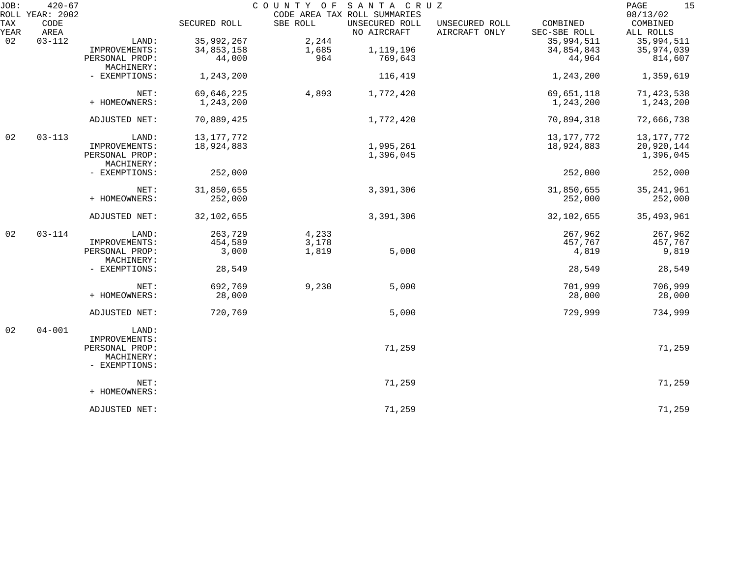JOB: 420-67 COUNTY OF SANTA CRUZ
ROLL YEAR: 2002 CODE AREA TAX ROLL SUMMARIES 08/13/02

| TAX YEAR | CODE AREA | | SECURED ROLL | SBE ROLL | UNSECURED ROLL NO AIRCRAFT | UNSECURED ROLL AIRCRAFT ONLY | COMBINED SEC-SBE ROLL | COMBINED ALL ROLLS |
|---|---|---|---|---|---|---|---|---|
| 02 | 03-112 | LAND: | 35,992,267 | 2,244 | | | 35,994,511 | 35,994,511 |
| | | IMPROVEMENTS: | 34,853,158 | 1,685 | 1,119,196 | | 34,854,843 | 35,974,039 |
| | | PERSONAL PROP: | 44,000 | 964 | 769,643 | | 44,964 | 814,607 |
| | | MACHINERY: | | | | | | |
| | | - EXEMPTIONS: | 1,243,200 | | 116,419 | | 1,243,200 | 1,359,619 |
| | | NET: | 69,646,225 | 4,893 | 1,772,420 | | 69,651,118 | 71,423,538 |
| | | + HOMEOWNERS: | 1,243,200 | | | | 1,243,200 | 1,243,200 |
| | | ADJUSTED NET: | 70,889,425 | | 1,772,420 | | 70,894,318 | 72,666,738 |
| 02 | 03-113 | LAND: | 13,177,772 | | | | 13,177,772 | 13,177,772 |
| | | IMPROVEMENTS: | 18,924,883 | | 1,995,261 | | 18,924,883 | 20,920,144 |
| | | PERSONAL PROP: | | | 1,396,045 | | | 1,396,045 |
| | | MACHINERY: | | | | | | |
| | | - EXEMPTIONS: | 252,000 | | | | 252,000 | 252,000 |
| | | NET: | 31,850,655 | | 3,391,306 | | 31,850,655 | 35,241,961 |
| | | + HOMEOWNERS: | 252,000 | | | | 252,000 | 252,000 |
| | | ADJUSTED NET: | 32,102,655 | | 3,391,306 | | 32,102,655 | 35,493,961 |
| 02 | 03-114 | LAND: | 263,729 | 4,233 | | | 267,962 | 267,962 |
| | | IMPROVEMENTS: | 454,589 | 3,178 | | | 457,767 | 457,767 |
| | | PERSONAL PROP: | 3,000 | 1,819 | 5,000 | | 4,819 | 9,819 |
| | | MACHINERY: | | | | | | |
| | | - EXEMPTIONS: | 28,549 | | | | 28,549 | 28,549 |
| | | NET: | 692,769 | 9,230 | 5,000 | | 701,999 | 706,999 |
| | | + HOMEOWNERS: | 28,000 | | | | 28,000 | 28,000 |
| | | ADJUSTED NET: | 720,769 | | 5,000 | | 729,999 | 734,999 |
| 02 | 04-001 | LAND: | | | | | | |
| | | IMPROVEMENTS: | | | | | | |
| | | PERSONAL PROP: | | | 71,259 | | | 71,259 |
| | | MACHINERY: | | | | | | |
| | | - EXEMPTIONS: | | | | | | |
| | | NET: | | | 71,259 | | | 71,259 |
| | | + HOMEOWNERS: | | | | | | |
| | | ADJUSTED NET: | | | 71,259 | | | 71,259 |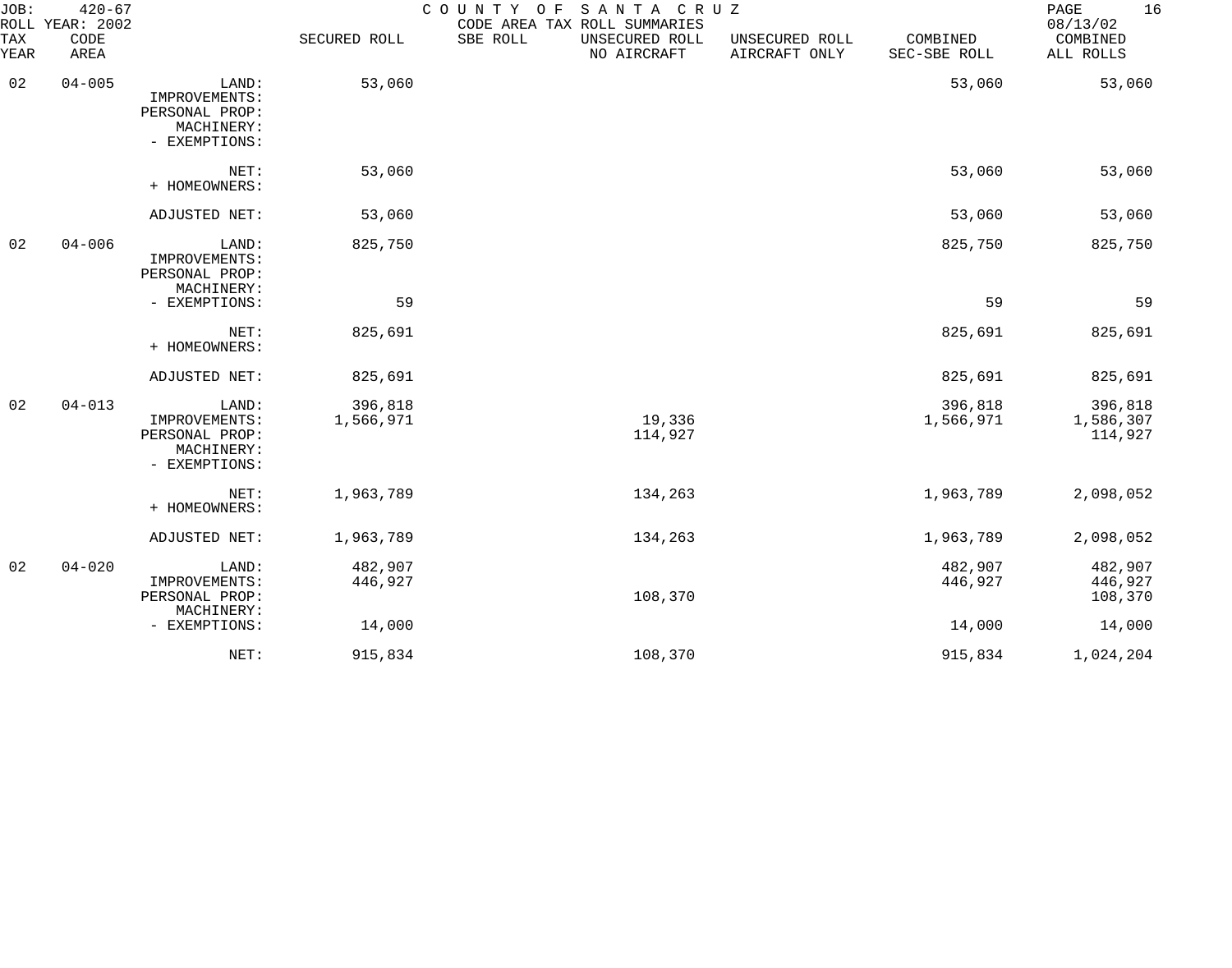JOB: 420-67 COUNTY OF SANTA CRUZ
ROLL YEAR: 2002 CODE AREA TAX ROLL SUMMARIES 08/13/02

| TAX YEAR | CODE AREA | | SECURED ROLL | SBE ROLL | UNSECURED ROLL NO AIRCRAFT | UNSECURED ROLL AIRCRAFT ONLY | COMBINED SEC-SBE ROLL | COMBINED ALL ROLLS |
|---|---|---|---|---|---|---|---|---|
| 02 | 04-005 | LAND: | 53,060 | | | | 53,060 | 53,060 |
| | | IMPROVEMENTS: | | | | | | |
| | | PERSONAL PROP: | | | | | | |
| | | MACHINERY: | | | | | | |
| | | - EXEMPTIONS: | | | | | | |
| | | NET: | 53,060 | | | | 53,060 | 53,060 |
| | | + HOMEOWNERS: | | | | | | |
| | | ADJUSTED NET: | 53,060 | | | | 53,060 | 53,060 |
| 02 | 04-006 | LAND: | 825,750 | | | | 825,750 | 825,750 |
| | | IMPROVEMENTS: | | | | | | |
| | | PERSONAL PROP: | | | | | | |
| | | MACHINERY: | | | | | | |
| | | - EXEMPTIONS: | 59 | | | | 59 | 59 |
| | | NET: | 825,691 | | | | 825,691 | 825,691 |
| | | + HOMEOWNERS: | | | | | | |
| | | ADJUSTED NET: | 825,691 | | | | 825,691 | 825,691 |
| 02 | 04-013 | LAND: | 396,818 | | | | 396,818 | 396,818 |
| | | IMPROVEMENTS: | 1,566,971 | | 19,336 | | 1,566,971 | 1,586,307 |
| | | PERSONAL PROP: | | | 114,927 | | | 114,927 |
| | | MACHINERY: | | | | | | |
| | | - EXEMPTIONS: | | | | | | |
| | | NET: | 1,963,789 | | 134,263 | | 1,963,789 | 2,098,052 |
| | | + HOMEOWNERS: | | | | | | |
| | | ADJUSTED NET: | 1,963,789 | | 134,263 | | 1,963,789 | 2,098,052 |
| 02 | 04-020 | LAND: | 482,907 | | | | 482,907 | 482,907 |
| | | IMPROVEMENTS: | 446,927 | | | | 446,927 | 446,927 |
| | | PERSONAL PROP: | | | 108,370 | | | 108,370 |
| | | MACHINERY: | | | | | | |
| | | - EXEMPTIONS: | 14,000 | | | | 14,000 | 14,000 |
| | | NET: | 915,834 | | 108,370 | | 915,834 | 1,024,204 |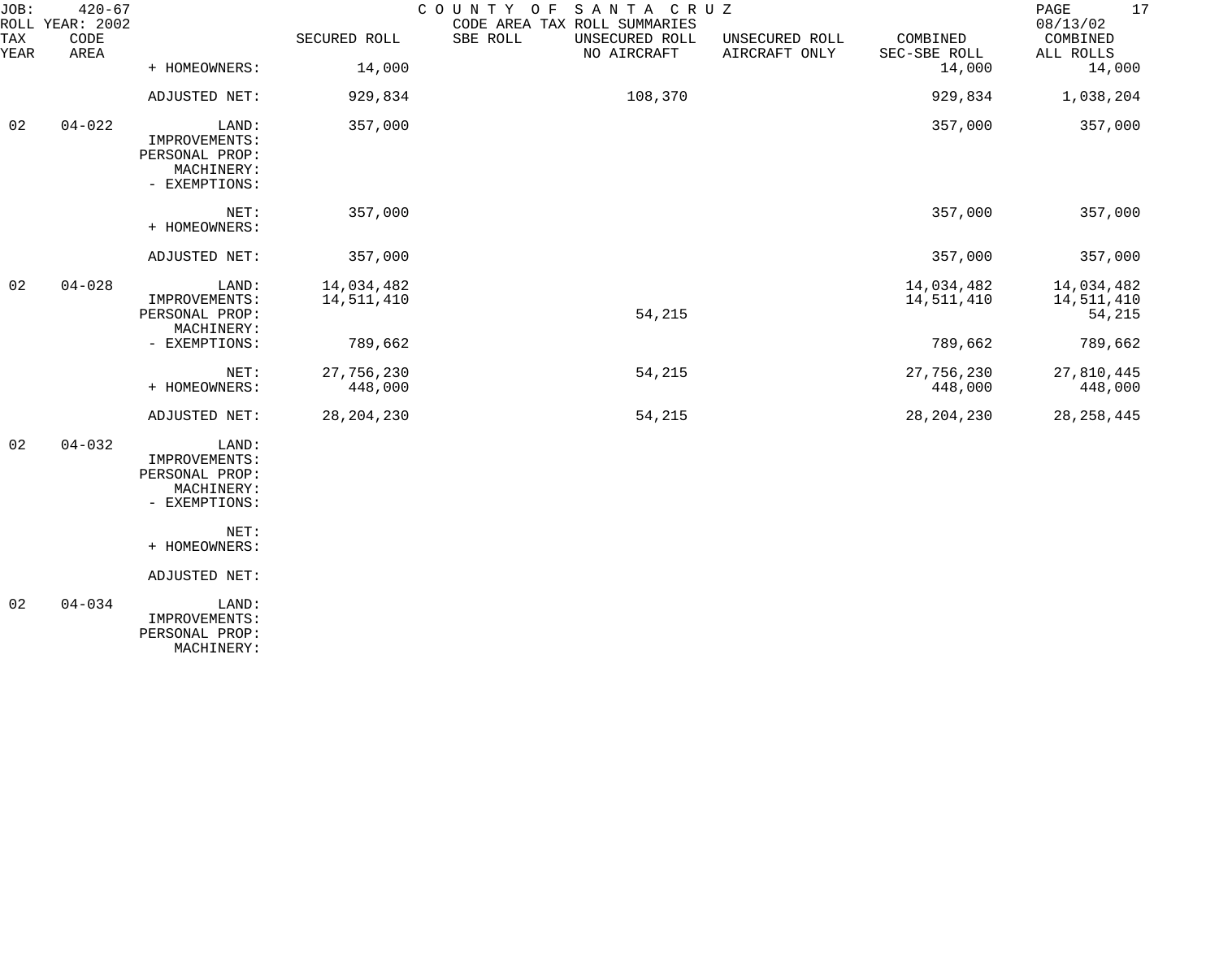JOB: 420-67 COUNTY OF SANTA CRUZ
ROLL YEAR: 2002 CODE AREA TAX ROLL SUMMARIES 08/13/02

| TAX YEAR | CODE AREA | | SECURED ROLL | SBE ROLL | UNSECURED ROLL NO AIRCRAFT | UNSECURED ROLL AIRCRAFT ONLY | COMBINED SEC-SBE ROLL | COMBINED ALL ROLLS |
|---|---|---|---|---|---|---|---|---|
| | | + HOMEOWNERS: | 14,000 | | | | 14,000 | 14,000 |
| | | ADJUSTED NET: | 929,834 | | 108,370 | | 929,834 | 1,038,204 |
| 02 | 04-022 | LAND: | 357,000 | | | | 357,000 | 357,000 |
| | | IMPROVEMENTS: | | | | | | |
| | | PERSONAL PROP: | | | | | | |
| | | MACHINERY: | | | | | | |
| | | - EXEMPTIONS: | | | | | | |
| | | NET: | 357,000 | | | | 357,000 | 357,000 |
| | | + HOMEOWNERS: | | | | | | |
| | | ADJUSTED NET: | 357,000 | | | | 357,000 | 357,000 |
| 02 | 04-028 | LAND: | 14,034,482 | | | | 14,034,482 | 14,034,482 |
| | | IMPROVEMENTS: | 14,511,410 | | | | 14,511,410 | 14,511,410 |
| | | PERSONAL PROP: | | | 54,215 | | | 54,215 |
| | | MACHINERY: | | | | | | |
| | | - EXEMPTIONS: | 789,662 | | | | 789,662 | 789,662 |
| | | NET: | 27,756,230 | | 54,215 | | 27,756,230 | 27,810,445 |
| | | + HOMEOWNERS: | 448,000 | | | | 448,000 | 448,000 |
| | | ADJUSTED NET: | 28,204,230 | | 54,215 | | 28,204,230 | 28,258,445 |
| 02 | 04-032 | LAND: | | | | | | |
| | | IMPROVEMENTS: | | | | | | |
| | | PERSONAL PROP: | | | | | | |
| | | MACHINERY: | | | | | | |
| | | - EXEMPTIONS: | | | | | | |
| | | NET: | | | | | | |
| | | + HOMEOWNERS: | | | | | | |
| | | ADJUSTED NET: | | | | | | |
| 02 | 04-034 | LAND: | | | | | | |
| | | IMPROVEMENTS: | | | | | | |
| | | PERSONAL PROP: | | | | | | |
| | | MACHINERY: | | | | | | |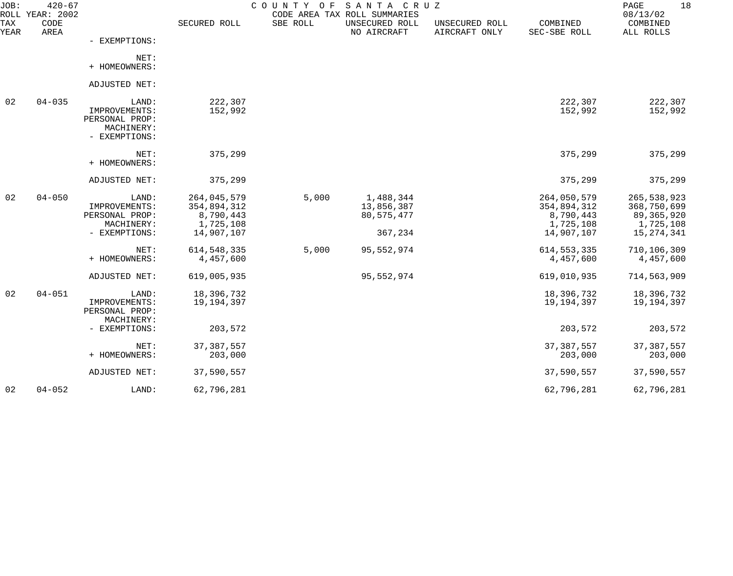JOB: 420-67 COUNTY OF SANTA CRUZ
ROLL YEAR: 2002 CODE AREA TAX ROLL SUMMARIES 08/13/02

| TAX YEAR | CODE AREA | | SECURED ROLL | SBE ROLL | UNSECURED ROLL NO AIRCRAFT | UNSECURED ROLL AIRCRAFT ONLY | COMBINED SEC-SBE ROLL | COMBINED ALL ROLLS |
|---|---|---|---|---|---|---|---|---|
| | | - EXEMPTIONS: | | | | | | |
| | | NET: | | | | | | |
| | | + HOMEOWNERS: | | | | | | |
| | | ADJUSTED NET: | | | | | | |
| 02 | 04-035 | LAND: | 222,307 | | | | 222,307 | 222,307 |
| | | IMPROVEMENTS: | 152,992 | | | | 152,992 | 152,992 |
| | | PERSONAL PROP: | | | | | | |
| | | MACHINERY: | | | | | | |
| | | - EXEMPTIONS: | | | | | | |
| | | NET: | 375,299 | | | | 375,299 | 375,299 |
| | | + HOMEOWNERS: | | | | | | |
| | | ADJUSTED NET: | 375,299 | | | | 375,299 | 375,299 |
| 02 | 04-050 | LAND: | 264,045,579 | 5,000 | 1,488,344 | | 264,050,579 | 265,538,923 |
| | | IMPROVEMENTS: | 354,894,312 | | 13,856,387 | | 354,894,312 | 368,750,699 |
| | | PERSONAL PROP: | 8,790,443 | | 80,575,477 | | 8,790,443 | 89,365,920 |
| | | MACHINERY: | 1,725,108 | | | | 1,725,108 | 1,725,108 |
| | | - EXEMPTIONS: | 14,907,107 | | 367,234 | | 14,907,107 | 15,274,341 |
| | | NET: | 614,548,335 | 5,000 | 95,552,974 | | 614,553,335 | 710,106,309 |
| | | + HOMEOWNERS: | 4,457,600 | | | | 4,457,600 | 4,457,600 |
| | | ADJUSTED NET: | 619,005,935 | | 95,552,974 | | 619,010,935 | 714,563,909 |
| 02 | 04-051 | LAND: | 18,396,732 | | | | 18,396,732 | 18,396,732 |
| | | IMPROVEMENTS: | 19,194,397 | | | | 19,194,397 | 19,194,397 |
| | | PERSONAL PROP: | | | | | | |
| | | MACHINERY: | | | | | | |
| | | - EXEMPTIONS: | 203,572 | | | | 203,572 | 203,572 |
| | | NET: | 37,387,557 | | | | 37,387,557 | 37,387,557 |
| | | + HOMEOWNERS: | 203,000 | | | | 203,000 | 203,000 |
| | | ADJUSTED NET: | 37,590,557 | | | | 37,590,557 | 37,590,557 |
| 02 | 04-052 | LAND: | 62,796,281 | | | | 62,796,281 | 62,796,281 |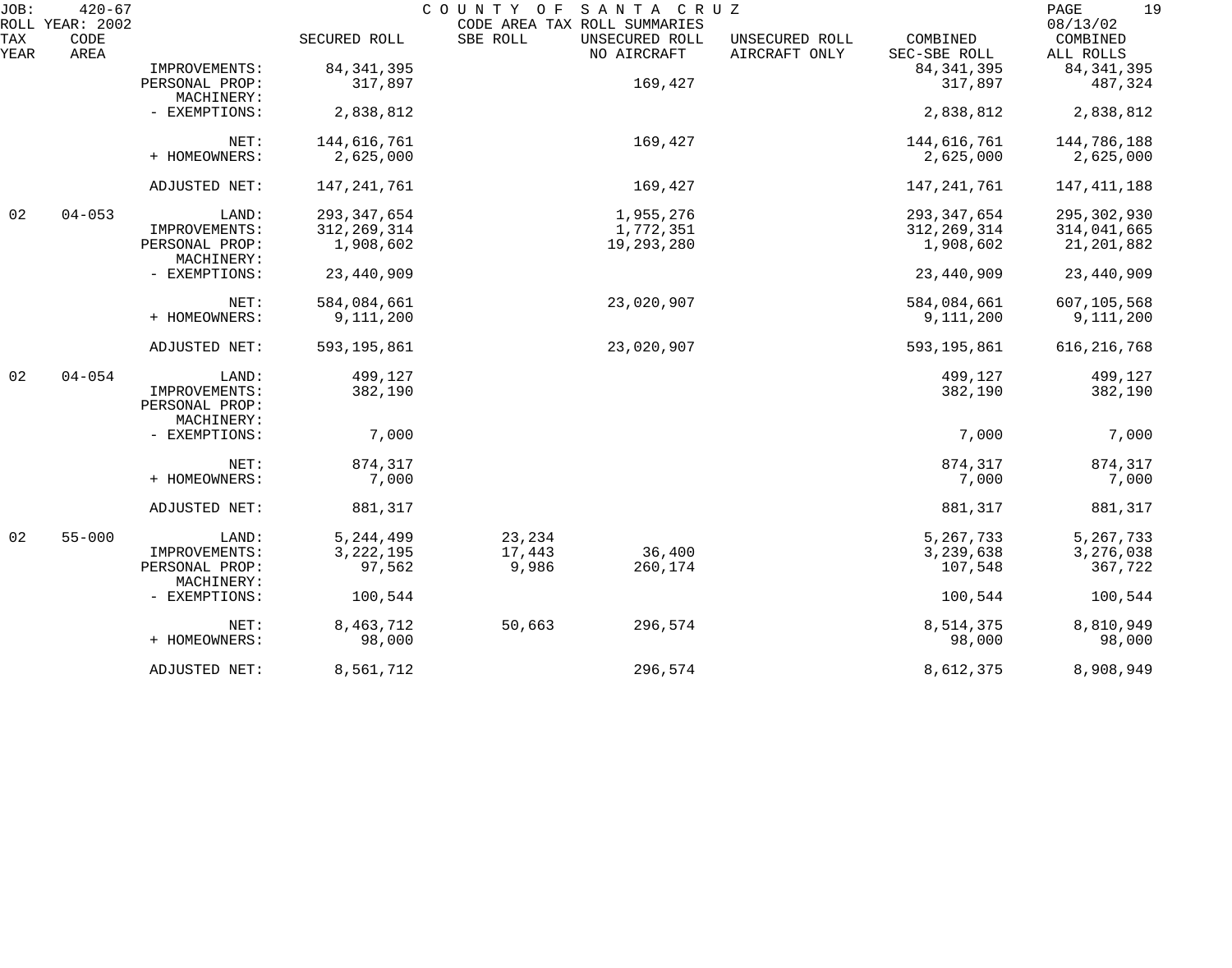JOB: 420-67 COUNTY OF SANTA CRUZ
ROLL YEAR: 2002 CODE AREA TAX ROLL SUMMARIES 08/13/02

| TAX YEAR | CODE AREA | | SECURED ROLL | SBE ROLL | UNSECURED ROLL NO AIRCRAFT | UNSECURED ROLL AIRCRAFT ONLY | COMBINED SEC-SBE ROLL | COMBINED ALL ROLLS |
|---|---|---|---|---|---|---|---|---|
| | | IMPROVEMENTS: | 84,341,395 | | | | 84,341,395 | 84,341,395 |
| | | PERSONAL PROP: | 317,897 | | 169,427 | | 317,897 | 487,324 |
| | | MACHINERY: | | | | | | |
| | | - EXEMPTIONS: | 2,838,812 | | | | 2,838,812 | 2,838,812 |
| | | NET: | 144,616,761 | | 169,427 | | 144,616,761 | 144,786,188 |
| | | + HOMEOWNERS: | 2,625,000 | | | | 2,625,000 | 2,625,000 |
| | | ADJUSTED NET: | 147,241,761 | | 169,427 | | 147,241,761 | 147,411,188 |
| 02 | 04-053 | LAND: | 293,347,654 | | 1,955,276 | | 293,347,654 | 295,302,930 |
| | | IMPROVEMENTS: | 312,269,314 | | 1,772,351 | | 312,269,314 | 314,041,665 |
| | | PERSONAL PROP: | 1,908,602 | | 19,293,280 | | 1,908,602 | 21,201,882 |
| | | MACHINERY: | | | | | | |
| | | - EXEMPTIONS: | 23,440,909 | | | | 23,440,909 | 23,440,909 |
| | | NET: | 584,084,661 | | 23,020,907 | | 584,084,661 | 607,105,568 |
| | | + HOMEOWNERS: | 9,111,200 | | | | 9,111,200 | 9,111,200 |
| | | ADJUSTED NET: | 593,195,861 | | 23,020,907 | | 593,195,861 | 616,216,768 |
| 02 | 04-054 | LAND: | 499,127 | | | | 499,127 | 499,127 |
| | | IMPROVEMENTS: | 382,190 | | | | 382,190 | 382,190 |
| | | PERSONAL PROP: | | | | | | |
| | | MACHINERY: | | | | | | |
| | | - EXEMPTIONS: | 7,000 | | | | 7,000 | 7,000 |
| | | NET: | 874,317 | | | | 874,317 | 874,317 |
| | | + HOMEOWNERS: | 7,000 | | | | 7,000 | 7,000 |
| | | ADJUSTED NET: | 881,317 | | | | 881,317 | 881,317 |
| 02 | 55-000 | LAND: | 5,244,499 | 23,234 | | | 5,267,733 | 5,267,733 |
| | | IMPROVEMENTS: | 3,222,195 | 17,443 | 36,400 | | 3,239,638 | 3,276,038 |
| | | PERSONAL PROP: | 97,562 | 9,986 | 260,174 | | 107,548 | 367,722 |
| | | MACHINERY: | | | | | | |
| | | - EXEMPTIONS: | 100,544 | | | | 100,544 | 100,544 |
| | | NET: | 8,463,712 | 50,663 | 296,574 | | 8,514,375 | 8,810,949 |
| | | + HOMEOWNERS: | 98,000 | | | | 98,000 | 98,000 |
| | | ADJUSTED NET: | 8,561,712 | | 296,574 | | 8,612,375 | 8,908,949 |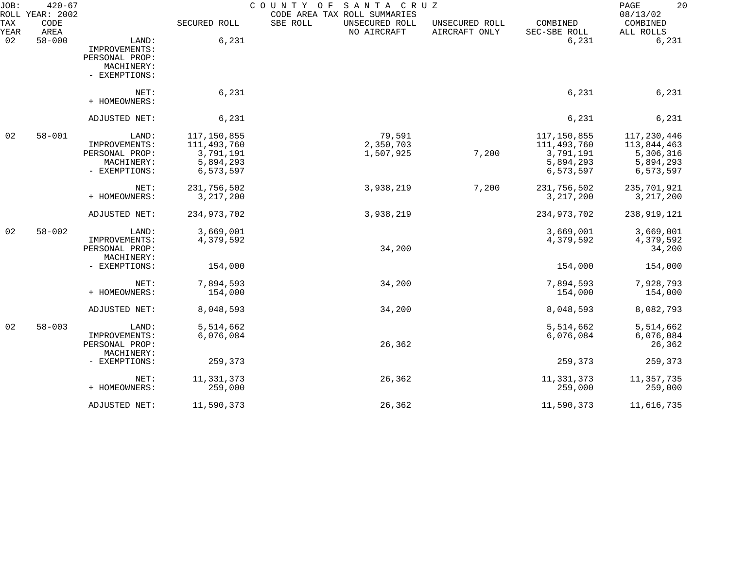JOB: 420-67 COUNTY OF SANTA CRUZ 08/13/02
ROLL YEAR: 2002 CODE AREA TAX ROLL SUMMARIES

| TAX YEAR | CODE AREA | | SECURED ROLL | SBE ROLL | UNSECURED ROLL NO AIRCRAFT | UNSECURED ROLL AIRCRAFT ONLY | COMBINED SEC-SBE ROLL | COMBINED ALL ROLLS |
|---|---|---|---|---|---|---|---|---|
| 02 | 58-000 | LAND: | 6,231 | | | | 6,231 | 6,231 |
| | | IMPROVEMENTS: | | | | | | |
| | | PERSONAL PROP: | | | | | | |
| | | MACHINERY: | | | | | | |
| | | - EXEMPTIONS: | | | | | | |
| | | NET: | 6,231 | | | | 6,231 | 6,231 |
| | | + HOMEOWNERS: | | | | | | |
| | | ADJUSTED NET: | 6,231 | | | | 6,231 | 6,231 |
| 02 | 58-001 | LAND: | 117,150,855 | | 79,591 | | 117,150,855 | 117,230,446 |
| | | IMPROVEMENTS: | 111,493,760 | | 2,350,703 | | 111,493,760 | 113,844,463 |
| | | PERSONAL PROP: | 3,791,191 | | 1,507,925 | 7,200 | 3,791,191 | 5,306,316 |
| | | MACHINERY: | 5,894,293 | | | | 5,894,293 | 5,894,293 |
| | | - EXEMPTIONS: | 6,573,597 | | | | 6,573,597 | 6,573,597 |
| | | NET: | 231,756,502 | | 3,938,219 | 7,200 | 231,756,502 | 235,701,921 |
| | | + HOMEOWNERS: | 3,217,200 | | | | 3,217,200 | 3,217,200 |
| | | ADJUSTED NET: | 234,973,702 | | 3,938,219 | | 234,973,702 | 238,919,121 |
| 02 | 58-002 | LAND: | 3,669,001 | | | | 3,669,001 | 3,669,001 |
| | | IMPROVEMENTS: | 4,379,592 | | | | 4,379,592 | 4,379,592 |
| | | PERSONAL PROP: | | | 34,200 | | | 34,200 |
| | | MACHINERY: | | | | | | |
| | | - EXEMPTIONS: | 154,000 | | | | 154,000 | 154,000 |
| | | NET: | 7,894,593 | | 34,200 | | 7,894,593 | 7,928,793 |
| | | + HOMEOWNERS: | 154,000 | | | | 154,000 | 154,000 |
| | | ADJUSTED NET: | 8,048,593 | | 34,200 | | 8,048,593 | 8,082,793 |
| 02 | 58-003 | LAND: | 5,514,662 | | | | 5,514,662 | 5,514,662 |
| | | IMPROVEMENTS: | 6,076,084 | | | | 6,076,084 | 6,076,084 |
| | | PERSONAL PROP: | | | 26,362 | | | 26,362 |
| | | MACHINERY: | | | | | | |
| | | - EXEMPTIONS: | 259,373 | | | | 259,373 | 259,373 |
| | | NET: | 11,331,373 | | 26,362 | | 11,331,373 | 11,357,735 |
| | | + HOMEOWNERS: | 259,000 | | | | 259,000 | 259,000 |
| | | ADJUSTED NET: | 11,590,373 | | 26,362 | | 11,590,373 | 11,616,735 |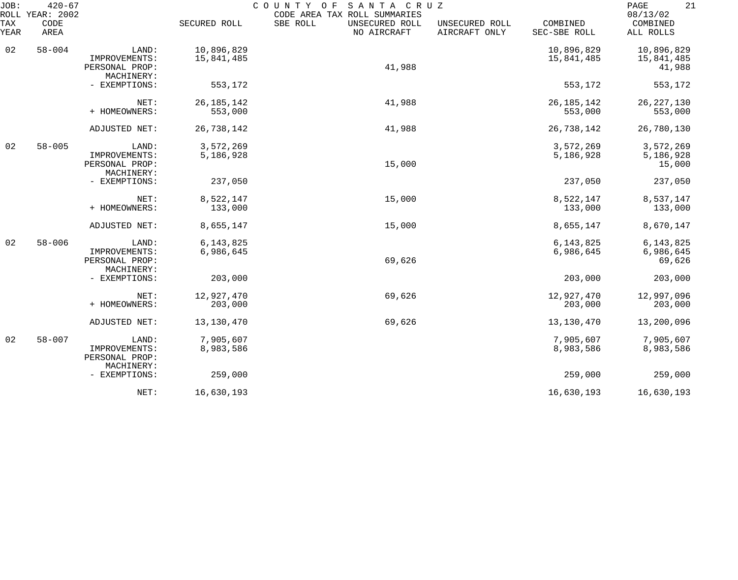JOB: 420-67 COUNTY OF SANTA CRUZ
ROLL YEAR: 2002 CODE AREA TAX ROLL SUMMARIES 08/13/02

| TAX YEAR | CODE AREA | | SECURED ROLL | SBE ROLL | UNSECURED ROLL NO AIRCRAFT | UNSECURED ROLL AIRCRAFT ONLY | COMBINED SEC-SBE ROLL | COMBINED ALL ROLLS |
|---|---|---|---|---|---|---|---|---|
| 02 | 58-004 | LAND: | 10,896,829 | | | | 10,896,829 | 10,896,829 |
| | | IMPROVEMENTS: | 15,841,485 | | | | 15,841,485 | 15,841,485 |
| | | PERSONAL PROP: | | | 41,988 | | | 41,988 |
| | | MACHINERY: | | | | | | |
| | | - EXEMPTIONS: | 553,172 | | | | 553,172 | 553,172 |
| | | NET: | 26,185,142 | | 41,988 | | 26,185,142 | 26,227,130 |
| | | + HOMEOWNERS: | 553,000 | | | | 553,000 | 553,000 |
| | | ADJUSTED NET: | 26,738,142 | | 41,988 | | 26,738,142 | 26,780,130 |
| 02 | 58-005 | LAND: | 3,572,269 | | | | 3,572,269 | 3,572,269 |
| | | IMPROVEMENTS: | 5,186,928 | | | | 5,186,928 | 5,186,928 |
| | | PERSONAL PROP: | | | 15,000 | | | 15,000 |
| | | MACHINERY: | | | | | | |
| | | - EXEMPTIONS: | 237,050 | | | | 237,050 | 237,050 |
| | | NET: | 8,522,147 | | 15,000 | | 8,522,147 | 8,537,147 |
| | | + HOMEOWNERS: | 133,000 | | | | 133,000 | 133,000 |
| | | ADJUSTED NET: | 8,655,147 | | 15,000 | | 8,655,147 | 8,670,147 |
| 02 | 58-006 | LAND: | 6,143,825 | | | | 6,143,825 | 6,143,825 |
| | | IMPROVEMENTS: | 6,986,645 | | | | 6,986,645 | 6,986,645 |
| | | PERSONAL PROP: | | | 69,626 | | | 69,626 |
| | | MACHINERY: | | | | | | |
| | | - EXEMPTIONS: | 203,000 | | | | 203,000 | 203,000 |
| | | NET: | 12,927,470 | | 69,626 | | 12,927,470 | 12,997,096 |
| | | + HOMEOWNERS: | 203,000 | | | | 203,000 | 203,000 |
| | | ADJUSTED NET: | 13,130,470 | | 69,626 | | 13,130,470 | 13,200,096 |
| 02 | 58-007 | LAND: | 7,905,607 | | | | 7,905,607 | 7,905,607 |
| | | IMPROVEMENTS: | 8,983,586 | | | | 8,983,586 | 8,983,586 |
| | | PERSONAL PROP: | | | | | | |
| | | MACHINERY: | | | | | | |
| | | - EXEMPTIONS: | 259,000 | | | | 259,000 | 259,000 |
| | | NET: | 16,630,193 | | | | 16,630,193 | 16,630,193 |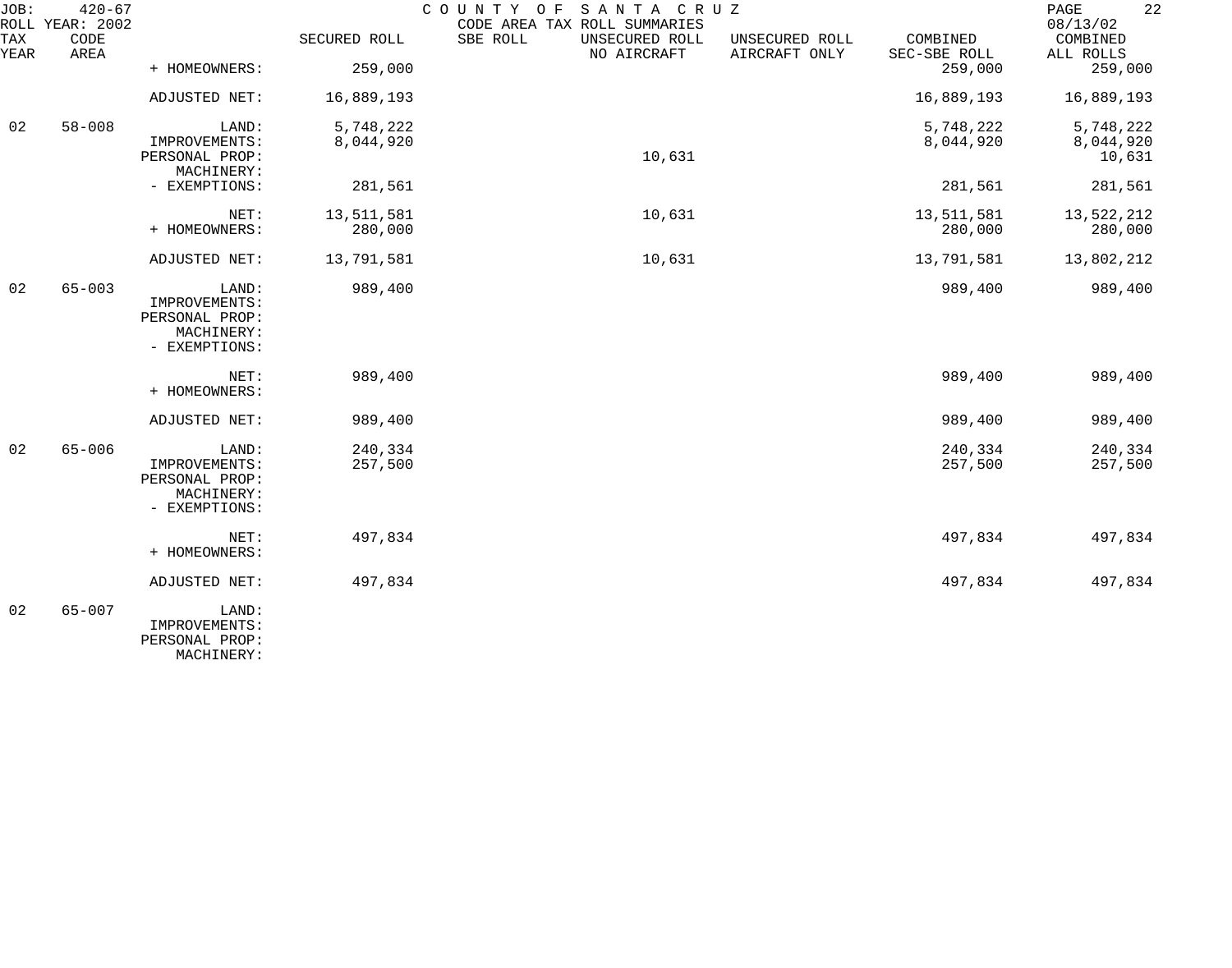JOB: 420-67
ROLL YEAR: 2002

COUNTY OF SANTA CRUZ
CODE AREA TAX ROLL SUMMARIES

08/13/02

| TAX YEAR | CODE AREA | | SECURED ROLL | SBE ROLL | UNSECURED ROLL NO AIRCRAFT | UNSECURED ROLL AIRCRAFT ONLY | COMBINED SEC-SBE ROLL | COMBINED ALL ROLLS |
|---|---|---|---|---|---|---|---|---|
| | | + HOMEOWNERS: | 259,000 | | | | 259,000 | 259,000 |
| | | ADJUSTED NET: | 16,889,193 | | | | 16,889,193 | 16,889,193 |
| 02 | 58-008 | LAND: | 5,748,222 | | | | 5,748,222 | 5,748,222 |
| | | IMPROVEMENTS: | 8,044,920 | | | | 8,044,920 | 8,044,920 |
| | | PERSONAL PROP: | | | 10,631 | | | 10,631 |
| | | MACHINERY: | | | | | | |
| | | - EXEMPTIONS: | 281,561 | | | | 281,561 | 281,561 |
| | | NET: | 13,511,581 | | 10,631 | | 13,511,581 | 13,522,212 |
| | | + HOMEOWNERS: | 280,000 | | | | 280,000 | 280,000 |
| | | ADJUSTED NET: | 13,791,581 | | 10,631 | | 13,791,581 | 13,802,212 |
| 02 | 65-003 | LAND: | 989,400 | | | | 989,400 | 989,400 |
| | | IMPROVEMENTS: | | | | | | |
| | | PERSONAL PROP: | | | | | | |
| | | MACHINERY: | | | | | | |
| | | - EXEMPTIONS: | | | | | | |
| | | NET: | 989,400 | | | | 989,400 | 989,400 |
| | | + HOMEOWNERS: | | | | | | |
| | | ADJUSTED NET: | 989,400 | | | | 989,400 | 989,400 |
| 02 | 65-006 | LAND: | 240,334 | | | | 240,334 | 240,334 |
| | | IMPROVEMENTS: | 257,500 | | | | 257,500 | 257,500 |
| | | PERSONAL PROP: | | | | | | |
| | | MACHINERY: | | | | | | |
| | | - EXEMPTIONS: | | | | | | |
| | | NET: | 497,834 | | | | 497,834 | 497,834 |
| | | + HOMEOWNERS: | | | | | | |
| | | ADJUSTED NET: | 497,834 | | | | 497,834 | 497,834 |
| 02 | 65-007 | LAND: | | | | | | |
| | | IMPROVEMENTS: | | | | | | |
| | | PERSONAL PROP: | | | | | | |
| | | MACHINERY: | | | | | | |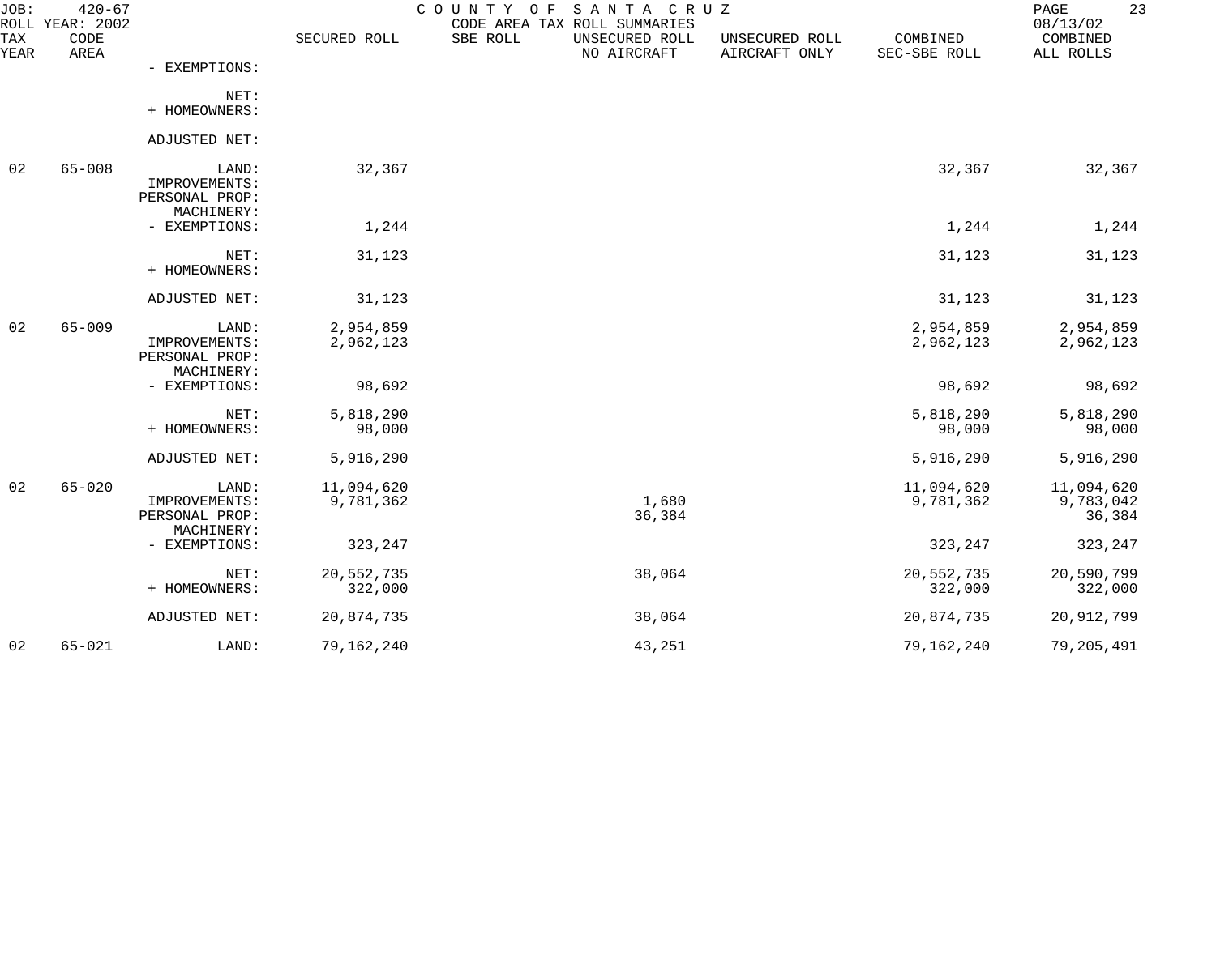JOB: 420-67 COUNTY OF SANTA CRUZ
ROLL YEAR: 2002 CODE AREA TAX ROLL SUMMARIES 08/13/02

| TAX YEAR | CODE AREA | | SECURED ROLL | SBE ROLL | UNSECURED ROLL NO AIRCRAFT | UNSECURED ROLL AIRCRAFT ONLY | COMBINED SEC-SBE ROLL | COMBINED ALL ROLLS |
|---|---|---|---|---|---|---|---|---|
| | | - EXEMPTIONS: | | | | | | |
| | | NET: | | | | | | |
| | | + HOMEOWNERS: | | | | | | |
| | | ADJUSTED NET: | | | | | | |
| 02 | 65-008 | LAND: | 32,367 | | | | 32,367 | 32,367 |
| | | IMPROVEMENTS: | | | | | | |
| | | PERSONAL PROP: | | | | | | |
| | | MACHINERY: | | | | | | |
| | | - EXEMPTIONS: | 1,244 | | | | 1,244 | 1,244 |
| | | NET: | 31,123 | | | | 31,123 | 31,123 |
| | | + HOMEOWNERS: | | | | | | |
| | | ADJUSTED NET: | 31,123 | | | | 31,123 | 31,123 |
| 02 | 65-009 | LAND: | 2,954,859 | | | | 2,954,859 | 2,954,859 |
| | | IMPROVEMENTS: | 2,962,123 | | | | 2,962,123 | 2,962,123 |
| | | PERSONAL PROP: | | | | | | |
| | | MACHINERY: | | | | | | |
| | | - EXEMPTIONS: | 98,692 | | | | 98,692 | 98,692 |
| | | NET: | 5,818,290 | | | | 5,818,290 | 5,818,290 |
| | | + HOMEOWNERS: | 98,000 | | | | 98,000 | 98,000 |
| | | ADJUSTED NET: | 5,916,290 | | | | 5,916,290 | 5,916,290 |
| 02 | 65-020 | LAND: | 11,094,620 | | | | 11,094,620 | 11,094,620 |
| | | IMPROVEMENTS: | 9,781,362 | | 1,680 | | 9,781,362 | 9,783,042 |
| | | PERSONAL PROP: | | | 36,384 | | | 36,384 |
| | | MACHINERY: | | | | | | |
| | | - EXEMPTIONS: | 323,247 | | | | 323,247 | 323,247 |
| | | NET: | 20,552,735 | | 38,064 | | 20,552,735 | 20,590,799 |
| | | + HOMEOWNERS: | 322,000 | | | | 322,000 | 322,000 |
| | | ADJUSTED NET: | 20,874,735 | | 38,064 | | 20,874,735 | 20,912,799 |
| 02 | 65-021 | LAND: | 79,162,240 | | 43,251 | | 79,162,240 | 79,205,491 |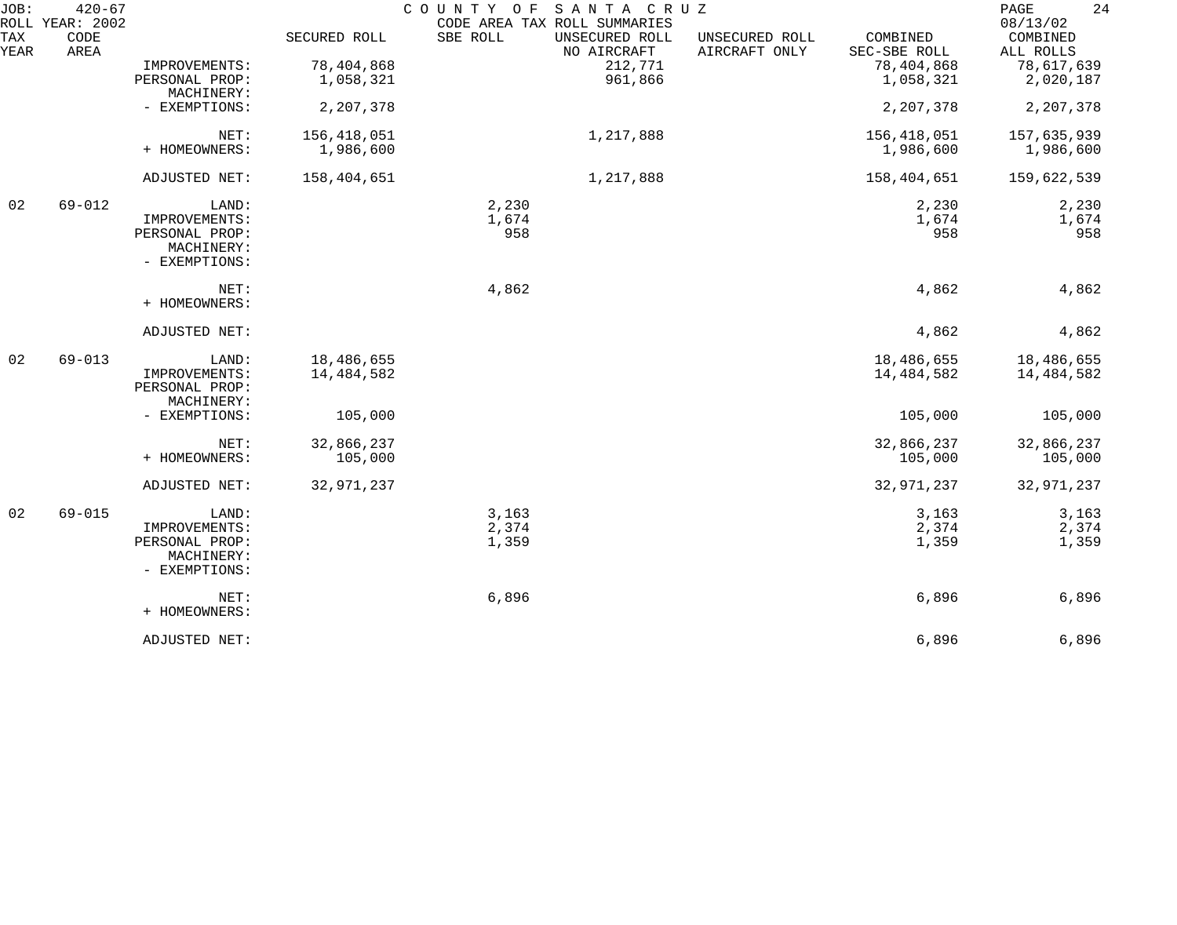| TAX YEAR | CODE AREA | | SECURED ROLL | SBE ROLL | UNSECURED ROLL NO AIRCRAFT | UNSECURED ROLL AIRCRAFT ONLY | COMBINED SEC-SBE ROLL | COMBINED ALL ROLLS |
|---|---|---|---|---|---|---|---|---|
| | | IMPROVEMENTS: | 78,404,868 | | 212,771 | | 78,404,868 | 78,617,639 |
| | | PERSONAL PROP: | 1,058,321 | | 961,866 | | 1,058,321 | 2,020,187 |
| | | MACHINERY: | | | | | | |
| | | - EXEMPTIONS: | 2,207,378 | | | | 2,207,378 | 2,207,378 |
| | | NET: | 156,418,051 | | 1,217,888 | | 156,418,051 | 157,635,939 |
| | | + HOMEOWNERS: | 1,986,600 | | | | 1,986,600 | 1,986,600 |
| | | ADJUSTED NET: | 158,404,651 | | 1,217,888 | | 158,404,651 | 159,622,539 |
| 02 | 69-012 | LAND: | | 2,230 | | | 2,230 | 2,230 |
| | | IMPROVEMENTS: | | 1,674 | | | 1,674 | 1,674 |
| | | PERSONAL PROP: | | 958 | | | 958 | 958 |
| | | MACHINERY: | | | | | | |
| | | - EXEMPTIONS: | | | | | | |
| | | NET: | | 4,862 | | | 4,862 | 4,862 |
| | | + HOMEOWNERS: | | | | | | |
| | | ADJUSTED NET: | | | | | 4,862 | 4,862 |
| 02 | 69-013 | LAND: | 18,486,655 | | | | 18,486,655 | 18,486,655 |
| | | IMPROVEMENTS: | 14,484,582 | | | | 14,484,582 | 14,484,582 |
| | | PERSONAL PROP: | | | | | | |
| | | MACHINERY: | | | | | | |
| | | - EXEMPTIONS: | 105,000 | | | | 105,000 | 105,000 |
| | | NET: | 32,866,237 | | | | 32,866,237 | 32,866,237 |
| | | + HOMEOWNERS: | 105,000 | | | | 105,000 | 105,000 |
| | | ADJUSTED NET: | 32,971,237 | | | | 32,971,237 | 32,971,237 |
| 02 | 69-015 | LAND: | | 3,163 | | | 3,163 | 3,163 |
| | | IMPROVEMENTS: | | 2,374 | | | 2,374 | 2,374 |
| | | PERSONAL PROP: | | 1,359 | | | 1,359 | 1,359 |
| | | MACHINERY: | | | | | | |
| | | - EXEMPTIONS: | | | | | | |
| | | NET: | | 6,896 | | | 6,896 | 6,896 |
| | | + HOMEOWNERS: | | | | | | |
| | | ADJUSTED NET: | | | | | 6,896 | 6,896 |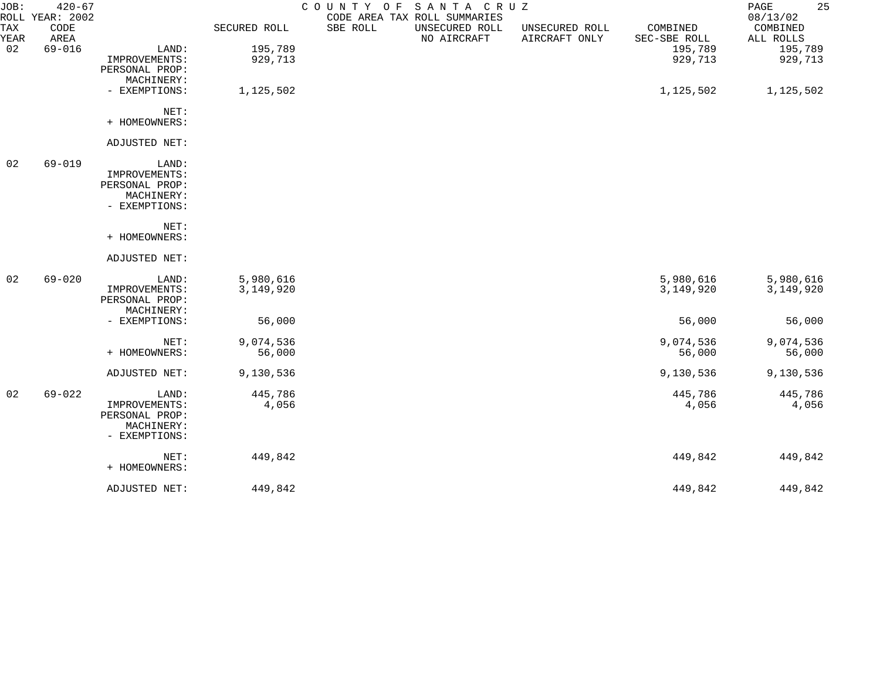JOB: 420-67
ROLL YEAR: 2002

COUNTY OF SANTA CRUZ
CODE AREA TAX ROLL SUMMARIES

08/13/02

| TAX YEAR | CODE AREA | | SECURED ROLL | SBE ROLL | UNSECURED ROLL NO AIRCRAFT | UNSECURED ROLL AIRCRAFT ONLY | COMBINED SEC-SBE ROLL | COMBINED ALL ROLLS |
|---|---|---|---|---|---|---|---|---|
| 02 | 69-016 | LAND: | 195,789 | | | | 195,789 | 195,789 |
| | | IMPROVEMENTS: | 929,713 | | | | 929,713 | 929,713 |
| | | PERSONAL PROP: | | | | | | |
| | | MACHINERY: | | | | | | |
| | | - EXEMPTIONS: | 1,125,502 | | | | 1,125,502 | 1,125,502 |
| | | NET: | | | | | | |
| | | + HOMEOWNERS: | | | | | | |
| | | ADJUSTED NET: | | | | | | |
| 02 | 69-019 | LAND: | | | | | | |
| | | IMPROVEMENTS: | | | | | | |
| | | PERSONAL PROP: | | | | | | |
| | | MACHINERY: | | | | | | |
| | | - EXEMPTIONS: | | | | | | |
| | | NET: | | | | | | |
| | | + HOMEOWNERS: | | | | | | |
| | | ADJUSTED NET: | | | | | | |
| 02 | 69-020 | LAND: | 5,980,616 | | | | 5,980,616 | 5,980,616 |
| | | IMPROVEMENTS: | 3,149,920 | | | | 3,149,920 | 3,149,920 |
| | | PERSONAL PROP: | | | | | | |
| | | MACHINERY: | | | | | | |
| | | - EXEMPTIONS: | 56,000 | | | | 56,000 | 56,000 |
| | | NET: | 9,074,536 | | | | 9,074,536 | 9,074,536 |
| | | + HOMEOWNERS: | 56,000 | | | | 56,000 | 56,000 |
| | | ADJUSTED NET: | 9,130,536 | | | | 9,130,536 | 9,130,536 |
| 02 | 69-022 | LAND: | 445,786 | | | | 445,786 | 445,786 |
| | | IMPROVEMENTS: | 4,056 | | | | 4,056 | 4,056 |
| | | PERSONAL PROP: | | | | | | |
| | | MACHINERY: | | | | | | |
| | | - EXEMPTIONS: | | | | | | |
| | | NET: | 449,842 | | | | 449,842 | 449,842 |
| | | + HOMEOWNERS: | | | | | | |
| | | ADJUSTED NET: | 449,842 | | | | 449,842 | 449,842 |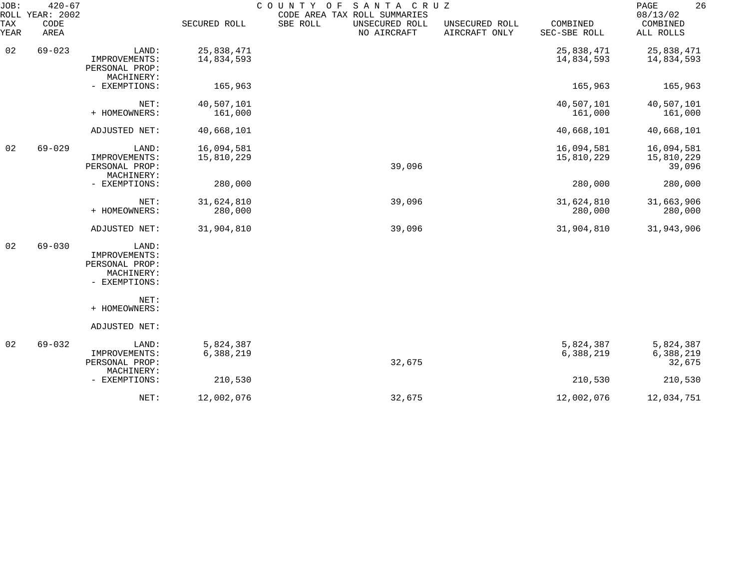JOB: 420-67 COUNTY OF SANTA CRUZ
ROLL YEAR: 2002 CODE AREA TAX ROLL SUMMARIES 08/13/02

| TAX YEAR | CODE AREA | | SECURED ROLL | SBE ROLL | UNSECURED ROLL NO AIRCRAFT | UNSECURED ROLL AIRCRAFT ONLY | COMBINED SEC-SBE ROLL | COMBINED ALL ROLLS |
|---|---|---|---|---|---|---|---|---|
| 02 | 69-023 | LAND: | 25,838,471 | | | | 25,838,471 | 25,838,471 |
| | | IMPROVEMENTS: | 14,834,593 | | | | 14,834,593 | 14,834,593 |
| | | PERSONAL PROP: | | | | | | |
| | | MACHINERY: | | | | | | |
| | | - EXEMPTIONS: | 165,963 | | | | 165,963 | 165,963 |
| | | NET: | 40,507,101 | | | | 40,507,101 | 40,507,101 |
| | | + HOMEOWNERS: | 161,000 | | | | 161,000 | 161,000 |
| | | ADJUSTED NET: | 40,668,101 | | | | 40,668,101 | 40,668,101 |
| 02 | 69-029 | LAND: | 16,094,581 | | | | 16,094,581 | 16,094,581 |
| | | IMPROVEMENTS: | 15,810,229 | | | | 15,810,229 | 15,810,229 |
| | | PERSONAL PROP: | | | 39,096 | | | 39,096 |
| | | MACHINERY: | | | | | | |
| | | - EXEMPTIONS: | 280,000 | | | | 280,000 | 280,000 |
| | | NET: | 31,624,810 | | 39,096 | | 31,624,810 | 31,663,906 |
| | | + HOMEOWNERS: | 280,000 | | | | 280,000 | 280,000 |
| | | ADJUSTED NET: | 31,904,810 | | 39,096 | | 31,904,810 | 31,943,906 |
| 02 | 69-030 | LAND: | | | | | | |
| | | IMPROVEMENTS: | | | | | | |
| | | PERSONAL PROP: | | | | | | |
| | | MACHINERY: | | | | | | |
| | | - EXEMPTIONS: | | | | | | |
| | | NET: | | | | | | |
| | | + HOMEOWNERS: | | | | | | |
| | | ADJUSTED NET: | | | | | | |
| 02 | 69-032 | LAND: | 5,824,387 | | | | 5,824,387 | 5,824,387 |
| | | IMPROVEMENTS: | 6,388,219 | | | | 6,388,219 | 6,388,219 |
| | | PERSONAL PROP: | | | 32,675 | | | 32,675 |
| | | MACHINERY: | | | | | | |
| | | - EXEMPTIONS: | 210,530 | | | | 210,530 | 210,530 |
| | | NET: | 12,002,076 | | 32,675 | | 12,002,076 | 12,034,751 |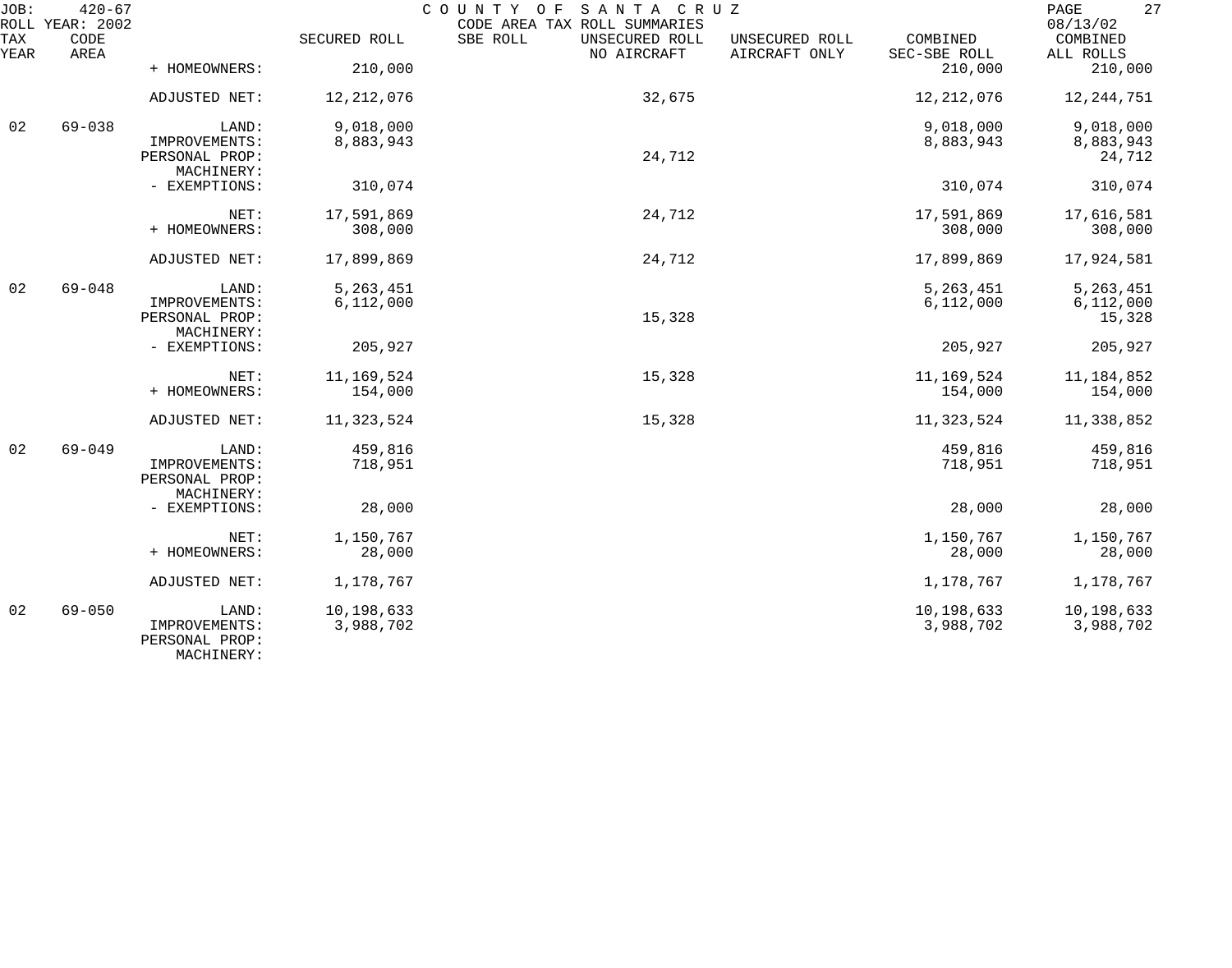JOB: 420-67 COUNTY OF SANTA CRUZ

ROLL YEAR: 2002 CODE AREA TAX ROLL SUMMARIES 08/13/02

| TAX YEAR | CODE AREA | | SECURED ROLL | SBE ROLL | UNSECURED ROLL NO AIRCRAFT | UNSECURED ROLL AIRCRAFT ONLY | COMBINED SEC-SBE ROLL | COMBINED ALL ROLLS |
|---|---|---|---|---|---|---|---|---|
| | | + HOMEOWNERS: | 210,000 | | | | 210,000 | 210,000 |
| | | ADJUSTED NET: | 12,212,076 | | 32,675 | | 12,212,076 | 12,244,751 |
| 02 | 69-038 | LAND: | 9,018,000 | | | | 9,018,000 | 9,018,000 |
| | | IMPROVEMENTS: | 8,883,943 | | | | 8,883,943 | 8,883,943 |
| | | PERSONAL PROP: | | | 24,712 | | | 24,712 |
| | | MACHINERY: | | | | | | |
| | | - EXEMPTIONS: | 310,074 | | | | 310,074 | 310,074 |
| | | NET: | 17,591,869 | | 24,712 | | 17,591,869 | 17,616,581 |
| | | + HOMEOWNERS: | 308,000 | | | | 308,000 | 308,000 |
| | | ADJUSTED NET: | 17,899,869 | | 24,712 | | 17,899,869 | 17,924,581 |
| 02 | 69-048 | LAND: | 5,263,451 | | | | 5,263,451 | 5,263,451 |
| | | IMPROVEMENTS: | 6,112,000 | | | | 6,112,000 | 6,112,000 |
| | | PERSONAL PROP: | | | 15,328 | | | 15,328 |
| | | MACHINERY: | | | | | | |
| | | - EXEMPTIONS: | 205,927 | | | | 205,927 | 205,927 |
| | | NET: | 11,169,524 | | 15,328 | | 11,169,524 | 11,184,852 |
| | | + HOMEOWNERS: | 154,000 | | | | 154,000 | 154,000 |
| | | ADJUSTED NET: | 11,323,524 | | 15,328 | | 11,323,524 | 11,338,852 |
| 02 | 69-049 | LAND: | 459,816 | | | | 459,816 | 459,816 |
| | | IMPROVEMENTS: | 718,951 | | | | 718,951 | 718,951 |
| | | PERSONAL PROP: | | | | | | |
| | | MACHINERY: | | | | | | |
| | | - EXEMPTIONS: | 28,000 | | | | 28,000 | 28,000 |
| | | NET: | 1,150,767 | | | | 1,150,767 | 1,150,767 |
| | | + HOMEOWNERS: | 28,000 | | | | 28,000 | 28,000 |
| | | ADJUSTED NET: | 1,178,767 | | | | 1,178,767 | 1,178,767 |
| 02 | 69-050 | LAND: | 10,198,633 | | | | 10,198,633 | 10,198,633 |
| | | IMPROVEMENTS: | 3,988,702 | | | | 3,988,702 | 3,988,702 |
| | | PERSONAL PROP: | | | | | | |
| | | MACHINERY: | | | | | | |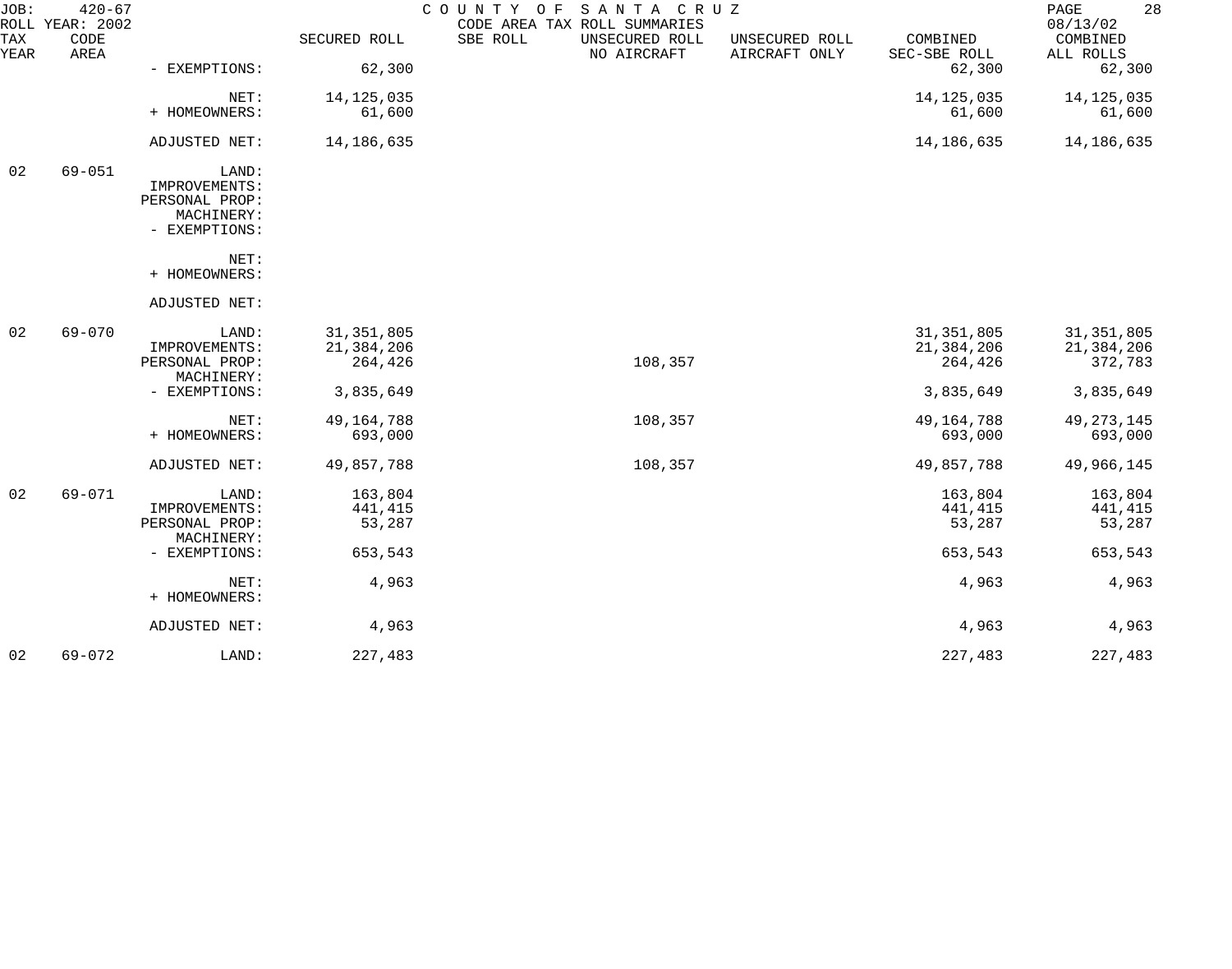JOB: 420-67 ROLL YEAR: 2002

COUNTY OF SANTA CRUZ
CODE AREA TAX ROLL SUMMARIES

08/13/02

| TAX YEAR | CODE AREA | | SECURED ROLL | SBE ROLL | UNSECURED ROLL NO AIRCRAFT | UNSECURED ROLL AIRCRAFT ONLY | COMBINED SEC-SBE ROLL | COMBINED ALL ROLLS |
|---|---|---|---|---|---|---|---|---|
| | | - EXEMPTIONS: | 62,300 | | | | 62,300 | 62,300 |
| | | NET: | 14,125,035 | | | | 14,125,035 | 14,125,035 |
| | | + HOMEOWNERS: | 61,600 | | | | 61,600 | 61,600 |
| | | ADJUSTED NET: | 14,186,635 | | | | 14,186,635 | 14,186,635 |
| 02 | 69-051 | LAND: | | | | | | |
| | | IMPROVEMENTS: | | | | | | |
| | | PERSONAL PROP: | | | | | | |
| | | MACHINERY: | | | | | | |
| | | - EXEMPTIONS: | | | | | | |
| | | NET: | | | | | | |
| | | + HOMEOWNERS: | | | | | | |
| | | ADJUSTED NET: | | | | | | |
| 02 | 69-070 | LAND: | 31,351,805 | | | | 31,351,805 | 31,351,805 |
| | | IMPROVEMENTS: | 21,384,206 | | | | 21,384,206 | 21,384,206 |
| | | PERSONAL PROP: | 264,426 | | 108,357 | | 264,426 | 372,783 |
| | | MACHINERY: | | | | | | |
| | | - EXEMPTIONS: | 3,835,649 | | | | 3,835,649 | 3,835,649 |
| | | NET: | 49,164,788 | | 108,357 | | 49,164,788 | 49,273,145 |
| | | + HOMEOWNERS: | 693,000 | | | | 693,000 | 693,000 |
| | | ADJUSTED NET: | 49,857,788 | | 108,357 | | 49,857,788 | 49,966,145 |
| 02 | 69-071 | LAND: | 163,804 | | | | 163,804 | 163,804 |
| | | IMPROVEMENTS: | 441,415 | | | | 441,415 | 441,415 |
| | | PERSONAL PROP: | 53,287 | | | | 53,287 | 53,287 |
| | | MACHINERY: | | | | | | |
| | | - EXEMPTIONS: | 653,543 | | | | 653,543 | 653,543 |
| | | NET: | 4,963 | | | | 4,963 | 4,963 |
| | | + HOMEOWNERS: | | | | | | |
| | | ADJUSTED NET: | 4,963 | | | | 4,963 | 4,963 |
| 02 | 69-072 | LAND: | 227,483 | | | | 227,483 | 227,483 |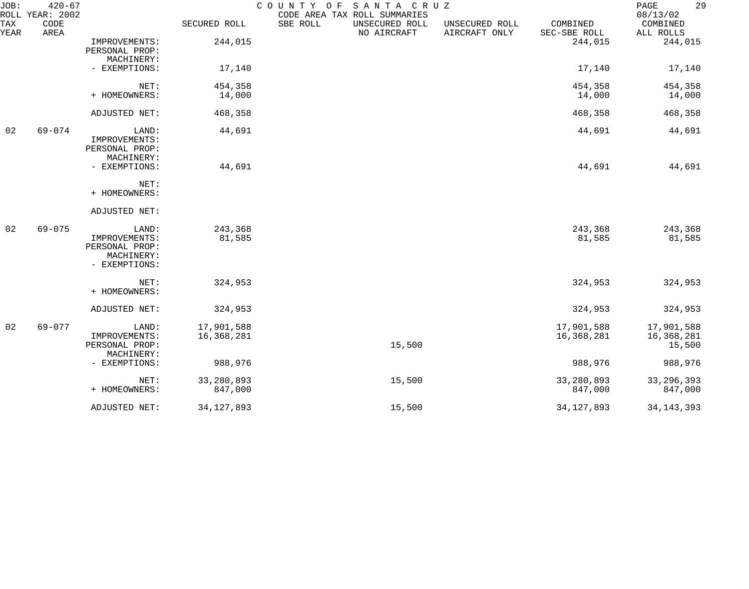| TAX YEAR | CODE AREA | | SECURED ROLL | SBE ROLL | UNSECURED ROLL NO AIRCRAFT | UNSECURED ROLL AIRCRAFT ONLY | COMBINED SEC-SBE ROLL | COMBINED ALL ROLLS |
|---|---|---|---|---|---|---|---|---|
| | | IMPROVEMENTS: | 244,015 | | | | 244,015 | 244,015 |
| | | PERSONAL PROP: | | | | | | |
| | | MACHINERY: | | | | | | |
| | | - EXEMPTIONS: | 17,140 | | | | 17,140 | 17,140 |
| | | NET: | 454,358 | | | | 454,358 | 454,358 |
| | | + HOMEOWNERS: | 14,000 | | | | 14,000 | 14,000 |
| | | ADJUSTED NET: | 468,358 | | | | 468,358 | 468,358 |
| 02 | 69-074 | LAND: | 44,691 | | | | 44,691 | 44,691 |
| | | IMPROVEMENTS: | | | | | | |
| | | PERSONAL PROP: | | | | | | |
| | | MACHINERY: | | | | | | |
| | | - EXEMPTIONS: | 44,691 | | | | 44,691 | 44,691 |
| | | NET: | | | | | | |
| | | + HOMEOWNERS: | | | | | | |
| | | ADJUSTED NET: | | | | | | |
| 02 | 69-075 | LAND: | 243,368 | | | | 243,368 | 243,368 |
| | | IMPROVEMENTS: | 81,585 | | | | 81,585 | 81,585 |
| | | PERSONAL PROP: | | | | | | |
| | | MACHINERY: | | | | | | |
| | | - EXEMPTIONS: | | | | | | |
| | | NET: | 324,953 | | | | 324,953 | 324,953 |
| | | + HOMEOWNERS: | | | | | | |
| | | ADJUSTED NET: | 324,953 | | | | 324,953 | 324,953 |
| 02 | 69-077 | LAND: | 17,901,588 | | | | 17,901,588 | 17,901,588 |
| | | IMPROVEMENTS: | 16,368,281 | | | | 16,368,281 | 16,368,281 |
| | | PERSONAL PROP: | | | 15,500 | | | 15,500 |
| | | MACHINERY: | | | | | | |
| | | - EXEMPTIONS: | 988,976 | | | | 988,976 | 988,976 |
| | | NET: | 33,280,893 | | 15,500 | | 33,280,893 | 33,296,393 |
| | | + HOMEOWNERS: | 847,000 | | | | 847,000 | 847,000 |
| | | ADJUSTED NET: | 34,127,893 | | 15,500 | | 34,127,893 | 34,143,393 |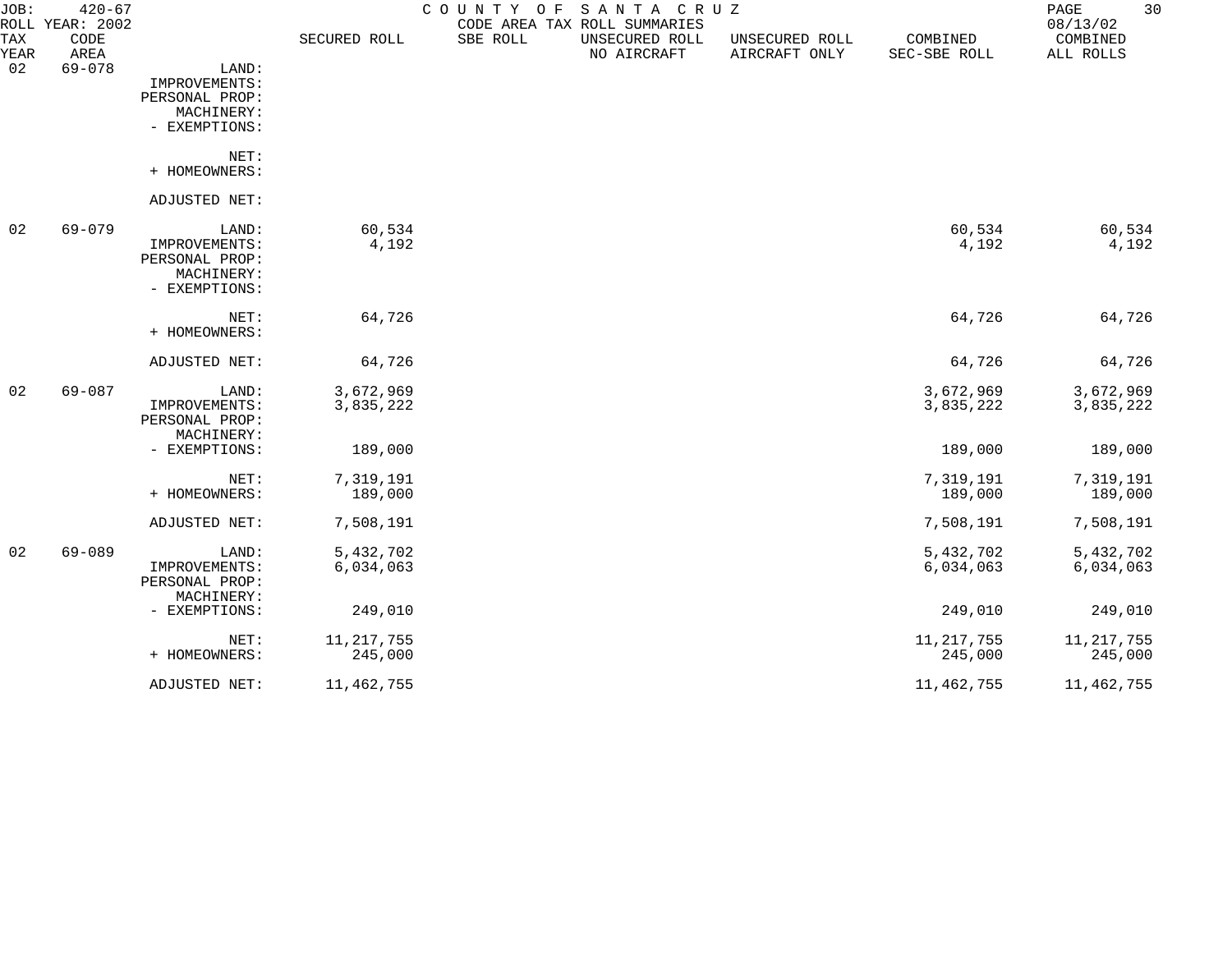JOB: 420-67 COUNTY OF SANTA CRUZ
ROLL YEAR: 2002 CODE AREA TAX ROLL SUMMARIES 08/13/02

| TAX YEAR | CODE AREA | | SECURED ROLL | SBE ROLL | UNSECURED ROLL NO AIRCRAFT | UNSECURED ROLL AIRCRAFT ONLY | COMBINED SEC-SBE ROLL | COMBINED ALL ROLLS |
|---|---|---|---|---|---|---|---|---|
| 02 | 69-078 | LAND: | | | | | | |
| | | IMPROVEMENTS: | | | | | | |
| | | PERSONAL PROP: | | | | | | |
| | | MACHINERY: | | | | | | |
| | | - EXEMPTIONS: | | | | | | |
| | | NET: | | | | | | |
| | | + HOMEOWNERS: | | | | | | |
| | | ADJUSTED NET: | | | | | | |
| 02 | 69-079 | LAND: | 60,534 | | | | 60,534 | 60,534 |
| | | IMPROVEMENTS: | 4,192 | | | | 4,192 | 4,192 |
| | | PERSONAL PROP: | | | | | | |
| | | MACHINERY: | | | | | | |
| | | - EXEMPTIONS: | | | | | | |
| | | NET: | 64,726 | | | | 64,726 | 64,726 |
| | | + HOMEOWNERS: | | | | | | |
| | | ADJUSTED NET: | 64,726 | | | | 64,726 | 64,726 |
| 02 | 69-087 | LAND: | 3,672,969 | | | | 3,672,969 | 3,672,969 |
| | | IMPROVEMENTS: | 3,835,222 | | | | 3,835,222 | 3,835,222 |
| | | PERSONAL PROP: | | | | | | |
| | | MACHINERY: | | | | | | |
| | | - EXEMPTIONS: | 189,000 | | | | 189,000 | 189,000 |
| | | NET: | 7,319,191 | | | | 7,319,191 | 7,319,191 |
| | | + HOMEOWNERS: | 189,000 | | | | 189,000 | 189,000 |
| | | ADJUSTED NET: | 7,508,191 | | | | 7,508,191 | 7,508,191 |
| 02 | 69-089 | LAND: | 5,432,702 | | | | 5,432,702 | 5,432,702 |
| | | IMPROVEMENTS: | 6,034,063 | | | | 6,034,063 | 6,034,063 |
| | | PERSONAL PROP: | | | | | | |
| | | MACHINERY: | | | | | | |
| | | - EXEMPTIONS: | 249,010 | | | | 249,010 | 249,010 |
| | | NET: | 11,217,755 | | | | 11,217,755 | 11,217,755 |
| | | + HOMEOWNERS: | 245,000 | | | | 245,000 | 245,000 |
| | | ADJUSTED NET: | 11,462,755 | | | | 11,462,755 | 11,462,755 |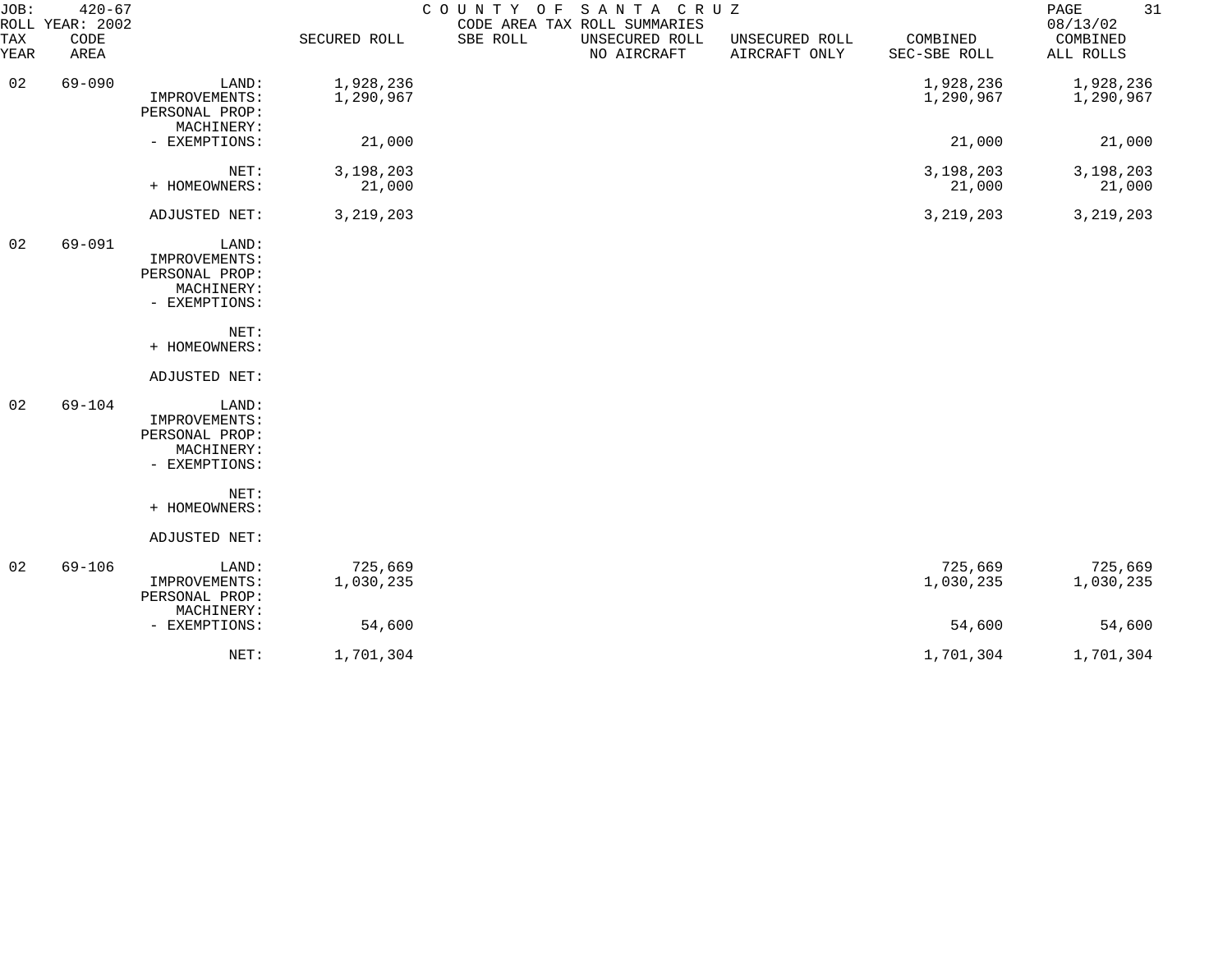COUNTY OF SANTA CRUZ
CODE AREA TAX ROLL SUMMARIES

JOB: 420-67
ROLL YEAR: 2002
08/13/02

| TAX YEAR | CODE AREA | | SECURED ROLL | SBE ROLL | UNSECURED ROLL NO AIRCRAFT | UNSECURED ROLL AIRCRAFT ONLY | COMBINED SEC-SBE ROLL | COMBINED ALL ROLLS |
|---|---|---|---|---|---|---|---|---|
| 02 | 69-090 | LAND: | 1,928,236 | | | | 1,928,236 | 1,928,236 |
| | | IMPROVEMENTS: | 1,290,967 | | | | 1,290,967 | 1,290,967 |
| | | PERSONAL PROP: | | | | | | |
| | | MACHINERY: | | | | | | |
| | | - EXEMPTIONS: | 21,000 | | | | 21,000 | 21,000 |
| | | NET: | 3,198,203 | | | | 3,198,203 | 3,198,203 |
| | | + HOMEOWNERS: | 21,000 | | | | 21,000 | 21,000 |
| | | ADJUSTED NET: | 3,219,203 | | | | 3,219,203 | 3,219,203 |
| 02 | 69-091 | LAND: | | | | | | |
| | | IMPROVEMENTS: | | | | | | |
| | | PERSONAL PROP: | | | | | | |
| | | MACHINERY: | | | | | | |
| | | - EXEMPTIONS: | | | | | | |
| | | NET: | | | | | | |
| | | + HOMEOWNERS: | | | | | | |
| | | ADJUSTED NET: | | | | | | |
| 02 | 69-104 | LAND: | | | | | | |
| | | IMPROVEMENTS: | | | | | | |
| | | PERSONAL PROP: | | | | | | |
| | | MACHINERY: | | | | | | |
| | | - EXEMPTIONS: | | | | | | |
| | | NET: | | | | | | |
| | | + HOMEOWNERS: | | | | | | |
| | | ADJUSTED NET: | | | | | | |
| 02 | 69-106 | LAND: | 725,669 | | | | 725,669 | 725,669 |
| | | IMPROVEMENTS: | 1,030,235 | | | | 1,030,235 | 1,030,235 |
| | | PERSONAL PROP: | | | | | | |
| | | MACHINERY: | | | | | | |
| | | - EXEMPTIONS: | 54,600 | | | | 54,600 | 54,600 |
| | | NET: | 1,701,304 | | | | 1,701,304 | 1,701,304 |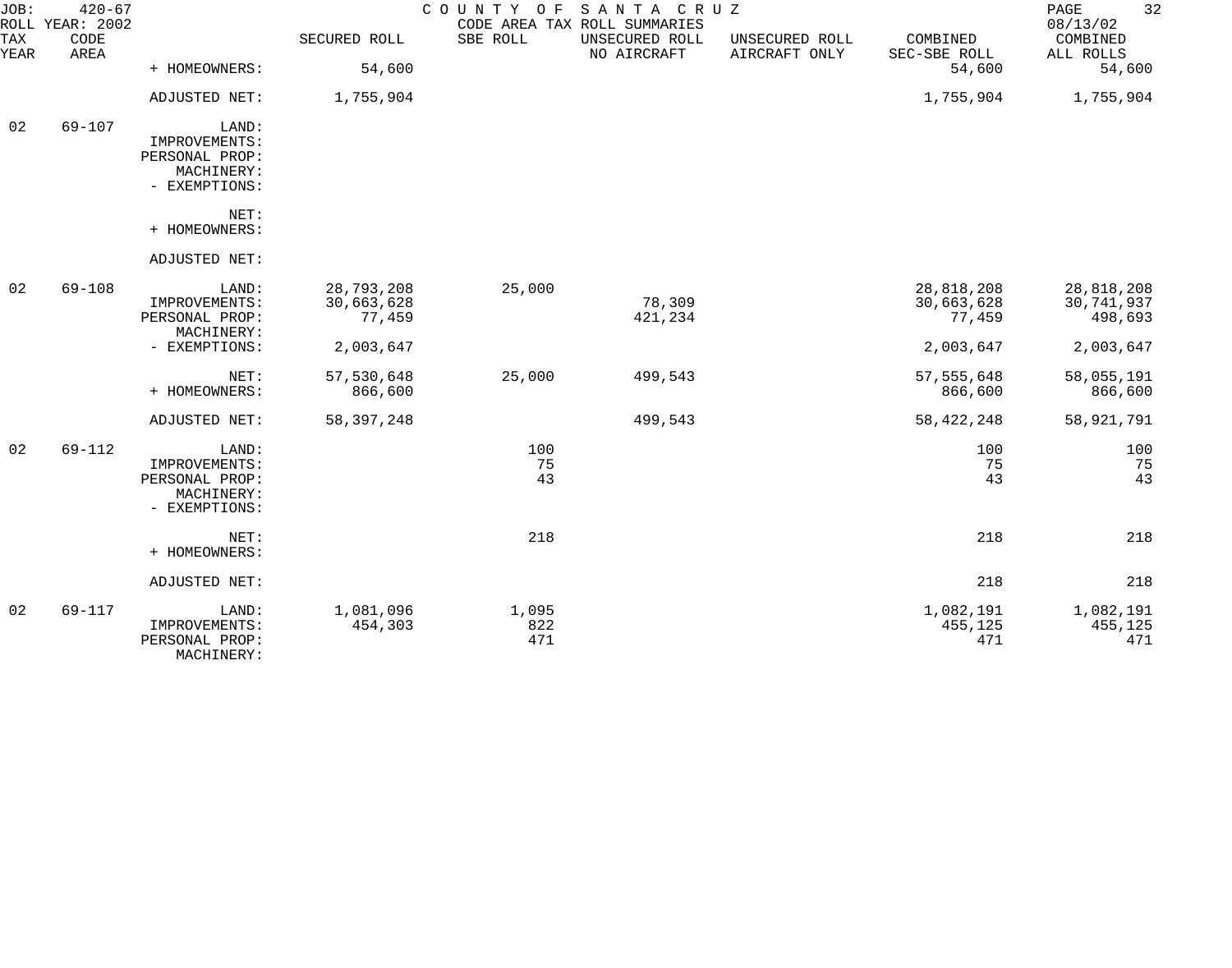JOB: 420-67
ROLL YEAR: 2002

COUNTY OF SANTA CRUZ
CODE AREA TAX ROLL SUMMARIES

08/13/02

| TAX YEAR | CODE AREA | | SECURED ROLL | SBE ROLL | UNSECURED ROLL NO AIRCRAFT | UNSECURED ROLL AIRCRAFT ONLY | COMBINED SEC-SBE ROLL | COMBINED ALL ROLLS |
|---|---|---|---|---|---|---|---|---|
| | | + HOMEOWNERS: | 54,600 | | | | 54,600 | 54,600 |
| | | ADJUSTED NET: | 1,755,904 | | | | 1,755,904 | 1,755,904 |
| 02 | 69-107 | LAND: | | | | | | |
| | | IMPROVEMENTS: | | | | | | |
| | | PERSONAL PROP: | | | | | | |
| | | MACHINERY: | | | | | | |
| | | - EXEMPTIONS: | | | | | | |
| | | NET: | | | | | | |
| | | + HOMEOWNERS: | | | | | | |
| | | ADJUSTED NET: | | | | | | |
| 02 | 69-108 | LAND: | 28,793,208 | 25,000 | | | 28,818,208 | 28,818,208 |
| | | IMPROVEMENTS: | 30,663,628 | | 78,309 | | 30,663,628 | 30,741,937 |
| | | PERSONAL PROP: | 77,459 | | 421,234 | | 77,459 | 498,693 |
| | | MACHINERY: | | | | | | |
| | | - EXEMPTIONS: | 2,003,647 | | | | 2,003,647 | 2,003,647 |
| | | NET: | 57,530,648 | 25,000 | 499,543 | | 57,555,648 | 58,055,191 |
| | | + HOMEOWNERS: | 866,600 | | | | 866,600 | 866,600 |
| | | ADJUSTED NET: | 58,397,248 | | 499,543 | | 58,422,248 | 58,921,791 |
| 02 | 69-112 | LAND: | | 100 | | | 100 | 100 |
| | | IMPROVEMENTS: | | 75 | | | 75 | 75 |
| | | PERSONAL PROP: | | 43 | | | 43 | 43 |
| | | MACHINERY: | | | | | | |
| | | - EXEMPTIONS: | | | | | | |
| | | NET: | | 218 | | | 218 | 218 |
| | | + HOMEOWNERS: | | | | | | |
| | | ADJUSTED NET: | | | | | 218 | 218 |
| 02 | 69-117 | LAND: | 1,081,096 | 1,095 | | | 1,082,191 | 1,082,191 |
| | | IMPROVEMENTS: | 454,303 | 822 | | | 455,125 | 455,125 |
| | | PERSONAL PROP: | | 471 | | | 471 | 471 |
| | | MACHINERY: | | | | | | |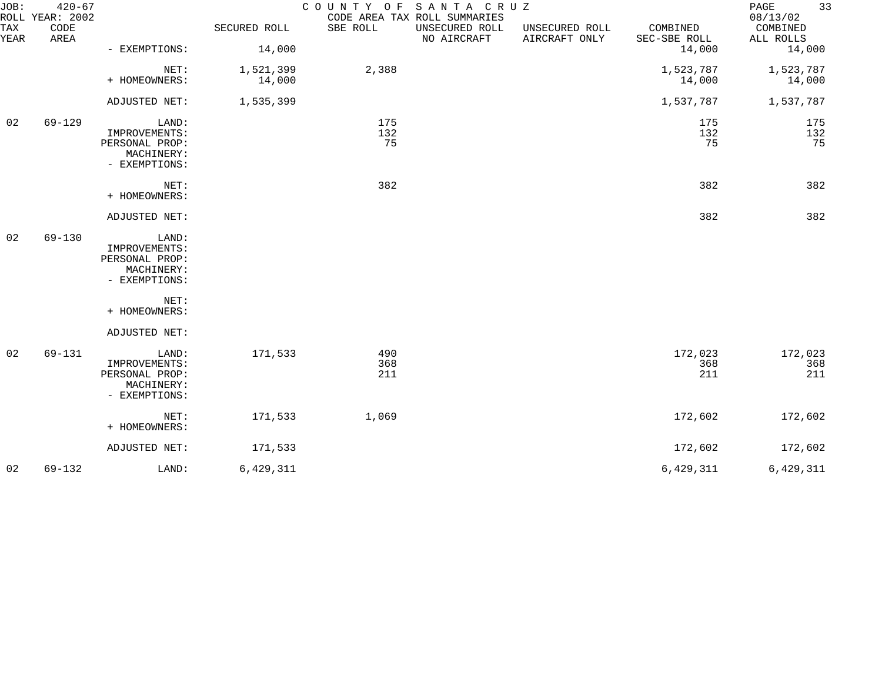JOB: 420-67 COUNTY OF SANTA CRUZ
ROLL YEAR: 2002 CODE AREA TAX ROLL SUMMARIES 08/13/02

| TAX YEAR | CODE AREA | | SECURED ROLL | SBE ROLL | UNSECURED ROLL NO AIRCRAFT | UNSECURED ROLL AIRCRAFT ONLY | COMBINED SEC-SBE ROLL | COMBINED ALL ROLLS |
|---|---|---|---|---|---|---|---|---|
| | | - EXEMPTIONS: | 14,000 | | | | 14,000 | 14,000 |
| | | NET: | 1,521,399 | 2,388 | | | 1,523,787 | 1,523,787 |
| | | + HOMEOWNERS: | 14,000 | | | | 14,000 | 14,000 |
| | | ADJUSTED NET: | 1,535,399 | | | | 1,537,787 | 1,537,787 |
| 02 | 69-129 | LAND: | | 175 | | | 175 | 175 |
| | | IMPROVEMENTS: | | 132 | | | 132 | 132 |
| | | PERSONAL PROP: | | 75 | | | 75 | 75 |
| | | MACHINERY: | | | | | | |
| | | - EXEMPTIONS: | | | | | | |
| | | NET: | | 382 | | | 382 | 382 |
| | | + HOMEOWNERS: | | | | | | |
| | | ADJUSTED NET: | | | | | 382 | 382 |
| 02 | 69-130 | LAND: | | | | | | |
| | | IMPROVEMENTS: | | | | | | |
| | | PERSONAL PROP: | | | | | | |
| | | MACHINERY: | | | | | | |
| | | - EXEMPTIONS: | | | | | | |
| | | NET: | | | | | | |
| | | + HOMEOWNERS: | | | | | | |
| | | ADJUSTED NET: | | | | | | |
| 02 | 69-131 | LAND: | 171,533 | 490 | | | 172,023 | 172,023 |
| | | IMPROVEMENTS: | | 368 | | | 368 | 368 |
| | | PERSONAL PROP: | | 211 | | | 211 | 211 |
| | | MACHINERY: | | | | | | |
| | | - EXEMPTIONS: | | | | | | |
| | | NET: | 171,533 | 1,069 | | | 172,602 | 172,602 |
| | | + HOMEOWNERS: | | | | | | |
| | | ADJUSTED NET: | 171,533 | | | | 172,602 | 172,602 |
| 02 | 69-132 | LAND: | 6,429,311 | | | | 6,429,311 | 6,429,311 |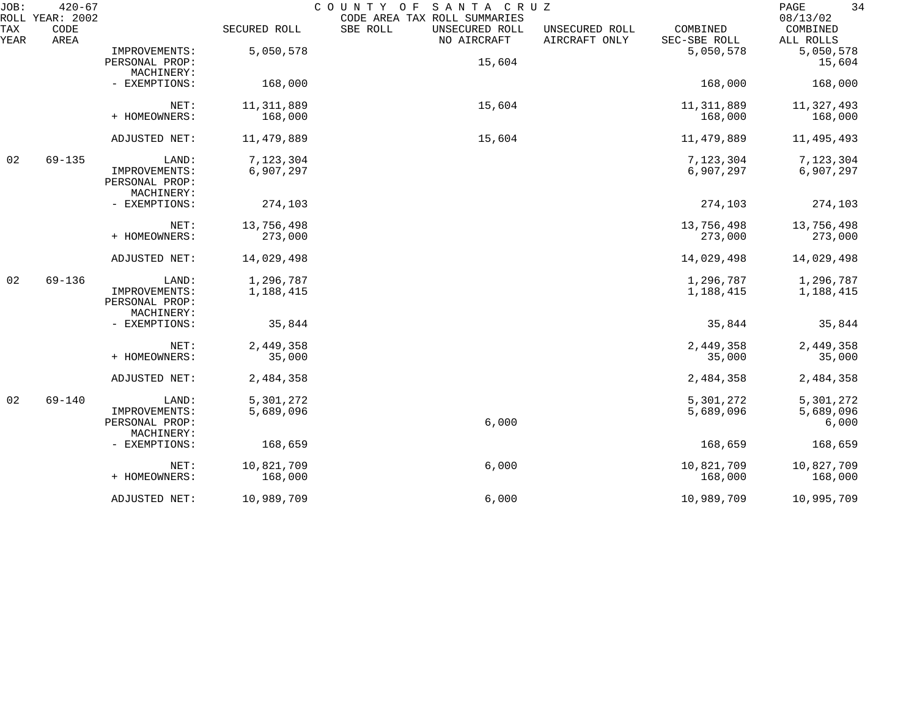| TAX YEAR | CODE AREA | | SECURED ROLL | SBE ROLL | UNSECURED ROLL NO AIRCRAFT | UNSECURED ROLL AIRCRAFT ONLY | COMBINED SEC-SBE ROLL | COMBINED ALL ROLLS |
|---|---|---|---|---|---|---|---|---|
| | | IMPROVEMENTS: | 5,050,578 | | | | 5,050,578 | 5,050,578 |
| | | PERSONAL PROP: | | | 15,604 | | | 15,604 |
| | | MACHINERY: | | | | | | |
| | | - EXEMPTIONS: | 168,000 | | | | 168,000 | 168,000 |
| | | NET: | 11,311,889 | | 15,604 | | 11,311,889 | 11,327,493 |
| | | + HOMEOWNERS: | 168,000 | | | | 168,000 | 168,000 |
| | | ADJUSTED NET: | 11,479,889 | | 15,604 | | 11,479,889 | 11,495,493 |
| 02 | 69-135 | LAND: | 7,123,304 | | | | 7,123,304 | 7,123,304 |
| | | IMPROVEMENTS: | 6,907,297 | | | | 6,907,297 | 6,907,297 |
| | | PERSONAL PROP: | | | | | | |
| | | MACHINERY: | | | | | | |
| | | - EXEMPTIONS: | 274,103 | | | | 274,103 | 274,103 |
| | | NET: | 13,756,498 | | | | 13,756,498 | 13,756,498 |
| | | + HOMEOWNERS: | 273,000 | | | | 273,000 | 273,000 |
| | | ADJUSTED NET: | 14,029,498 | | | | 14,029,498 | 14,029,498 |
| 02 | 69-136 | LAND: | 1,296,787 | | | | 1,296,787 | 1,296,787 |
| | | IMPROVEMENTS: | 1,188,415 | | | | 1,188,415 | 1,188,415 |
| | | PERSONAL PROP: | | | | | | |
| | | MACHINERY: | | | | | | |
| | | - EXEMPTIONS: | 35,844 | | | | 35,844 | 35,844 |
| | | NET: | 2,449,358 | | | | 2,449,358 | 2,449,358 |
| | | + HOMEOWNERS: | 35,000 | | | | 35,000 | 35,000 |
| | | ADJUSTED NET: | 2,484,358 | | | | 2,484,358 | 2,484,358 |
| 02 | 69-140 | LAND: | 5,301,272 | | | | 5,301,272 | 5,301,272 |
| | | IMPROVEMENTS: | 5,689,096 | | | | 5,689,096 | 5,689,096 |
| | | PERSONAL PROP: | | | 6,000 | | | 6,000 |
| | | MACHINERY: | | | | | | |
| | | - EXEMPTIONS: | 168,659 | | | | 168,659 | 168,659 |
| | | NET: | 10,821,709 | | 6,000 | | 10,821,709 | 10,827,709 |
| | | + HOMEOWNERS: | 168,000 | | | | 168,000 | 168,000 |
| | | ADJUSTED NET: | 10,989,709 | | 6,000 | | 10,989,709 | 10,995,709 |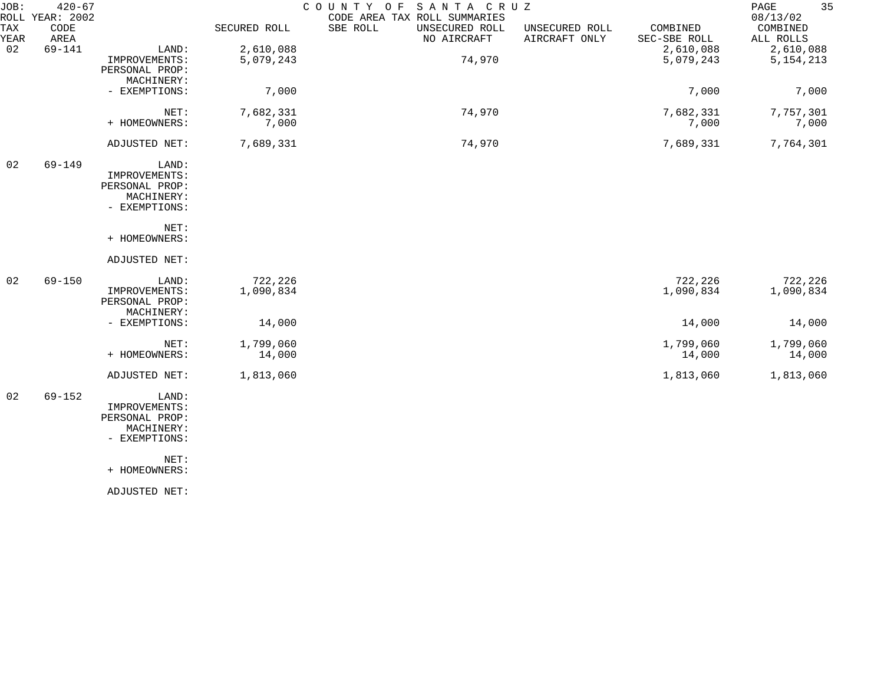JOB: 420-67 COUNTY OF SANTA CRUZ
ROLL YEAR: 2002 CODE AREA TAX ROLL SUMMARIES 08/13/02

| TAX YEAR | CODE AREA | | SECURED ROLL | SBE ROLL | UNSECURED ROLL NO AIRCRAFT | UNSECURED ROLL AIRCRAFT ONLY | COMBINED SEC-SBE ROLL | COMBINED ALL ROLLS |
|---|---|---|---|---|---|---|---|---|
| 02 | 69-141 | LAND: | 2,610,088 | | | | 2,610,088 | 2,610,088 |
| | | IMPROVEMENTS: | 5,079,243 | | 74,970 | | 5,079,243 | 5,154,213 |
| | | PERSONAL PROP: | | | | | | |
| | | MACHINERY: | | | | | | |
| | | - EXEMPTIONS: | 7,000 | | | | 7,000 | 7,000 |
| | | NET: | 7,682,331 | | 74,970 | | 7,682,331 | 7,757,301 |
| | | + HOMEOWNERS: | 7,000 | | | | 7,000 | 7,000 |
| | | ADJUSTED NET: | 7,689,331 | | 74,970 | | 7,689,331 | 7,764,301 |
| 02 | 69-149 | LAND: | | | | | | |
| | | IMPROVEMENTS: | | | | | | |
| | | PERSONAL PROP: | | | | | | |
| | | MACHINERY: | | | | | | |
| | | - EXEMPTIONS: | | | | | | |
| | | NET: | | | | | | |
| | | + HOMEOWNERS: | | | | | | |
| | | ADJUSTED NET: | | | | | | |
| 02 | 69-150 | LAND: | 722,226 | | | | 722,226 | 722,226 |
| | | IMPROVEMENTS: | 1,090,834 | | | | 1,090,834 | 1,090,834 |
| | | PERSONAL PROP: | | | | | | |
| | | MACHINERY: | | | | | | |
| | | - EXEMPTIONS: | 14,000 | | | | 14,000 | 14,000 |
| | | NET: | 1,799,060 | | | | 1,799,060 | 1,799,060 |
| | | + HOMEOWNERS: | 14,000 | | | | 14,000 | 14,000 |
| | | ADJUSTED NET: | 1,813,060 | | | | 1,813,060 | 1,813,060 |
| 02 | 69-152 | LAND: | | | | | | |
| | | IMPROVEMENTS: | | | | | | |
| | | PERSONAL PROP: | | | | | | |
| | | MACHINERY: | | | | | | |
| | | - EXEMPTIONS: | | | | | | |
| | | NET: | | | | | | |
| | | + HOMEOWNERS: | | | | | | |
| | | ADJUSTED NET: | | | | | | |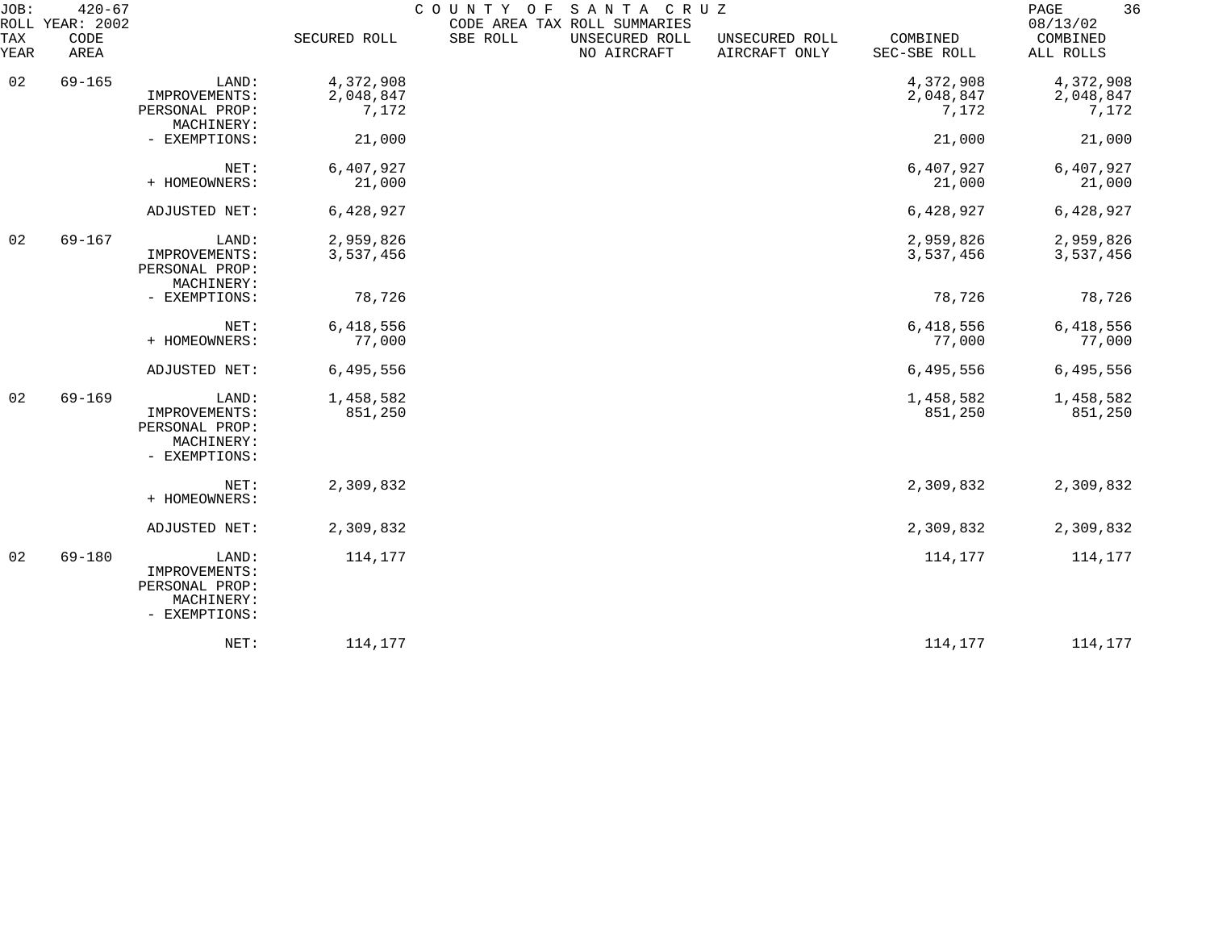JOB: 420-67 COUNTY OF SANTA CRUZ
ROLL YEAR: 2002 CODE AREA TAX ROLL SUMMARIES 08/13/02

| TAX YEAR | CODE AREA | | SECURED ROLL | SBE ROLL | UNSECURED ROLL NO AIRCRAFT | UNSECURED ROLL AIRCRAFT ONLY | COMBINED SEC-SBE ROLL | COMBINED ALL ROLLS |
|---|---|---|---|---|---|---|---|---|
| 02 | 69-165 | LAND: | 4,372,908 | | | | 4,372,908 | 4,372,908 |
| | | IMPROVEMENTS: | 2,048,847 | | | | 2,048,847 | 2,048,847 |
| | | PERSONAL PROP: | 7,172 | | | | 7,172 | 7,172 |
| | | MACHINERY: | | | | | | |
| | | - EXEMPTIONS: | 21,000 | | | | 21,000 | 21,000 |
| | | NET: | 6,407,927 | | | | 6,407,927 | 6,407,927 |
| | | + HOMEOWNERS: | 21,000 | | | | 21,000 | 21,000 |
| | | ADJUSTED NET: | 6,428,927 | | | | 6,428,927 | 6,428,927 |
| 02 | 69-167 | LAND: | 2,959,826 | | | | 2,959,826 | 2,959,826 |
| | | IMPROVEMENTS: | 3,537,456 | | | | 3,537,456 | 3,537,456 |
| | | PERSONAL PROP: | | | | | | |
| | | MACHINERY: | | | | | | |
| | | - EXEMPTIONS: | 78,726 | | | | 78,726 | 78,726 |
| | | NET: | 6,418,556 | | | | 6,418,556 | 6,418,556 |
| | | + HOMEOWNERS: | 77,000 | | | | 77,000 | 77,000 |
| | | ADJUSTED NET: | 6,495,556 | | | | 6,495,556 | 6,495,556 |
| 02 | 69-169 | LAND: | 1,458,582 | | | | 1,458,582 | 1,458,582 |
| | | IMPROVEMENTS: | 851,250 | | | | 851,250 | 851,250 |
| | | PERSONAL PROP: | | | | | | |
| | | MACHINERY: | | | | | | |
| | | - EXEMPTIONS: | | | | | | |
| | | NET: | 2,309,832 | | | | 2,309,832 | 2,309,832 |
| | | + HOMEOWNERS: | | | | | | |
| | | ADJUSTED NET: | 2,309,832 | | | | 2,309,832 | 2,309,832 |
| 02 | 69-180 | LAND: | 114,177 | | | | 114,177 | 114,177 |
| | | IMPROVEMENTS: | | | | | | |
| | | PERSONAL PROP: | | | | | | |
| | | MACHINERY: | | | | | | |
| | | - EXEMPTIONS: | | | | | | |
| | | NET: | 114,177 | | | | 114,177 | 114,177 |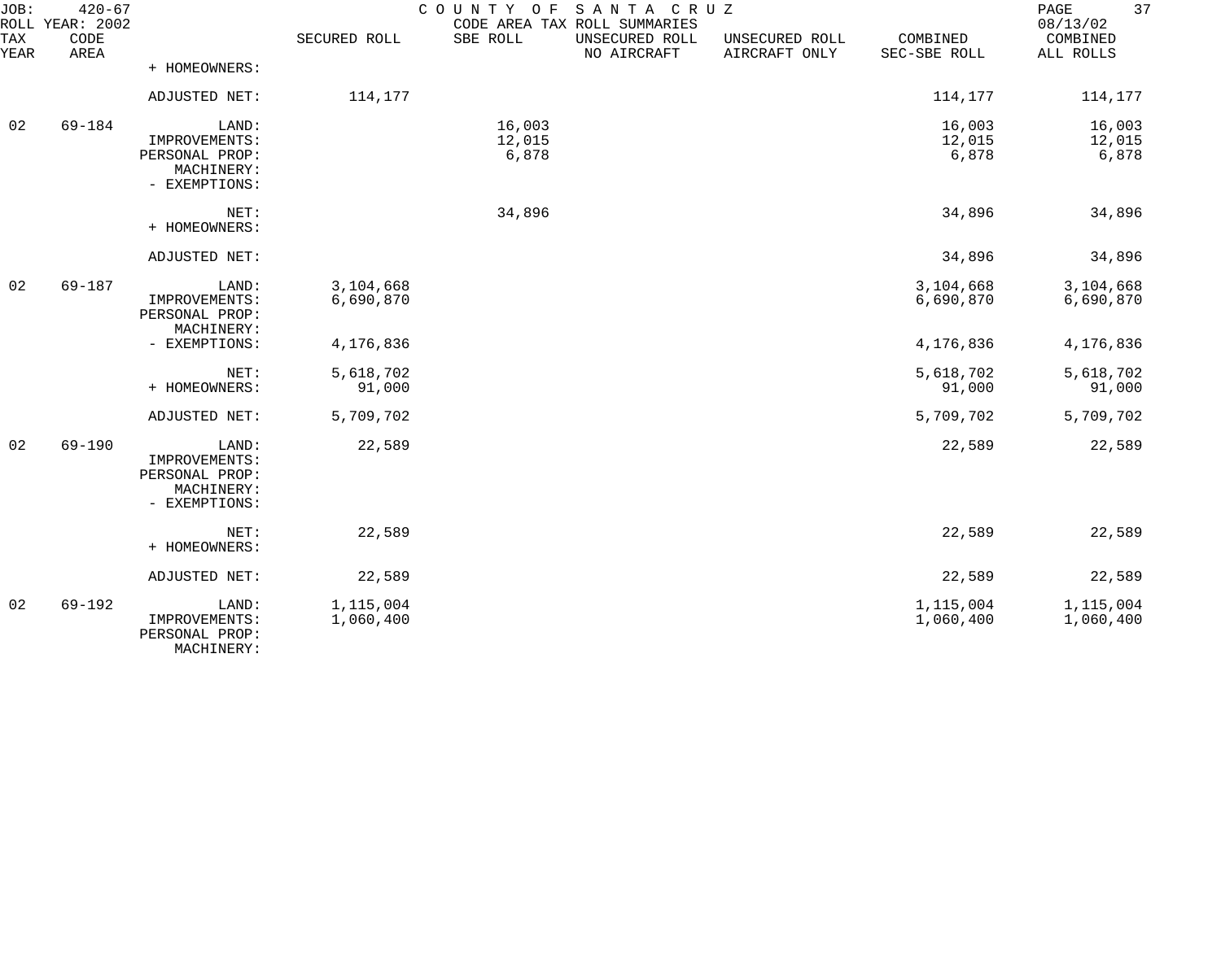JOB: 420-67 COUNTY OF SANTA CRUZ
ROLL YEAR: 2002 CODE AREA TAX ROLL SUMMARIES 08/13/02

| TAX YEAR | CODE AREA | | SECURED ROLL | SBE ROLL | UNSECURED ROLL NO AIRCRAFT | UNSECURED ROLL AIRCRAFT ONLY | COMBINED SEC-SBE ROLL | COMBINED ALL ROLLS |
|---|---|---|---|---|---|---|---|---|
| | | + HOMEOWNERS: | | | | | | |
| | | ADJUSTED NET: | 114,177 | | | | 114,177 | 114,177 |
| 02 | 69-184 | LAND: | | 16,003 | | | 16,003 | 16,003 |
| | | IMPROVEMENTS: | | 12,015 | | | 12,015 | 12,015 |
| | | PERSONAL PROP: | | 6,878 | | | 6,878 | 6,878 |
| | | MACHINERY: | | | | | | |
| | | - EXEMPTIONS: | | | | | | |
| | | NET: | | 34,896 | | | 34,896 | 34,896 |
| | | + HOMEOWNERS: | | | | | | |
| | | ADJUSTED NET: | | | | | 34,896 | 34,896 |
| 02 | 69-187 | LAND: | 3,104,668 | | | | 3,104,668 | 3,104,668 |
| | | IMPROVEMENTS: | 6,690,870 | | | | 6,690,870 | 6,690,870 |
| | | PERSONAL PROP: | | | | | | |
| | | MACHINERY: | | | | | | |
| | | - EXEMPTIONS: | 4,176,836 | | | | 4,176,836 | 4,176,836 |
| | | NET: | 5,618,702 | | | | 5,618,702 | 5,618,702 |
| | | + HOMEOWNERS: | 91,000 | | | | 91,000 | 91,000 |
| | | ADJUSTED NET: | 5,709,702 | | | | 5,709,702 | 5,709,702 |
| 02 | 69-190 | LAND: | 22,589 | | | | 22,589 | 22,589 |
| | | IMPROVEMENTS: | | | | | | |
| | | PERSONAL PROP: | | | | | | |
| | | MACHINERY: | | | | | | |
| | | - EXEMPTIONS: | | | | | | |
| | | NET: | 22,589 | | | | 22,589 | 22,589 |
| | | + HOMEOWNERS: | | | | | | |
| | | ADJUSTED NET: | 22,589 | | | | 22,589 | 22,589 |
| 02 | 69-192 | LAND: | 1,115,004 | | | | 1,115,004 | 1,115,004 |
| | | IMPROVEMENTS: | 1,060,400 | | | | 1,060,400 | 1,060,400 |
| | | PERSONAL PROP: | | | | | | |
| | | MACHINERY: | | | | | | |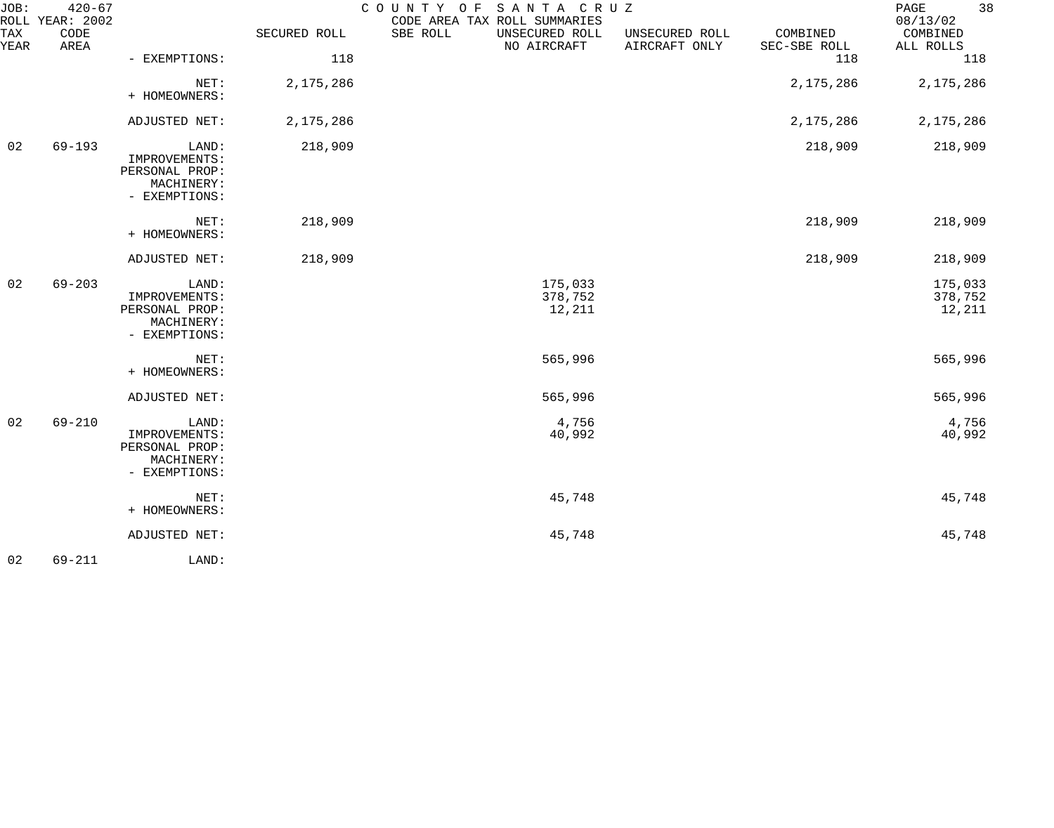JOB: 420-67 COUNTY OF SANTA CRUZ
ROLL YEAR: 2002 CODE AREA TAX ROLL SUMMARIES 08/13/02

| TAX YEAR | CODE AREA | | SECURED ROLL | SBE ROLL | UNSECURED ROLL NO AIRCRAFT | UNSECURED ROLL AIRCRAFT ONLY | COMBINED SEC-SBE ROLL | COMBINED ALL ROLLS |
|---|---|---|---|---|---|---|---|---|
| | | - EXEMPTIONS: | 118 | | | | 118 | 118 |
| | | NET: | 2,175,286 | | | | 2,175,286 | 2,175,286 |
| | | + HOMEOWNERS: | | | | | | |
| | | ADJUSTED NET: | 2,175,286 | | | | 2,175,286 | 2,175,286 |
| 02 | 69-193 | LAND: | 218,909 | | | | 218,909 | 218,909 |
| | | IMPROVEMENTS: | | | | | | |
| | | PERSONAL PROP: | | | | | | |
| | | MACHINERY: | | | | | | |
| | | - EXEMPTIONS: | | | | | | |
| | | NET: | 218,909 | | | | 218,909 | 218,909 |
| | | + HOMEOWNERS: | | | | | | |
| | | ADJUSTED NET: | 218,909 | | | | 218,909 | 218,909 |
| 02 | 69-203 | LAND: | | | 175,033 | | | 175,033 |
| | | IMPROVEMENTS: | | | 378,752 | | | 378,752 |
| | | PERSONAL PROP: | | | 12,211 | | | 12,211 |
| | | MACHINERY: | | | | | | |
| | | - EXEMPTIONS: | | | | | | |
| | | NET: | | | 565,996 | | | 565,996 |
| | | + HOMEOWNERS: | | | | | | |
| | | ADJUSTED NET: | | | 565,996 | | | 565,996 |
| 02 | 69-210 | LAND: | | | 4,756 | | | 4,756 |
| | | IMPROVEMENTS: | | | 40,992 | | | 40,992 |
| | | PERSONAL PROP: | | | | | | |
| | | MACHINERY: | | | | | | |
| | | - EXEMPTIONS: | | | | | | |
| | | NET: | | | 45,748 | | | 45,748 |
| | | + HOMEOWNERS: | | | | | | |
| | | ADJUSTED NET: | | | 45,748 | | | 45,748 |
| 02 | 69-211 | LAND: | | | | | | |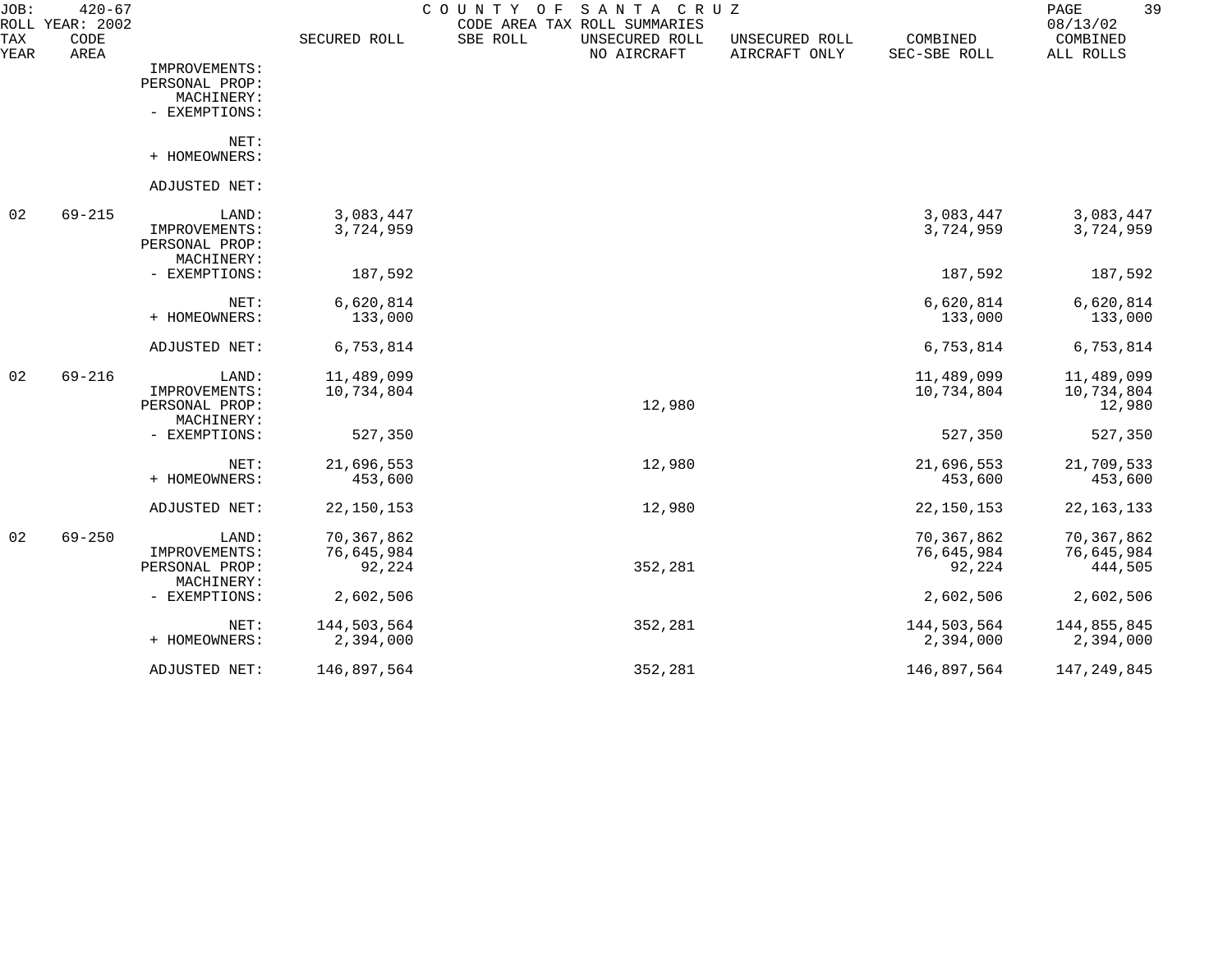JOB: 420-67 COUNTY OF SANTA CRUZ
ROLL YEAR: 2002 CODE AREA TAX ROLL SUMMARIES 08/13/02

| TAX YEAR | CODE AREA | | SECURED ROLL | SBE ROLL | UNSECURED ROLL NO AIRCRAFT | UNSECURED ROLL AIRCRAFT ONLY | COMBINED SEC-SBE ROLL | COMBINED ALL ROLLS |
|---|---|---|---|---|---|---|---|---|
| | | IMPROVEMENTS: | | | | | | |
| | | PERSONAL PROP: | | | | | | |
| | | MACHINERY: | | | | | | |
| | | - EXEMPTIONS: | | | | | | |
| | | NET: | | | | | | |
| | | + HOMEOWNERS: | | | | | | |
| | | ADJUSTED NET: | | | | | | |
| 02 | 69-215 | LAND: | 3,083,447 | | | | 3,083,447 | 3,083,447 |
| | | IMPROVEMENTS: | 3,724,959 | | | | 3,724,959 | 3,724,959 |
| | | PERSONAL PROP: | | | | | | |
| | | MACHINERY: | | | | | | |
| | | - EXEMPTIONS: | 187,592 | | | | 187,592 | 187,592 |
| | | NET: | 6,620,814 | | | | 6,620,814 | 6,620,814 |
| | | + HOMEOWNERS: | 133,000 | | | | 133,000 | 133,000 |
| | | ADJUSTED NET: | 6,753,814 | | | | 6,753,814 | 6,753,814 |
| 02 | 69-216 | LAND: | 11,489,099 | | | | 11,489,099 | 11,489,099 |
| | | IMPROVEMENTS: | 10,734,804 | | | | 10,734,804 | 10,734,804 |
| | | PERSONAL PROP: | | | 12,980 | | | 12,980 |
| | | MACHINERY: | | | | | | |
| | | - EXEMPTIONS: | 527,350 | | | | 527,350 | 527,350 |
| | | NET: | 21,696,553 | | 12,980 | | 21,696,553 | 21,709,533 |
| | | + HOMEOWNERS: | 453,600 | | | | 453,600 | 453,600 |
| | | ADJUSTED NET: | 22,150,153 | | 12,980 | | 22,150,153 | 22,163,133 |
| 02 | 69-250 | LAND: | 70,367,862 | | | | 70,367,862 | 70,367,862 |
| | | IMPROVEMENTS: | 76,645,984 | | | | 76,645,984 | 76,645,984 |
| | | PERSONAL PROP: | 92,224 | | 352,281 | | 92,224 | 444,505 |
| | | MACHINERY: | | | | | | |
| | | - EXEMPTIONS: | 2,602,506 | | | | 2,602,506 | 2,602,506 |
| | | NET: | 144,503,564 | | 352,281 | | 144,503,564 | 144,855,845 |
| | | + HOMEOWNERS: | 2,394,000 | | | | 2,394,000 | 2,394,000 |
| | | ADJUSTED NET: | 146,897,564 | | 352,281 | | 146,897,564 | 147,249,845 |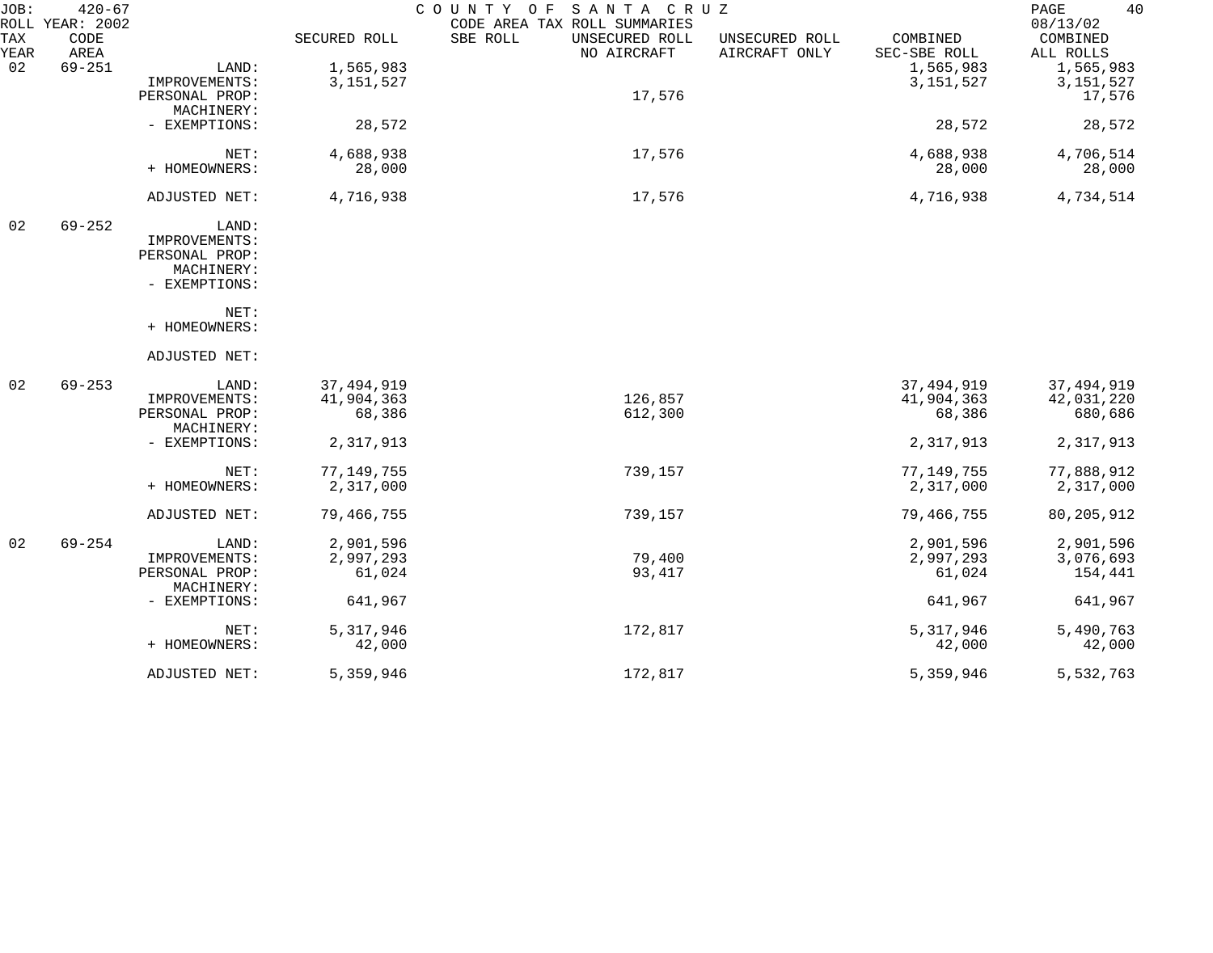JOB: 420-67 COUNTY OF SANTA CRUZ

ROLL YEAR: 2002 CODE AREA TAX ROLL SUMMARIES 08/13/02

| TAX YEAR | CODE AREA | | SECURED ROLL | SBE ROLL | UNSECURED ROLL NO AIRCRAFT | UNSECURED ROLL AIRCRAFT ONLY | COMBINED SEC-SBE ROLL | COMBINED ALL ROLLS |
|---|---|---|---|---|---|---|---|---|
| 02 | 69-251 | LAND: | 1,565,983 | | | | 1,565,983 | 1,565,983 |
| | | IMPROVEMENTS: | 3,151,527 | | | | 3,151,527 | 3,151,527 |
| | | PERSONAL PROP: | | | 17,576 | | | 17,576 |
| | | MACHINERY: | | | | | | |
| | | - EXEMPTIONS: | 28,572 | | | | 28,572 | 28,572 |
| | | NET: | 4,688,938 | | 17,576 | | 4,688,938 | 4,706,514 |
| | | + HOMEOWNERS: | 28,000 | | | | 28,000 | 28,000 |
| | | ADJUSTED NET: | 4,716,938 | | 17,576 | | 4,716,938 | 4,734,514 |
| 02 | 69-252 | LAND: | | | | | | |
| | | IMPROVEMENTS: | | | | | | |
| | | PERSONAL PROP: | | | | | | |
| | | MACHINERY: | | | | | | |
| | | - EXEMPTIONS: | | | | | | |
| | | NET: | | | | | | |
| | | + HOMEOWNERS: | | | | | | |
| | | ADJUSTED NET: | | | | | | |
| 02 | 69-253 | LAND: | 37,494,919 | | | | 37,494,919 | 37,494,919 |
| | | IMPROVEMENTS: | 41,904,363 | | 126,857 | | 41,904,363 | 42,031,220 |
| | | PERSONAL PROP: | 68,386 | | 612,300 | | 68,386 | 680,686 |
| | | MACHINERY: | | | | | | |
| | | - EXEMPTIONS: | 2,317,913 | | | | 2,317,913 | 2,317,913 |
| | | NET: | 77,149,755 | | 739,157 | | 77,149,755 | 77,888,912 |
| | | + HOMEOWNERS: | 2,317,000 | | | | 2,317,000 | 2,317,000 |
| | | ADJUSTED NET: | 79,466,755 | | 739,157 | | 79,466,755 | 80,205,912 |
| 02 | 69-254 | LAND: | 2,901,596 | | | | 2,901,596 | 2,901,596 |
| | | IMPROVEMENTS: | 2,997,293 | | 79,400 | | 2,997,293 | 3,076,693 |
| | | PERSONAL PROP: | 61,024 | | 93,417 | | 61,024 | 154,441 |
| | | MACHINERY: | | | | | | |
| | | - EXEMPTIONS: | 641,967 | | | | 641,967 | 641,967 |
| | | NET: | 5,317,946 | | 172,817 | | 5,317,946 | 5,490,763 |
| | | + HOMEOWNERS: | 42,000 | | | | 42,000 | 42,000 |
| | | ADJUSTED NET: | 5,359,946 | | 172,817 | | 5,359,946 | 5,532,763 |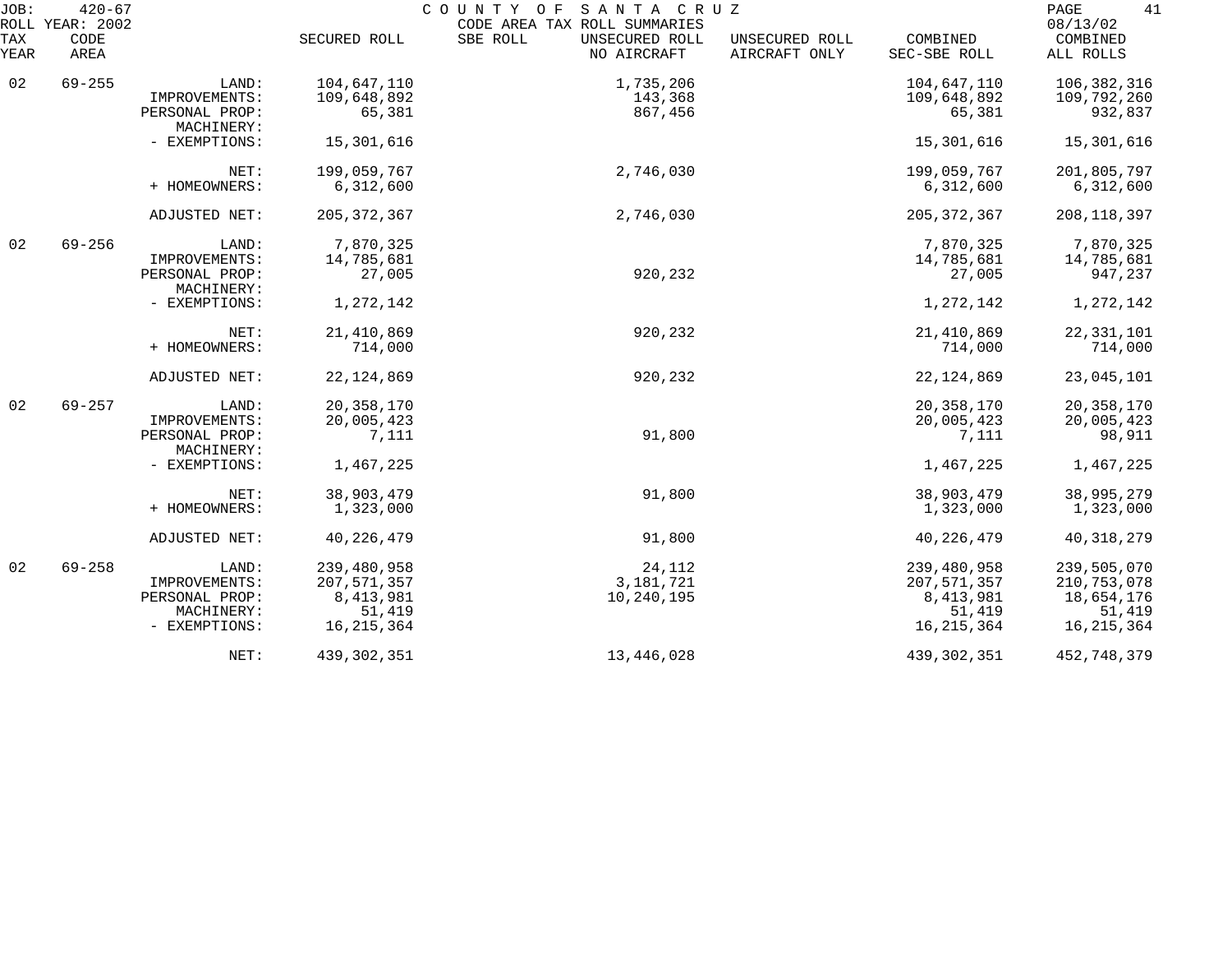JOB: 420-67 COUNTY OF SANTA CRUZ
ROLL YEAR: 2002 CODE AREA TAX ROLL SUMMARIES 08/13/02

| TAX YEAR | CODE AREA | | SECURED ROLL | SBE ROLL | UNSECURED ROLL NO AIRCRAFT | UNSECURED ROLL AIRCRAFT ONLY | COMBINED SEC-SBE ROLL | COMBINED ALL ROLLS |
|---|---|---|---|---|---|---|---|---|
| 02 | 69-255 | LAND: | 104,647,110 | | 1,735,206 | | 104,647,110 | 106,382,316 |
| | | IMPROVEMENTS: | 109,648,892 | | 143,368 | | 109,648,892 | 109,792,260 |
| | | PERSONAL PROP: | 65,381 | | 867,456 | | 65,381 | 932,837 |
| | | MACHINERY: | | | | | | |
| | | - EXEMPTIONS: | 15,301,616 | | | | 15,301,616 | 15,301,616 |
| | | NET: | 199,059,767 | | 2,746,030 | | 199,059,767 | 201,805,797 |
| | | + HOMEOWNERS: | 6,312,600 | | | | 6,312,600 | 6,312,600 |
| | | ADJUSTED NET: | 205,372,367 | | 2,746,030 | | 205,372,367 | 208,118,397 |
| 02 | 69-256 | LAND: | 7,870,325 | | | | 7,870,325 | 7,870,325 |
| | | IMPROVEMENTS: | 14,785,681 | | | | 14,785,681 | 14,785,681 |
| | | PERSONAL PROP: | 27,005 | | 920,232 | | 27,005 | 947,237 |
| | | MACHINERY: | | | | | | |
| | | - EXEMPTIONS: | 1,272,142 | | | | 1,272,142 | 1,272,142 |
| | | NET: | 21,410,869 | | 920,232 | | 21,410,869 | 22,331,101 |
| | | + HOMEOWNERS: | 714,000 | | | | 714,000 | 714,000 |
| | | ADJUSTED NET: | 22,124,869 | | 920,232 | | 22,124,869 | 23,045,101 |
| 02 | 69-257 | LAND: | 20,358,170 | | | | 20,358,170 | 20,358,170 |
| | | IMPROVEMENTS: | 20,005,423 | | | | 20,005,423 | 20,005,423 |
| | | PERSONAL PROP: | 7,111 | | 91,800 | | 7,111 | 98,911 |
| | | MACHINERY: | | | | | | |
| | | - EXEMPTIONS: | 1,467,225 | | | | 1,467,225 | 1,467,225 |
| | | NET: | 38,903,479 | | 91,800 | | 38,903,479 | 38,995,279 |
| | | + HOMEOWNERS: | 1,323,000 | | | | 1,323,000 | 1,323,000 |
| | | ADJUSTED NET: | 40,226,479 | | 91,800 | | 40,226,479 | 40,318,279 |
| 02 | 69-258 | LAND: | 239,480,958 | | 24,112 | | 239,480,958 | 239,505,070 |
| | | IMPROVEMENTS: | 207,571,357 | | 3,181,721 | | 207,571,357 | 210,753,078 |
| | | PERSONAL PROP: | 8,413,981 | | 10,240,195 | | 8,413,981 | 18,654,176 |
| | | MACHINERY: | 51,419 | | | | 51,419 | 51,419 |
| | | - EXEMPTIONS: | 16,215,364 | | | | 16,215,364 | 16,215,364 |
| | | NET: | 439,302,351 | | 13,446,028 | | 439,302,351 | 452,748,379 |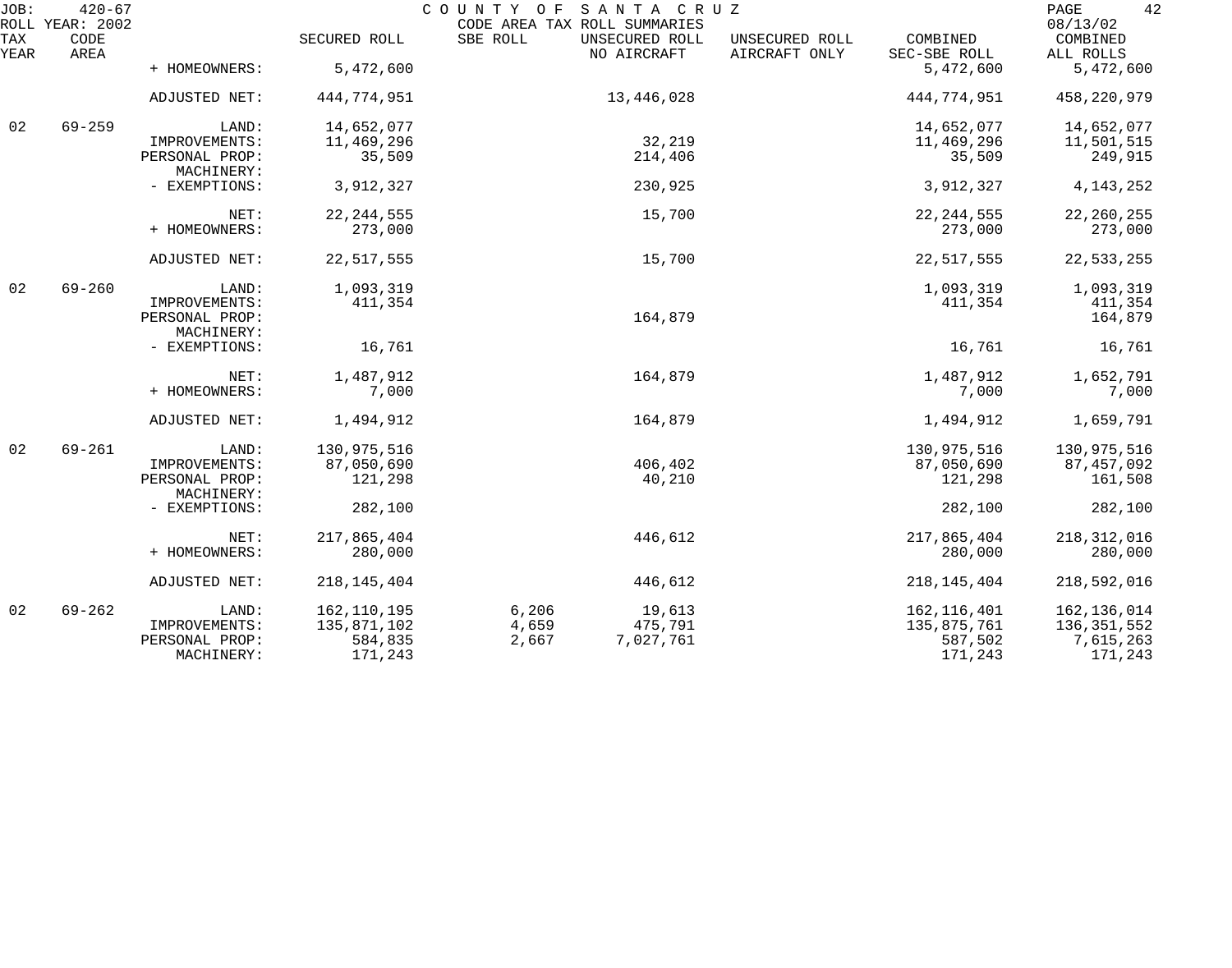JOB: 420-67 COUNTY OF SANTA CRUZ
ROLL YEAR: 2002 CODE AREA TAX ROLL SUMMARIES 08/13/02

| TAX YEAR | CODE AREA | | SECURED ROLL | SBE ROLL | UNSECURED ROLL NO AIRCRAFT | UNSECURED ROLL AIRCRAFT ONLY | COMBINED SEC-SBE ROLL | COMBINED ALL ROLLS |
|---|---|---|---|---|---|---|---|---|
| | | + HOMEOWNERS: | 5,472,600 | | | | 5,472,600 | 5,472,600 |
| | | ADJUSTED NET: | 444,774,951 | | 13,446,028 | | 444,774,951 | 458,220,979 |
| 02 | 69-259 | LAND: | 14,652,077 | | | | 14,652,077 | 14,652,077 |
| | | IMPROVEMENTS: | 11,469,296 | | 32,219 | | 11,469,296 | 11,501,515 |
| | | PERSONAL PROP: | 35,509 | | 214,406 | | 35,509 | 249,915 |
| | | MACHINERY: | | | | | | |
| | | - EXEMPTIONS: | 3,912,327 | | 230,925 | | 3,912,327 | 4,143,252 |
| | | NET: | 22,244,555 | | 15,700 | | 22,244,555 | 22,260,255 |
| | | + HOMEOWNERS: | 273,000 | | | | 273,000 | 273,000 |
| | | ADJUSTED NET: | 22,517,555 | | 15,700 | | 22,517,555 | 22,533,255 |
| 02 | 69-260 | LAND: | 1,093,319 | | | | 1,093,319 | 1,093,319 |
| | | IMPROVEMENTS: | 411,354 | | | | 411,354 | 411,354 |
| | | PERSONAL PROP: | | | 164,879 | | | 164,879 |
| | | MACHINERY: | | | | | | |
| | | - EXEMPTIONS: | 16,761 | | | | 16,761 | 16,761 |
| | | NET: | 1,487,912 | | 164,879 | | 1,487,912 | 1,652,791 |
| | | + HOMEOWNERS: | 7,000 | | | | 7,000 | 7,000 |
| | | ADJUSTED NET: | 1,494,912 | | 164,879 | | 1,494,912 | 1,659,791 |
| 02 | 69-261 | LAND: | 130,975,516 | | | | 130,975,516 | 130,975,516 |
| | | IMPROVEMENTS: | 87,050,690 | | 406,402 | | 87,050,690 | 87,457,092 |
| | | PERSONAL PROP: | 121,298 | | 40,210 | | 121,298 | 161,508 |
| | | MACHINERY: | | | | | | |
| | | - EXEMPTIONS: | 282,100 | | | | 282,100 | 282,100 |
| | | NET: | 217,865,404 | | 446,612 | | 217,865,404 | 218,312,016 |
| | | + HOMEOWNERS: | 280,000 | | | | 280,000 | 280,000 |
| | | ADJUSTED NET: | 218,145,404 | | 446,612 | | 218,145,404 | 218,592,016 |
| 02 | 69-262 | LAND: | 162,110,195 | 6,206 | 19,613 | | 162,116,401 | 162,136,014 |
| | | IMPROVEMENTS: | 135,871,102 | 4,659 | 475,791 | | 135,875,761 | 136,351,552 |
| | | PERSONAL PROP: | 584,835 | 2,667 | 7,027,761 | | 587,502 | 7,615,263 |
| | | MACHINERY: | 171,243 | | | | 171,243 | 171,243 |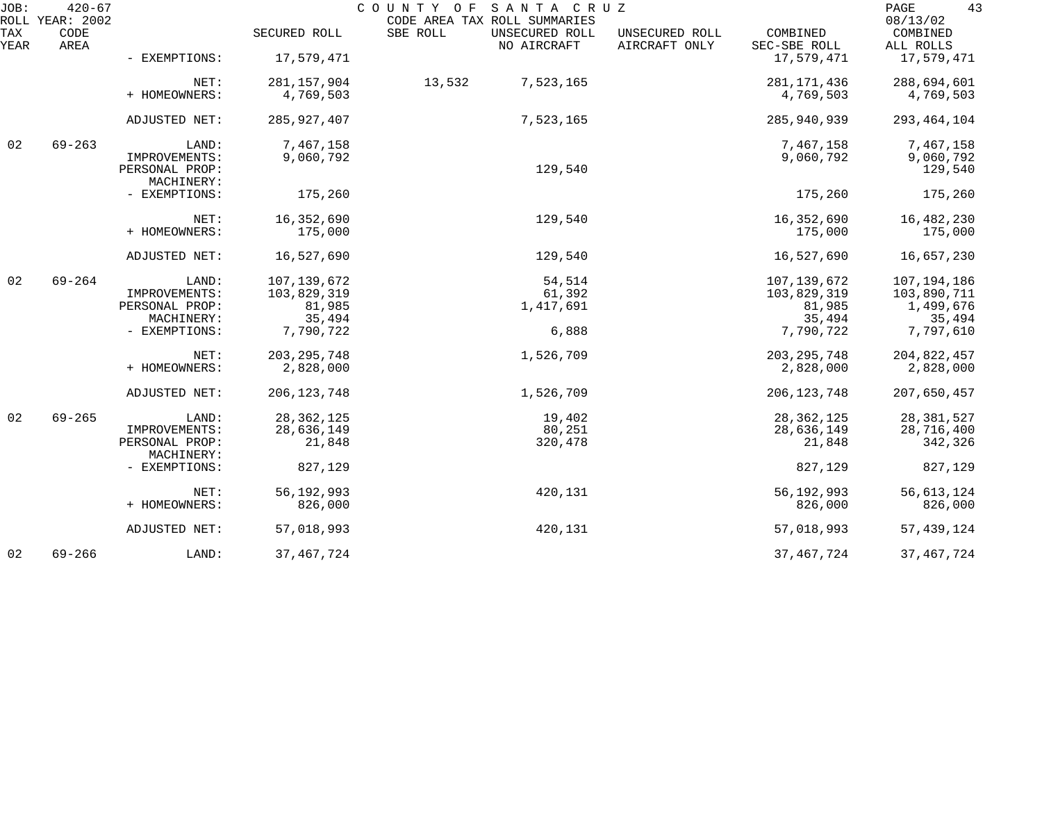JOB: 420-67 COUNTY OF SANTA CRUZ
ROLL YEAR: 2002 CODE AREA TAX ROLL SUMMARIES 08/13/02

| TAX YEAR | CODE AREA | | SECURED ROLL | SBE ROLL | UNSECURED ROLL NO AIRCRAFT | UNSECURED ROLL AIRCRAFT ONLY | COMBINED SEC-SBE ROLL | COMBINED ALL ROLLS |
|---|---|---|---|---|---|---|---|---|
| | | - EXEMPTIONS: | 17,579,471 | | | | 17,579,471 | 17,579,471 |
| | | NET: | 281,157,904 | 13,532 | 7,523,165 | | 281,171,436 | 288,694,601 |
| | | + HOMEOWNERS: | 4,769,503 | | | | 4,769,503 | 4,769,503 |
| | | ADJUSTED NET: | 285,927,407 | | 7,523,165 | | 285,940,939 | 293,464,104 |
| 02 | 69-263 | LAND: | 7,467,158 | | | | 7,467,158 | 7,467,158 |
| | | IMPROVEMENTS: | 9,060,792 | | | | 9,060,792 | 9,060,792 |
| | | PERSONAL PROP: | | | 129,540 | | | 129,540 |
| | | MACHINERY: | | | | | | |
| | | - EXEMPTIONS: | 175,260 | | | | 175,260 | 175,260 |
| | | NET: | 16,352,690 | | 129,540 | | 16,352,690 | 16,482,230 |
| | | + HOMEOWNERS: | 175,000 | | | | 175,000 | 175,000 |
| | | ADJUSTED NET: | 16,527,690 | | 129,540 | | 16,527,690 | 16,657,230 |
| 02 | 69-264 | LAND: | 107,139,672 | | 54,514 | | 107,139,672 | 107,194,186 |
| | | IMPROVEMENTS: | 103,829,319 | | 61,392 | | 103,829,319 | 103,890,711 |
| | | PERSONAL PROP: | 81,985 | | 1,417,691 | | 81,985 | 1,499,676 |
| | | MACHINERY: | 35,494 | | | | 35,494 | 35,494 |
| | | - EXEMPTIONS: | 7,790,722 | | 6,888 | | 7,790,722 | 7,797,610 |
| | | NET: | 203,295,748 | | 1,526,709 | | 203,295,748 | 204,822,457 |
| | | + HOMEOWNERS: | 2,828,000 | | | | 2,828,000 | 2,828,000 |
| | | ADJUSTED NET: | 206,123,748 | | 1,526,709 | | 206,123,748 | 207,650,457 |
| 02 | 69-265 | LAND: | 28,362,125 | | 19,402 | | 28,362,125 | 28,381,527 |
| | | IMPROVEMENTS: | 28,636,149 | | 80,251 | | 28,636,149 | 28,716,400 |
| | | PERSONAL PROP: | 21,848 | | 320,478 | | 21,848 | 342,326 |
| | | MACHINERY: | | | | | | |
| | | - EXEMPTIONS: | 827,129 | | | | 827,129 | 827,129 |
| | | NET: | 56,192,993 | | 420,131 | | 56,192,993 | 56,613,124 |
| | | + HOMEOWNERS: | 826,000 | | | | 826,000 | 826,000 |
| | | ADJUSTED NET: | 57,018,993 | | 420,131 | | 57,018,993 | 57,439,124 |
| 02 | 69-266 | LAND: | 37,467,724 | | | | 37,467,724 | 37,467,724 |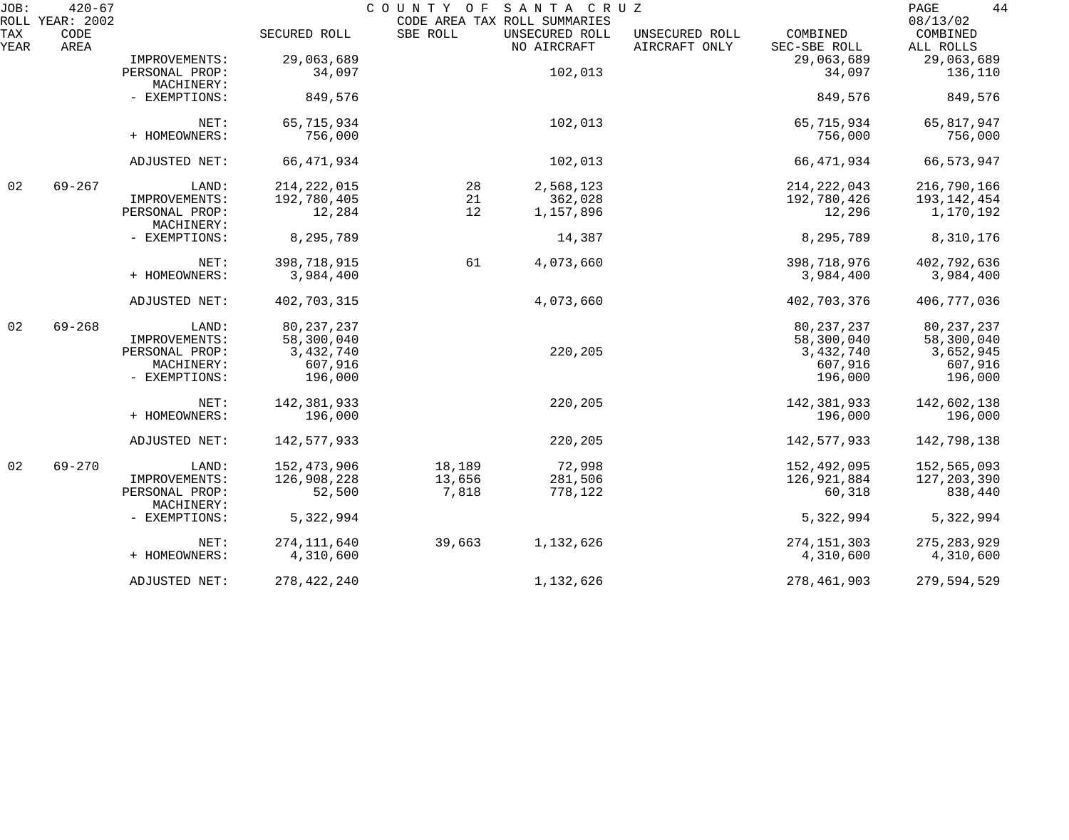JOB: 420-67 COUNTY OF SANTA CRUZ
ROLL YEAR: 2002 CODE AREA TAX ROLL SUMMARIES 08/13/02

| TAX YEAR | CODE AREA | | SECURED ROLL | SBE ROLL | UNSECURED ROLL NO AIRCRAFT | UNSECURED ROLL AIRCRAFT ONLY | COMBINED SEC-SBE ROLL | COMBINED ALL ROLLS |
|---|---|---|---|---|---|---|---|---|
| | | IMPROVEMENTS: | 29,063,689 | | | | 29,063,689 | 29,063,689 |
| | | PERSONAL PROP: | 34,097 | | 102,013 | | 34,097 | 136,110 |
| | | MACHINERY: | | | | | | |
| | | - EXEMPTIONS: | 849,576 | | | | 849,576 | 849,576 |
| | | NET: | 65,715,934 | | 102,013 | | 65,715,934 | 65,817,947 |
| | | + HOMEOWNERS: | 756,000 | | | | 756,000 | 756,000 |
| | | ADJUSTED NET: | 66,471,934 | | 102,013 | | 66,471,934 | 66,573,947 |
| 02 | 69-267 | LAND: | 214,222,015 | 28 | 2,568,123 | | 214,222,043 | 216,790,166 |
| | | IMPROVEMENTS: | 192,780,405 | 21 | 362,028 | | 192,780,426 | 193,142,454 |
| | | PERSONAL PROP: | 12,284 | 12 | 1,157,896 | | 12,296 | 1,170,192 |
| | | MACHINERY: | | | | | | |
| | | - EXEMPTIONS: | 8,295,789 | | 14,387 | | 8,295,789 | 8,310,176 |
| | | NET: | 398,718,915 | 61 | 4,073,660 | | 398,718,976 | 402,792,636 |
| | | + HOMEOWNERS: | 3,984,400 | | | | 3,984,400 | 3,984,400 |
| | | ADJUSTED NET: | 402,703,315 | | 4,073,660 | | 402,703,376 | 406,777,036 |
| 02 | 69-268 | LAND: | 80,237,237 | | | | 80,237,237 | 80,237,237 |
| | | IMPROVEMENTS: | 58,300,040 | | | | 58,300,040 | 58,300,040 |
| | | PERSONAL PROP: | 3,432,740 | | 220,205 | | 3,432,740 | 3,652,945 |
| | | MACHINERY: | 607,916 | | | | 607,916 | 607,916 |
| | | - EXEMPTIONS: | 196,000 | | | | 196,000 | 196,000 |
| | | NET: | 142,381,933 | | 220,205 | | 142,381,933 | 142,602,138 |
| | | + HOMEOWNERS: | 196,000 | | | | 196,000 | 196,000 |
| | | ADJUSTED NET: | 142,577,933 | | 220,205 | | 142,577,933 | 142,798,138 |
| 02 | 69-270 | LAND: | 152,473,906 | 18,189 | 72,998 | | 152,492,095 | 152,565,093 |
| | | IMPROVEMENTS: | 126,908,228 | 13,656 | 281,506 | | 126,921,884 | 127,203,390 |
| | | PERSONAL PROP: | 52,500 | 7,818 | 778,122 | | 60,318 | 838,440 |
| | | MACHINERY: | | | | | | |
| | | - EXEMPTIONS: | 5,322,994 | | | | 5,322,994 | 5,322,994 |
| | | NET: | 274,111,640 | 39,663 | 1,132,626 | | 274,151,303 | 275,283,929 |
| | | + HOMEOWNERS: | 4,310,600 | | | | 4,310,600 | 4,310,600 |
| | | ADJUSTED NET: | 278,422,240 | | 1,132,626 | | 278,461,903 | 279,594,529 |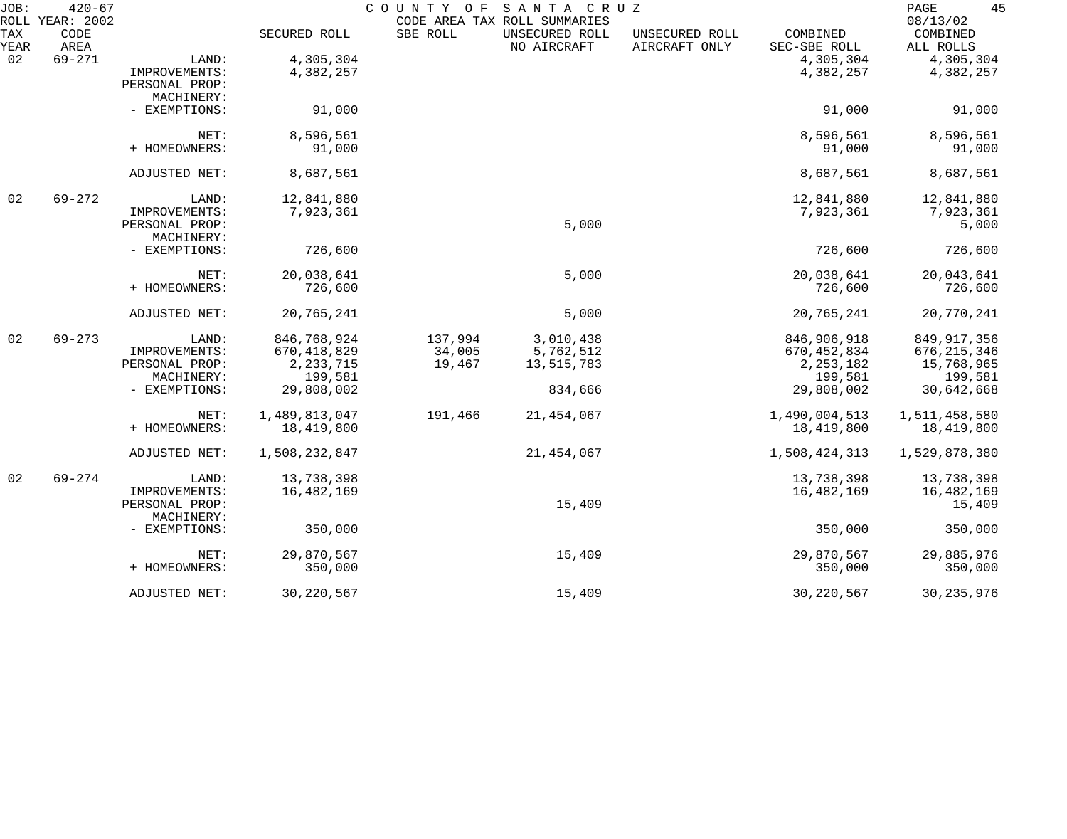JOB: 420-67 COUNTY OF SANTA CRUZ
ROLL YEAR: 2002 CODE AREA TAX ROLL SUMMARIES 08/13/02

| TAX YEAR | CODE AREA | | SECURED ROLL | SBE ROLL | UNSECURED ROLL NO AIRCRAFT | UNSECURED ROLL AIRCRAFT ONLY | COMBINED SEC-SBE ROLL | COMBINED ALL ROLLS |
|---|---|---|---|---|---|---|---|---|
| 02 | 69-271 | LAND: | 4,305,304 | | | | 4,305,304 | 4,305,304 |
| | | IMPROVEMENTS: | 4,382,257 | | | | 4,382,257 | 4,382,257 |
| | | PERSONAL PROP: | | | | | | |
| | | MACHINERY: | | | | | | |
| | | - EXEMPTIONS: | 91,000 | | | | 91,000 | 91,000 |
| | | NET: | 8,596,561 | | | | 8,596,561 | 8,596,561 |
| | | + HOMEOWNERS: | 91,000 | | | | 91,000 | 91,000 |
| | | ADJUSTED NET: | 8,687,561 | | | | 8,687,561 | 8,687,561 |
| 02 | 69-272 | LAND: | 12,841,880 | | | | 12,841,880 | 12,841,880 |
| | | IMPROVEMENTS: | 7,923,361 | | | | 7,923,361 | 7,923,361 |
| | | PERSONAL PROP: | | | 5,000 | | | 5,000 |
| | | MACHINERY: | | | | | | |
| | | - EXEMPTIONS: | 726,600 | | | | 726,600 | 726,600 |
| | | NET: | 20,038,641 | | 5,000 | | 20,038,641 | 20,043,641 |
| | | + HOMEOWNERS: | 726,600 | | | | 726,600 | 726,600 |
| | | ADJUSTED NET: | 20,765,241 | | 5,000 | | 20,765,241 | 20,770,241 |
| 02 | 69-273 | LAND: | 846,768,924 | 137,994 | 3,010,438 | | 846,906,918 | 849,917,356 |
| | | IMPROVEMENTS: | 670,418,829 | 34,005 | 5,762,512 | | 670,452,834 | 676,215,346 |
| | | PERSONAL PROP: | 2,233,715 | 19,467 | 13,515,783 | | 2,253,182 | 15,768,965 |
| | | MACHINERY: | 199,581 | | | | 199,581 | 199,581 |
| | | - EXEMPTIONS: | 29,808,002 | | 834,666 | | 29,808,002 | 30,642,668 |
| | | NET: | 1,489,813,047 | 191,466 | 21,454,067 | | 1,490,004,513 | 1,511,458,580 |
| | | + HOMEOWNERS: | 18,419,800 | | | | 18,419,800 | 18,419,800 |
| | | ADJUSTED NET: | 1,508,232,847 | | 21,454,067 | | 1,508,424,313 | 1,529,878,380 |
| 02 | 69-274 | LAND: | 13,738,398 | | | | 13,738,398 | 13,738,398 |
| | | IMPROVEMENTS: | 16,482,169 | | | | 16,482,169 | 16,482,169 |
| | | PERSONAL PROP: | | | 15,409 | | | 15,409 |
| | | MACHINERY: | | | | | | |
| | | - EXEMPTIONS: | 350,000 | | | | 350,000 | 350,000 |
| | | NET: | 29,870,567 | | 15,409 | | 29,870,567 | 29,885,976 |
| | | + HOMEOWNERS: | 350,000 | | | | 350,000 | 350,000 |
| | | ADJUSTED NET: | 30,220,567 | | 15,409 | | 30,220,567 | 30,235,976 |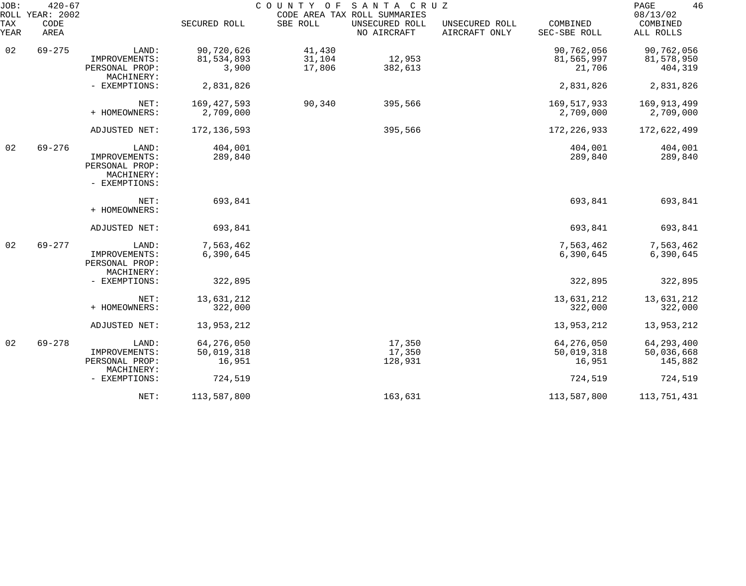JOB: 420-67 COUNTY OF SANTA CRUZ
ROLL YEAR: 2002 CODE AREA TAX ROLL SUMMARIES 08/13/02

| TAX YEAR | CODE AREA | | SECURED ROLL | SBE ROLL | UNSECURED ROLL NO AIRCRAFT | UNSECURED ROLL AIRCRAFT ONLY | COMBINED SEC-SBE ROLL | COMBINED ALL ROLLS |
|---|---|---|---|---|---|---|---|---|
| 02 | 69-275 | LAND: | 90,720,626 | 41,430 | | | 90,762,056 | 90,762,056 |
| | | IMPROVEMENTS: | 81,534,893 | 31,104 | 12,953 | | 81,565,997 | 81,578,950 |
| | | PERSONAL PROP: | 3,900 | 17,806 | 382,613 | | 21,706 | 404,319 |
| | | MACHINERY: | | | | | | |
| | | - EXEMPTIONS: | 2,831,826 | | | | 2,831,826 | 2,831,826 |
| | | NET: | 169,427,593 | 90,340 | 395,566 | | 169,517,933 | 169,913,499 |
| | | + HOMEOWNERS: | 2,709,000 | | | | 2,709,000 | 2,709,000 |
| | | ADJUSTED NET: | 172,136,593 | | 395,566 | | 172,226,933 | 172,622,499 |
| 02 | 69-276 | LAND: | 404,001 | | | | 404,001 | 404,001 |
| | | IMPROVEMENTS: | 289,840 | | | | 289,840 | 289,840 |
| | | PERSONAL PROP: | | | | | | |
| | | MACHINERY: | | | | | | |
| | | - EXEMPTIONS: | | | | | | |
| | | NET: | 693,841 | | | | 693,841 | 693,841 |
| | | + HOMEOWNERS: | | | | | | |
| | | ADJUSTED NET: | 693,841 | | | | 693,841 | 693,841 |
| 02 | 69-277 | LAND: | 7,563,462 | | | | 7,563,462 | 7,563,462 |
| | | IMPROVEMENTS: | 6,390,645 | | | | 6,390,645 | 6,390,645 |
| | | PERSONAL PROP: | | | | | | |
| | | MACHINERY: | | | | | | |
| | | - EXEMPTIONS: | 322,895 | | | | 322,895 | 322,895 |
| | | NET: | 13,631,212 | | | | 13,631,212 | 13,631,212 |
| | | + HOMEOWNERS: | 322,000 | | | | 322,000 | 322,000 |
| | | ADJUSTED NET: | 13,953,212 | | | | 13,953,212 | 13,953,212 |
| 02 | 69-278 | LAND: | 64,276,050 | | 17,350 | | 64,276,050 | 64,293,400 |
| | | IMPROVEMENTS: | 50,019,318 | | 17,350 | | 50,019,318 | 50,036,668 |
| | | PERSONAL PROP: | 16,951 | | 128,931 | | 16,951 | 145,882 |
| | | MACHINERY: | | | | | | |
| | | - EXEMPTIONS: | 724,519 | | | | 724,519 | 724,519 |
| | | NET: | 113,587,800 | | 163,631 | | 113,587,800 | 113,751,431 |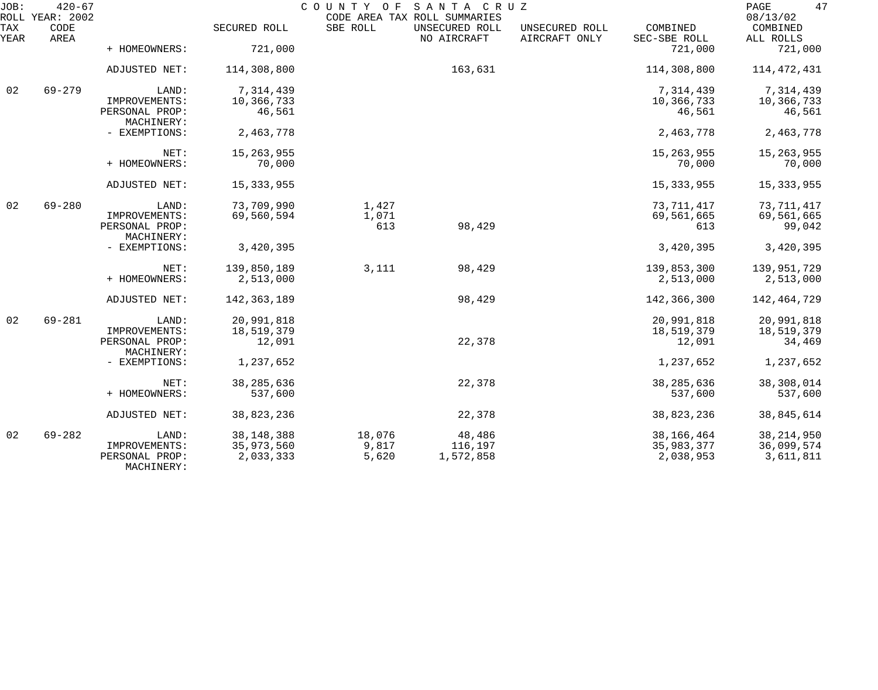| TAX YEAR | CODE AREA | | SECURED ROLL | SBE ROLL | UNSECURED ROLL NO AIRCRAFT | UNSECURED ROLL AIRCRAFT ONLY | COMBINED SEC-SBE ROLL | COMBINED ALL ROLLS |
|---|---|---|---|---|---|---|---|---|
| | | + HOMEOWNERS: | 721,000 | | | | 721,000 | 721,000 |
| | | ADJUSTED NET: | 114,308,800 | | 163,631 | | 114,308,800 | 114,472,431 |
| 02 | 69-279 | LAND: | 7,314,439 | | | | 7,314,439 | 7,314,439 |
| | | IMPROVEMENTS: | 10,366,733 | | | | 10,366,733 | 10,366,733 |
| | | PERSONAL PROP: | 46,561 | | | | 46,561 | 46,561 |
| | | MACHINERY: | | | | | | |
| | | - EXEMPTIONS: | 2,463,778 | | | | 2,463,778 | 2,463,778 |
| | | NET: | 15,263,955 | | | | 15,263,955 | 15,263,955 |
| | | + HOMEOWNERS: | 70,000 | | | | 70,000 | 70,000 |
| | | ADJUSTED NET: | 15,333,955 | | | | 15,333,955 | 15,333,955 |
| 02 | 69-280 | LAND: | 73,709,990 | 1,427 | | | 73,711,417 | 73,711,417 |
| | | IMPROVEMENTS: | 69,560,594 | 1,071 | | | 69,561,665 | 69,561,665 |
| | | PERSONAL PROP: | | 613 | 98,429 | | 613 | 99,042 |
| | | MACHINERY: | | | | | | |
| | | - EXEMPTIONS: | 3,420,395 | | | | 3,420,395 | 3,420,395 |
| | | NET: | 139,850,189 | 3,111 | 98,429 | | 139,853,300 | 139,951,729 |
| | | + HOMEOWNERS: | 2,513,000 | | | | 2,513,000 | 2,513,000 |
| | | ADJUSTED NET: | 142,363,189 | | 98,429 | | 142,366,300 | 142,464,729 |
| 02 | 69-281 | LAND: | 20,991,818 | | | | 20,991,818 | 20,991,818 |
| | | IMPROVEMENTS: | 18,519,379 | | | | 18,519,379 | 18,519,379 |
| | | PERSONAL PROP: | 12,091 | | 22,378 | | 12,091 | 34,469 |
| | | MACHINERY: | | | | | | |
| | | - EXEMPTIONS: | 1,237,652 | | | | 1,237,652 | 1,237,652 |
| | | NET: | 38,285,636 | | 22,378 | | 38,285,636 | 38,308,014 |
| | | + HOMEOWNERS: | 537,600 | | | | 537,600 | 537,600 |
| | | ADJUSTED NET: | 38,823,236 | | 22,378 | | 38,823,236 | 38,845,614 |
| 02 | 69-282 | LAND: | 38,148,388 | 18,076 | 48,486 | | 38,166,464 | 38,214,950 |
| | | IMPROVEMENTS: | 35,973,560 | 9,817 | 116,197 | | 35,983,377 | 36,099,574 |
| | | PERSONAL PROP: | 2,033,333 | 5,620 | 1,572,858 | | 2,038,953 | 3,611,811 |
| | | MACHINERY: | | | | | | |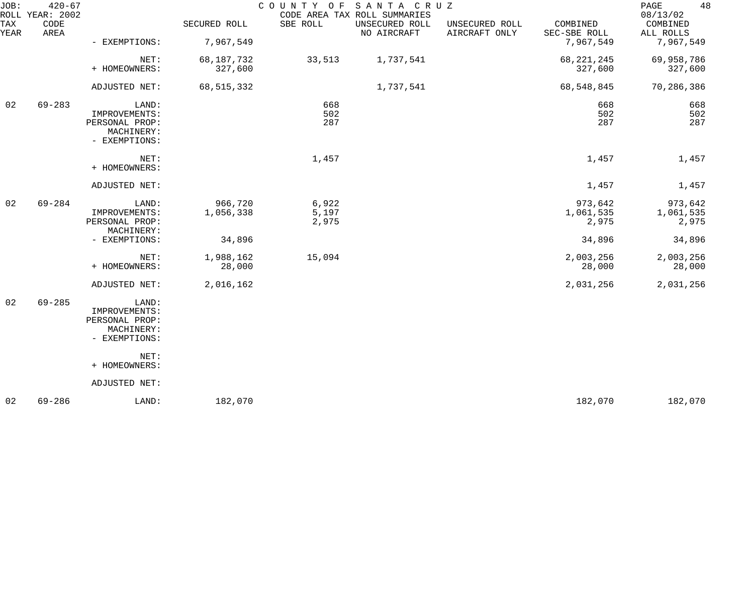| TAX YEAR | CODE AREA | | SECURED ROLL | SBE ROLL | UNSECURED ROLL NO AIRCRAFT | UNSECURED ROLL AIRCRAFT ONLY | COMBINED SEC-SBE ROLL | COMBINED ALL ROLLS |
|---|---|---|---|---|---|---|---|---|
| | | - EXEMPTIONS: | 7,967,549 | | | | 7,967,549 | 7,967,549 |
| | | NET: | 68,187,732 | 33,513 | 1,737,541 | | 68,221,245 | 69,958,786 |
| | | + HOMEOWNERS: | 327,600 | | | | 327,600 | 327,600 |
| | | ADJUSTED NET: | 68,515,332 | | 1,737,541 | | 68,548,845 | 70,286,386 |
| 02 | 69-283 | LAND: | | 668 | | | 668 | 668 |
| | | IMPROVEMENTS: | | 502 | | | 502 | 502 |
| | | PERSONAL PROP: | | 287 | | | 287 | 287 |
| | | MACHINERY: | | | | | | |
| | | - EXEMPTIONS: | | | | | | |
| | | NET: | | 1,457 | | | 1,457 | 1,457 |
| | | + HOMEOWNERS: | | | | | | |
| | | ADJUSTED NET: | | | | | 1,457 | 1,457 |
| 02 | 69-284 | LAND: | 966,720 | 6,922 | | | 973,642 | 973,642 |
| | | IMPROVEMENTS: | 1,056,338 | 5,197 | | | 1,061,535 | 1,061,535 |
| | | PERSONAL PROP: | | 2,975 | | | 2,975 | 2,975 |
| | | MACHINERY: | | | | | | |
| | | - EXEMPTIONS: | 34,896 | | | | 34,896 | 34,896 |
| | | NET: | 1,988,162 | 15,094 | | | 2,003,256 | 2,003,256 |
| | | + HOMEOWNERS: | 28,000 | | | | 28,000 | 28,000 |
| | | ADJUSTED NET: | 2,016,162 | | | | 2,031,256 | 2,031,256 |
| 02 | 69-285 | LAND: | | | | | | |
| | | IMPROVEMENTS: | | | | | | |
| | | PERSONAL PROP: | | | | | | |
| | | MACHINERY: | | | | | | |
| | | - EXEMPTIONS: | | | | | | |
| | | NET: | | | | | | |
| | | + HOMEOWNERS: | | | | | | |
| | | ADJUSTED NET: | | | | | | |
| 02 | 69-286 | LAND: | 182,070 | | | | 182,070 | 182,070 |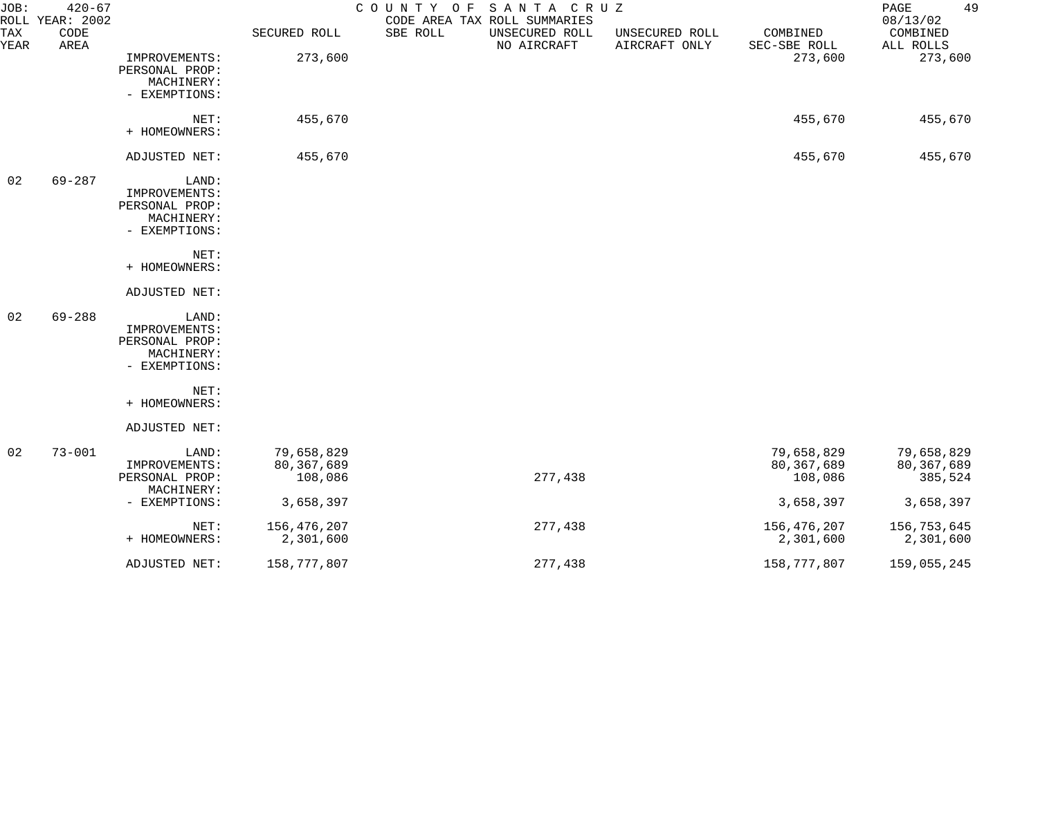JOB: 420-67 COUNTY OF SANTA CRUZ
ROLL YEAR: 2002 CODE AREA TAX ROLL SUMMARIES 08/13/02

| TAX YEAR | CODE AREA | | SECURED ROLL | SBE ROLL | UNSECURED ROLL NO AIRCRAFT | UNSECURED ROLL AIRCRAFT ONLY | COMBINED SEC-SBE ROLL | COMBINED ALL ROLLS |
|---|---|---|---|---|---|---|---|---|
| | | IMPROVEMENTS: | 273,600 | | | | 273,600 | 273,600 |
| | | PERSONAL PROP: | | | | | | |
| | | MACHINERY: | | | | | | |
| | | - EXEMPTIONS: | | | | | | |
| | | NET: | 455,670 | | | | 455,670 | 455,670 |
| | | + HOMEOWNERS: | | | | | | |
| | | ADJUSTED NET: | 455,670 | | | | 455,670 | 455,670 |
| 02 | 69-287 | LAND: | | | | | | |
| | | IMPROVEMENTS: | | | | | | |
| | | PERSONAL PROP: | | | | | | |
| | | MACHINERY: | | | | | | |
| | | - EXEMPTIONS: | | | | | | |
| | | NET: | | | | | | |
| | | + HOMEOWNERS: | | | | | | |
| | | ADJUSTED NET: | | | | | | |
| 02 | 69-288 | LAND: | | | | | | |
| | | IMPROVEMENTS: | | | | | | |
| | | PERSONAL PROP: | | | | | | |
| | | MACHINERY: | | | | | | |
| | | - EXEMPTIONS: | | | | | | |
| | | NET: | | | | | | |
| | | + HOMEOWNERS: | | | | | | |
| | | ADJUSTED NET: | | | | | | |
| 02 | 73-001 | LAND: | 79,658,829 | | | | 79,658,829 | 79,658,829 |
| | | IMPROVEMENTS: | 80,367,689 | | | | 80,367,689 | 80,367,689 |
| | | PERSONAL PROP: | 108,086 | | 277,438 | | 108,086 | 385,524 |
| | | MACHINERY: | | | | | | |
| | | - EXEMPTIONS: | 3,658,397 | | | | 3,658,397 | 3,658,397 |
| | | NET: | 156,476,207 | | 277,438 | | 156,476,207 | 156,753,645 |
| | | + HOMEOWNERS: | 2,301,600 | | | | 2,301,600 | 2,301,600 |
| | | ADJUSTED NET: | 158,777,807 | | 277,438 | | 158,777,807 | 159,055,245 |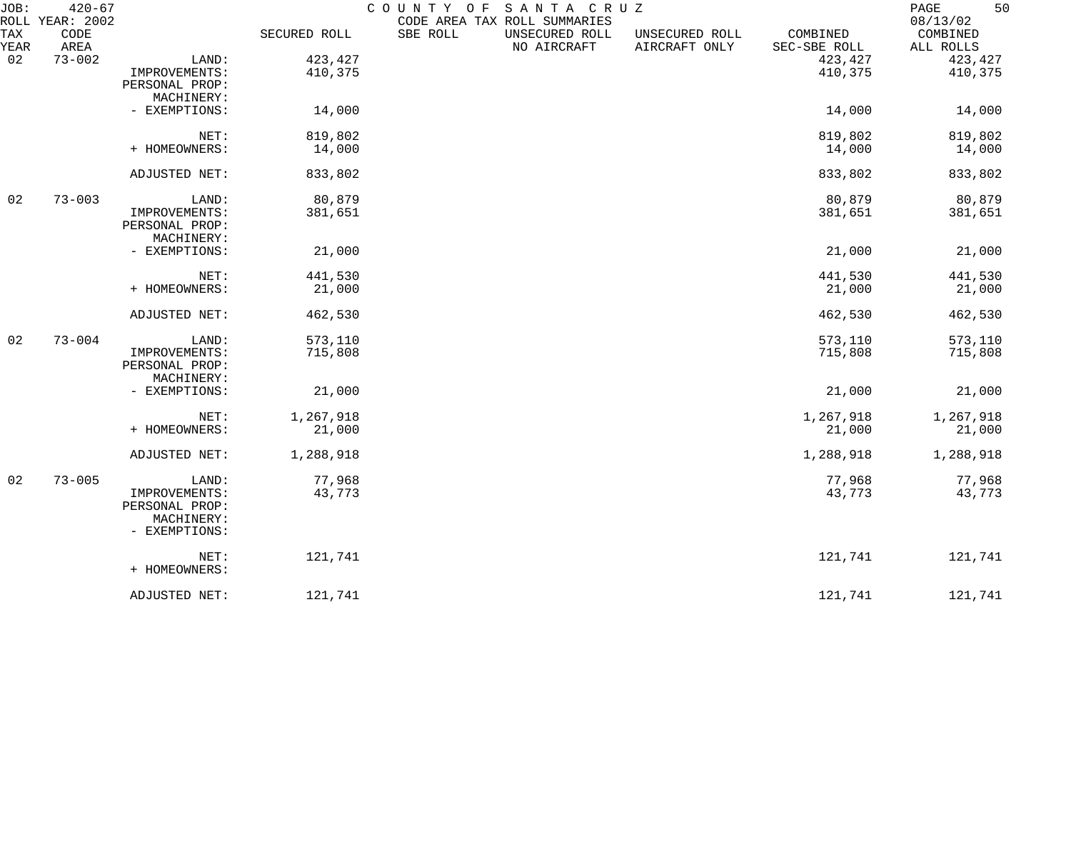JOB: 420-67 COUNTY OF SANTA CRUZ
ROLL YEAR: 2002 CODE AREA TAX ROLL SUMMARIES 08/13/02

| TAX YEAR | CODE AREA | | SECURED ROLL | SBE ROLL | UNSECURED ROLL NO AIRCRAFT | UNSECURED ROLL AIRCRAFT ONLY | COMBINED SEC-SBE ROLL | COMBINED ALL ROLLS |
|---|---|---|---|---|---|---|---|---|
| 02 | 73-002 | LAND: | 423,427 | | | | 423,427 | 423,427 |
| | | IMPROVEMENTS: | 410,375 | | | | 410,375 | 410,375 |
| | | PERSONAL PROP: | | | | | | |
| | | MACHINERY: | | | | | | |
| | | - EXEMPTIONS: | 14,000 | | | | 14,000 | 14,000 |
| | | NET: | 819,802 | | | | 819,802 | 819,802 |
| | | + HOMEOWNERS: | 14,000 | | | | 14,000 | 14,000 |
| | | ADJUSTED NET: | 833,802 | | | | 833,802 | 833,802 |
| 02 | 73-003 | LAND: | 80,879 | | | | 80,879 | 80,879 |
| | | IMPROVEMENTS: | 381,651 | | | | 381,651 | 381,651 |
| | | PERSONAL PROP: | | | | | | |
| | | MACHINERY: | | | | | | |
| | | - EXEMPTIONS: | 21,000 | | | | 21,000 | 21,000 |
| | | NET: | 441,530 | | | | 441,530 | 441,530 |
| | | + HOMEOWNERS: | 21,000 | | | | 21,000 | 21,000 |
| | | ADJUSTED NET: | 462,530 | | | | 462,530 | 462,530 |
| 02 | 73-004 | LAND: | 573,110 | | | | 573,110 | 573,110 |
| | | IMPROVEMENTS: | 715,808 | | | | 715,808 | 715,808 |
| | | PERSONAL PROP: | | | | | | |
| | | MACHINERY: | | | | | | |
| | | - EXEMPTIONS: | 21,000 | | | | 21,000 | 21,000 |
| | | NET: | 1,267,918 | | | | 1,267,918 | 1,267,918 |
| | | + HOMEOWNERS: | 21,000 | | | | 21,000 | 21,000 |
| | | ADJUSTED NET: | 1,288,918 | | | | 1,288,918 | 1,288,918 |
| 02 | 73-005 | LAND: | 77,968 | | | | 77,968 | 77,968 |
| | | IMPROVEMENTS: | 43,773 | | | | 43,773 | 43,773 |
| | | PERSONAL PROP: | | | | | | |
| | | MACHINERY: | | | | | | |
| | | - EXEMPTIONS: | | | | | | |
| | | NET: | 121,741 | | | | 121,741 | 121,741 |
| | | + HOMEOWNERS: | | | | | | |
| | | ADJUSTED NET: | 121,741 | | | | 121,741 | 121,741 |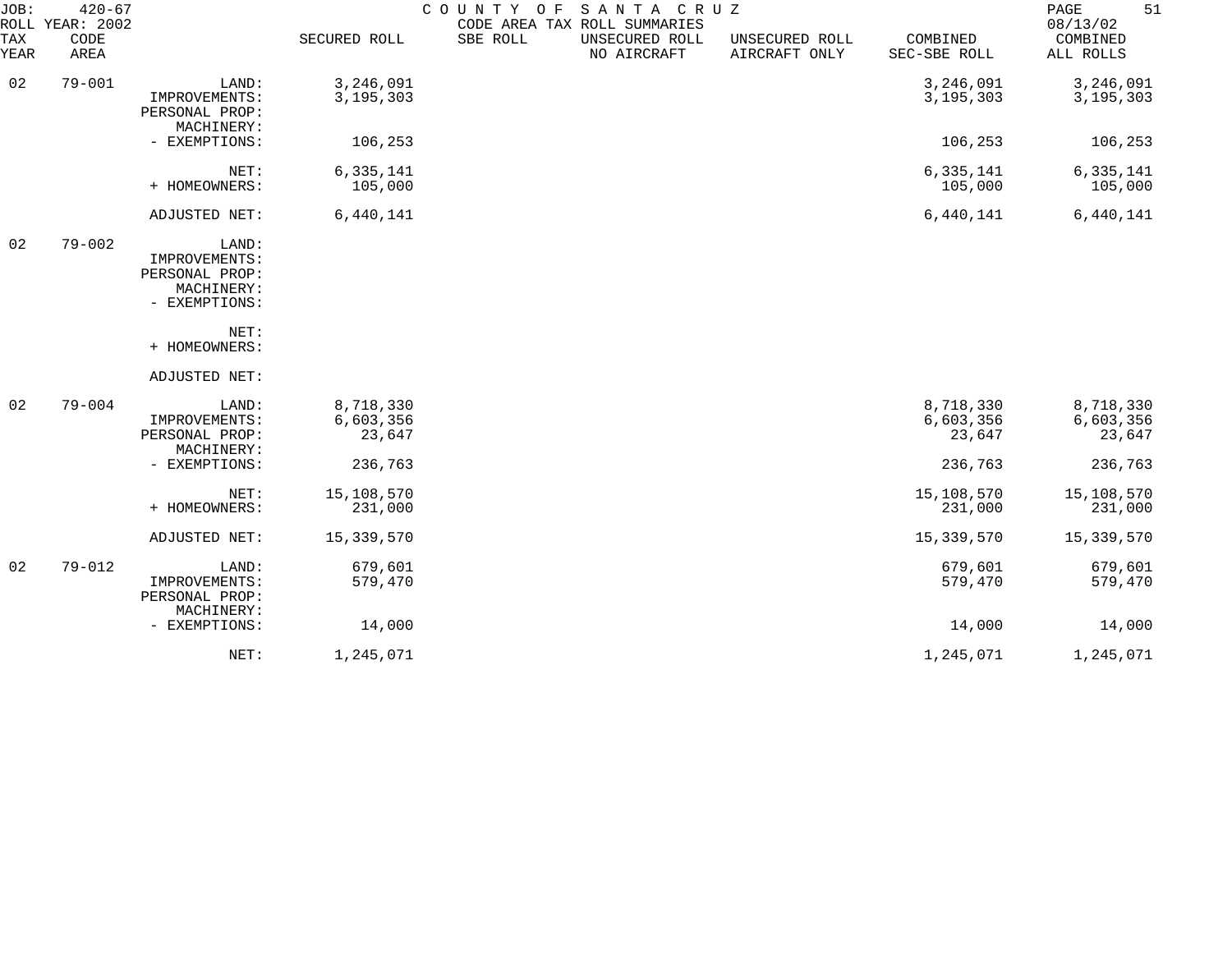JOB: 420-67 COUNTY OF SANTA CRUZ
ROLL YEAR: 2002 CODE AREA TAX ROLL SUMMARIES 08/13/02

| TAX YEAR | CODE AREA | | SECURED ROLL | SBE ROLL | UNSECURED ROLL NO AIRCRAFT | UNSECURED ROLL AIRCRAFT ONLY | COMBINED SEC-SBE ROLL | COMBINED ALL ROLLS |
|---|---|---|---|---|---|---|---|---|
| 02 | 79-001 | LAND: | 3,246,091 | | | | 3,246,091 | 3,246,091 |
| | | IMPROVEMENTS: | 3,195,303 | | | | 3,195,303 | 3,195,303 |
| | | PERSONAL PROP: | | | | | | |
| | | MACHINERY: | | | | | | |
| | | - EXEMPTIONS: | 106,253 | | | | 106,253 | 106,253 |
| | | NET: | 6,335,141 | | | | 6,335,141 | 6,335,141 |
| | | + HOMEOWNERS: | 105,000 | | | | 105,000 | 105,000 |
| | | ADJUSTED NET: | 6,440,141 | | | | 6,440,141 | 6,440,141 |
| 02 | 79-002 | LAND: | | | | | | |
| | | IMPROVEMENTS: | | | | | | |
| | | PERSONAL PROP: | | | | | | |
| | | MACHINERY: | | | | | | |
| | | - EXEMPTIONS: | | | | | | |
| | | NET: | | | | | | |
| | | + HOMEOWNERS: | | | | | | |
| | | ADJUSTED NET: | | | | | | |
| 02 | 79-004 | LAND: | 8,718,330 | | | | 8,718,330 | 8,718,330 |
| | | IMPROVEMENTS: | 6,603,356 | | | | 6,603,356 | 6,603,356 |
| | | PERSONAL PROP: | 23,647 | | | | 23,647 | 23,647 |
| | | MACHINERY: | | | | | | |
| | | - EXEMPTIONS: | 236,763 | | | | 236,763 | 236,763 |
| | | NET: | 15,108,570 | | | | 15,108,570 | 15,108,570 |
| | | + HOMEOWNERS: | 231,000 | | | | 231,000 | 231,000 |
| | | ADJUSTED NET: | 15,339,570 | | | | 15,339,570 | 15,339,570 |
| 02 | 79-012 | LAND: | 679,601 | | | | 679,601 | 679,601 |
| | | IMPROVEMENTS: | 579,470 | | | | 579,470 | 579,470 |
| | | PERSONAL PROP: | | | | | | |
| | | MACHINERY: | | | | | | |
| | | - EXEMPTIONS: | 14,000 | | | | 14,000 | 14,000 |
| | | NET: | 1,245,071 | | | | 1,245,071 | 1,245,071 |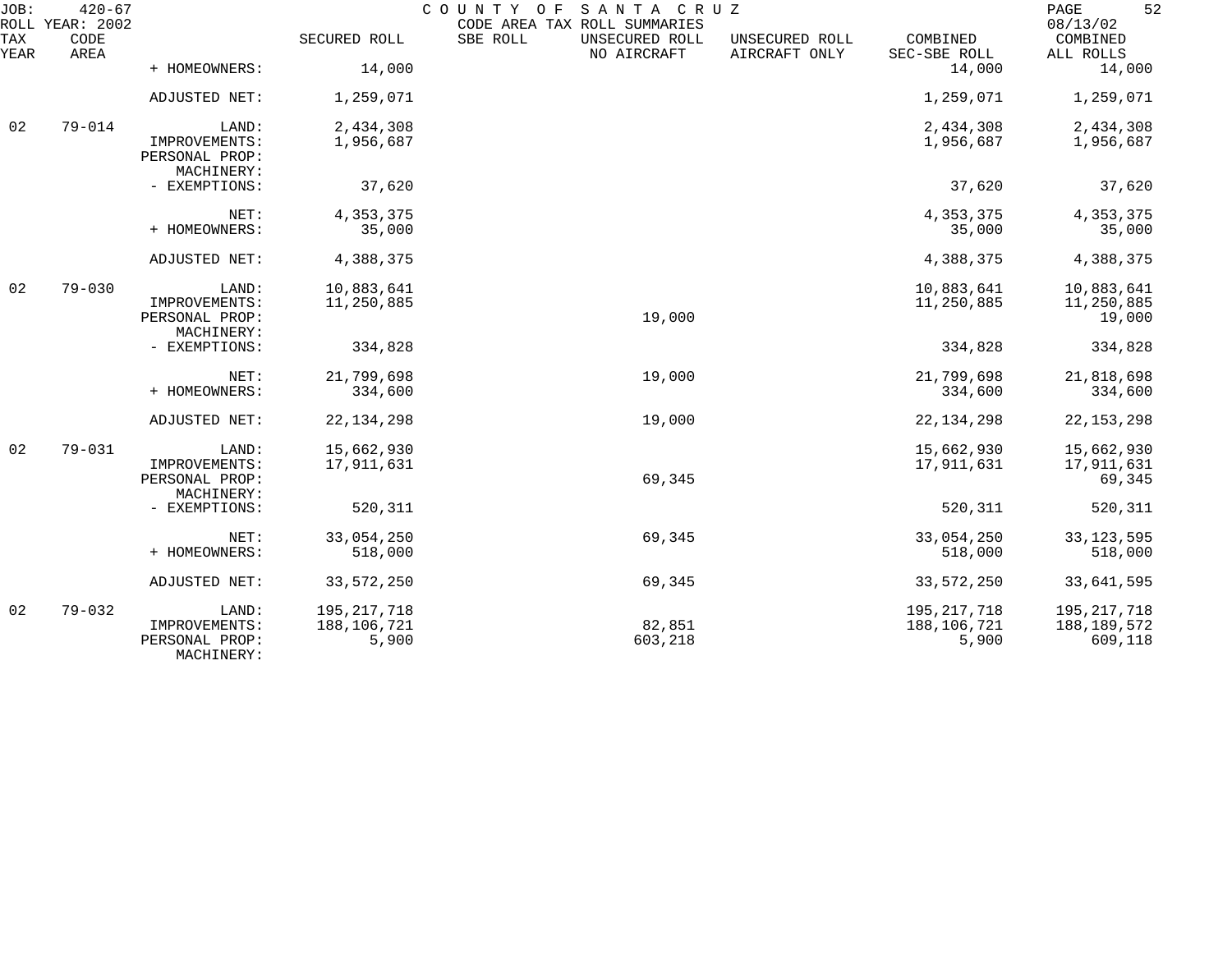JOB: 420-67 COUNTY OF SANTA CRUZ
ROLL YEAR: 2002 CODE AREA TAX ROLL SUMMARIES 08/13/02

| TAX YEAR | CODE AREA | | SECURED ROLL | SBE ROLL | UNSECURED ROLL NO AIRCRAFT | UNSECURED ROLL AIRCRAFT ONLY | COMBINED SEC-SBE ROLL | COMBINED ALL ROLLS |
|---|---|---|---|---|---|---|---|---|
| | | + HOMEOWNERS: | 14,000 | | | | 14,000 | 14,000 |
| | | ADJUSTED NET: | 1,259,071 | | | | 1,259,071 | 1,259,071 |
| 02 | 79-014 | LAND: | 2,434,308 | | | | 2,434,308 | 2,434,308 |
| | | IMPROVEMENTS: | 1,956,687 | | | | 1,956,687 | 1,956,687 |
| | | PERSONAL PROP: | | | | | | |
| | | MACHINERY: | | | | | | |
| | | - EXEMPTIONS: | 37,620 | | | | 37,620 | 37,620 |
| | | NET: | 4,353,375 | | | | 4,353,375 | 4,353,375 |
| | | + HOMEOWNERS: | 35,000 | | | | 35,000 | 35,000 |
| | | ADJUSTED NET: | 4,388,375 | | | | 4,388,375 | 4,388,375 |
| 02 | 79-030 | LAND: | 10,883,641 | | | | 10,883,641 | 10,883,641 |
| | | IMPROVEMENTS: | 11,250,885 | | | | 11,250,885 | 11,250,885 |
| | | PERSONAL PROP: | | | 19,000 | | | 19,000 |
| | | MACHINERY: | | | | | | |
| | | - EXEMPTIONS: | 334,828 | | | | 334,828 | 334,828 |
| | | NET: | 21,799,698 | | 19,000 | | 21,799,698 | 21,818,698 |
| | | + HOMEOWNERS: | 334,600 | | | | 334,600 | 334,600 |
| | | ADJUSTED NET: | 22,134,298 | | 19,000 | | 22,134,298 | 22,153,298 |
| 02 | 79-031 | LAND: | 15,662,930 | | | | 15,662,930 | 15,662,930 |
| | | IMPROVEMENTS: | 17,911,631 | | | | 17,911,631 | 17,911,631 |
| | | PERSONAL PROP: | | | 69,345 | | | 69,345 |
| | | MACHINERY: | | | | | | |
| | | - EXEMPTIONS: | 520,311 | | | | 520,311 | 520,311 |
| | | NET: | 33,054,250 | | 69,345 | | 33,054,250 | 33,123,595 |
| | | + HOMEOWNERS: | 518,000 | | | | 518,000 | 518,000 |
| | | ADJUSTED NET: | 33,572,250 | | 69,345 | | 33,572,250 | 33,641,595 |
| 02 | 79-032 | LAND: | 195,217,718 | | | | 195,217,718 | 195,217,718 |
| | | IMPROVEMENTS: | 188,106,721 | | 82,851 | | 188,106,721 | 188,189,572 |
| | | PERSONAL PROP: | 5,900 | | 603,218 | | 5,900 | 609,118 |
| | | MACHINERY: | | | | | | |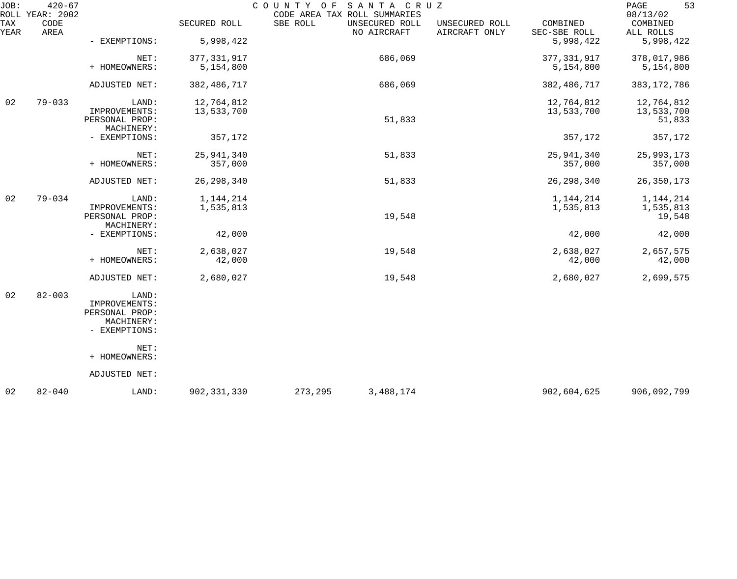JOB: 420-67 COUNTY OF SANTA CRUZ
ROLL YEAR: 2002 CODE AREA TAX ROLL SUMMARIES 08/13/02

| TAX YEAR | CODE AREA | | SECURED ROLL | SBE ROLL | UNSECURED ROLL NO AIRCRAFT | UNSECURED ROLL AIRCRAFT ONLY | COMBINED SEC-SBE ROLL | COMBINED ALL ROLLS |
|---|---|---|---|---|---|---|---|---|
| | | - EXEMPTIONS: | 5,998,422 | | | | 5,998,422 | 5,998,422 |
| | | NET: | 377,331,917 | | 686,069 | | 377,331,917 | 378,017,986 |
| | | + HOMEOWNERS: | 5,154,800 | | | | 5,154,800 | 5,154,800 |
| | | ADJUSTED NET: | 382,486,717 | | 686,069 | | 382,486,717 | 383,172,786 |
| 02 | 79-033 | LAND: | 12,764,812 | | | | 12,764,812 | 12,764,812 |
| | | IMPROVEMENTS: | 13,533,700 | | | | 13,533,700 | 13,533,700 |
| | | PERSONAL PROP: | | | 51,833 | | | 51,833 |
| | | MACHINERY: | | | | | | |
| | | - EXEMPTIONS: | 357,172 | | | | 357,172 | 357,172 |
| | | NET: | 25,941,340 | | 51,833 | | 25,941,340 | 25,993,173 |
| | | + HOMEOWNERS: | 357,000 | | | | 357,000 | 357,000 |
| | | ADJUSTED NET: | 26,298,340 | | 51,833 | | 26,298,340 | 26,350,173 |
| 02 | 79-034 | LAND: | 1,144,214 | | | | 1,144,214 | 1,144,214 |
| | | IMPROVEMENTS: | 1,535,813 | | | | 1,535,813 | 1,535,813 |
| | | PERSONAL PROP: | | | 19,548 | | | 19,548 |
| | | MACHINERY: | | | | | | |
| | | - EXEMPTIONS: | 42,000 | | | | 42,000 | 42,000 |
| | | NET: | 2,638,027 | | 19,548 | | 2,638,027 | 2,657,575 |
| | | + HOMEOWNERS: | 42,000 | | | | 42,000 | 42,000 |
| | | ADJUSTED NET: | 2,680,027 | | 19,548 | | 2,680,027 | 2,699,575 |
| 02 | 82-003 | LAND: | | | | | | |
| | | IMPROVEMENTS: | | | | | | |
| | | PERSONAL PROP: | | | | | | |
| | | MACHINERY: | | | | | | |
| | | - EXEMPTIONS: | | | | | | |
| | | NET: | | | | | | |
| | | + HOMEOWNERS: | | | | | | |
| | | ADJUSTED NET: | | | | | | |
| 02 | 82-040 | LAND: | 902,331,330 | 273,295 | 3,488,174 | | 902,604,625 | 906,092,799 |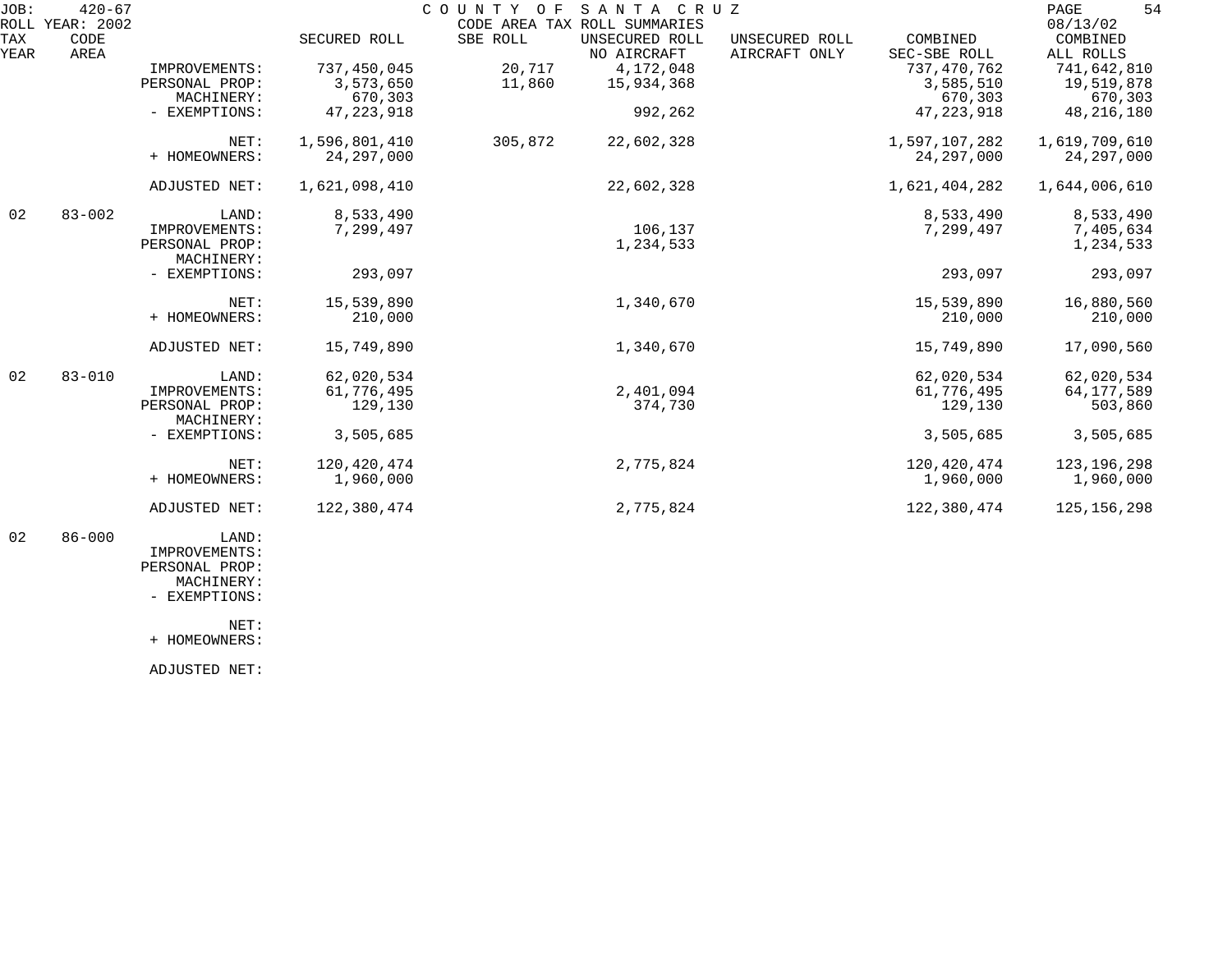JOB: 420-67 COUNTY OF SANTA CRUZ
ROLL YEAR: 2002 CODE AREA TAX ROLL SUMMARIES 08/13/02

| TAX YEAR | CODE AREA | | SECURED ROLL | SBE ROLL | UNSECURED ROLL NO AIRCRAFT | UNSECURED ROLL AIRCRAFT ONLY | COMBINED SEC-SBE ROLL | COMBINED ALL ROLLS |
|---|---|---|---|---|---|---|---|---|
| | | IMPROVEMENTS: | 737,450,045 | 20,717 | 4,172,048 | | 737,470,762 | 741,642,810 |
| | | PERSONAL PROP: | 3,573,650 | 11,860 | 15,934,368 | | 3,585,510 | 19,519,878 |
| | | MACHINERY: | 670,303 | | | | 670,303 | 670,303 |
| | | - EXEMPTIONS: | 47,223,918 | | 992,262 | | 47,223,918 | 48,216,180 |
| | | NET: | 1,596,801,410 | 305,872 | 22,602,328 | | 1,597,107,282 | 1,619,709,610 |
| | | + HOMEOWNERS: | 24,297,000 | | | | 24,297,000 | 24,297,000 |
| | | ADJUSTED NET: | 1,621,098,410 | | 22,602,328 | | 1,621,404,282 | 1,644,006,610 |
| 02 | 83-002 | LAND: | 8,533,490 | | | | 8,533,490 | 8,533,490 |
| | | IMPROVEMENTS: | 7,299,497 | | 106,137 | | 7,299,497 | 7,405,634 |
| | | PERSONAL PROP: | | | 1,234,533 | | | 1,234,533 |
| | | MACHINERY: | | | | | | |
| | | - EXEMPTIONS: | 293,097 | | | | 293,097 | 293,097 |
| | | NET: | 15,539,890 | | 1,340,670 | | 15,539,890 | 16,880,560 |
| | | + HOMEOWNERS: | 210,000 | | | | 210,000 | 210,000 |
| | | ADJUSTED NET: | 15,749,890 | | 1,340,670 | | 15,749,890 | 17,090,560 |
| 02 | 83-010 | LAND: | 62,020,534 | | | | 62,020,534 | 62,020,534 |
| | | IMPROVEMENTS: | 61,776,495 | | 2,401,094 | | 61,776,495 | 64,177,589 |
| | | PERSONAL PROP: | 129,130 | | 374,730 | | 129,130 | 503,860 |
| | | MACHINERY: | | | | | | |
| | | - EXEMPTIONS: | 3,505,685 | | | | 3,505,685 | 3,505,685 |
| | | NET: | 120,420,474 | | 2,775,824 | | 120,420,474 | 123,196,298 |
| | | + HOMEOWNERS: | 1,960,000 | | | | 1,960,000 | 1,960,000 |
| | | ADJUSTED NET: | 122,380,474 | | 2,775,824 | | 122,380,474 | 125,156,298 |
| 02 | 86-000 | LAND: | | | | | | |
| | | IMPROVEMENTS: | | | | | | |
| | | PERSONAL PROP: | | | | | | |
| | | MACHINERY: | | | | | | |
| | | - EXEMPTIONS: | | | | | | |
| | | NET: | | | | | | |
| | | + HOMEOWNERS: | | | | | | |
| | | ADJUSTED NET: | | | | | | |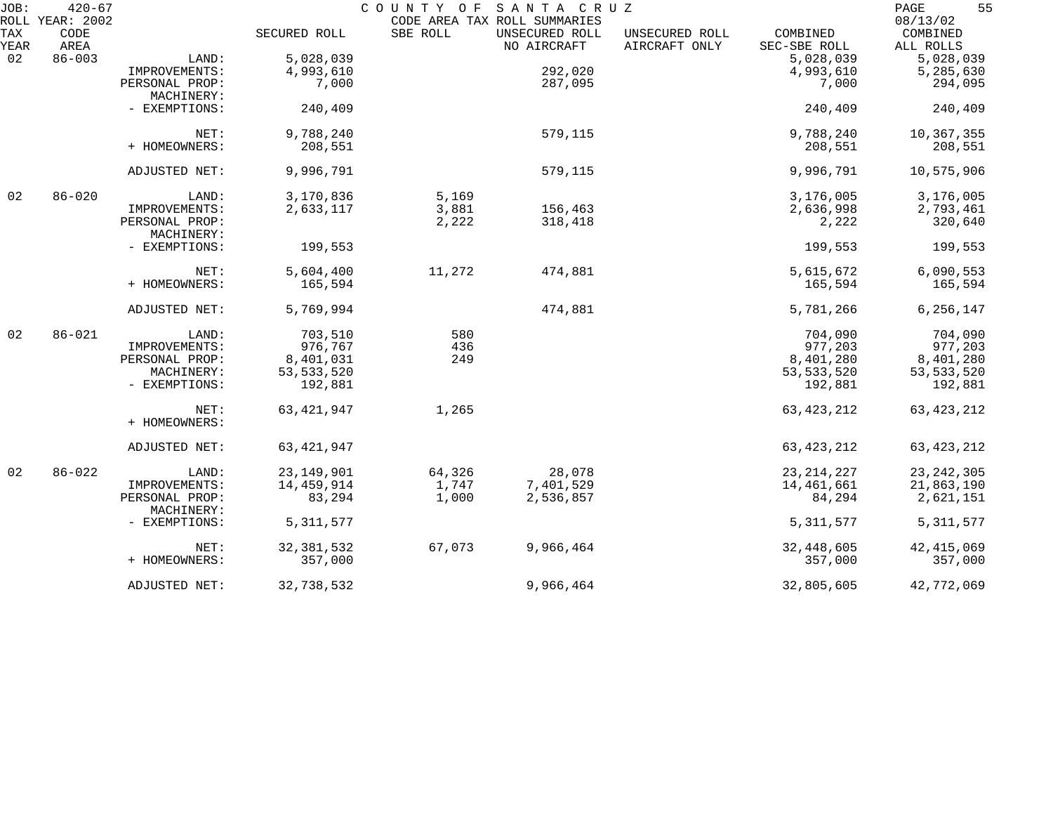JOB: 420-67 COUNTY OF SANTA CRUZ PAGE 55
ROLL YEAR: 2002 CODE AREA TAX ROLL SUMMARIES 08/13/02

| TAX YEAR | CODE AREA | | SECURED ROLL | SBE ROLL | UNSECURED ROLL NO AIRCRAFT | UNSECURED ROLL AIRCRAFT ONLY | COMBINED SEC-SBE ROLL | COMBINED ALL ROLLS |
|---|---|---|---|---|---|---|---|---|
| 02 | 86-003 | LAND: | 5,028,039 | | | | 5,028,039 | 5,028,039 |
| | | IMPROVEMENTS: | 4,993,610 | | 292,020 | | 4,993,610 | 5,285,630 |
| | | PERSONAL PROP: | 7,000 | | 287,095 | | 7,000 | 294,095 |
| | | MACHINERY: | | | | | | |
| | | - EXEMPTIONS: | 240,409 | | | | 240,409 | 240,409 |
| | | NET: | 9,788,240 | | 579,115 | | 9,788,240 | 10,367,355 |
| | | + HOMEOWNERS: | 208,551 | | | | 208,551 | 208,551 |
| | | ADJUSTED NET: | 9,996,791 | | 579,115 | | 9,996,791 | 10,575,906 |
| 02 | 86-020 | LAND: | 3,170,836 | 5,169 | | | 3,176,005 | 3,176,005 |
| | | IMPROVEMENTS: | 2,633,117 | 3,881 | 156,463 | | 2,636,998 | 2,793,461 |
| | | PERSONAL PROP: | | 2,222 | 318,418 | | 2,222 | 320,640 |
| | | MACHINERY: | | | | | | |
| | | - EXEMPTIONS: | 199,553 | | | | 199,553 | 199,553 |
| | | NET: | 5,604,400 | 11,272 | 474,881 | | 5,615,672 | 6,090,553 |
| | | + HOMEOWNERS: | 165,594 | | | | 165,594 | 165,594 |
| | | ADJUSTED NET: | 5,769,994 | | 474,881 | | 5,781,266 | 6,256,147 |
| 02 | 86-021 | LAND: | 703,510 | 580 | | | 704,090 | 704,090 |
| | | IMPROVEMENTS: | 976,767 | 436 | | | 977,203 | 977,203 |
| | | PERSONAL PROP: | 8,401,031 | 249 | | | 8,401,280 | 8,401,280 |
| | | MACHINERY: | 53,533,520 | | | | 53,533,520 | 53,533,520 |
| | | - EXEMPTIONS: | 192,881 | | | | 192,881 | 192,881 |
| | | NET: | 63,421,947 | 1,265 | | | 63,423,212 | 63,423,212 |
| | | + HOMEOWNERS: | | | | | | |
| | | ADJUSTED NET: | 63,421,947 | | | | 63,423,212 | 63,423,212 |
| 02 | 86-022 | LAND: | 23,149,901 | 64,326 | 28,078 | | 23,214,227 | 23,242,305 |
| | | IMPROVEMENTS: | 14,459,914 | 1,747 | 7,401,529 | | 14,461,661 | 21,863,190 |
| | | PERSONAL PROP: | 83,294 | 1,000 | 2,536,857 | | 84,294 | 2,621,151 |
| | | MACHINERY: | | | | | | |
| | | - EXEMPTIONS: | 5,311,577 | | | | 5,311,577 | 5,311,577 |
| | | NET: | 32,381,532 | 67,073 | 9,966,464 | | 32,448,605 | 42,415,069 |
| | | + HOMEOWNERS: | 357,000 | | | | 357,000 | 357,000 |
| | | ADJUSTED NET: | 32,738,532 | | 9,966,464 | | 32,805,605 | 42,772,069 |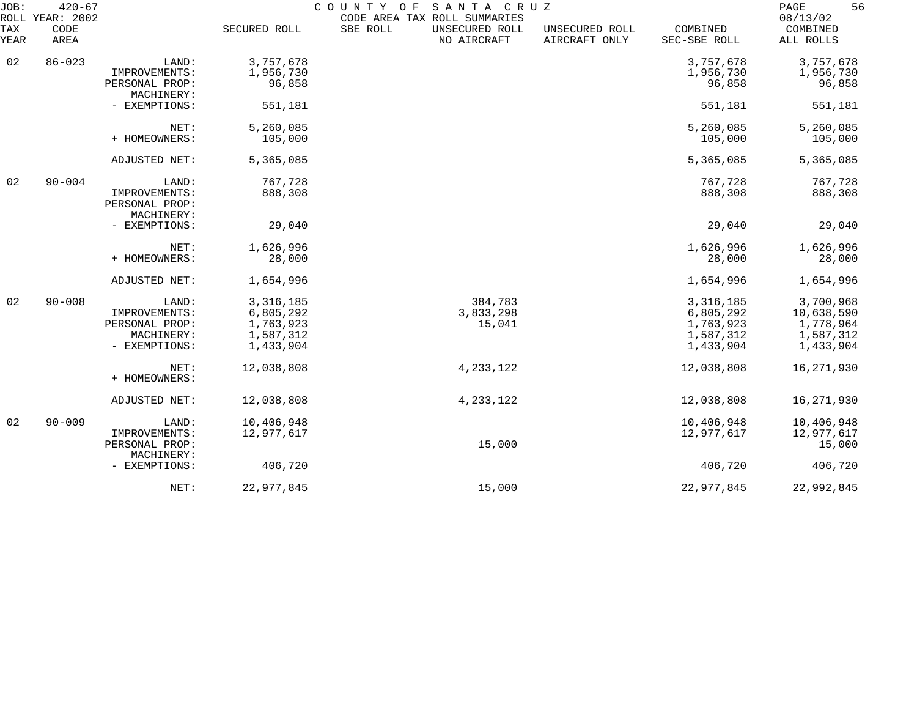JOB: 420-67 COUNTY OF SANTA CRUZ
ROLL YEAR: 2002 CODE AREA TAX ROLL SUMMARIES 08/13/02

| TAX YEAR | CODE AREA | | SECURED ROLL | SBE ROLL | UNSECURED ROLL NO AIRCRAFT | UNSECURED ROLL AIRCRAFT ONLY | COMBINED SEC-SBE ROLL | COMBINED ALL ROLLS |
|---|---|---|---|---|---|---|---|---|
| 02 | 86-023 | LAND: | 3,757,678 | | | | 3,757,678 | 3,757,678 |
| | | IMPROVEMENTS: | 1,956,730 | | | | 1,956,730 | 1,956,730 |
| | | PERSONAL PROP: | 96,858 | | | | 96,858 | 96,858 |
| | | MACHINERY: | | | | | | |
| | | - EXEMPTIONS: | 551,181 | | | | 551,181 | 551,181 |
| | | NET: | 5,260,085 | | | | 5,260,085 | 5,260,085 |
| | | + HOMEOWNERS: | 105,000 | | | | 105,000 | 105,000 |
| | | ADJUSTED NET: | 5,365,085 | | | | 5,365,085 | 5,365,085 |
| 02 | 90-004 | LAND: | 767,728 | | | | 767,728 | 767,728 |
| | | IMPROVEMENTS: | 888,308 | | | | 888,308 | 888,308 |
| | | PERSONAL PROP: | | | | | | |
| | | MACHINERY: | | | | | | |
| | | - EXEMPTIONS: | 29,040 | | | | 29,040 | 29,040 |
| | | NET: | 1,626,996 | | | | 1,626,996 | 1,626,996 |
| | | + HOMEOWNERS: | 28,000 | | | | 28,000 | 28,000 |
| | | ADJUSTED NET: | 1,654,996 | | | | 1,654,996 | 1,654,996 |
| 02 | 90-008 | LAND: | 3,316,185 | | 384,783 | | 3,316,185 | 3,700,968 |
| | | IMPROVEMENTS: | 6,805,292 | | 3,833,298 | | 6,805,292 | 10,638,590 |
| | | PERSONAL PROP: | 1,763,923 | | 15,041 | | 1,763,923 | 1,778,964 |
| | | MACHINERY: | 1,587,312 | | | | 1,587,312 | 1,587,312 |
| | | - EXEMPTIONS: | 1,433,904 | | | | 1,433,904 | 1,433,904 |
| | | NET: | 12,038,808 | | 4,233,122 | | 12,038,808 | 16,271,930 |
| | | + HOMEOWNERS: | | | | | | |
| | | ADJUSTED NET: | 12,038,808 | | 4,233,122 | | 12,038,808 | 16,271,930 |
| 02 | 90-009 | LAND: | 10,406,948 | | | | 10,406,948 | 10,406,948 |
| | | IMPROVEMENTS: | 12,977,617 | | | | 12,977,617 | 12,977,617 |
| | | PERSONAL PROP: | | | 15,000 | | | 15,000 |
| | | MACHINERY: | | | | | | |
| | | - EXEMPTIONS: | 406,720 | | | | 406,720 | 406,720 |
| | | NET: | 22,977,845 | | 15,000 | | 22,977,845 | 22,992,845 |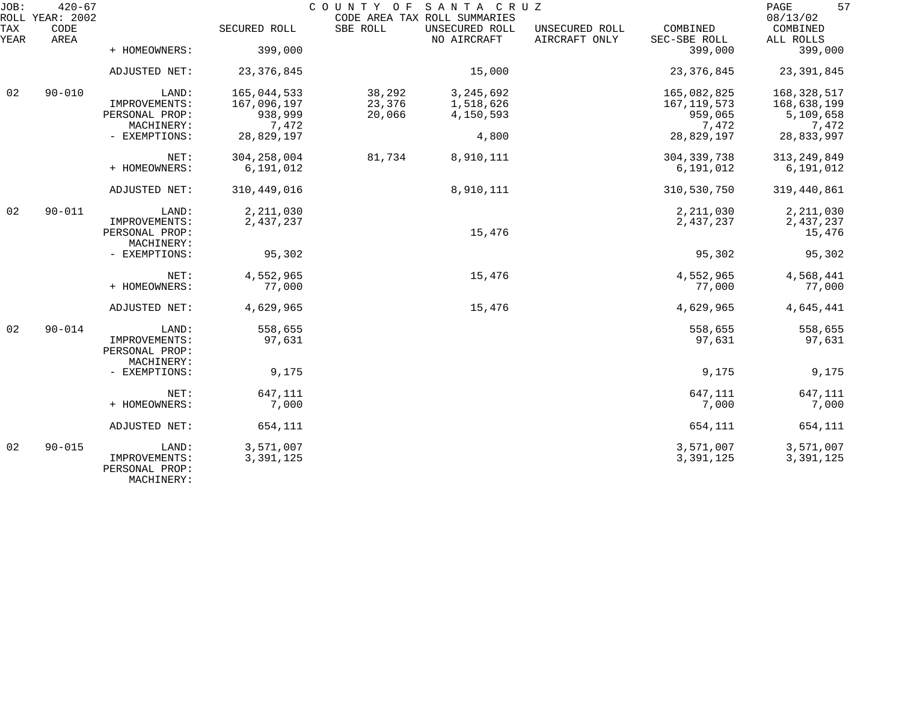JOB: 420-67 COUNTY OF SANTA CRUZ PAGE 57
ROLL YEAR: 2002 CODE AREA TAX ROLL SUMMARIES 08/13/02

| TAX YEAR | CODE AREA | | SECURED ROLL | SBE ROLL | UNSECURED ROLL NO AIRCRAFT | UNSECURED ROLL AIRCRAFT ONLY | COMBINED SEC-SBE ROLL | COMBINED ALL ROLLS |
|---|---|---|---|---|---|---|---|---|
| | | + HOMEOWNERS: | 399,000 | | | | 399,000 | 399,000 |
| | | ADJUSTED NET: | 23,376,845 | | 15,000 | | 23,376,845 | 23,391,845 |
| 02 | 90-010 | LAND: | 165,044,533 | 38,292 | 3,245,692 | | 165,082,825 | 168,328,517 |
| | | IMPROVEMENTS: | 167,096,197 | 23,376 | 1,518,626 | | 167,119,573 | 168,638,199 |
| | | PERSONAL PROP: | 938,999 | 20,066 | 4,150,593 | | 959,065 | 5,109,658 |
| | | MACHINERY: | 7,472 | | | | 7,472 | 7,472 |
| | | - EXEMPTIONS: | 28,829,197 | | 4,800 | | 28,829,197 | 28,833,997 |
| | | NET: | 304,258,004 | 81,734 | 8,910,111 | | 304,339,738 | 313,249,849 |
| | | + HOMEOWNERS: | 6,191,012 | | | | 6,191,012 | 6,191,012 |
| | | ADJUSTED NET: | 310,449,016 | | 8,910,111 | | 310,530,750 | 319,440,861 |
| 02 | 90-011 | LAND: | 2,211,030 | | | | 2,211,030 | 2,211,030 |
| | | IMPROVEMENTS: | 2,437,237 | | | | 2,437,237 | 2,437,237 |
| | | PERSONAL PROP: | | | 15,476 | | | 15,476 |
| | | MACHINERY: | | | | | | |
| | | - EXEMPTIONS: | 95,302 | | | | 95,302 | 95,302 |
| | | NET: | 4,552,965 | | 15,476 | | 4,552,965 | 4,568,441 |
| | | + HOMEOWNERS: | 77,000 | | | | 77,000 | 77,000 |
| | | ADJUSTED NET: | 4,629,965 | | 15,476 | | 4,629,965 | 4,645,441 |
| 02 | 90-014 | LAND: | 558,655 | | | | 558,655 | 558,655 |
| | | IMPROVEMENTS: | 97,631 | | | | 97,631 | 97,631 |
| | | PERSONAL PROP: | | | | | | |
| | | MACHINERY: | | | | | | |
| | | - EXEMPTIONS: | 9,175 | | | | 9,175 | 9,175 |
| | | NET: | 647,111 | | | | 647,111 | 647,111 |
| | | + HOMEOWNERS: | 7,000 | | | | 7,000 | 7,000 |
| | | ADJUSTED NET: | 654,111 | | | | 654,111 | 654,111 |
| 02 | 90-015 | LAND: | 3,571,007 | | | | 3,571,007 | 3,571,007 |
| | | IMPROVEMENTS: | 3,391,125 | | | | 3,391,125 | 3,391,125 |
| | | PERSONAL PROP: | | | | | | |
| | | MACHINERY: | | | | | | |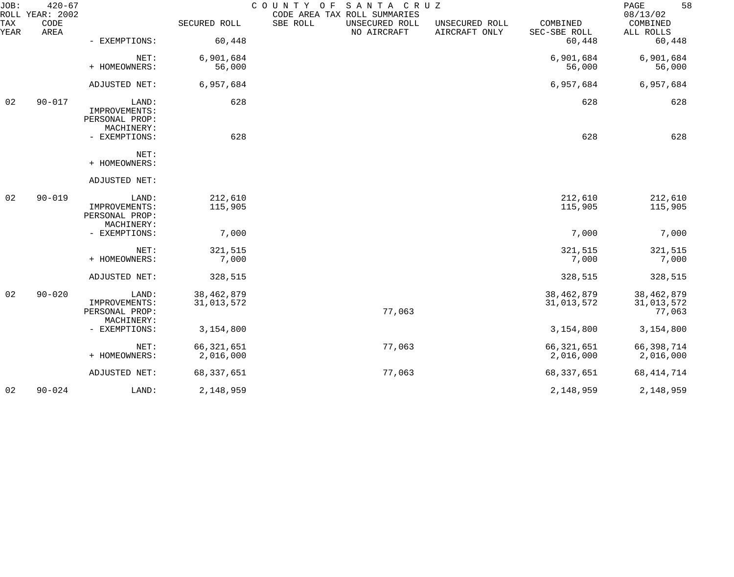| TAX YEAR | CODE AREA | | SECURED ROLL | SBE ROLL | UNSECURED ROLL NO AIRCRAFT | UNSECURED ROLL AIRCRAFT ONLY | COMBINED SEC-SBE ROLL | COMBINED ALL ROLLS |
|---|---|---|---|---|---|---|---|---|
| | | - EXEMPTIONS: | 60,448 | | | | 60,448 | 60,448 |
| | | NET: | 6,901,684 | | | | 6,901,684 | 6,901,684 |
| | | + HOMEOWNERS: | 56,000 | | | | 56,000 | 56,000 |
| | | ADJUSTED NET: | 6,957,684 | | | | 6,957,684 | 6,957,684 |
| 02 | 90-017 | LAND: | 628 | | | | 628 | 628 |
| | | IMPROVEMENTS: | | | | | | |
| | | PERSONAL PROP: | | | | | | |
| | | MACHINERY: | | | | | | |
| | | - EXEMPTIONS: | 628 | | | | 628 | 628 |
| | | NET: | | | | | | |
| | | + HOMEOWNERS: | | | | | | |
| | | ADJUSTED NET: | | | | | | |
| 02 | 90-019 | LAND: | 212,610 | | | | 212,610 | 212,610 |
| | | IMPROVEMENTS: | 115,905 | | | | 115,905 | 115,905 |
| | | PERSONAL PROP: | | | | | | |
| | | MACHINERY: | | | | | | |
| | | - EXEMPTIONS: | 7,000 | | | | 7,000 | 7,000 |
| | | NET: | 321,515 | | | | 321,515 | 321,515 |
| | | + HOMEOWNERS: | 7,000 | | | | 7,000 | 7,000 |
| | | ADJUSTED NET: | 328,515 | | | | 328,515 | 328,515 |
| 02 | 90-020 | LAND: | 38,462,879 | | | | 38,462,879 | 38,462,879 |
| | | IMPROVEMENTS: | 31,013,572 | | | | 31,013,572 | 31,013,572 |
| | | PERSONAL PROP: | | | 77,063 | | | 77,063 |
| | | MACHINERY: | | | | | | |
| | | - EXEMPTIONS: | 3,154,800 | | | | 3,154,800 | 3,154,800 |
| | | NET: | 66,321,651 | | 77,063 | | 66,321,651 | 66,398,714 |
| | | + HOMEOWNERS: | 2,016,000 | | | | 2,016,000 | 2,016,000 |
| | | ADJUSTED NET: | 68,337,651 | | 77,063 | | 68,337,651 | 68,414,714 |
| 02 | 90-024 | LAND: | 2,148,959 | | | | 2,148,959 | 2,148,959 |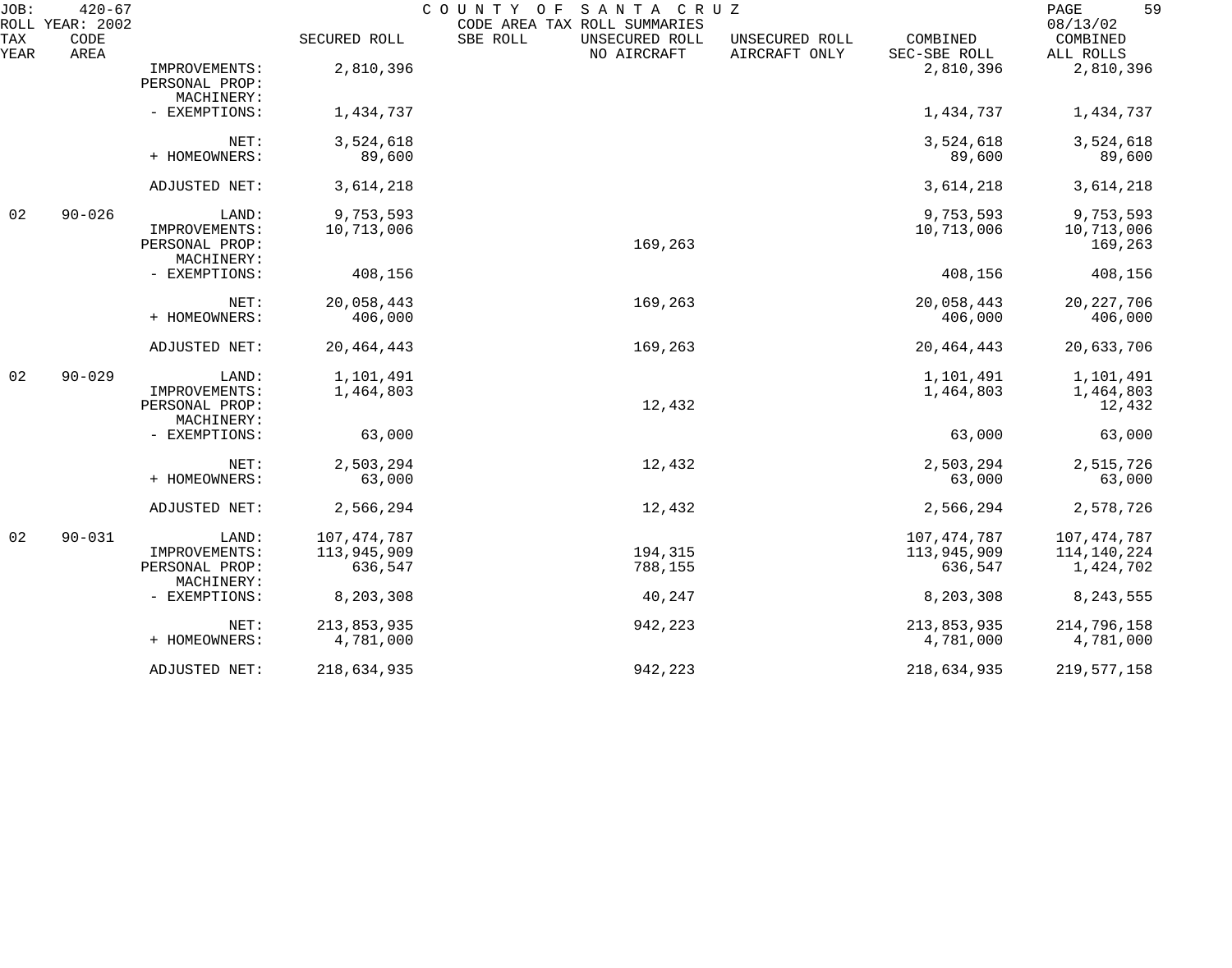COUNTY OF SANTA CRUZ
CODE AREA TAX ROLL SUMMARIES

JOB: 420-67
ROLL YEAR: 2002
08/13/02

| TAX YEAR | CODE AREA | | SECURED ROLL | SBE ROLL | UNSECURED ROLL NO AIRCRAFT | UNSECURED ROLL AIRCRAFT ONLY | COMBINED SEC-SBE ROLL | COMBINED ALL ROLLS |
|---|---|---|---|---|---|---|---|---|
| | | IMPROVEMENTS: | 2,810,396 | | | | 2,810,396 | 2,810,396 |
| | | PERSONAL PROP: | | | | | | |
| | | MACHINERY: | | | | | | |
| | | - EXEMPTIONS: | 1,434,737 | | | | 1,434,737 | 1,434,737 |
| | | NET: | 3,524,618 | | | | 3,524,618 | 3,524,618 |
| | | + HOMEOWNERS: | 89,600 | | | | 89,600 | 89,600 |
| | | ADJUSTED NET: | 3,614,218 | | | | 3,614,218 | 3,614,218 |
| 02 | 90-026 | LAND: | 9,753,593 | | | | 9,753,593 | 9,753,593 |
| | | IMPROVEMENTS: | 10,713,006 | | | | 10,713,006 | 10,713,006 |
| | | PERSONAL PROP: | | | 169,263 | | | 169,263 |
| | | MACHINERY: | | | | | | |
| | | - EXEMPTIONS: | 408,156 | | | | 408,156 | 408,156 |
| | | NET: | 20,058,443 | | 169,263 | | 20,058,443 | 20,227,706 |
| | | + HOMEOWNERS: | 406,000 | | | | 406,000 | 406,000 |
| | | ADJUSTED NET: | 20,464,443 | | 169,263 | | 20,464,443 | 20,633,706 |
| 02 | 90-029 | LAND: | 1,101,491 | | | | 1,101,491 | 1,101,491 |
| | | IMPROVEMENTS: | 1,464,803 | | | | 1,464,803 | 1,464,803 |
| | | PERSONAL PROP: | | | 12,432 | | | 12,432 |
| | | MACHINERY: | | | | | | |
| | | - EXEMPTIONS: | 63,000 | | | | 63,000 | 63,000 |
| | | NET: | 2,503,294 | | 12,432 | | 2,503,294 | 2,515,726 |
| | | + HOMEOWNERS: | 63,000 | | | | 63,000 | 63,000 |
| | | ADJUSTED NET: | 2,566,294 | | 12,432 | | 2,566,294 | 2,578,726 |
| 02 | 90-031 | LAND: | 107,474,787 | | | | 107,474,787 | 107,474,787 |
| | | IMPROVEMENTS: | 113,945,909 | | 194,315 | | 113,945,909 | 114,140,224 |
| | | PERSONAL PROP: | 636,547 | | 788,155 | | 636,547 | 1,424,702 |
| | | MACHINERY: | | | | | | |
| | | - EXEMPTIONS: | 8,203,308 | | 40,247 | | 8,203,308 | 8,243,555 |
| | | NET: | 213,853,935 | | 942,223 | | 213,853,935 | 214,796,158 |
| | | + HOMEOWNERS: | 4,781,000 | | | | 4,781,000 | 4,781,000 |
| | | ADJUSTED NET: | 218,634,935 | | 942,223 | | 218,634,935 | 219,577,158 |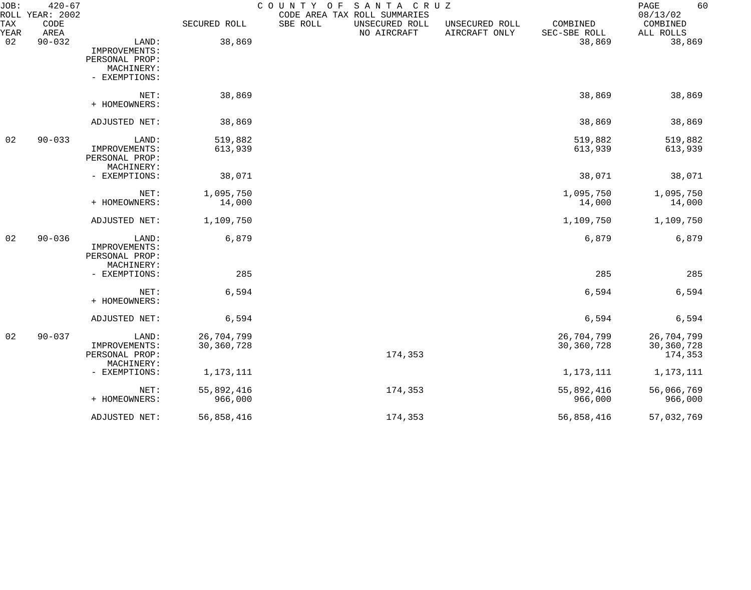JOB: 420-67 COUNTY OF SANTA CRUZ
ROLL YEAR: 2002 CODE AREA TAX ROLL SUMMARIES 08/13/02

| TAX YEAR | CODE AREA | | SECURED ROLL | SBE ROLL | UNSECURED ROLL NO AIRCRAFT | UNSECURED ROLL AIRCRAFT ONLY | COMBINED SEC-SBE ROLL | COMBINED ALL ROLLS |
|---|---|---|---|---|---|---|---|---|
| 02 | 90-032 | LAND: | 38,869 | | | | 38,869 | 38,869 |
| | | IMPROVEMENTS: | | | | | | |
| | | PERSONAL PROP: | | | | | | |
| | | MACHINERY: | | | | | | |
| | | - EXEMPTIONS: | | | | | | |
| | | NET: | 38,869 | | | | 38,869 | 38,869 |
| | | + HOMEOWNERS: | | | | | | |
| | | ADJUSTED NET: | 38,869 | | | | 38,869 | 38,869 |
| 02 | 90-033 | LAND: | 519,882 | | | | 519,882 | 519,882 |
| | | IMPROVEMENTS: | 613,939 | | | | 613,939 | 613,939 |
| | | PERSONAL PROP: | | | | | | |
| | | MACHINERY: | | | | | | |
| | | - EXEMPTIONS: | 38,071 | | | | 38,071 | 38,071 |
| | | NET: | 1,095,750 | | | | 1,095,750 | 1,095,750 |
| | | + HOMEOWNERS: | 14,000 | | | | 14,000 | 14,000 |
| | | ADJUSTED NET: | 1,109,750 | | | | 1,109,750 | 1,109,750 |
| 02 | 90-036 | LAND: | 6,879 | | | | 6,879 | 6,879 |
| | | IMPROVEMENTS: | | | | | | |
| | | PERSONAL PROP: | | | | | | |
| | | MACHINERY: | | | | | | |
| | | - EXEMPTIONS: | 285 | | | | 285 | 285 |
| | | NET: | 6,594 | | | | 6,594 | 6,594 |
| | | + HOMEOWNERS: | | | | | | |
| | | ADJUSTED NET: | 6,594 | | | | 6,594 | 6,594 |
| 02 | 90-037 | LAND: | 26,704,799 | | | | 26,704,799 | 26,704,799 |
| | | IMPROVEMENTS: | 30,360,728 | | | | 30,360,728 | 30,360,728 |
| | | PERSONAL PROP: | | | 174,353 | | | 174,353 |
| | | MACHINERY: | | | | | | |
| | | - EXEMPTIONS: | 1,173,111 | | | | 1,173,111 | 1,173,111 |
| | | NET: | 55,892,416 | | 174,353 | | 55,892,416 | 56,066,769 |
| | | + HOMEOWNERS: | 966,000 | | | | 966,000 | 966,000 |
| | | ADJUSTED NET: | 56,858,416 | | 174,353 | | 56,858,416 | 57,032,769 |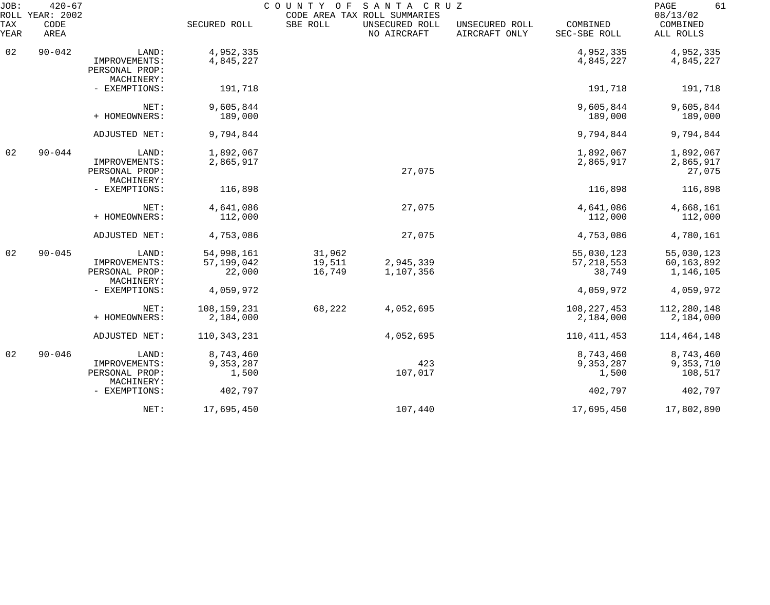JOB: 420-67 COUNTY OF SANTA CRUZ 08/13/02
ROLL YEAR: 2002 CODE AREA TAX ROLL SUMMARIES

| TAX YEAR | CODE AREA | | SECURED ROLL | SBE ROLL | UNSECURED ROLL NO AIRCRAFT | UNSECURED ROLL AIRCRAFT ONLY | COMBINED SEC-SBE ROLL | COMBINED ALL ROLLS |
|---|---|---|---|---|---|---|---|---|
| 02 | 90-042 | LAND: | 4,952,335 | | | | 4,952,335 | 4,952,335 |
| | | IMPROVEMENTS: | 4,845,227 | | | | 4,845,227 | 4,845,227 |
| | | PERSONAL PROP: | | | | | | |
| | | MACHINERY: | | | | | | |
| | | - EXEMPTIONS: | 191,718 | | | | 191,718 | 191,718 |
| | | NET: | 9,605,844 | | | | 9,605,844 | 9,605,844 |
| | | + HOMEOWNERS: | 189,000 | | | | 189,000 | 189,000 |
| | | ADJUSTED NET: | 9,794,844 | | | | 9,794,844 | 9,794,844 |
| 02 | 90-044 | LAND: | 1,892,067 | | | | 1,892,067 | 1,892,067 |
| | | IMPROVEMENTS: | 2,865,917 | | | | 2,865,917 | 2,865,917 |
| | | PERSONAL PROP: | | | 27,075 | | | 27,075 |
| | | MACHINERY: | | | | | | |
| | | - EXEMPTIONS: | 116,898 | | | | 116,898 | 116,898 |
| | | NET: | 4,641,086 | | 27,075 | | 4,641,086 | 4,668,161 |
| | | + HOMEOWNERS: | 112,000 | | | | 112,000 | 112,000 |
| | | ADJUSTED NET: | 4,753,086 | | 27,075 | | 4,753,086 | 4,780,161 |
| 02 | 90-045 | LAND: | 54,998,161 | 31,962 | | | 55,030,123 | 55,030,123 |
| | | IMPROVEMENTS: | 57,199,042 | 19,511 | 2,945,339 | | 57,218,553 | 60,163,892 |
| | | PERSONAL PROP: | 22,000 | 16,749 | 1,107,356 | | 38,749 | 1,146,105 |
| | | MACHINERY: | | | | | | |
| | | - EXEMPTIONS: | 4,059,972 | | | | 4,059,972 | 4,059,972 |
| | | NET: | 108,159,231 | 68,222 | 4,052,695 | | 108,227,453 | 112,280,148 |
| | | + HOMEOWNERS: | 2,184,000 | | | | 2,184,000 | 2,184,000 |
| | | ADJUSTED NET: | 110,343,231 | | 4,052,695 | | 110,411,453 | 114,464,148 |
| 02 | 90-046 | LAND: | 8,743,460 | | | | 8,743,460 | 8,743,460 |
| | | IMPROVEMENTS: | 9,353,287 | | 423 | | 9,353,287 | 9,353,710 |
| | | PERSONAL PROP: | 1,500 | | 107,017 | | 1,500 | 108,517 |
| | | MACHINERY: | | | | | | |
| | | - EXEMPTIONS: | 402,797 | | | | 402,797 | 402,797 |
| | | NET: | 17,695,450 | | 107,440 | | 17,695,450 | 17,802,890 |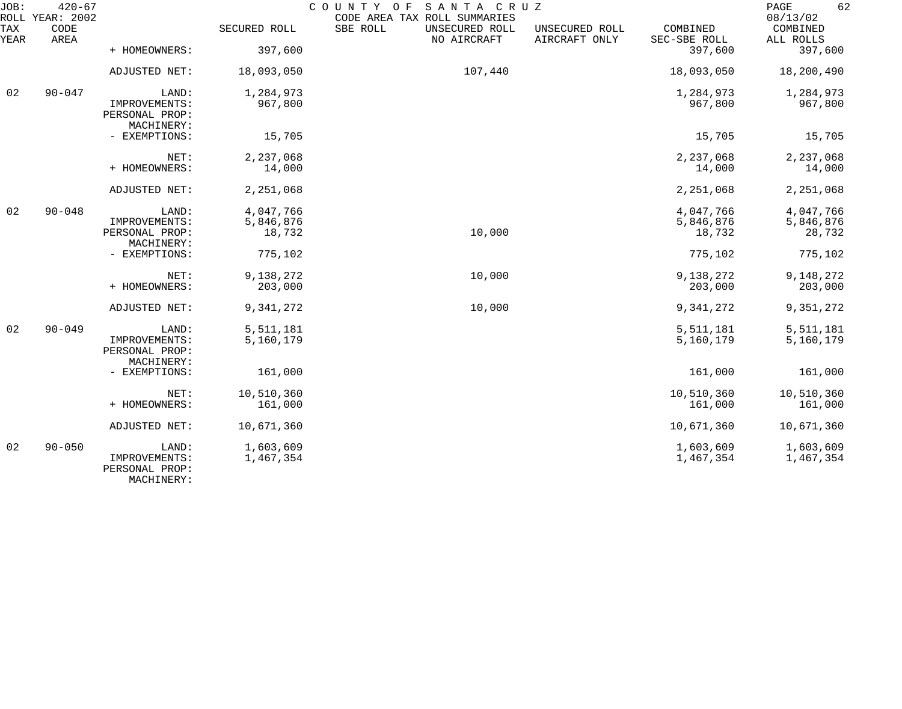COUNTY OF SANTA CRUZ
CODE AREA TAX ROLL SUMMARIES

JOB: 420-67
ROLL YEAR: 2002
08/13/02

| TAX YEAR | CODE AREA | | SECURED ROLL | SBE ROLL | UNSECURED ROLL NO AIRCRAFT | UNSECURED ROLL AIRCRAFT ONLY | COMBINED SEC-SBE ROLL | COMBINED ALL ROLLS |
|---|---|---|---|---|---|---|---|---|
| | | + HOMEOWNERS: | 397,600 | | | | 397,600 | 397,600 |
| | | ADJUSTED NET: | 18,093,050 | | 107,440 | | 18,093,050 | 18,200,490 |
| 02 | 90-047 | LAND: | 1,284,973 | | | | 1,284,973 | 1,284,973 |
| | | IMPROVEMENTS: | 967,800 | | | | 967,800 | 967,800 |
| | | PERSONAL PROP: | | | | | | |
| | | MACHINERY: | | | | | | |
| | | - EXEMPTIONS: | 15,705 | | | | 15,705 | 15,705 |
| | | NET: | 2,237,068 | | | | 2,237,068 | 2,237,068 |
| | | + HOMEOWNERS: | 14,000 | | | | 14,000 | 14,000 |
| | | ADJUSTED NET: | 2,251,068 | | | | 2,251,068 | 2,251,068 |
| 02 | 90-048 | LAND: | 4,047,766 | | | | 4,047,766 | 4,047,766 |
| | | IMPROVEMENTS: | 5,846,876 | | | | 5,846,876 | 5,846,876 |
| | | PERSONAL PROP: | 18,732 | | 10,000 | | 18,732 | 28,732 |
| | | MACHINERY: | | | | | | |
| | | - EXEMPTIONS: | 775,102 | | | | 775,102 | 775,102 |
| | | NET: | 9,138,272 | | 10,000 | | 9,138,272 | 9,148,272 |
| | | + HOMEOWNERS: | 203,000 | | | | 203,000 | 203,000 |
| | | ADJUSTED NET: | 9,341,272 | | 10,000 | | 9,341,272 | 9,351,272 |
| 02 | 90-049 | LAND: | 5,511,181 | | | | 5,511,181 | 5,511,181 |
| | | IMPROVEMENTS: | 5,160,179 | | | | 5,160,179 | 5,160,179 |
| | | PERSONAL PROP: | | | | | | |
| | | MACHINERY: | | | | | | |
| | | - EXEMPTIONS: | 161,000 | | | | 161,000 | 161,000 |
| | | NET: | 10,510,360 | | | | 10,510,360 | 10,510,360 |
| | | + HOMEOWNERS: | 161,000 | | | | 161,000 | 161,000 |
| | | ADJUSTED NET: | 10,671,360 | | | | 10,671,360 | 10,671,360 |
| 02 | 90-050 | LAND: | 1,603,609 | | | | 1,603,609 | 1,603,609 |
| | | IMPROVEMENTS: | 1,467,354 | | | | 1,467,354 | 1,467,354 |
| | | PERSONAL PROP: | | | | | | |
| | | MACHINERY: | | | | | | |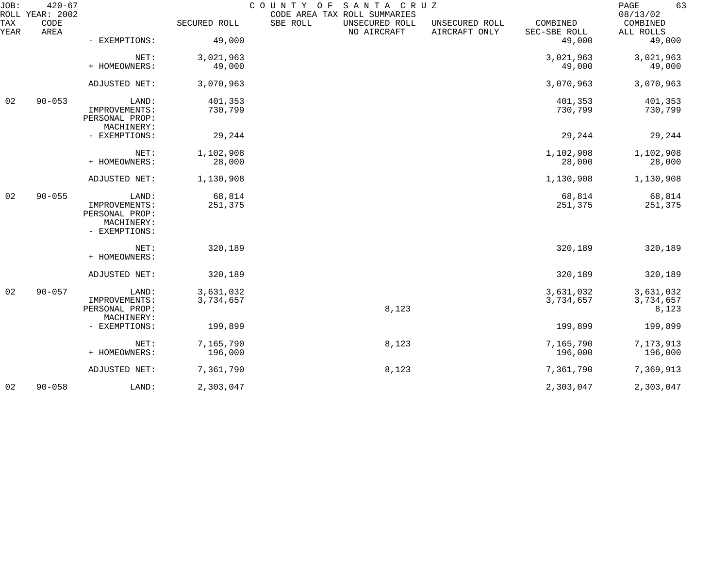JOB: 420-67 COUNTY OF SANTA CRUZ PAGE 63
ROLL YEAR: 2002 CODE AREA TAX ROLL SUMMARIES 08/13/02

| TAX YEAR | CODE AREA | | SECURED ROLL | SBE ROLL | UNSECURED ROLL NO AIRCRAFT | UNSECURED ROLL AIRCRAFT ONLY | COMBINED SEC-SBE ROLL | COMBINED ALL ROLLS |
|---|---|---|---|---|---|---|---|---|
| | | - EXEMPTIONS: | 49,000 | | | | 49,000 | 49,000 |
| | | NET: | 3,021,963 | | | | 3,021,963 | 3,021,963 |
| | | + HOMEOWNERS: | 49,000 | | | | 49,000 | 49,000 |
| | | ADJUSTED NET: | 3,070,963 | | | | 3,070,963 | 3,070,963 |
| 02 | 90-053 | LAND: | 401,353 | | | | 401,353 | 401,353 |
| | | IMPROVEMENTS: | 730,799 | | | | 730,799 | 730,799 |
| | | PERSONAL PROP: | | | | | | |
| | | MACHINERY: | | | | | | |
| | | - EXEMPTIONS: | 29,244 | | | | 29,244 | 29,244 |
| | | NET: | 1,102,908 | | | | 1,102,908 | 1,102,908 |
| | | + HOMEOWNERS: | 28,000 | | | | 28,000 | 28,000 |
| | | ADJUSTED NET: | 1,130,908 | | | | 1,130,908 | 1,130,908 |
| 02 | 90-055 | LAND: | 68,814 | | | | 68,814 | 68,814 |
| | | IMPROVEMENTS: | 251,375 | | | | 251,375 | 251,375 |
| | | PERSONAL PROP: | | | | | | |
| | | MACHINERY: | | | | | | |
| | | - EXEMPTIONS: | | | | | | |
| | | NET: | 320,189 | | | | 320,189 | 320,189 |
| | | + HOMEOWNERS: | | | | | | |
| | | ADJUSTED NET: | 320,189 | | | | 320,189 | 320,189 |
| 02 | 90-057 | LAND: | 3,631,032 | | | | 3,631,032 | 3,631,032 |
| | | IMPROVEMENTS: | 3,734,657 | | | | 3,734,657 | 3,734,657 |
| | | PERSONAL PROP: | | | 8,123 | | | 8,123 |
| | | MACHINERY: | | | | | | |
| | | - EXEMPTIONS: | 199,899 | | | | 199,899 | 199,899 |
| | | NET: | 7,165,790 | | 8,123 | | 7,165,790 | 7,173,913 |
| | | + HOMEOWNERS: | 196,000 | | | | 196,000 | 196,000 |
| | | ADJUSTED NET: | 7,361,790 | | 8,123 | | 7,361,790 | 7,369,913 |
| 02 | 90-058 | LAND: | 2,303,047 | | | | 2,303,047 | 2,303,047 |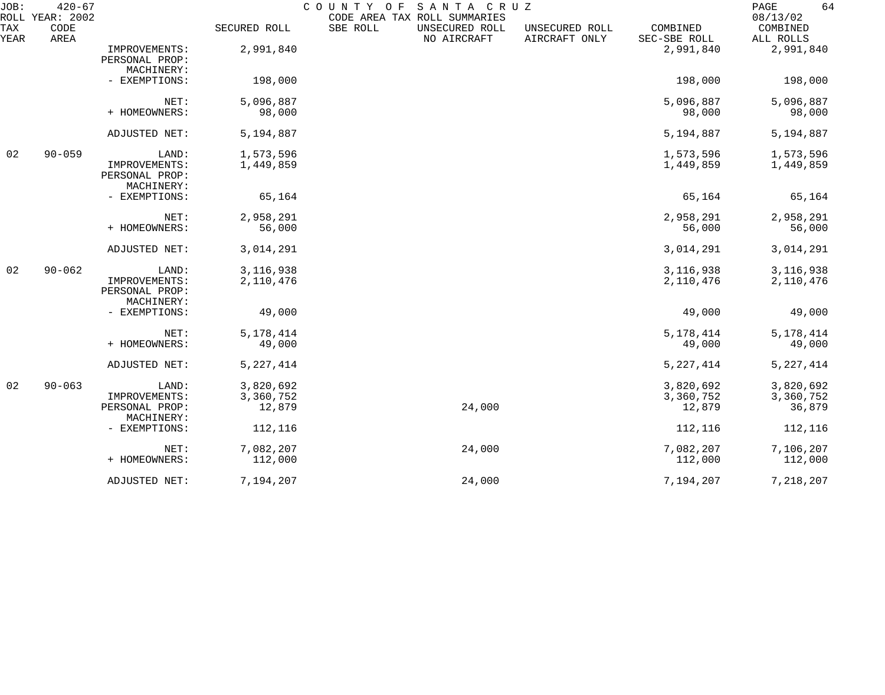JOB: 420-67 COUNTY OF SANTA CRUZ
ROLL YEAR: 2002 CODE AREA TAX ROLL SUMMARIES 08/13/02

| TAX YEAR | CODE AREA | | SECURED ROLL | SBE ROLL | UNSECURED ROLL NO AIRCRAFT | UNSECURED ROLL AIRCRAFT ONLY | COMBINED SEC-SBE ROLL | COMBINED ALL ROLLS |
|---|---|---|---|---|---|---|---|---|
| | | IMPROVEMENTS: | 2,991,840 | | | | 2,991,840 | 2,991,840 |
| | | PERSONAL PROP: | | | | | | |
| | | MACHINERY: | | | | | | |
| | | - EXEMPTIONS: | 198,000 | | | | 198,000 | 198,000 |
| | | NET: | 5,096,887 | | | | 5,096,887 | 5,096,887 |
| | | + HOMEOWNERS: | 98,000 | | | | 98,000 | 98,000 |
| | | ADJUSTED NET: | 5,194,887 | | | | 5,194,887 | 5,194,887 |
| 02 | 90-059 | LAND: | 1,573,596 | | | | 1,573,596 | 1,573,596 |
| | | IMPROVEMENTS: | 1,449,859 | | | | 1,449,859 | 1,449,859 |
| | | PERSONAL PROP: | | | | | | |
| | | MACHINERY: | | | | | | |
| | | - EXEMPTIONS: | 65,164 | | | | 65,164 | 65,164 |
| | | NET: | 2,958,291 | | | | 2,958,291 | 2,958,291 |
| | | + HOMEOWNERS: | 56,000 | | | | 56,000 | 56,000 |
| | | ADJUSTED NET: | 3,014,291 | | | | 3,014,291 | 3,014,291 |
| 02 | 90-062 | LAND: | 3,116,938 | | | | 3,116,938 | 3,116,938 |
| | | IMPROVEMENTS: | 2,110,476 | | | | 2,110,476 | 2,110,476 |
| | | PERSONAL PROP: | | | | | | |
| | | MACHINERY: | | | | | | |
| | | - EXEMPTIONS: | 49,000 | | | | 49,000 | 49,000 |
| | | NET: | 5,178,414 | | | | 5,178,414 | 5,178,414 |
| | | + HOMEOWNERS: | 49,000 | | | | 49,000 | 49,000 |
| | | ADJUSTED NET: | 5,227,414 | | | | 5,227,414 | 5,227,414 |
| 02 | 90-063 | LAND: | 3,820,692 | | | | 3,820,692 | 3,820,692 |
| | | IMPROVEMENTS: | 3,360,752 | | | | 3,360,752 | 3,360,752 |
| | | PERSONAL PROP: | 12,879 | | 24,000 | | 12,879 | 36,879 |
| | | MACHINERY: | | | | | | |
| | | - EXEMPTIONS: | 112,116 | | | | 112,116 | 112,116 |
| | | NET: | 7,082,207 | | 24,000 | | 7,082,207 | 7,106,207 |
| | | + HOMEOWNERS: | 112,000 | | | | 112,000 | 112,000 |
| | | ADJUSTED NET: | 7,194,207 | | 24,000 | | 7,194,207 | 7,218,207 |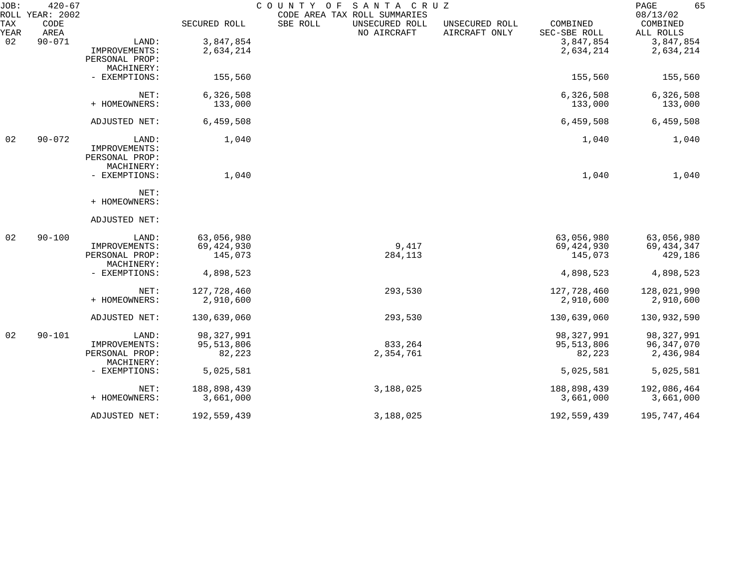JOB: 420-67 COUNTY OF SANTA CRUZ
ROLL YEAR: 2002 CODE AREA TAX ROLL SUMMARIES 08/13/02

| TAX YEAR | CODE AREA | | SECURED ROLL | SBE ROLL | UNSECURED ROLL NO AIRCRAFT | UNSECURED ROLL AIRCRAFT ONLY | COMBINED SEC-SBE ROLL | COMBINED ALL ROLLS |
|---|---|---|---|---|---|---|---|---|
| 02 | 90-071 | LAND: | 3,847,854 | | | | 3,847,854 | 3,847,854 |
| | | IMPROVEMENTS: | 2,634,214 | | | | 2,634,214 | 2,634,214 |
| | | PERSONAL PROP: | | | | | | |
| | | MACHINERY: | | | | | | |
| | | - EXEMPTIONS: | 155,560 | | | | 155,560 | 155,560 |
| | | NET: | 6,326,508 | | | | 6,326,508 | 6,326,508 |
| | | + HOMEOWNERS: | 133,000 | | | | 133,000 | 133,000 |
| | | ADJUSTED NET: | 6,459,508 | | | | 6,459,508 | 6,459,508 |
| 02 | 90-072 | LAND: | 1,040 | | | | 1,040 | 1,040 |
| | | IMPROVEMENTS: | | | | | | |
| | | PERSONAL PROP: | | | | | | |
| | | MACHINERY: | | | | | | |
| | | - EXEMPTIONS: | 1,040 | | | | 1,040 | 1,040 |
| | | NET: | | | | | | |
| | | + HOMEOWNERS: | | | | | | |
| | | ADJUSTED NET: | | | | | | |
| 02 | 90-100 | LAND: | 63,056,980 | | | | 63,056,980 | 63,056,980 |
| | | IMPROVEMENTS: | 69,424,930 | | 9,417 | | 69,424,930 | 69,434,347 |
| | | PERSONAL PROP: | 145,073 | | 284,113 | | 145,073 | 429,186 |
| | | MACHINERY: | | | | | | |
| | | - EXEMPTIONS: | 4,898,523 | | | | 4,898,523 | 4,898,523 |
| | | NET: | 127,728,460 | | 293,530 | | 127,728,460 | 128,021,990 |
| | | + HOMEOWNERS: | 2,910,600 | | | | 2,910,600 | 2,910,600 |
| | | ADJUSTED NET: | 130,639,060 | | 293,530 | | 130,639,060 | 130,932,590 |
| 02 | 90-101 | LAND: | 98,327,991 | | | | 98,327,991 | 98,327,991 |
| | | IMPROVEMENTS: | 95,513,806 | | 833,264 | | 95,513,806 | 96,347,070 |
| | | PERSONAL PROP: | 82,223 | | 2,354,761 | | 82,223 | 2,436,984 |
| | | MACHINERY: | | | | | | |
| | | - EXEMPTIONS: | 5,025,581 | | | | 5,025,581 | 5,025,581 |
| | | NET: | 188,898,439 | | 3,188,025 | | 188,898,439 | 192,086,464 |
| | | + HOMEOWNERS: | 3,661,000 | | | | 3,661,000 | 3,661,000 |
| | | ADJUSTED NET: | 192,559,439 | | 3,188,025 | | 192,559,439 | 195,747,464 |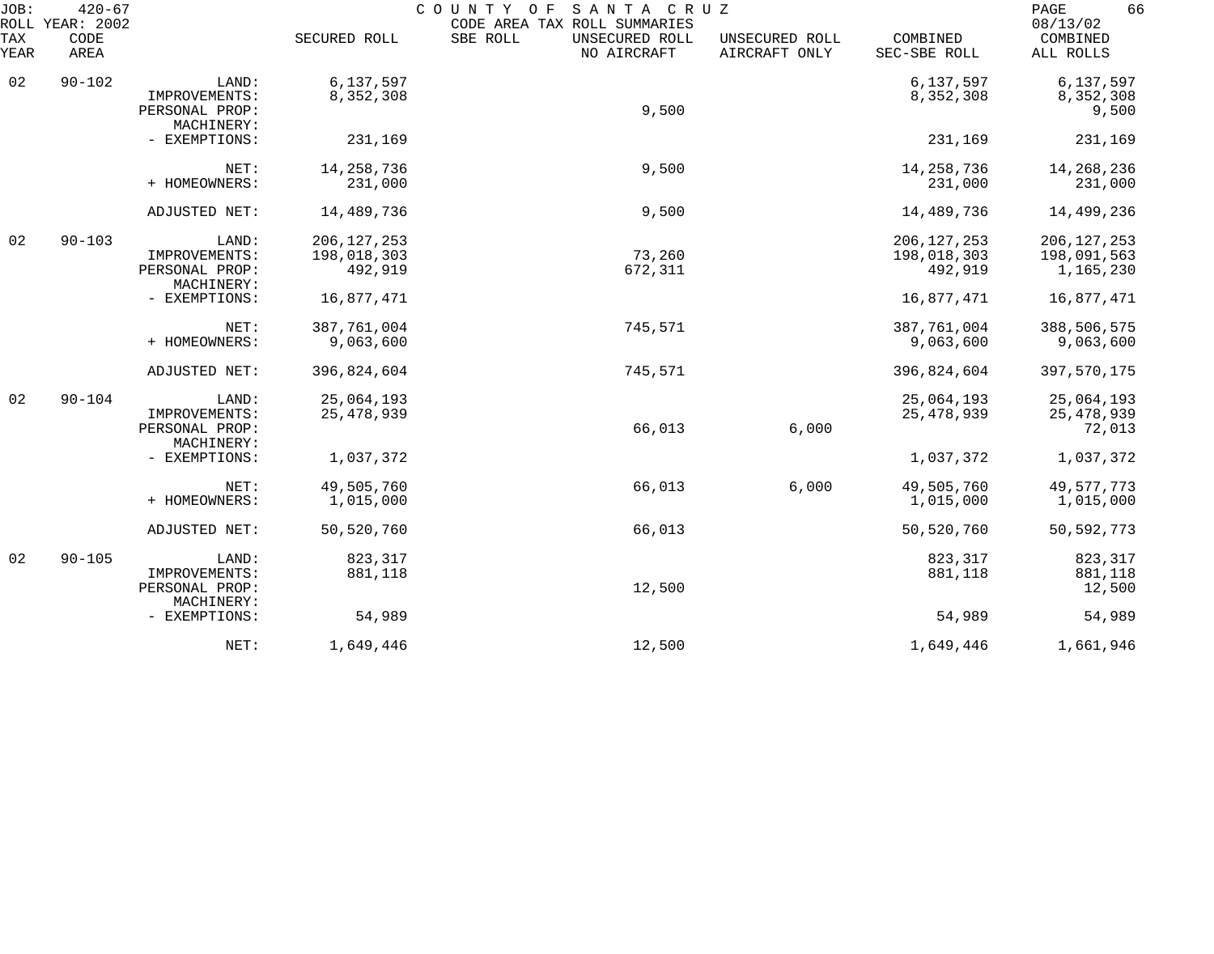JOB: 420-67 COUNTY OF SANTA CRUZ

ROLL YEAR: 2002 CODE AREA TAX ROLL SUMMARIES 08/13/02

| TAX YEAR | CODE AREA | | SECURED ROLL | SBE ROLL | UNSECURED ROLL NO AIRCRAFT | UNSECURED ROLL AIRCRAFT ONLY | COMBINED SEC-SBE ROLL | COMBINED ALL ROLLS |
|---|---|---|---|---|---|---|---|---|
| 02 | 90-102 | LAND: | 6,137,597 | | | | 6,137,597 | 6,137,597 |
| | | IMPROVEMENTS: | 8,352,308 | | | | 8,352,308 | 8,352,308 |
| | | PERSONAL PROP: | | | 9,500 | | | 9,500 |
| | | MACHINERY: | | | | | | |
| | | - EXEMPTIONS: | 231,169 | | | | 231,169 | 231,169 |
| | | NET: | 14,258,736 | | 9,500 | | 14,258,736 | 14,268,236 |
| | | + HOMEOWNERS: | 231,000 | | | | 231,000 | 231,000 |
| | | ADJUSTED NET: | 14,489,736 | | 9,500 | | 14,489,736 | 14,499,236 |
| 02 | 90-103 | LAND: | 206,127,253 | | | | 206,127,253 | 206,127,253 |
| | | IMPROVEMENTS: | 198,018,303 | | 73,260 | | 198,018,303 | 198,091,563 |
| | | PERSONAL PROP: | 492,919 | | 672,311 | | 492,919 | 1,165,230 |
| | | MACHINERY: | | | | | | |
| | | - EXEMPTIONS: | 16,877,471 | | | | 16,877,471 | 16,877,471 |
| | | NET: | 387,761,004 | | 745,571 | | 387,761,004 | 388,506,575 |
| | | + HOMEOWNERS: | 9,063,600 | | | | 9,063,600 | 9,063,600 |
| | | ADJUSTED NET: | 396,824,604 | | 745,571 | | 396,824,604 | 397,570,175 |
| 02 | 90-104 | LAND: | 25,064,193 | | | | 25,064,193 | 25,064,193 |
| | | IMPROVEMENTS: | 25,478,939 | | | | 25,478,939 | 25,478,939 |
| | | PERSONAL PROP: | | | 66,013 | 6,000 | | 72,013 |
| | | MACHINERY: | | | | | | |
| | | - EXEMPTIONS: | 1,037,372 | | | | 1,037,372 | 1,037,372 |
| | | NET: | 49,505,760 | | 66,013 | 6,000 | 49,505,760 | 49,577,773 |
| | | + HOMEOWNERS: | 1,015,000 | | | | 1,015,000 | 1,015,000 |
| | | ADJUSTED NET: | 50,520,760 | | 66,013 | | 50,520,760 | 50,592,773 |
| 02 | 90-105 | LAND: | 823,317 | | | | 823,317 | 823,317 |
| | | IMPROVEMENTS: | 881,118 | | | | 881,118 | 881,118 |
| | | PERSONAL PROP: | | | 12,500 | | | 12,500 |
| | | MACHINERY: | | | | | | |
| | | - EXEMPTIONS: | 54,989 | | | | 54,989 | 54,989 |
| | | NET: | 1,649,446 | | 12,500 | | 1,649,446 | 1,661,946 |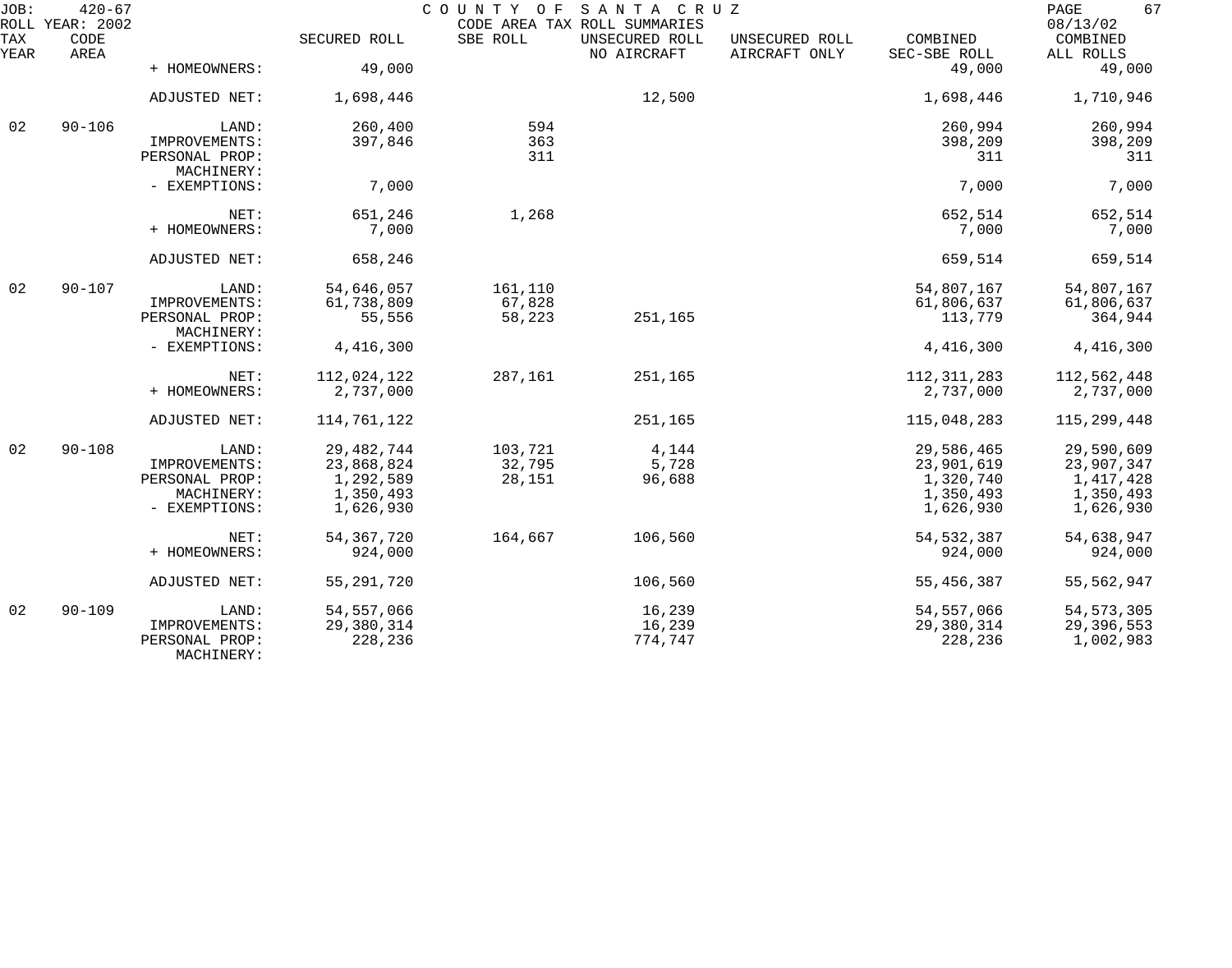COUNTY OF SANTA CRUZ
CODE AREA TAX ROLL SUMMARIES

JOB: 420-67
ROLL YEAR: 2002
08/13/02

| TAX YEAR | CODE AREA | | SECURED ROLL | SBE ROLL | UNSECURED ROLL NO AIRCRAFT | UNSECURED ROLL AIRCRAFT ONLY | COMBINED SEC-SBE ROLL | COMBINED ALL ROLLS |
|---|---|---|---|---|---|---|---|---|
| | | + HOMEOWNERS: | 49,000 | | | | 49,000 | 49,000 |
| | | ADJUSTED NET: | 1,698,446 | | 12,500 | | 1,698,446 | 1,710,946 |
| 02 | 90-106 | LAND: | 260,400 | 594 | | | 260,994 | 260,994 |
| | | IMPROVEMENTS: | 397,846 | 363 | | | 398,209 | 398,209 |
| | | PERSONAL PROP: | | 311 | | | 311 | 311 |
| | | MACHINERY: | | | | | | |
| | | - EXEMPTIONS: | 7,000 | | | | 7,000 | 7,000 |
| | | NET: | 651,246 | 1,268 | | | 652,514 | 652,514 |
| | | + HOMEOWNERS: | 7,000 | | | | 7,000 | 7,000 |
| | | ADJUSTED NET: | 658,246 | | | | 659,514 | 659,514 |
| 02 | 90-107 | LAND: | 54,646,057 | 161,110 | | | 54,807,167 | 54,807,167 |
| | | IMPROVEMENTS: | 61,738,809 | 67,828 | | | 61,806,637 | 61,806,637 |
| | | PERSONAL PROP: | 55,556 | 58,223 | 251,165 | | 113,779 | 364,944 |
| | | MACHINERY: | | | | | | |
| | | - EXEMPTIONS: | 4,416,300 | | | | 4,416,300 | 4,416,300 |
| | | NET: | 112,024,122 | 287,161 | 251,165 | | 112,311,283 | 112,562,448 |
| | | + HOMEOWNERS: | 2,737,000 | | | | 2,737,000 | 2,737,000 |
| | | ADJUSTED NET: | 114,761,122 | | 251,165 | | 115,048,283 | 115,299,448 |
| 02 | 90-108 | LAND: | 29,482,744 | 103,721 | 4,144 | | 29,586,465 | 29,590,609 |
| | | IMPROVEMENTS: | 23,868,824 | 32,795 | 5,728 | | 23,901,619 | 23,907,347 |
| | | PERSONAL PROP: | 1,292,589 | 28,151 | 96,688 | | 1,320,740 | 1,417,428 |
| | | MACHINERY: | 1,350,493 | | | | 1,350,493 | 1,350,493 |
| | | - EXEMPTIONS: | 1,626,930 | | | | 1,626,930 | 1,626,930 |
| | | NET: | 54,367,720 | 164,667 | 106,560 | | 54,532,387 | 54,638,947 |
| | | + HOMEOWNERS: | 924,000 | | | | 924,000 | 924,000 |
| | | ADJUSTED NET: | 55,291,720 | | 106,560 | | 55,456,387 | 55,562,947 |
| 02 | 90-109 | LAND: | 54,557,066 | | 16,239 | | 54,557,066 | 54,573,305 |
| | | IMPROVEMENTS: | 29,380,314 | | 16,239 | | 29,380,314 | 29,396,553 |
| | | PERSONAL PROP: | 228,236 | | 774,747 | | 228,236 | 1,002,983 |
| | | MACHINERY: | | | | | | |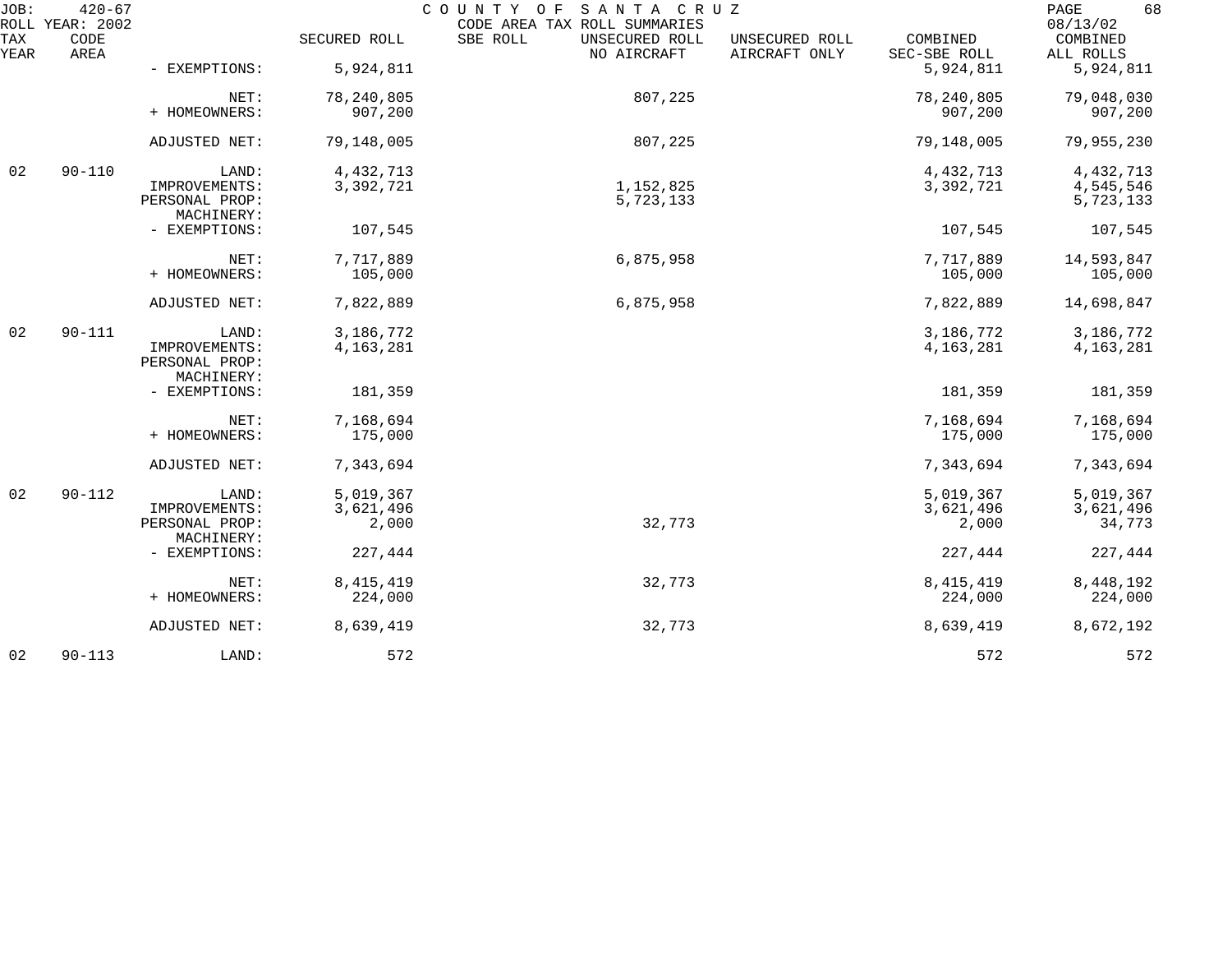JOB: 420-67
ROLL YEAR: 2002

COUNTY OF SANTA CRUZ
CODE AREA TAX ROLL SUMMARIES

08/13/02

| TAX YEAR | CODE AREA | | SECURED ROLL | SBE ROLL | UNSECURED ROLL NO AIRCRAFT | UNSECURED ROLL AIRCRAFT ONLY | COMBINED SEC-SBE ROLL | COMBINED ALL ROLLS |
|---|---|---|---|---|---|---|---|---|
| | | - EXEMPTIONS: | 5,924,811 | | | | 5,924,811 | 5,924,811 |
| | | NET: | 78,240,805 | | 807,225 | | 78,240,805 | 79,048,030 |
| | | + HOMEOWNERS: | 907,200 | | | | 907,200 | 907,200 |
| | | ADJUSTED NET: | 79,148,005 | | 807,225 | | 79,148,005 | 79,955,230 |
| 02 | 90-110 | LAND: | 4,432,713 | | | | 4,432,713 | 4,432,713 |
| | | IMPROVEMENTS: | 3,392,721 | | 1,152,825 | | 3,392,721 | 4,545,546 |
| | | PERSONAL PROP: | | | 5,723,133 | | | 5,723,133 |
| | | MACHINERY: | | | | | | |
| | | - EXEMPTIONS: | 107,545 | | | | 107,545 | 107,545 |
| | | NET: | 7,717,889 | | 6,875,958 | | 7,717,889 | 14,593,847 |
| | | + HOMEOWNERS: | 105,000 | | | | 105,000 | 105,000 |
| | | ADJUSTED NET: | 7,822,889 | | 6,875,958 | | 7,822,889 | 14,698,847 |
| 02 | 90-111 | LAND: | 3,186,772 | | | | 3,186,772 | 3,186,772 |
| | | IMPROVEMENTS: | 4,163,281 | | | | 4,163,281 | 4,163,281 |
| | | PERSONAL PROP: | | | | | | |
| | | MACHINERY: | | | | | | |
| | | - EXEMPTIONS: | 181,359 | | | | 181,359 | 181,359 |
| | | NET: | 7,168,694 | | | | 7,168,694 | 7,168,694 |
| | | + HOMEOWNERS: | 175,000 | | | | 175,000 | 175,000 |
| | | ADJUSTED NET: | 7,343,694 | | | | 7,343,694 | 7,343,694 |
| 02 | 90-112 | LAND: | 5,019,367 | | | | 5,019,367 | 5,019,367 |
| | | IMPROVEMENTS: | 3,621,496 | | | | 3,621,496 | 3,621,496 |
| | | PERSONAL PROP: | 2,000 | | 32,773 | | 2,000 | 34,773 |
| | | MACHINERY: | | | | | | |
| | | - EXEMPTIONS: | 227,444 | | | | 227,444 | 227,444 |
| | | NET: | 8,415,419 | | 32,773 | | 8,415,419 | 8,448,192 |
| | | + HOMEOWNERS: | 224,000 | | | | 224,000 | 224,000 |
| | | ADJUSTED NET: | 8,639,419 | | 32,773 | | 8,639,419 | 8,672,192 |
| 02 | 90-113 | LAND: | 572 | | | | 572 | 572 |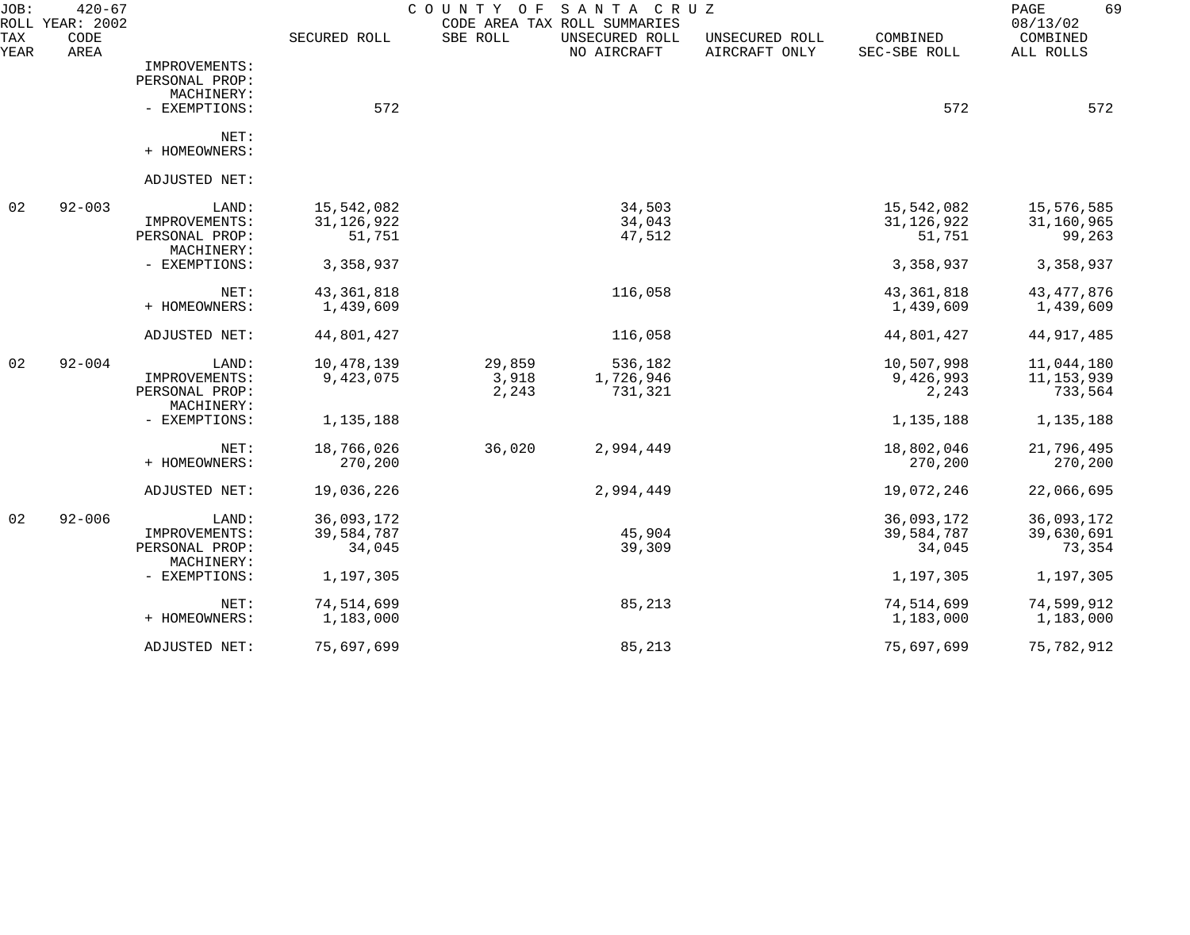JOB: 420-67 COUNTY OF SANTA CRUZ
ROLL YEAR: 2002 CODE AREA TAX ROLL SUMMARIES 08/13/02

| TAX YEAR | CODE AREA | | SECURED ROLL | SBE ROLL | UNSECURED ROLL NO AIRCRAFT | UNSECURED ROLL AIRCRAFT ONLY | COMBINED SEC-SBE ROLL | COMBINED ALL ROLLS |
|---|---|---|---|---|---|---|---|---|
| | | IMPROVEMENTS: | | | | | | |
| | | PERSONAL PROP: | | | | | | |
| | | MACHINERY: | | | | | | |
| | | - EXEMPTIONS: | 572 | | | | 572 | 572 |
| | | NET: | | | | | | |
| | | + HOMEOWNERS: | | | | | | |
| | | ADJUSTED NET: | | | | | | |
| 02 | 92-003 | LAND: | 15,542,082 | | 34,503 | | 15,542,082 | 15,576,585 |
| | | IMPROVEMENTS: | 31,126,922 | | 34,043 | | 31,126,922 | 31,160,965 |
| | | PERSONAL PROP: | 51,751 | | 47,512 | | 51,751 | 99,263 |
| | | MACHINERY: | | | | | | |
| | | - EXEMPTIONS: | 3,358,937 | | | | 3,358,937 | 3,358,937 |
| | | NET: | 43,361,818 | | 116,058 | | 43,361,818 | 43,477,876 |
| | | + HOMEOWNERS: | 1,439,609 | | | | 1,439,609 | 1,439,609 |
| | | ADJUSTED NET: | 44,801,427 | | 116,058 | | 44,801,427 | 44,917,485 |
| 02 | 92-004 | LAND: | 10,478,139 | 29,859 | 536,182 | | 10,507,998 | 11,044,180 |
| | | IMPROVEMENTS: | 9,423,075 | 3,918 | 1,726,946 | | 9,426,993 | 11,153,939 |
| | | PERSONAL PROP: | | 2,243 | 731,321 | | 2,243 | 733,564 |
| | | MACHINERY: | | | | | | |
| | | - EXEMPTIONS: | 1,135,188 | | | | 1,135,188 | 1,135,188 |
| | | NET: | 18,766,026 | 36,020 | 2,994,449 | | 18,802,046 | 21,796,495 |
| | | + HOMEOWNERS: | 270,200 | | | | 270,200 | 270,200 |
| | | ADJUSTED NET: | 19,036,226 | | 2,994,449 | | 19,072,246 | 22,066,695 |
| 02 | 92-006 | LAND: | 36,093,172 | | | | 36,093,172 | 36,093,172 |
| | | IMPROVEMENTS: | 39,584,787 | | 45,904 | | 39,584,787 | 39,630,691 |
| | | PERSONAL PROP: | 34,045 | | 39,309 | | 34,045 | 73,354 |
| | | MACHINERY: | | | | | | |
| | | - EXEMPTIONS: | 1,197,305 | | | | 1,197,305 | 1,197,305 |
| | | NET: | 74,514,699 | | 85,213 | | 74,514,699 | 74,599,912 |
| | | + HOMEOWNERS: | 1,183,000 | | | | 1,183,000 | 1,183,000 |
| | | ADJUSTED NET: | 75,697,699 | | 85,213 | | 75,697,699 | 75,782,912 |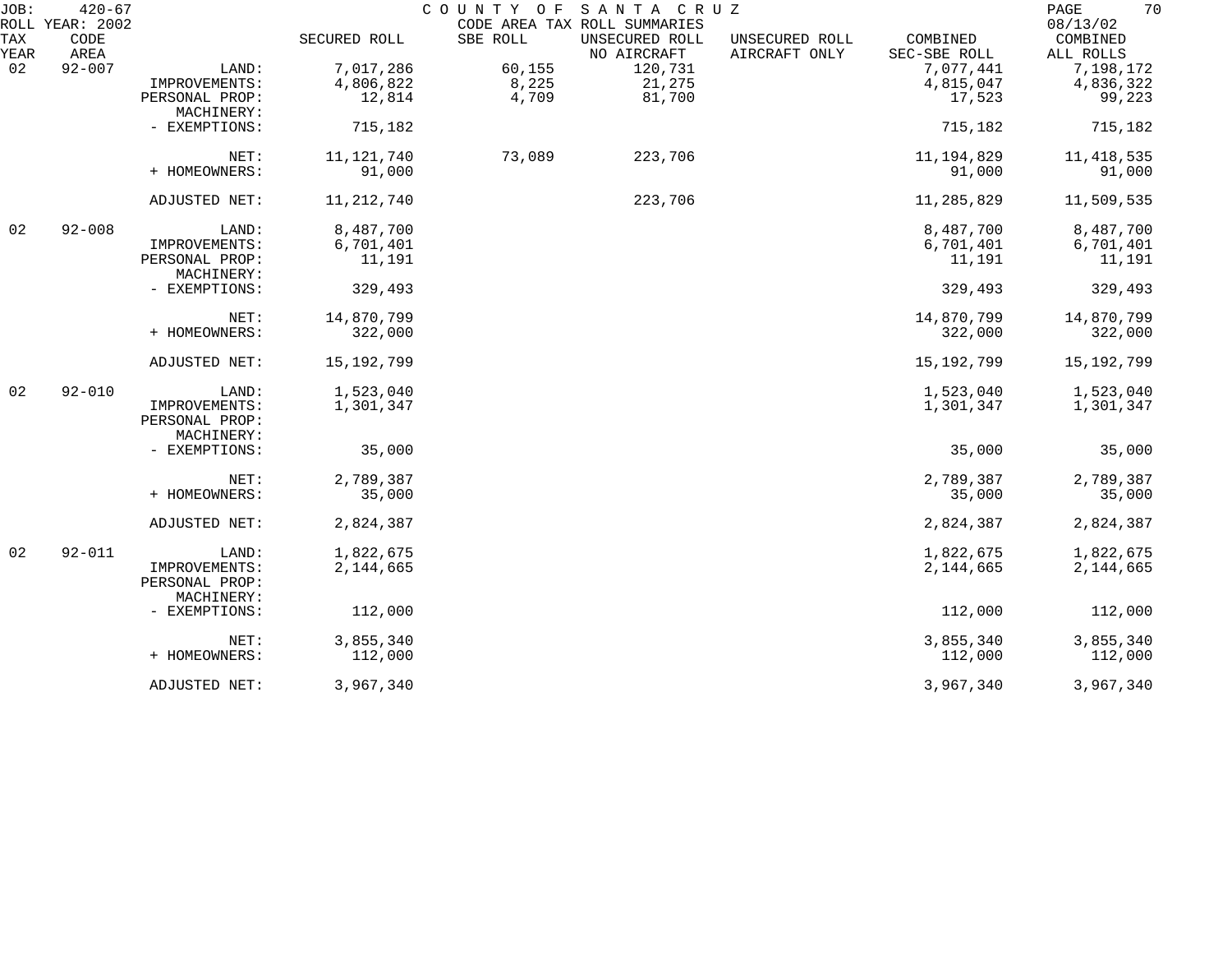JOB: 420-67 COUNTY OF SANTA CRUZ PAGE 70
ROLL YEAR: 2002 CODE AREA TAX ROLL SUMMARIES 08/13/02

| TAX YEAR | CODE AREA | | SECURED ROLL | SBE ROLL | UNSECURED ROLL NO AIRCRAFT | UNSECURED ROLL AIRCRAFT ONLY | COMBINED SEC-SBE ROLL | COMBINED ALL ROLLS |
|---|---|---|---|---|---|---|---|---|
| 02 | 92-007 | LAND: | 7,017,286 | 60,155 | 120,731 | | 7,077,441 | 7,198,172 |
| | | IMPROVEMENTS: | 4,806,822 | 8,225 | 21,275 | | 4,815,047 | 4,836,322 |
| | | PERSONAL PROP: | 12,814 | 4,709 | 81,700 | | 17,523 | 99,223 |
| | | MACHINERY: | | | | | | |
| | | - EXEMPTIONS: | 715,182 | | | | 715,182 | 715,182 |
| | | NET: | 11,121,740 | 73,089 | 223,706 | | 11,194,829 | 11,418,535 |
| | | + HOMEOWNERS: | 91,000 | | | | 91,000 | 91,000 |
| | | ADJUSTED NET: | 11,212,740 | | 223,706 | | 11,285,829 | 11,509,535 |
| 02 | 92-008 | LAND: | 8,487,700 | | | | 8,487,700 | 8,487,700 |
| | | IMPROVEMENTS: | 6,701,401 | | | | 6,701,401 | 6,701,401 |
| | | PERSONAL PROP: | 11,191 | | | | 11,191 | 11,191 |
| | | MACHINERY: | | | | | | |
| | | - EXEMPTIONS: | 329,493 | | | | 329,493 | 329,493 |
| | | NET: | 14,870,799 | | | | 14,870,799 | 14,870,799 |
| | | + HOMEOWNERS: | 322,000 | | | | 322,000 | 322,000 |
| | | ADJUSTED NET: | 15,192,799 | | | | 15,192,799 | 15,192,799 |
| 02 | 92-010 | LAND: | 1,523,040 | | | | 1,523,040 | 1,523,040 |
| | | IMPROVEMENTS: | 1,301,347 | | | | 1,301,347 | 1,301,347 |
| | | PERSONAL PROP: | | | | | | |
| | | MACHINERY: | | | | | | |
| | | - EXEMPTIONS: | 35,000 | | | | 35,000 | 35,000 |
| | | NET: | 2,789,387 | | | | 2,789,387 | 2,789,387 |
| | | + HOMEOWNERS: | 35,000 | | | | 35,000 | 35,000 |
| | | ADJUSTED NET: | 2,824,387 | | | | 2,824,387 | 2,824,387 |
| 02 | 92-011 | LAND: | 1,822,675 | | | | 1,822,675 | 1,822,675 |
| | | IMPROVEMENTS: | 2,144,665 | | | | 2,144,665 | 2,144,665 |
| | | PERSONAL PROP: | | | | | | |
| | | MACHINERY: | | | | | | |
| | | - EXEMPTIONS: | 112,000 | | | | 112,000 | 112,000 |
| | | NET: | 3,855,340 | | | | 3,855,340 | 3,855,340 |
| | | + HOMEOWNERS: | 112,000 | | | | 112,000 | 112,000 |
| | | ADJUSTED NET: | 3,967,340 | | | | 3,967,340 | 3,967,340 |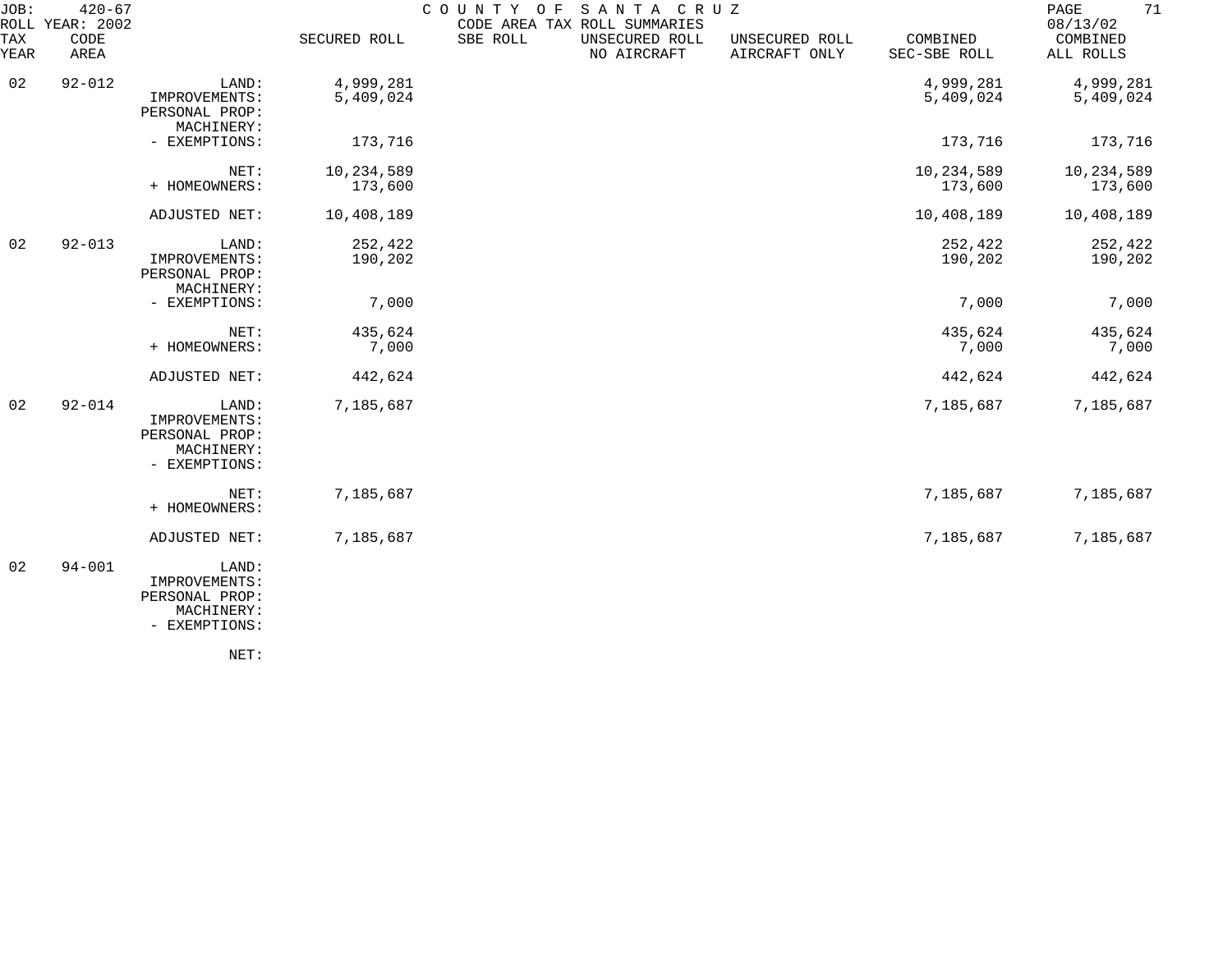JOB: 420-67 COUNTY OF SANTA CRUZ
ROLL YEAR: 2002 CODE AREA TAX ROLL SUMMARIES 08/13/02

| TAX YEAR | CODE AREA | | SECURED ROLL | SBE ROLL | UNSECURED ROLL NO AIRCRAFT | UNSECURED ROLL AIRCRAFT ONLY | COMBINED SEC-SBE ROLL | COMBINED ALL ROLLS |
|---|---|---|---|---|---|---|---|---|
| 02 | 92-012 | LAND: | 4,999,281 | | | | 4,999,281 | 4,999,281 |
| | | IMPROVEMENTS: | 5,409,024 | | | | 5,409,024 | 5,409,024 |
| | | PERSONAL PROP: | | | | | | |
| | | MACHINERY: | | | | | | |
| | | - EXEMPTIONS: | 173,716 | | | | 173,716 | 173,716 |
| | | NET: | 10,234,589 | | | | 10,234,589 | 10,234,589 |
| | | + HOMEOWNERS: | 173,600 | | | | 173,600 | 173,600 |
| | | ADJUSTED NET: | 10,408,189 | | | | 10,408,189 | 10,408,189 |
| 02 | 92-013 | LAND: | 252,422 | | | | 252,422 | 252,422 |
| | | IMPROVEMENTS: | 190,202 | | | | 190,202 | 190,202 |
| | | PERSONAL PROP: | | | | | | |
| | | MACHINERY: | | | | | | |
| | | - EXEMPTIONS: | 7,000 | | | | 7,000 | 7,000 |
| | | NET: | 435,624 | | | | 435,624 | 435,624 |
| | | + HOMEOWNERS: | 7,000 | | | | 7,000 | 7,000 |
| | | ADJUSTED NET: | 442,624 | | | | 442,624 | 442,624 |
| 02 | 92-014 | LAND: | 7,185,687 | | | | 7,185,687 | 7,185,687 |
| | | IMPROVEMENTS: | | | | | | |
| | | PERSONAL PROP: | | | | | | |
| | | MACHINERY: | | | | | | |
| | | - EXEMPTIONS: | | | | | | |
| | | NET: | 7,185,687 | | | | 7,185,687 | 7,185,687 |
| | | + HOMEOWNERS: | | | | | | |
| | | ADJUSTED NET: | 7,185,687 | | | | 7,185,687 | 7,185,687 |
| 02 | 94-001 | LAND: | | | | | | |
| | | IMPROVEMENTS: | | | | | | |
| | | PERSONAL PROP: | | | | | | |
| | | MACHINERY: | | | | | | |
| | | - EXEMPTIONS: | | | | | | |
| | | NET: | | | | | | |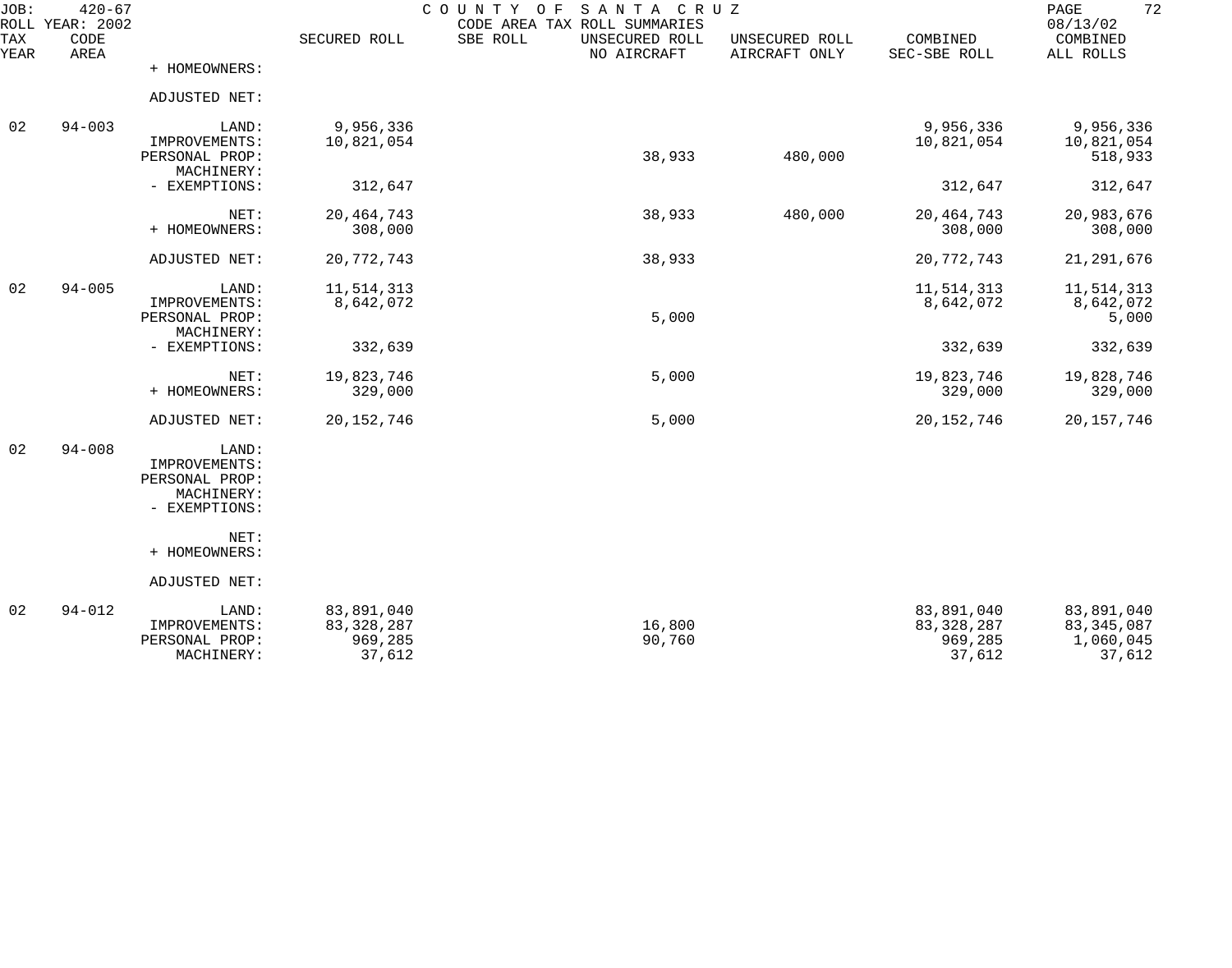COUNTY OF SANTA CRUZ
CODE AREA TAX ROLL SUMMARIES

JOB: 420-67
ROLL YEAR: 2002
08/13/02

| TAX YEAR | CODE AREA | | SECURED ROLL | SBE ROLL | UNSECURED ROLL NO AIRCRAFT | UNSECURED ROLL AIRCRAFT ONLY | COMBINED SEC-SBE ROLL | COMBINED ALL ROLLS |
|---|---|---|---|---|---|---|---|---|
| | | + HOMEOWNERS: | | | | | | |
| | | ADJUSTED NET: | | | | | | |
| 02 | 94-003 | LAND: | 9,956,336 | | | | 9,956,336 | 9,956,336 |
| | | IMPROVEMENTS: | 10,821,054 | | | | 10,821,054 | 10,821,054 |
| | | PERSONAL PROP: | | | 38,933 | 480,000 | | 518,933 |
| | | MACHINERY: | | | | | | |
| | | - EXEMPTIONS: | 312,647 | | | | 312,647 | 312,647 |
| | | NET: | 20,464,743 | | 38,933 | 480,000 | 20,464,743 | 20,983,676 |
| | | + HOMEOWNERS: | 308,000 | | | | 308,000 | 308,000 |
| | | ADJUSTED NET: | 20,772,743 | | 38,933 | | 20,772,743 | 21,291,676 |
| 02 | 94-005 | LAND: | 11,514,313 | | | | 11,514,313 | 11,514,313 |
| | | IMPROVEMENTS: | 8,642,072 | | | | 8,642,072 | 8,642,072 |
| | | PERSONAL PROP: | | | 5,000 | | | 5,000 |
| | | MACHINERY: | | | | | | |
| | | - EXEMPTIONS: | 332,639 | | | | 332,639 | 332,639 |
| | | NET: | 19,823,746 | | 5,000 | | 19,823,746 | 19,828,746 |
| | | + HOMEOWNERS: | 329,000 | | | | 329,000 | 329,000 |
| | | ADJUSTED NET: | 20,152,746 | | 5,000 | | 20,152,746 | 20,157,746 |
| 02 | 94-008 | LAND: | | | | | | |
| | | IMPROVEMENTS: | | | | | | |
| | | PERSONAL PROP: | | | | | | |
| | | MACHINERY: | | | | | | |
| | | - EXEMPTIONS: | | | | | | |
| | | NET: | | | | | | |
| | | + HOMEOWNERS: | | | | | | |
| | | ADJUSTED NET: | | | | | | |
| 02 | 94-012 | LAND: | 83,891,040 | | | | 83,891,040 | 83,891,040 |
| | | IMPROVEMENTS: | 83,328,287 | | 16,800 | | 83,328,287 | 83,345,087 |
| | | PERSONAL PROP: | 969,285 | | 90,760 | | 969,285 | 1,060,045 |
| | | MACHINERY: | 37,612 | | | | 37,612 | 37,612 |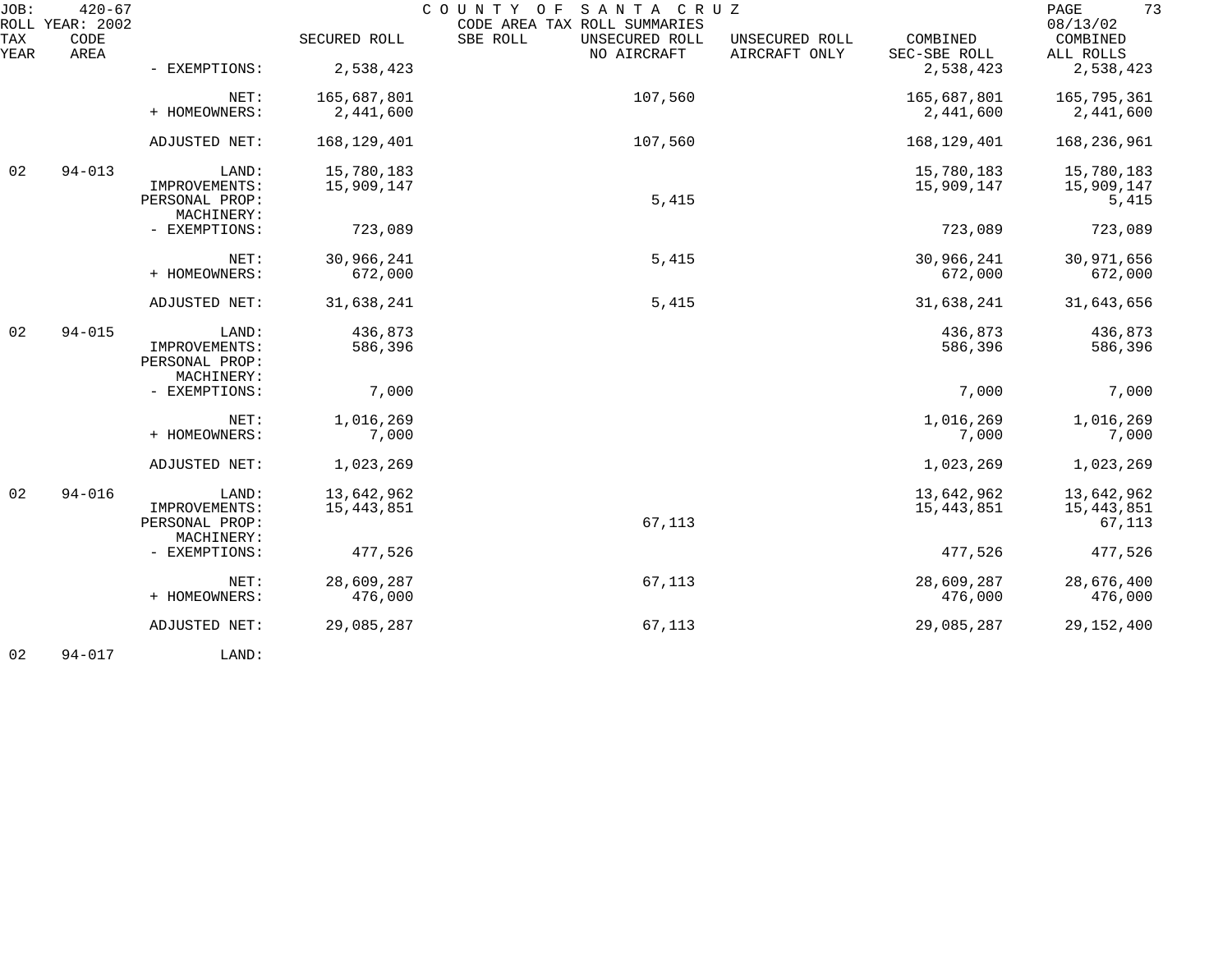| TAX YEAR | CODE AREA | | SECURED ROLL | SBE ROLL | UNSECURED ROLL NO AIRCRAFT | UNSECURED ROLL AIRCRAFT ONLY | COMBINED SEC-SBE ROLL | COMBINED ALL ROLLS |
|---|---|---|---|---|---|---|---|---|
| | | - EXEMPTIONS: | 2,538,423 | | | | 2,538,423 | 2,538,423 |
| | | NET: | 165,687,801 | | 107,560 | | 165,687,801 | 165,795,361 |
| | | + HOMEOWNERS: | 2,441,600 | | | | 2,441,600 | 2,441,600 |
| | | ADJUSTED NET: | 168,129,401 | | 107,560 | | 168,129,401 | 168,236,961 |
| 02 | 94-013 | LAND: | 15,780,183 | | | | 15,780,183 | 15,780,183 |
| | | IMPROVEMENTS: | 15,909,147 | | | | 15,909,147 | 15,909,147 |
| | | PERSONAL PROP: | | | 5,415 | | | 5,415 |
| | | MACHINERY: | | | | | | |
| | | - EXEMPTIONS: | 723,089 | | | | 723,089 | 723,089 |
| | | NET: | 30,966,241 | | 5,415 | | 30,966,241 | 30,971,656 |
| | | + HOMEOWNERS: | 672,000 | | | | 672,000 | 672,000 |
| | | ADJUSTED NET: | 31,638,241 | | 5,415 | | 31,638,241 | 31,643,656 |
| 02 | 94-015 | LAND: | 436,873 | | | | 436,873 | 436,873 |
| | | IMPROVEMENTS: | 586,396 | | | | 586,396 | 586,396 |
| | | PERSONAL PROP: | | | | | | |
| | | MACHINERY: | | | | | | |
| | | - EXEMPTIONS: | 7,000 | | | | 7,000 | 7,000 |
| | | NET: | 1,016,269 | | | | 1,016,269 | 1,016,269 |
| | | + HOMEOWNERS: | 7,000 | | | | 7,000 | 7,000 |
| | | ADJUSTED NET: | 1,023,269 | | | | 1,023,269 | 1,023,269 |
| 02 | 94-016 | LAND: | 13,642,962 | | | | 13,642,962 | 13,642,962 |
| | | IMPROVEMENTS: | 15,443,851 | | | | 15,443,851 | 15,443,851 |
| | | PERSONAL PROP: | | | 67,113 | | | 67,113 |
| | | MACHINERY: | | | | | | |
| | | - EXEMPTIONS: | 477,526 | | | | 477,526 | 477,526 |
| | | NET: | 28,609,287 | | 67,113 | | 28,609,287 | 28,676,400 |
| | | + HOMEOWNERS: | 476,000 | | | | 476,000 | 476,000 |
| | | ADJUSTED NET: | 29,085,287 | | 67,113 | | 29,085,287 | 29,152,400 |
| 02 | 94-017 | LAND: | | | | | | |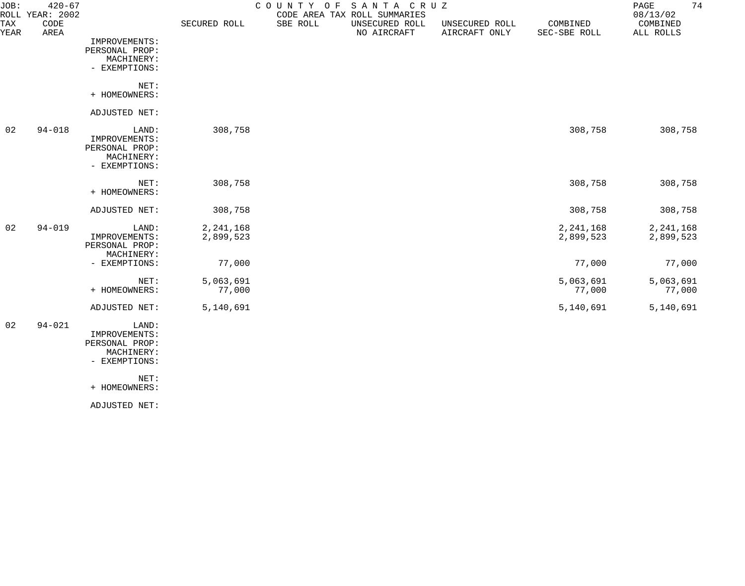JOB: 420-67 COUNTY OF SANTA CRUZ
ROLL YEAR: 2002 CODE AREA TAX ROLL SUMMARIES 08/13/02

| TAX YEAR | CODE AREA | | SECURED ROLL | SBE ROLL | UNSECURED ROLL NO AIRCRAFT | UNSECURED ROLL AIRCRAFT ONLY | COMBINED SEC-SBE ROLL | COMBINED ALL ROLLS |
|---|---|---|---|---|---|---|---|---|
| | | IMPROVEMENTS: | | | | | | |
| | | PERSONAL PROP: | | | | | | |
| | | MACHINERY: | | | | | | |
| | | - EXEMPTIONS: | | | | | | |
| | | NET: | | | | | | |
| | | + HOMEOWNERS: | | | | | | |
| | | ADJUSTED NET: | | | | | | |
| 02 | 94-018 | LAND: | 308,758 | | | | 308,758 | 308,758 |
| | | IMPROVEMENTS: | | | | | | |
| | | PERSONAL PROP: | | | | | | |
| | | MACHINERY: | | | | | | |
| | | - EXEMPTIONS: | | | | | | |
| | | NET: | 308,758 | | | | 308,758 | 308,758 |
| | | + HOMEOWNERS: | | | | | | |
| | | ADJUSTED NET: | 308,758 | | | | 308,758 | 308,758 |
| 02 | 94-019 | LAND: | 2,241,168 | | | | 2,241,168 | 2,241,168 |
| | | IMPROVEMENTS: | 2,899,523 | | | | 2,899,523 | 2,899,523 |
| | | PERSONAL PROP: | | | | | | |
| | | MACHINERY: | | | | | | |
| | | - EXEMPTIONS: | 77,000 | | | | 77,000 | 77,000 |
| | | NET: | 5,063,691 | | | | 5,063,691 | 5,063,691 |
| | | + HOMEOWNERS: | 77,000 | | | | 77,000 | 77,000 |
| | | ADJUSTED NET: | 5,140,691 | | | | 5,140,691 | 5,140,691 |
| 02 | 94-021 | LAND: | | | | | | |
| | | IMPROVEMENTS: | | | | | | |
| | | PERSONAL PROP: | | | | | | |
| | | MACHINERY: | | | | | | |
| | | - EXEMPTIONS: | | | | | | |
| | | NET: | | | | | | |
| | | + HOMEOWNERS: | | | | | | |
| | | ADJUSTED NET: | | | | | | |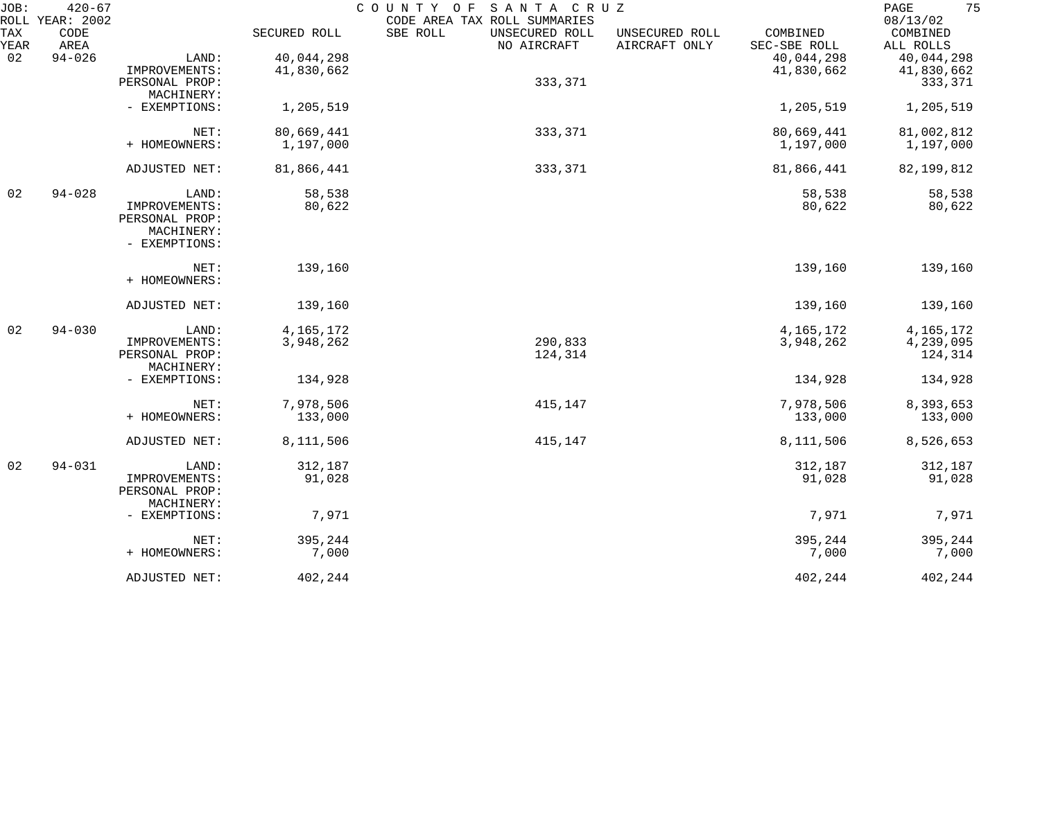JOB: 420-67 ROLL YEAR: 2002

COUNTY OF SANTA CRUZ
CODE AREA TAX ROLL SUMMARIES

08/13/02

| TAX YEAR | CODE AREA | | SECURED ROLL | SBE ROLL | UNSECURED ROLL NO AIRCRAFT | UNSECURED ROLL AIRCRAFT ONLY | COMBINED SEC-SBE ROLL | COMBINED ALL ROLLS |
|---|---|---|---|---|---|---|---|---|
| 02 | 94-026 | LAND: | 40,044,298 | | | | 40,044,298 | 40,044,298 |
| | | IMPROVEMENTS: | 41,830,662 | | | | 41,830,662 | 41,830,662 |
| | | PERSONAL PROP: | | | 333,371 | | | 333,371 |
| | | MACHINERY: | | | | | | |
| | | - EXEMPTIONS: | 1,205,519 | | | | 1,205,519 | 1,205,519 |
| | | NET: | 80,669,441 | | 333,371 | | 80,669,441 | 81,002,812 |
| | | + HOMEOWNERS: | 1,197,000 | | | | 1,197,000 | 1,197,000 |
| | | ADJUSTED NET: | 81,866,441 | | 333,371 | | 81,866,441 | 82,199,812 |
| 02 | 94-028 | LAND: | 58,538 | | | | 58,538 | 58,538 |
| | | IMPROVEMENTS: | 80,622 | | | | 80,622 | 80,622 |
| | | PERSONAL PROP: | | | | | | |
| | | MACHINERY: | | | | | | |
| | | - EXEMPTIONS: | | | | | | |
| | | NET: | 139,160 | | | | 139,160 | 139,160 |
| | | + HOMEOWNERS: | | | | | | |
| | | ADJUSTED NET: | 139,160 | | | | 139,160 | 139,160 |
| 02 | 94-030 | LAND: | 4,165,172 | | | | 4,165,172 | 4,165,172 |
| | | IMPROVEMENTS: | 3,948,262 | | 290,833 | | 3,948,262 | 4,239,095 |
| | | PERSONAL PROP: | | | 124,314 | | | 124,314 |
| | | MACHINERY: | | | | | | |
| | | - EXEMPTIONS: | 134,928 | | | | 134,928 | 134,928 |
| | | NET: | 7,978,506 | | 415,147 | | 7,978,506 | 8,393,653 |
| | | + HOMEOWNERS: | 133,000 | | | | 133,000 | 133,000 |
| | | ADJUSTED NET: | 8,111,506 | | 415,147 | | 8,111,506 | 8,526,653 |
| 02 | 94-031 | LAND: | 312,187 | | | | 312,187 | 312,187 |
| | | IMPROVEMENTS: | 91,028 | | | | 91,028 | 91,028 |
| | | PERSONAL PROP: | | | | | | |
| | | MACHINERY: | | | | | | |
| | | - EXEMPTIONS: | 7,971 | | | | 7,971 | 7,971 |
| | | NET: | 395,244 | | | | 395,244 | 395,244 |
| | | + HOMEOWNERS: | 7,000 | | | | 7,000 | 7,000 |
| | | ADJUSTED NET: | 402,244 | | | | 402,244 | 402,244 |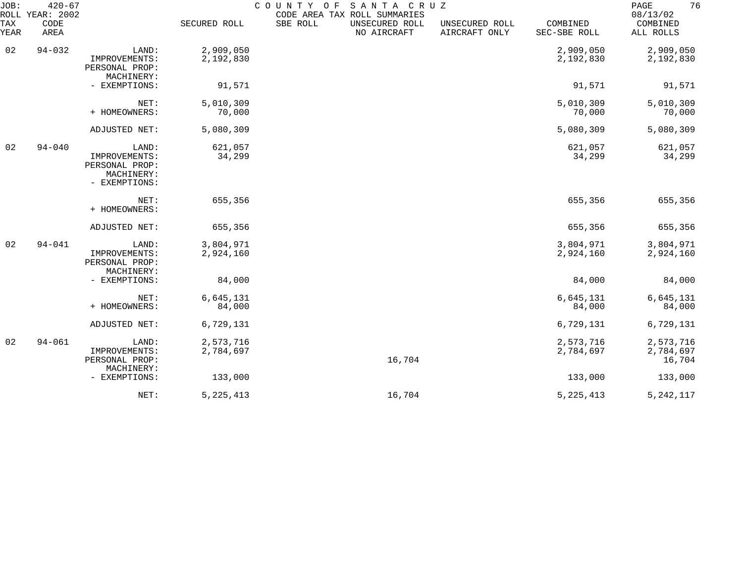JOB: 420-67 COUNTY OF SANTA CRUZ
ROLL YEAR: 2002 CODE AREA TAX ROLL SUMMARIES 08/13/02

| TAX YEAR | CODE AREA | | SECURED ROLL | SBE ROLL | UNSECURED ROLL NO AIRCRAFT | UNSECURED ROLL AIRCRAFT ONLY | COMBINED SEC-SBE ROLL | COMBINED ALL ROLLS |
|---|---|---|---|---|---|---|---|---|
| 02 | 94-032 | LAND: | 2,909,050 | | | | 2,909,050 | 2,909,050 |
| | | IMPROVEMENTS: | 2,192,830 | | | | 2,192,830 | 2,192,830 |
| | | PERSONAL PROP: | | | | | | |
| | | MACHINERY: | | | | | | |
| | | - EXEMPTIONS: | 91,571 | | | | 91,571 | 91,571 |
| | | NET: | 5,010,309 | | | | 5,010,309 | 5,010,309 |
| | | + HOMEOWNERS: | 70,000 | | | | 70,000 | 70,000 |
| | | ADJUSTED NET: | 5,080,309 | | | | 5,080,309 | 5,080,309 |
| 02 | 94-040 | LAND: | 621,057 | | | | 621,057 | 621,057 |
| | | IMPROVEMENTS: | 34,299 | | | | 34,299 | 34,299 |
| | | PERSONAL PROP: | | | | | | |
| | | MACHINERY: | | | | | | |
| | | - EXEMPTIONS: | | | | | | |
| | | NET: | 655,356 | | | | 655,356 | 655,356 |
| | | + HOMEOWNERS: | | | | | | |
| | | ADJUSTED NET: | 655,356 | | | | 655,356 | 655,356 |
| 02 | 94-041 | LAND: | 3,804,971 | | | | 3,804,971 | 3,804,971 |
| | | IMPROVEMENTS: | 2,924,160 | | | | 2,924,160 | 2,924,160 |
| | | PERSONAL PROP: | | | | | | |
| | | MACHINERY: | | | | | | |
| | | - EXEMPTIONS: | 84,000 | | | | 84,000 | 84,000 |
| | | NET: | 6,645,131 | | | | 6,645,131 | 6,645,131 |
| | | + HOMEOWNERS: | 84,000 | | | | 84,000 | 84,000 |
| | | ADJUSTED NET: | 6,729,131 | | | | 6,729,131 | 6,729,131 |
| 02 | 94-061 | LAND: | 2,573,716 | | | | 2,573,716 | 2,573,716 |
| | | IMPROVEMENTS: | 2,784,697 | | | | 2,784,697 | 2,784,697 |
| | | PERSONAL PROP: | | | 16,704 | | | 16,704 |
| | | MACHINERY: | | | | | | |
| | | - EXEMPTIONS: | 133,000 | | | | 133,000 | 133,000 |
| | | NET: | 5,225,413 | | 16,704 | | 5,225,413 | 5,242,117 |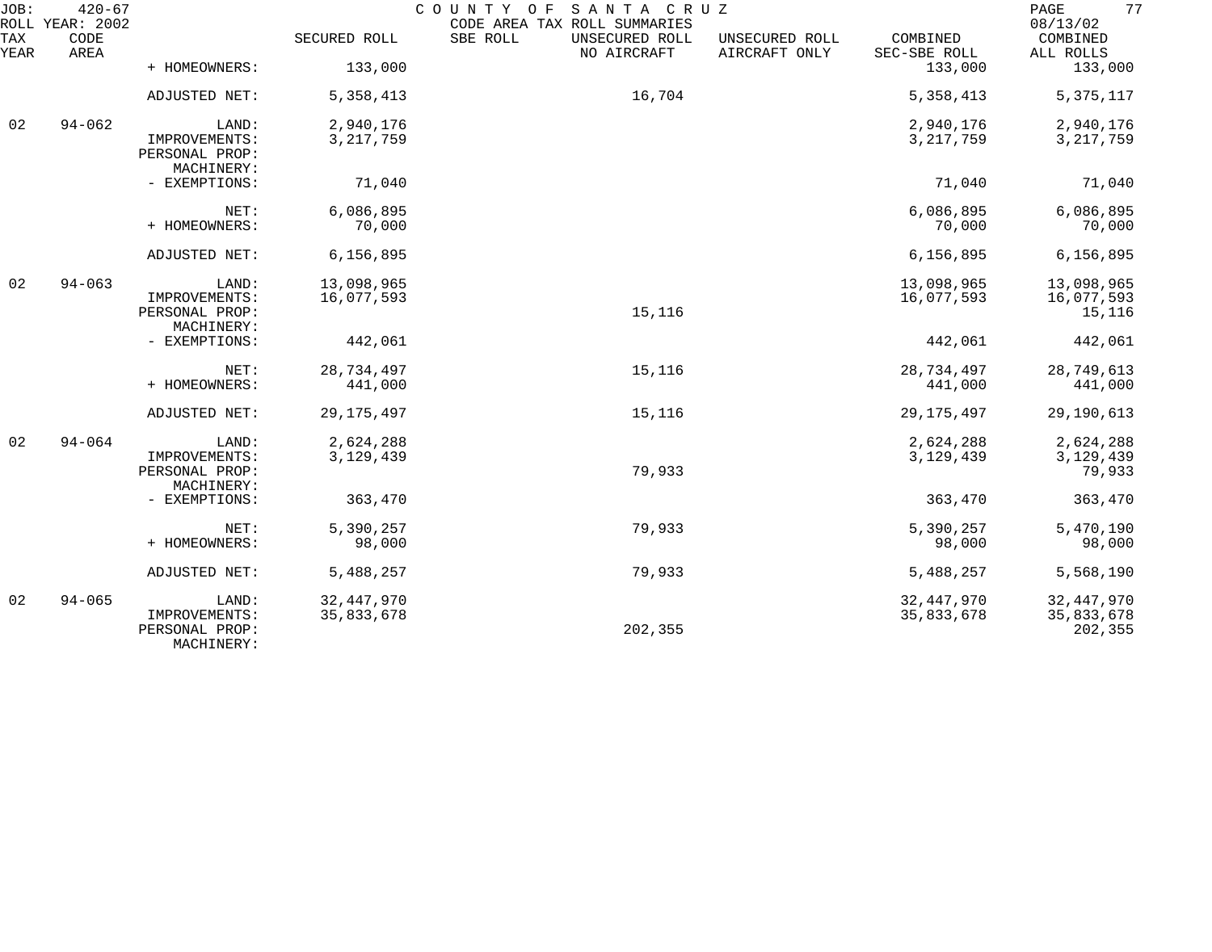JOB: 420-67 COUNTY OF SANTA CRUZ
ROLL YEAR: 2002 CODE AREA TAX ROLL SUMMARIES 08/13/02

| TAX YEAR | CODE AREA | | SECURED ROLL | SBE ROLL | UNSECURED ROLL NO AIRCRAFT | UNSECURED ROLL AIRCRAFT ONLY | COMBINED SEC-SBE ROLL | COMBINED ALL ROLLS |
|---|---|---|---|---|---|---|---|---|
| | | + HOMEOWNERS: | 133,000 | | | | 133,000 | 133,000 |
| | | ADJUSTED NET: | 5,358,413 | | 16,704 | | 5,358,413 | 5,375,117 |
| 02 | 94-062 | LAND: | 2,940,176 | | | | 2,940,176 | 2,940,176 |
| | | IMPROVEMENTS: | 3,217,759 | | | | 3,217,759 | 3,217,759 |
| | | PERSONAL PROP: | | | | | | |
| | | MACHINERY: | | | | | | |
| | | - EXEMPTIONS: | 71,040 | | | | 71,040 | 71,040 |
| | | NET: | 6,086,895 | | | | 6,086,895 | 6,086,895 |
| | | + HOMEOWNERS: | 70,000 | | | | 70,000 | 70,000 |
| | | ADJUSTED NET: | 6,156,895 | | | | 6,156,895 | 6,156,895 |
| 02 | 94-063 | LAND: | 13,098,965 | | | | 13,098,965 | 13,098,965 |
| | | IMPROVEMENTS: | 16,077,593 | | | | 16,077,593 | 16,077,593 |
| | | PERSONAL PROP: | | | 15,116 | | | 15,116 |
| | | MACHINERY: | | | | | | |
| | | - EXEMPTIONS: | 442,061 | | | | 442,061 | 442,061 |
| | | NET: | 28,734,497 | | 15,116 | | 28,734,497 | 28,749,613 |
| | | + HOMEOWNERS: | 441,000 | | | | 441,000 | 441,000 |
| | | ADJUSTED NET: | 29,175,497 | | 15,116 | | 29,175,497 | 29,190,613 |
| 02 | 94-064 | LAND: | 2,624,288 | | | | 2,624,288 | 2,624,288 |
| | | IMPROVEMENTS: | 3,129,439 | | | | 3,129,439 | 3,129,439 |
| | | PERSONAL PROP: | | | 79,933 | | | 79,933 |
| | | MACHINERY: | | | | | | |
| | | - EXEMPTIONS: | 363,470 | | | | 363,470 | 363,470 |
| | | NET: | 5,390,257 | | 79,933 | | 5,390,257 | 5,470,190 |
| | | + HOMEOWNERS: | 98,000 | | | | 98,000 | 98,000 |
| | | ADJUSTED NET: | 5,488,257 | | 79,933 | | 5,488,257 | 5,568,190 |
| 02 | 94-065 | LAND: | 32,447,970 | | | | 32,447,970 | 32,447,970 |
| | | IMPROVEMENTS: | 35,833,678 | | | | 35,833,678 | 35,833,678 |
| | | PERSONAL PROP: | | | 202,355 | | | 202,355 |
| | | MACHINERY: | | | | | | |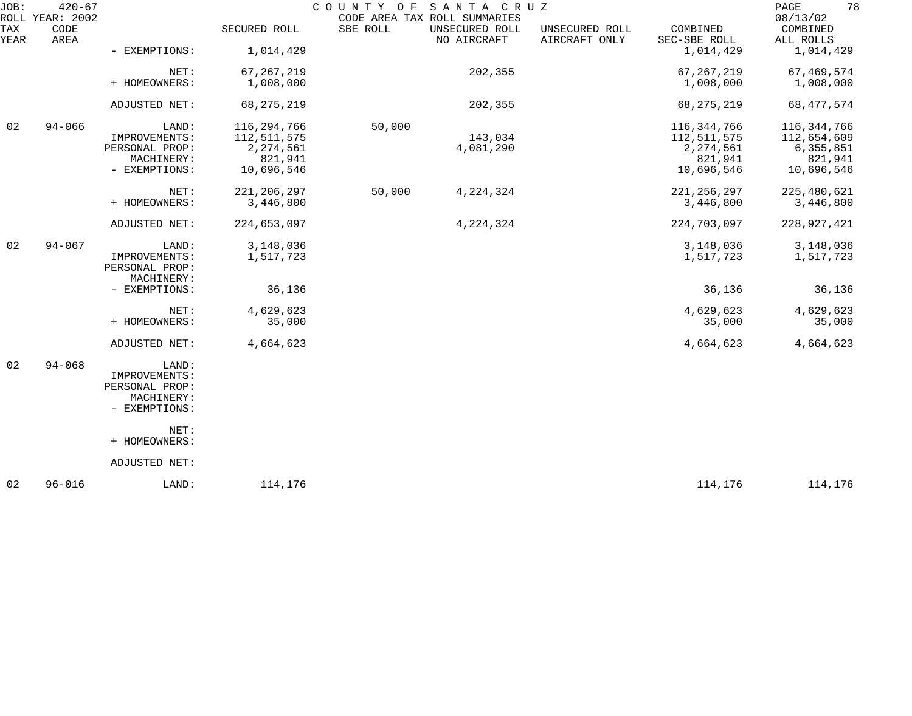| TAX YEAR | CODE AREA | | SECURED ROLL | SBE ROLL | UNSECURED ROLL NO AIRCRAFT | UNSECURED ROLL AIRCRAFT ONLY | COMBINED SEC-SBE ROLL | COMBINED ALL ROLLS |
|---|---|---|---|---|---|---|---|---|
| | | - EXEMPTIONS: | 1,014,429 | | | | 1,014,429 | 1,014,429 |
| | | NET: | 67,267,219 | | 202,355 | | 67,267,219 | 67,469,574 |
| | | + HOMEOWNERS: | 1,008,000 | | | | 1,008,000 | 1,008,000 |
| | | ADJUSTED NET: | 68,275,219 | | 202,355 | | 68,275,219 | 68,477,574 |
| 02 | 94-066 | LAND: | 116,294,766 | 50,000 | | | 116,344,766 | 116,344,766 |
| | | IMPROVEMENTS: | 112,511,575 | | 143,034 | | 112,511,575 | 112,654,609 |
| | | PERSONAL PROP: | 2,274,561 | | 4,081,290 | | 2,274,561 | 6,355,851 |
| | | MACHINERY: | 821,941 | | | | 821,941 | 821,941 |
| | | - EXEMPTIONS: | 10,696,546 | | | | 10,696,546 | 10,696,546 |
| | | NET: | 221,206,297 | 50,000 | 4,224,324 | | 221,256,297 | 225,480,621 |
| | | + HOMEOWNERS: | 3,446,800 | | | | 3,446,800 | 3,446,800 |
| | | ADJUSTED NET: | 224,653,097 | | 4,224,324 | | 224,703,097 | 228,927,421 |
| 02 | 94-067 | LAND: | 3,148,036 | | | | 3,148,036 | 3,148,036 |
| | | IMPROVEMENTS: | 1,517,723 | | | | 1,517,723 | 1,517,723 |
| | | PERSONAL PROP: | | | | | | |
| | | MACHINERY: | | | | | | |
| | | - EXEMPTIONS: | 36,136 | | | | 36,136 | 36,136 |
| | | NET: | 4,629,623 | | | | 4,629,623 | 4,629,623 |
| | | + HOMEOWNERS: | 35,000 | | | | 35,000 | 35,000 |
| | | ADJUSTED NET: | 4,664,623 | | | | 4,664,623 | 4,664,623 |
| 02 | 94-068 | LAND: | | | | | | |
| | | IMPROVEMENTS: | | | | | | |
| | | PERSONAL PROP: | | | | | | |
| | | MACHINERY: | | | | | | |
| | | - EXEMPTIONS: | | | | | | |
| | | NET: | | | | | | |
| | | + HOMEOWNERS: | | | | | | |
| | | ADJUSTED NET: | | | | | | |
| 02 | 96-016 | LAND: | 114,176 | | | | 114,176 | 114,176 |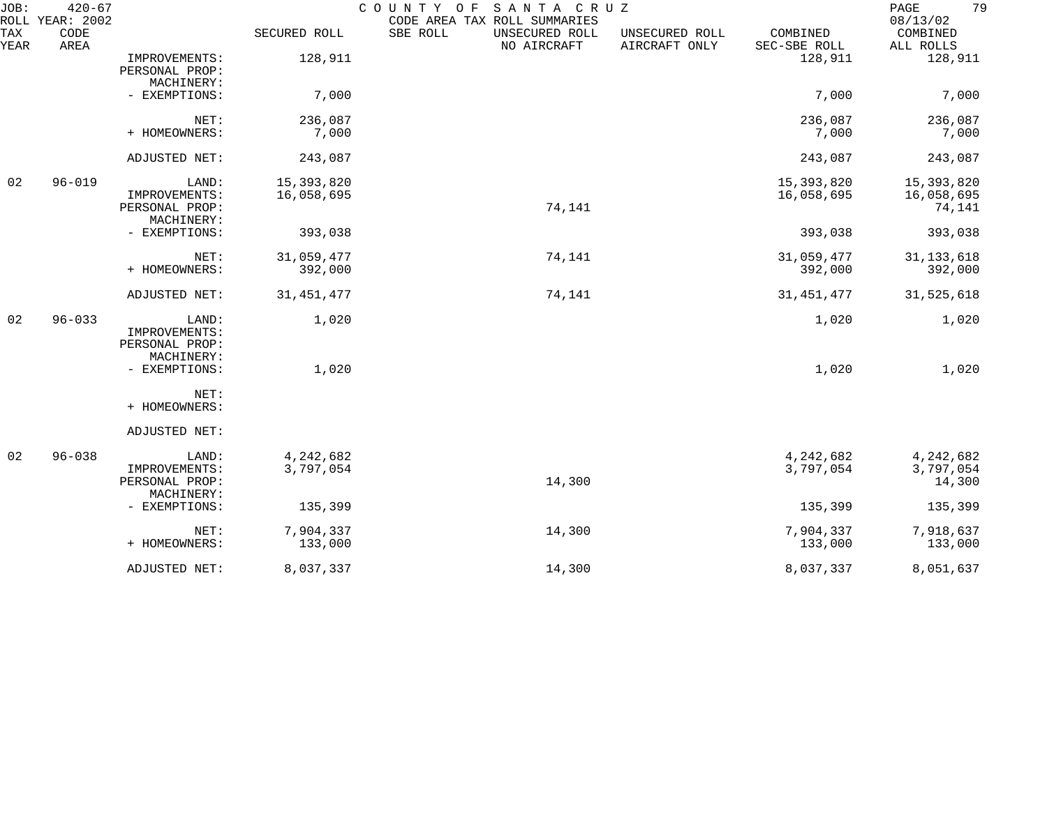JOB: 420-67 COUNTY OF SANTA CRUZ
ROLL YEAR: 2002 CODE AREA TAX ROLL SUMMARIES 08/13/02

| TAX YEAR | CODE AREA | | SECURED ROLL | SBE ROLL | UNSECURED ROLL NO AIRCRAFT | UNSECURED ROLL AIRCRAFT ONLY | COMBINED SEC-SBE ROLL | COMBINED ALL ROLLS |
|---|---|---|---|---|---|---|---|---|
| | | IMPROVEMENTS: | 128,911 | | | | 128,911 | 128,911 |
| | | PERSONAL PROP: | | | | | | |
| | | MACHINERY: | | | | | | |
| | | - EXEMPTIONS: | 7,000 | | | | 7,000 | 7,000 |
| | | NET: | 236,087 | | | | 236,087 | 236,087 |
| | | + HOMEOWNERS: | 7,000 | | | | 7,000 | 7,000 |
| | | ADJUSTED NET: | 243,087 | | | | 243,087 | 243,087 |
| 02 | 96-019 | LAND: | 15,393,820 | | | | 15,393,820 | 15,393,820 |
| | | IMPROVEMENTS: | 16,058,695 | | | | 16,058,695 | 16,058,695 |
| | | PERSONAL PROP: | | | 74,141 | | | 74,141 |
| | | MACHINERY: | | | | | | |
| | | - EXEMPTIONS: | 393,038 | | | | 393,038 | 393,038 |
| | | NET: | 31,059,477 | | 74,141 | | 31,059,477 | 31,133,618 |
| | | + HOMEOWNERS: | 392,000 | | | | 392,000 | 392,000 |
| | | ADJUSTED NET: | 31,451,477 | | 74,141 | | 31,451,477 | 31,525,618 |
| 02 | 96-033 | LAND: | 1,020 | | | | 1,020 | 1,020 |
| | | IMPROVEMENTS: | | | | | | |
| | | PERSONAL PROP: | | | | | | |
| | | MACHINERY: | | | | | | |
| | | - EXEMPTIONS: | 1,020 | | | | 1,020 | 1,020 |
| | | NET: | | | | | | |
| | | + HOMEOWNERS: | | | | | | |
| | | ADJUSTED NET: | | | | | | |
| 02 | 96-038 | LAND: | 4,242,682 | | | | 4,242,682 | 4,242,682 |
| | | IMPROVEMENTS: | 3,797,054 | | | | 3,797,054 | 3,797,054 |
| | | PERSONAL PROP: | | | 14,300 | | | 14,300 |
| | | MACHINERY: | | | | | | |
| | | - EXEMPTIONS: | 135,399 | | | | 135,399 | 135,399 |
| | | NET: | 7,904,337 | | 14,300 | | 7,904,337 | 7,918,637 |
| | | + HOMEOWNERS: | 133,000 | | | | 133,000 | 133,000 |
| | | ADJUSTED NET: | 8,037,337 | | 14,300 | | 8,037,337 | 8,051,637 |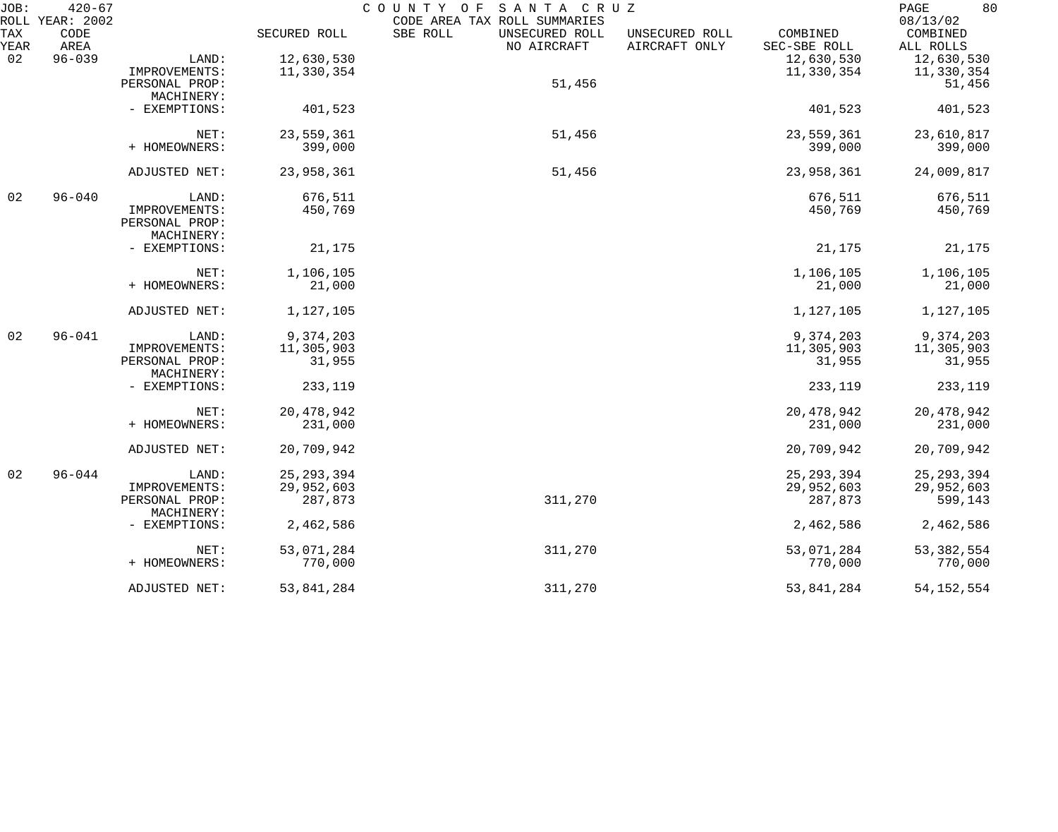JOB: 420-67 COUNTY OF SANTA CRUZ
ROLL YEAR: 2002 CODE AREA TAX ROLL SUMMARIES 08/13/02

| TAX YEAR | CODE AREA | | SECURED ROLL | SBE ROLL | UNSECURED ROLL NO AIRCRAFT | UNSECURED ROLL AIRCRAFT ONLY | COMBINED SEC-SBE ROLL | COMBINED ALL ROLLS |
|---|---|---|---|---|---|---|---|---|
| 02 | 96-039 | LAND: | 12,630,530 | | | | 12,630,530 | 12,630,530 |
| | | IMPROVEMENTS: | 11,330,354 | | | | 11,330,354 | 11,330,354 |
| | | PERSONAL PROP: | | | 51,456 | | | 51,456 |
| | | MACHINERY: | | | | | | |
| | | - EXEMPTIONS: | 401,523 | | | | 401,523 | 401,523 |
| | | NET: | 23,559,361 | | 51,456 | | 23,559,361 | 23,610,817 |
| | | + HOMEOWNERS: | 399,000 | | | | 399,000 | 399,000 |
| | | ADJUSTED NET: | 23,958,361 | | 51,456 | | 23,958,361 | 24,009,817 |
| 02 | 96-040 | LAND: | 676,511 | | | | 676,511 | 676,511 |
| | | IMPROVEMENTS: | 450,769 | | | | 450,769 | 450,769 |
| | | PERSONAL PROP: | | | | | | |
| | | MACHINERY: | | | | | | |
| | | - EXEMPTIONS: | 21,175 | | | | 21,175 | 21,175 |
| | | NET: | 1,106,105 | | | | 1,106,105 | 1,106,105 |
| | | + HOMEOWNERS: | 21,000 | | | | 21,000 | 21,000 |
| | | ADJUSTED NET: | 1,127,105 | | | | 1,127,105 | 1,127,105 |
| 02 | 96-041 | LAND: | 9,374,203 | | | | 9,374,203 | 9,374,203 |
| | | IMPROVEMENTS: | 11,305,903 | | | | 11,305,903 | 11,305,903 |
| | | PERSONAL PROP: | 31,955 | | | | 31,955 | 31,955 |
| | | MACHINERY: | | | | | | |
| | | - EXEMPTIONS: | 233,119 | | | | 233,119 | 233,119 |
| | | NET: | 20,478,942 | | | | 20,478,942 | 20,478,942 |
| | | + HOMEOWNERS: | 231,000 | | | | 231,000 | 231,000 |
| | | ADJUSTED NET: | 20,709,942 | | | | 20,709,942 | 20,709,942 |
| 02 | 96-044 | LAND: | 25,293,394 | | | | 25,293,394 | 25,293,394 |
| | | IMPROVEMENTS: | 29,952,603 | | | | 29,952,603 | 29,952,603 |
| | | PERSONAL PROP: | 287,873 | | 311,270 | | 287,873 | 599,143 |
| | | MACHINERY: | | | | | | |
| | | - EXEMPTIONS: | 2,462,586 | | | | 2,462,586 | 2,462,586 |
| | | NET: | 53,071,284 | | 311,270 | | 53,071,284 | 53,382,554 |
| | | + HOMEOWNERS: | 770,000 | | | | 770,000 | 770,000 |
| | | ADJUSTED NET: | 53,841,284 | | 311,270 | | 53,841,284 | 54,152,554 |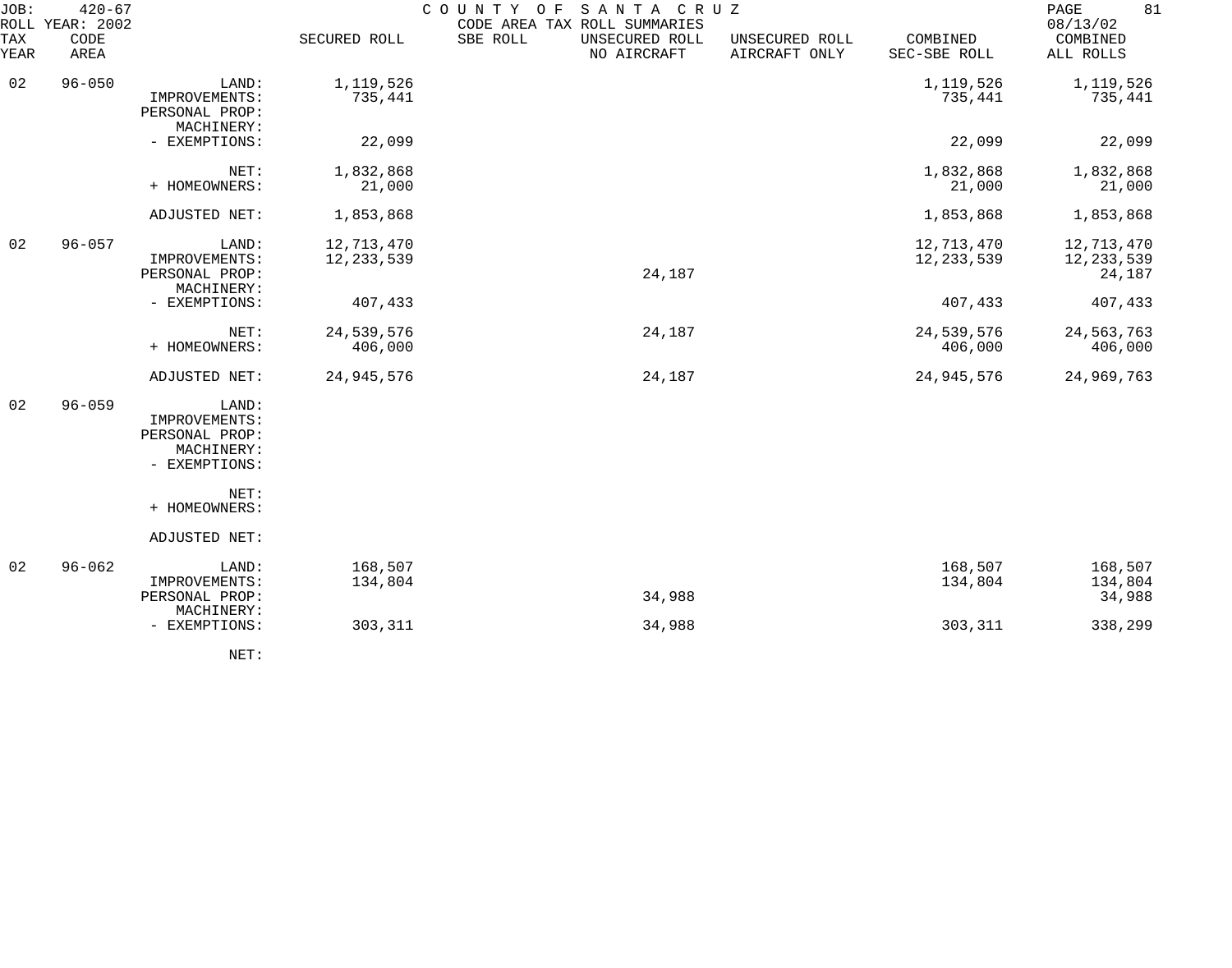JOB: 420-67 COUNTY OF SANTA CRUZ

ROLL YEAR: 2002 CODE AREA TAX ROLL SUMMARIES 08/13/02

| TAX YEAR | CODE AREA | | SECURED ROLL | SBE ROLL | UNSECURED ROLL NO AIRCRAFT | UNSECURED ROLL AIRCRAFT ONLY | COMBINED SEC-SBE ROLL | COMBINED ALL ROLLS |
|---|---|---|---|---|---|---|---|---|
| 02 | 96-050 | LAND: | 1,119,526 | | | | 1,119,526 | 1,119,526 |
| | | IMPROVEMENTS: | 735,441 | | | | 735,441 | 735,441 |
| | | PERSONAL PROP: | | | | | | |
| | | MACHINERY: | | | | | | |
| | | - EXEMPTIONS: | 22,099 | | | | 22,099 | 22,099 |
| | | NET: | 1,832,868 | | | | 1,832,868 | 1,832,868 |
| | | + HOMEOWNERS: | 21,000 | | | | 21,000 | 21,000 |
| | | ADJUSTED NET: | 1,853,868 | | | | 1,853,868 | 1,853,868 |
| 02 | 96-057 | LAND: | 12,713,470 | | | | 12,713,470 | 12,713,470 |
| | | IMPROVEMENTS: | 12,233,539 | | | | 12,233,539 | 12,233,539 |
| | | PERSONAL PROP: | | | 24,187 | | | 24,187 |
| | | MACHINERY: | | | | | | |
| | | - EXEMPTIONS: | 407,433 | | | | 407,433 | 407,433 |
| | | NET: | 24,539,576 | | 24,187 | | 24,539,576 | 24,563,763 |
| | | + HOMEOWNERS: | 406,000 | | | | 406,000 | 406,000 |
| | | ADJUSTED NET: | 24,945,576 | | 24,187 | | 24,945,576 | 24,969,763 |
| 02 | 96-059 | LAND: | | | | | | |
| | | IMPROVEMENTS: | | | | | | |
| | | PERSONAL PROP: | | | | | | |
| | | MACHINERY: | | | | | | |
| | | - EXEMPTIONS: | | | | | | |
| | | NET: | | | | | | |
| | | + HOMEOWNERS: | | | | | | |
| | | ADJUSTED NET: | | | | | | |
| 02 | 96-062 | LAND: | 168,507 | | | | 168,507 | 168,507 |
| | | IMPROVEMENTS: | 134,804 | | | | 134,804 | 134,804 |
| | | PERSONAL PROP: | | | 34,988 | | | 34,988 |
| | | MACHINERY: | | | | | | |
| | | - EXEMPTIONS: | 303,311 | | 34,988 | | 303,311 | 338,299 |
| | | NET: | | | | | | |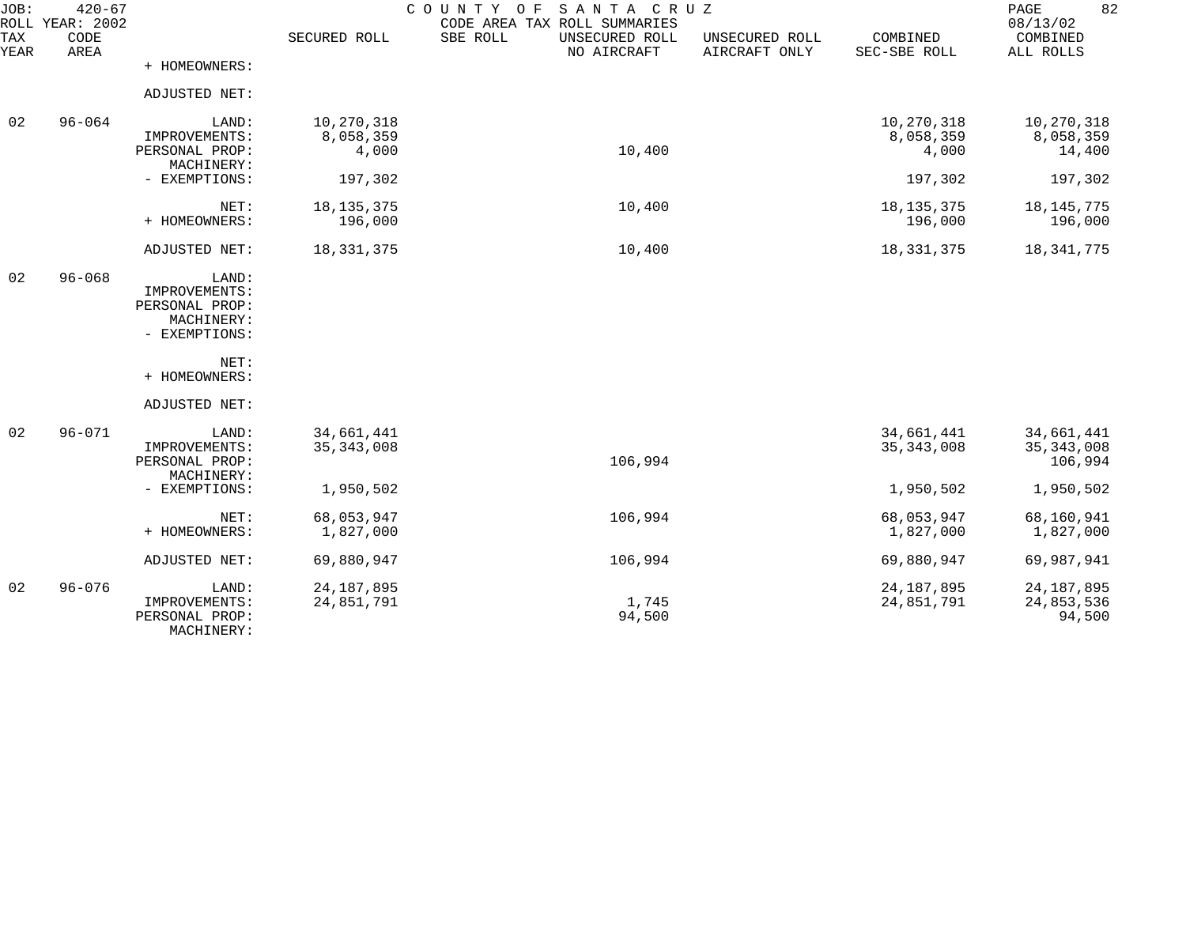JOB: 420-67 COUNTY OF SANTA CRUZ
ROLL YEAR: 2002 CODE AREA TAX ROLL SUMMARIES 08/13/02

| TAX YEAR | CODE AREA | | SECURED ROLL | SBE ROLL | UNSECURED ROLL NO AIRCRAFT | UNSECURED ROLL AIRCRAFT ONLY | COMBINED SEC-SBE ROLL | COMBINED ALL ROLLS |
|---|---|---|---|---|---|---|---|---|
| | | + HOMEOWNERS: | | | | | | |
| | | ADJUSTED NET: | | | | | | |
| 02 | 96-064 | LAND: | 10,270,318 | | | | 10,270,318 | 10,270,318 |
| | | IMPROVEMENTS: | 8,058,359 | | | | 8,058,359 | 8,058,359 |
| | | PERSONAL PROP: | 4,000 | | 10,400 | | 4,000 | 14,400 |
| | | MACHINERY: | | | | | | |
| | | - EXEMPTIONS: | 197,302 | | | | 197,302 | 197,302 |
| | | NET: | 18,135,375 | | 10,400 | | 18,135,375 | 18,145,775 |
| | | + HOMEOWNERS: | 196,000 | | | | 196,000 | 196,000 |
| | | ADJUSTED NET: | 18,331,375 | | 10,400 | | 18,331,375 | 18,341,775 |
| 02 | 96-068 | LAND: | | | | | | |
| | | IMPROVEMENTS: | | | | | | |
| | | PERSONAL PROP: | | | | | | |
| | | MACHINERY: | | | | | | |
| | | - EXEMPTIONS: | | | | | | |
| | | NET: | | | | | | |
| | | + HOMEOWNERS: | | | | | | |
| | | ADJUSTED NET: | | | | | | |
| 02 | 96-071 | LAND: | 34,661,441 | | | | 34,661,441 | 34,661,441 |
| | | IMPROVEMENTS: | 35,343,008 | | | | 35,343,008 | 35,343,008 |
| | | PERSONAL PROP: | | | 106,994 | | | 106,994 |
| | | MACHINERY: | | | | | | |
| | | - EXEMPTIONS: | 1,950,502 | | | | 1,950,502 | 1,950,502 |
| | | NET: | 68,053,947 | | 106,994 | | 68,053,947 | 68,160,941 |
| | | + HOMEOWNERS: | 1,827,000 | | | | 1,827,000 | 1,827,000 |
| | | ADJUSTED NET: | 69,880,947 | | 106,994 | | 69,880,947 | 69,987,941 |
| 02 | 96-076 | LAND: | 24,187,895 | | | | 24,187,895 | 24,187,895 |
| | | IMPROVEMENTS: | 24,851,791 | | 1,745 | | 24,851,791 | 24,853,536 |
| | | PERSONAL PROP: | | | 94,500 | | | 94,500 |
| | | MACHINERY: | | | | | | |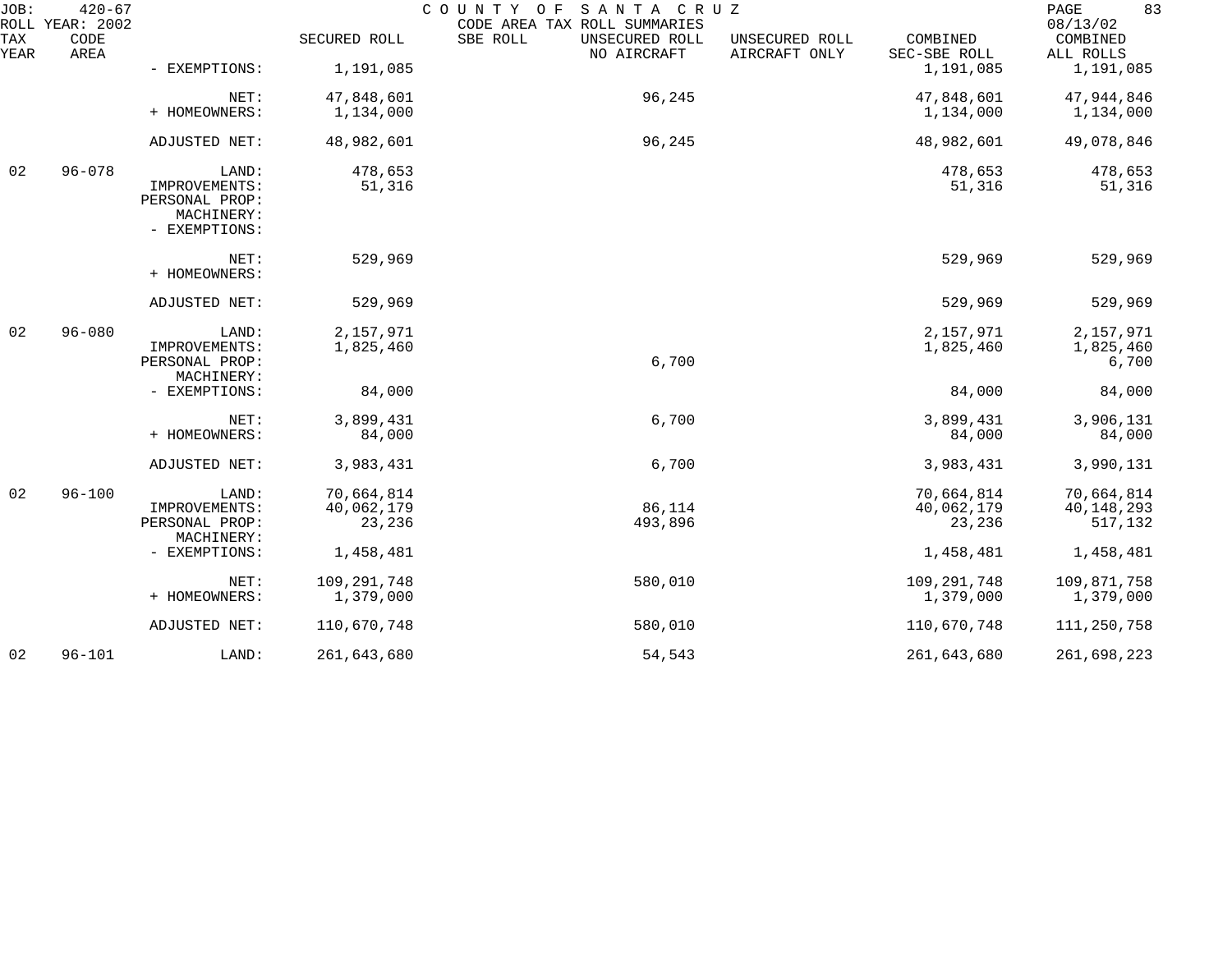JOB: 420-67 COUNTY OF SANTA CRUZ PAGE 83
ROLL YEAR: 2002 CODE AREA TAX ROLL SUMMARIES 08/13/02

| TAX YEAR | CODE AREA | | SECURED ROLL | SBE ROLL | UNSECURED ROLL NO AIRCRAFT | UNSECURED ROLL AIRCRAFT ONLY | COMBINED SEC-SBE ROLL | COMBINED ALL ROLLS |
|---|---|---|---|---|---|---|---|---|
| | | - EXEMPTIONS: | 1,191,085 | | | | 1,191,085 | 1,191,085 |
| | | NET: | 47,848,601 | | 96,245 | | 47,848,601 | 47,944,846 |
| | | + HOMEOWNERS: | 1,134,000 | | | | 1,134,000 | 1,134,000 |
| | | ADJUSTED NET: | 48,982,601 | | 96,245 | | 48,982,601 | 49,078,846 |
| 02 | 96-078 | LAND: | 478,653 | | | | 478,653 | 478,653 |
| | | IMPROVEMENTS: | 51,316 | | | | 51,316 | 51,316 |
| | | PERSONAL PROP: | | | | | | |
| | | MACHINERY: | | | | | | |
| | | - EXEMPTIONS: | | | | | | |
| | | NET: | 529,969 | | | | 529,969 | 529,969 |
| | | + HOMEOWNERS: | | | | | | |
| | | ADJUSTED NET: | 529,969 | | | | 529,969 | 529,969 |
| 02 | 96-080 | LAND: | 2,157,971 | | | | 2,157,971 | 2,157,971 |
| | | IMPROVEMENTS: | 1,825,460 | | | | 1,825,460 | 1,825,460 |
| | | PERSONAL PROP: | | | 6,700 | | | 6,700 |
| | | MACHINERY: | | | | | | |
| | | - EXEMPTIONS: | 84,000 | | | | 84,000 | 84,000 |
| | | NET: | 3,899,431 | | 6,700 | | 3,899,431 | 3,906,131 |
| | | + HOMEOWNERS: | 84,000 | | | | 84,000 | 84,000 |
| | | ADJUSTED NET: | 3,983,431 | | 6,700 | | 3,983,431 | 3,990,131 |
| 02 | 96-100 | LAND: | 70,664,814 | | | | 70,664,814 | 70,664,814 |
| | | IMPROVEMENTS: | 40,062,179 | | 86,114 | | 40,062,179 | 40,148,293 |
| | | PERSONAL PROP: | 23,236 | | 493,896 | | 23,236 | 517,132 |
| | | MACHINERY: | | | | | | |
| | | - EXEMPTIONS: | 1,458,481 | | | | 1,458,481 | 1,458,481 |
| | | NET: | 109,291,748 | | 580,010 | | 109,291,748 | 109,871,758 |
| | | + HOMEOWNERS: | 1,379,000 | | | | 1,379,000 | 1,379,000 |
| | | ADJUSTED NET: | 110,670,748 | | 580,010 | | 110,670,748 | 111,250,758 |
| 02 | 96-101 | LAND: | 261,643,680 | | 54,543 | | 261,643,680 | 261,698,223 |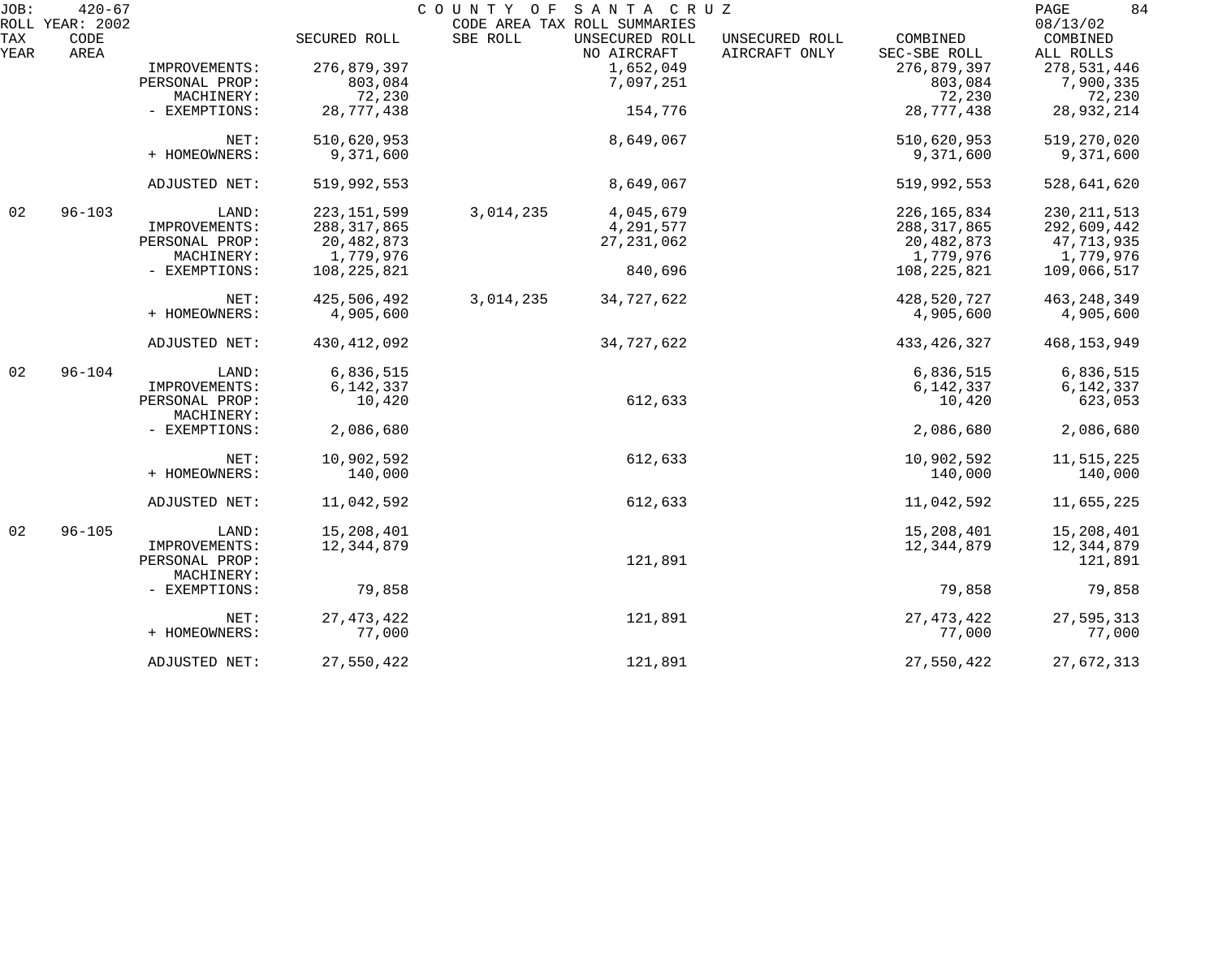JOB: 420-67 ROLL YEAR: 2002

COUNTY OF SANTA CRUZ
CODE AREA TAX ROLL SUMMARIES

08/13/02

| TAX YEAR | CODE AREA | | SECURED ROLL | SBE ROLL | UNSECURED ROLL NO AIRCRAFT | UNSECURED ROLL AIRCRAFT ONLY | COMBINED SEC-SBE ROLL | COMBINED ALL ROLLS |
|---|---|---|---|---|---|---|---|---|
| | | IMPROVEMENTS: | 276,879,397 | | 1,652,049 | | 276,879,397 | 278,531,446 |
| | | PERSONAL PROP: | 803,084 | | 7,097,251 | | 803,084 | 7,900,335 |
| | | MACHINERY: | 72,230 | | | | 72,230 | 72,230 |
| | | - EXEMPTIONS: | 28,777,438 | | 154,776 | | 28,777,438 | 28,932,214 |
| | | NET: | 510,620,953 | | 8,649,067 | | 510,620,953 | 519,270,020 |
| | | + HOMEOWNERS: | 9,371,600 | | | | 9,371,600 | 9,371,600 |
| | | ADJUSTED NET: | 519,992,553 | | 8,649,067 | | 519,992,553 | 528,641,620 |
| 02 | 96-103 | LAND: | 223,151,599 | 3,014,235 | 4,045,679 | | 226,165,834 | 230,211,513 |
| | | IMPROVEMENTS: | 288,317,865 | | 4,291,577 | | 288,317,865 | 292,609,442 |
| | | PERSONAL PROP: | 20,482,873 | | 27,231,062 | | 20,482,873 | 47,713,935 |
| | | MACHINERY: | 1,779,976 | | | | 1,779,976 | 1,779,976 |
| | | - EXEMPTIONS: | 108,225,821 | | 840,696 | | 108,225,821 | 109,066,517 |
| | | NET: | 425,506,492 | 3,014,235 | 34,727,622 | | 428,520,727 | 463,248,349 |
| | | + HOMEOWNERS: | 4,905,600 | | | | 4,905,600 | 4,905,600 |
| | | ADJUSTED NET: | 430,412,092 | | 34,727,622 | | 433,426,327 | 468,153,949 |
| 02 | 96-104 | LAND: | 6,836,515 | | | | 6,836,515 | 6,836,515 |
| | | IMPROVEMENTS: | 6,142,337 | | | | 6,142,337 | 6,142,337 |
| | | PERSONAL PROP: | 10,420 | | 612,633 | | 10,420 | 623,053 |
| | | MACHINERY: | | | | | | |
| | | - EXEMPTIONS: | 2,086,680 | | | | 2,086,680 | 2,086,680 |
| | | NET: | 10,902,592 | | 612,633 | | 10,902,592 | 11,515,225 |
| | | + HOMEOWNERS: | 140,000 | | | | 140,000 | 140,000 |
| | | ADJUSTED NET: | 11,042,592 | | 612,633 | | 11,042,592 | 11,655,225 |
| 02 | 96-105 | LAND: | 15,208,401 | | | | 15,208,401 | 15,208,401 |
| | | IMPROVEMENTS: | 12,344,879 | | | | 12,344,879 | 12,344,879 |
| | | PERSONAL PROP: | | | 121,891 | | | 121,891 |
| | | MACHINERY: | | | | | | |
| | | - EXEMPTIONS: | 79,858 | | | | 79,858 | 79,858 |
| | | NET: | 27,473,422 | | 121,891 | | 27,473,422 | 27,595,313 |
| | | + HOMEOWNERS: | 77,000 | | | | 77,000 | 77,000 |
| | | ADJUSTED NET: | 27,550,422 | | 121,891 | | 27,550,422 | 27,672,313 |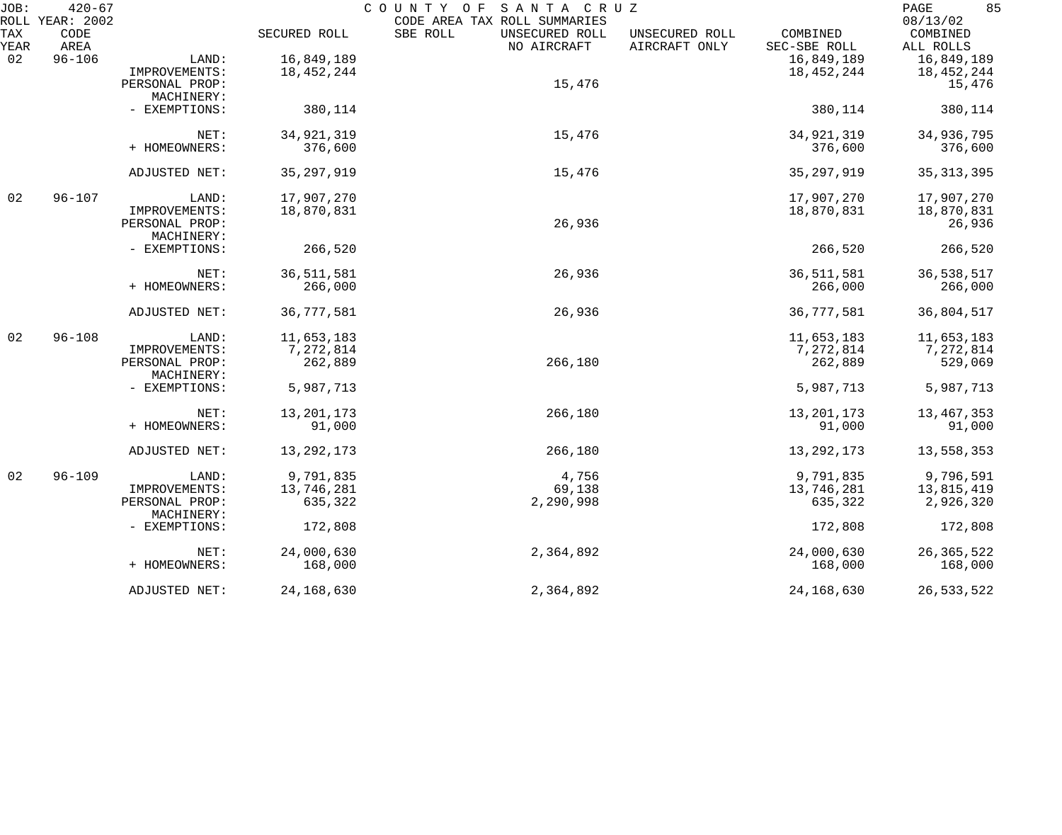JOB: 420-67 COUNTY OF SANTA CRUZ

ROLL YEAR: 2002 CODE AREA TAX ROLL SUMMARIES 08/13/02

| TAX YEAR | CODE AREA | | SECURED ROLL | SBE ROLL | UNSECURED ROLL NO AIRCRAFT | UNSECURED ROLL AIRCRAFT ONLY | COMBINED SEC-SBE ROLL | COMBINED ALL ROLLS |
|---|---|---|---|---|---|---|---|---|
| 02 | 96-106 | LAND: | 16,849,189 | | | | 16,849,189 | 16,849,189 |
| | | IMPROVEMENTS: | 18,452,244 | | | | 18,452,244 | 18,452,244 |
| | | PERSONAL PROP: | | | 15,476 | | | 15,476 |
| | | MACHINERY: | | | | | | |
| | | - EXEMPTIONS: | 380,114 | | | | 380,114 | 380,114 |
| | | NET: | 34,921,319 | | 15,476 | | 34,921,319 | 34,936,795 |
| | | + HOMEOWNERS: | 376,600 | | | | 376,600 | 376,600 |
| | | ADJUSTED NET: | 35,297,919 | | 15,476 | | 35,297,919 | 35,313,395 |
| 02 | 96-107 | LAND: | 17,907,270 | | | | 17,907,270 | 17,907,270 |
| | | IMPROVEMENTS: | 18,870,831 | | | | 18,870,831 | 18,870,831 |
| | | PERSONAL PROP: | | | 26,936 | | | 26,936 |
| | | MACHINERY: | | | | | | |
| | | - EXEMPTIONS: | 266,520 | | | | 266,520 | 266,520 |
| | | NET: | 36,511,581 | | 26,936 | | 36,511,581 | 36,538,517 |
| | | + HOMEOWNERS: | 266,000 | | | | 266,000 | 266,000 |
| | | ADJUSTED NET: | 36,777,581 | | 26,936 | | 36,777,581 | 36,804,517 |
| 02 | 96-108 | LAND: | 11,653,183 | | | | 11,653,183 | 11,653,183 |
| | | IMPROVEMENTS: | 7,272,814 | | | | 7,272,814 | 7,272,814 |
| | | PERSONAL PROP: | 262,889 | | 266,180 | | 262,889 | 529,069 |
| | | MACHINERY: | | | | | | |
| | | - EXEMPTIONS: | 5,987,713 | | | | 5,987,713 | 5,987,713 |
| | | NET: | 13,201,173 | | 266,180 | | 13,201,173 | 13,467,353 |
| | | + HOMEOWNERS: | 91,000 | | | | 91,000 | 91,000 |
| | | ADJUSTED NET: | 13,292,173 | | 266,180 | | 13,292,173 | 13,558,353 |
| 02 | 96-109 | LAND: | 9,791,835 | | 4,756 | | 9,791,835 | 9,796,591 |
| | | IMPROVEMENTS: | 13,746,281 | | 69,138 | | 13,746,281 | 13,815,419 |
| | | PERSONAL PROP: | 635,322 | | 2,290,998 | | 635,322 | 2,926,320 |
| | | MACHINERY: | | | | | | |
| | | - EXEMPTIONS: | 172,808 | | | | 172,808 | 172,808 |
| | | NET: | 24,000,630 | | 2,364,892 | | 24,000,630 | 26,365,522 |
| | | + HOMEOWNERS: | 168,000 | | | | 168,000 | 168,000 |
| | | ADJUSTED NET: | 24,168,630 | | 2,364,892 | | 24,168,630 | 26,533,522 |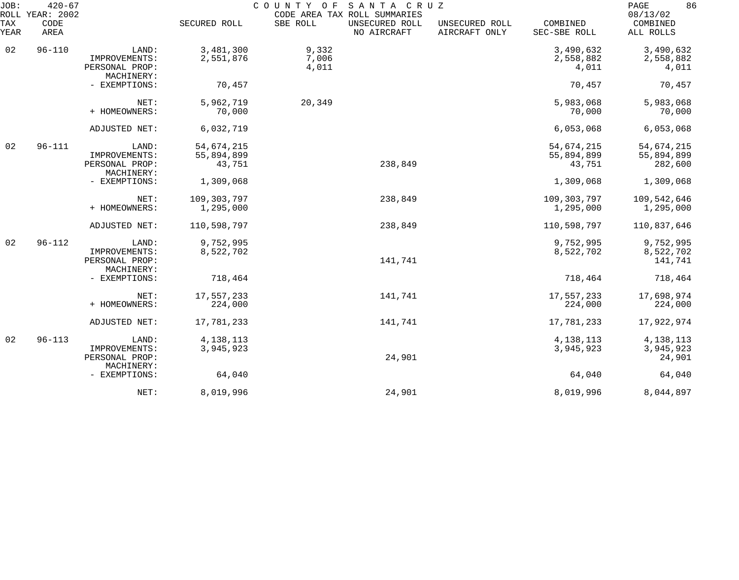JOB: 420-67 COUNTY OF SANTA CRUZ

ROLL YEAR: 2002 CODE AREA TAX ROLL SUMMARIES 08/13/02

| TAX YEAR | CODE AREA | | SECURED ROLL | SBE ROLL | UNSECURED ROLL NO AIRCRAFT | UNSECURED ROLL AIRCRAFT ONLY | COMBINED SEC-SBE ROLL | COMBINED ALL ROLLS |
|---|---|---|---|---|---|---|---|---|
| 02 | 96-110 | LAND: | 3,481,300 | 9,332 | | | 3,490,632 | 3,490,632 |
| | | IMPROVEMENTS: | 2,551,876 | 7,006 | | | 2,558,882 | 2,558,882 |
| | | PERSONAL PROP: | | 4,011 | | | 4,011 | 4,011 |
| | | MACHINERY: | | | | | | |
| | | - EXEMPTIONS: | 70,457 | | | | 70,457 | 70,457 |
| | | NET: | 5,962,719 | 20,349 | | | 5,983,068 | 5,983,068 |
| | | + HOMEOWNERS: | 70,000 | | | | 70,000 | 70,000 |
| | | ADJUSTED NET: | 6,032,719 | | | | 6,053,068 | 6,053,068 |
| 02 | 96-111 | LAND: | 54,674,215 | | | | 54,674,215 | 54,674,215 |
| | | IMPROVEMENTS: | 55,894,899 | | | | 55,894,899 | 55,894,899 |
| | | PERSONAL PROP: | 43,751 | | 238,849 | | 43,751 | 282,600 |
| | | MACHINERY: | | | | | | |
| | | - EXEMPTIONS: | 1,309,068 | | | | 1,309,068 | 1,309,068 |
| | | NET: | 109,303,797 | | 238,849 | | 109,303,797 | 109,542,646 |
| | | + HOMEOWNERS: | 1,295,000 | | | | 1,295,000 | 1,295,000 |
| | | ADJUSTED NET: | 110,598,797 | | 238,849 | | 110,598,797 | 110,837,646 |
| 02 | 96-112 | LAND: | 9,752,995 | | | | 9,752,995 | 9,752,995 |
| | | IMPROVEMENTS: | 8,522,702 | | | | 8,522,702 | 8,522,702 |
| | | PERSONAL PROP: | | | 141,741 | | | 141,741 |
| | | MACHINERY: | | | | | | |
| | | - EXEMPTIONS: | 718,464 | | | | 718,464 | 718,464 |
| | | NET: | 17,557,233 | | 141,741 | | 17,557,233 | 17,698,974 |
| | | + HOMEOWNERS: | 224,000 | | | | 224,000 | 224,000 |
| | | ADJUSTED NET: | 17,781,233 | | 141,741 | | 17,781,233 | 17,922,974 |
| 02 | 96-113 | LAND: | 4,138,113 | | | | 4,138,113 | 4,138,113 |
| | | IMPROVEMENTS: | 3,945,923 | | | | 3,945,923 | 3,945,923 |
| | | PERSONAL PROP: | | | 24,901 | | | 24,901 |
| | | MACHINERY: | | | | | | |
| | | - EXEMPTIONS: | 64,040 | | | | 64,040 | 64,040 |
| | | NET: | 8,019,996 | | 24,901 | | 8,019,996 | 8,044,897 |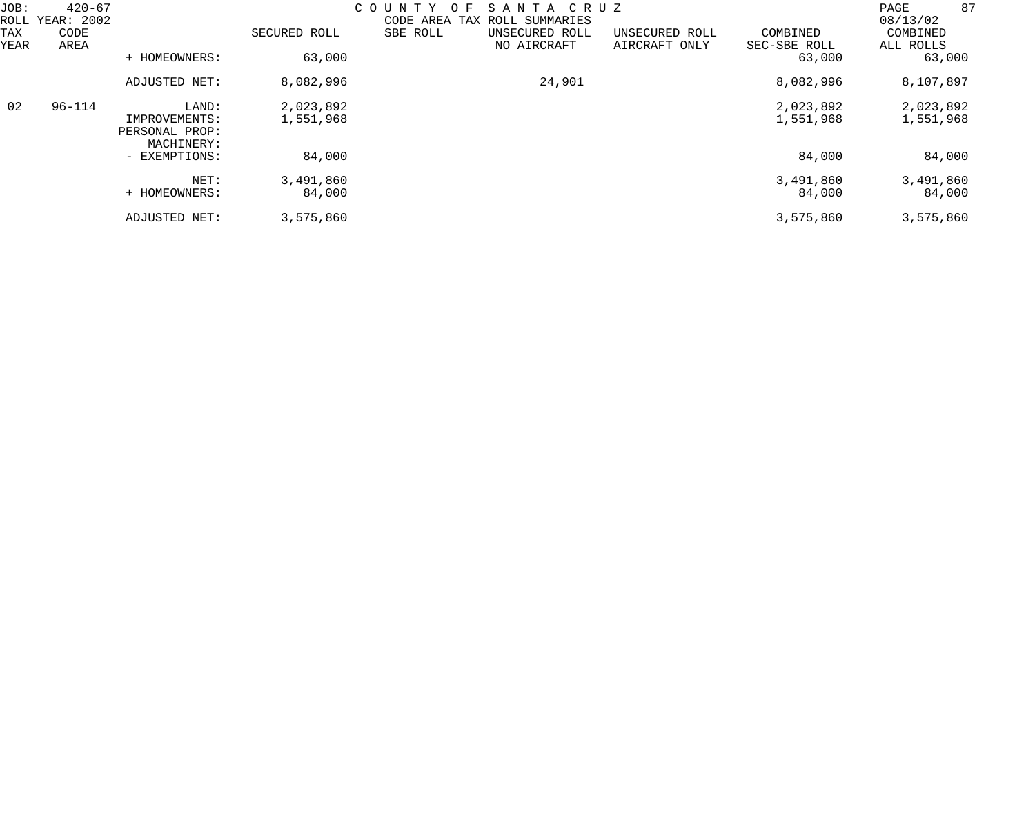JOB: 420-67 COUNTY OF SANTA CRUZ
ROLL YEAR: 2002 CODE AREA TAX ROLL SUMMARIES 08/13/02

| TAX YEAR | CODE AREA | | SECURED ROLL | SBE ROLL | UNSECURED ROLL NO AIRCRAFT | UNSECURED ROLL AIRCRAFT ONLY | COMBINED SEC-SBE ROLL | COMBINED ALL ROLLS |
|---|---|---|---|---|---|---|---|---|
| | | + HOMEOWNERS: | 63,000 | | | | 63,000 | 63,000 |
| | | ADJUSTED NET: | 8,082,996 | | 24,901 | | 8,082,996 | 8,107,897 |
| 02 | 96-114 | LAND: | 2,023,892 | | | | 2,023,892 | 2,023,892 |
| | | IMPROVEMENTS: | 1,551,968 | | | | 1,551,968 | 1,551,968 |
| | | PERSONAL PROP: | | | | | | |
| | | MACHINERY: | | | | | | |
| | | - EXEMPTIONS: | 84,000 | | | | 84,000 | 84,000 |
| | | NET: | 3,491,860 | | | | 3,491,860 | 3,491,860 |
| | | + HOMEOWNERS: | 84,000 | | | | 84,000 | 84,000 |
| | | ADJUSTED NET: | 3,575,860 | | | | 3,575,860 | 3,575,860 |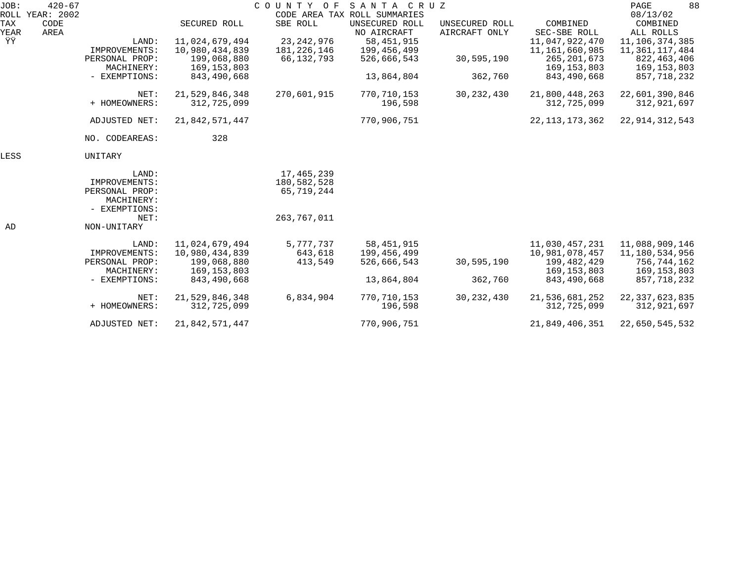JOB: 420-67 COUNTY OF SANTA CRUZ
ROLL YEAR: 2002 CODE AREA TAX ROLL SUMMARIES 08/13/02

| TAX YEAR | CODE AREA | | SECURED ROLL | SBE ROLL | UNSECURED ROLL NO AIRCRAFT | UNSECURED ROLL AIRCRAFT ONLY | COMBINED SEC-SBE ROLL | COMBINED ALL ROLLS |
|---|---|---|---|---|---|---|---|---|
| ÿÿ | | LAND: | 11,024,679,494 | 23,242,976 | 58,451,915 | | 11,047,922,470 | 11,106,374,385 |
| | | IMPROVEMENTS: | 10,980,434,839 | 181,226,146 | 199,456,499 | | 11,161,660,985 | 11,361,117,484 |
| | | PERSONAL PROP: | 199,068,880 | 66,132,793 | 526,666,543 | 30,595,190 | 265,201,673 | 822,463,406 |
| | | MACHINERY: | 169,153,803 | | | | 169,153,803 | 169,153,803 |
| | | - EXEMPTIONS: | 843,490,668 | | 13,864,804 | 362,760 | 843,490,668 | 857,718,232 |
| | | NET: | 21,529,846,348 | 270,601,915 | 770,710,153 | 30,232,430 | 21,800,448,263 | 22,601,390,846 |
| | | + HOMEOWNERS: | 312,725,099 | | 196,598 | | 312,725,099 | 312,921,697 |
| | | ADJUSTED NET: | 21,842,571,447 | | 770,906,751 | | 22,113,173,362 | 22,914,312,543 |
| | | NO. CODEAREAS: | 328 | | | | | |
| LESS | | UNITARY | | | | | | |
| | | LAND: | | 17,465,239 | | | | |
| | | IMPROVEMENTS: | | 180,582,528 | | | | |
| | | PERSONAL PROP: | | 65,719,244 | | | | |
| | | MACHINERY: | | | | | | |
| | | - EXEMPTIONS: | | | | | | |
| | | NET: | | 263,767,011 | | | | |
| AD | | NON-UNITARY | | | | | | |
| | | LAND: | 11,024,679,494 | 5,777,737 | 58,451,915 | | 11,030,457,231 | 11,088,909,146 |
| | | IMPROVEMENTS: | 10,980,434,839 | 643,618 | 199,456,499 | | 10,981,078,457 | 11,180,534,956 |
| | | PERSONAL PROP: | 199,068,880 | 413,549 | 526,666,543 | 30,595,190 | 199,482,429 | 756,744,162 |
| | | MACHINERY: | 169,153,803 | | | | 169,153,803 | 169,153,803 |
| | | - EXEMPTIONS: | 843,490,668 | | 13,864,804 | 362,760 | 843,490,668 | 857,718,232 |
| | | NET: | 21,529,846,348 | 6,834,904 | 770,710,153 | 30,232,430 | 21,536,681,252 | 22,337,623,835 |
| | | + HOMEOWNERS: | 312,725,099 | | 196,598 | | 312,725,099 | 312,921,697 |
| | | ADJUSTED NET: | 21,842,571,447 | | 770,906,751 | | 21,849,406,351 | 22,650,545,532 |